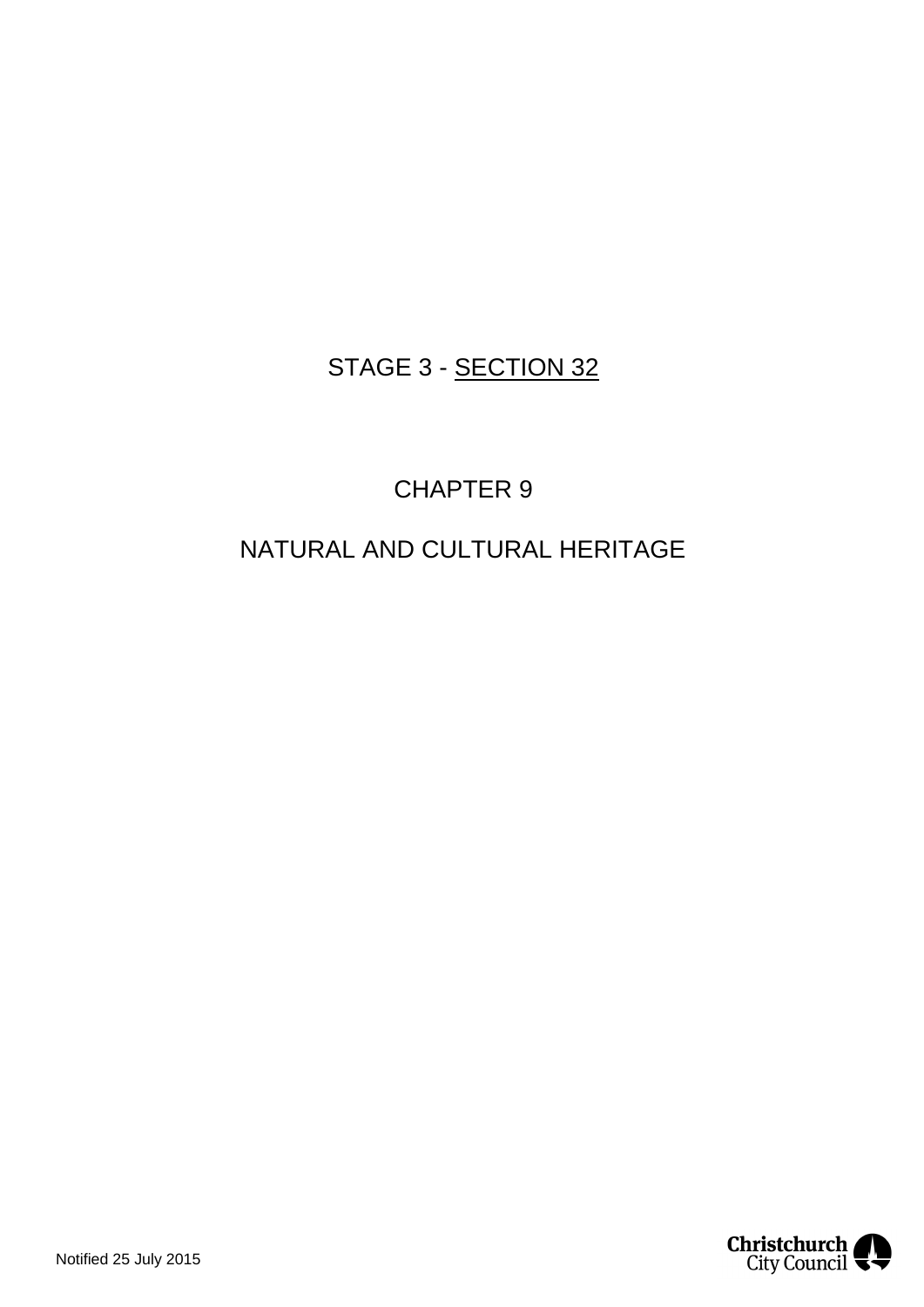STAGE 3 - <u>SECTION 32</u>

# CHAPTER 9

# NATURAL AND CULTURAL HERITAGE

Notified 25 July 2015

Christchurch City Council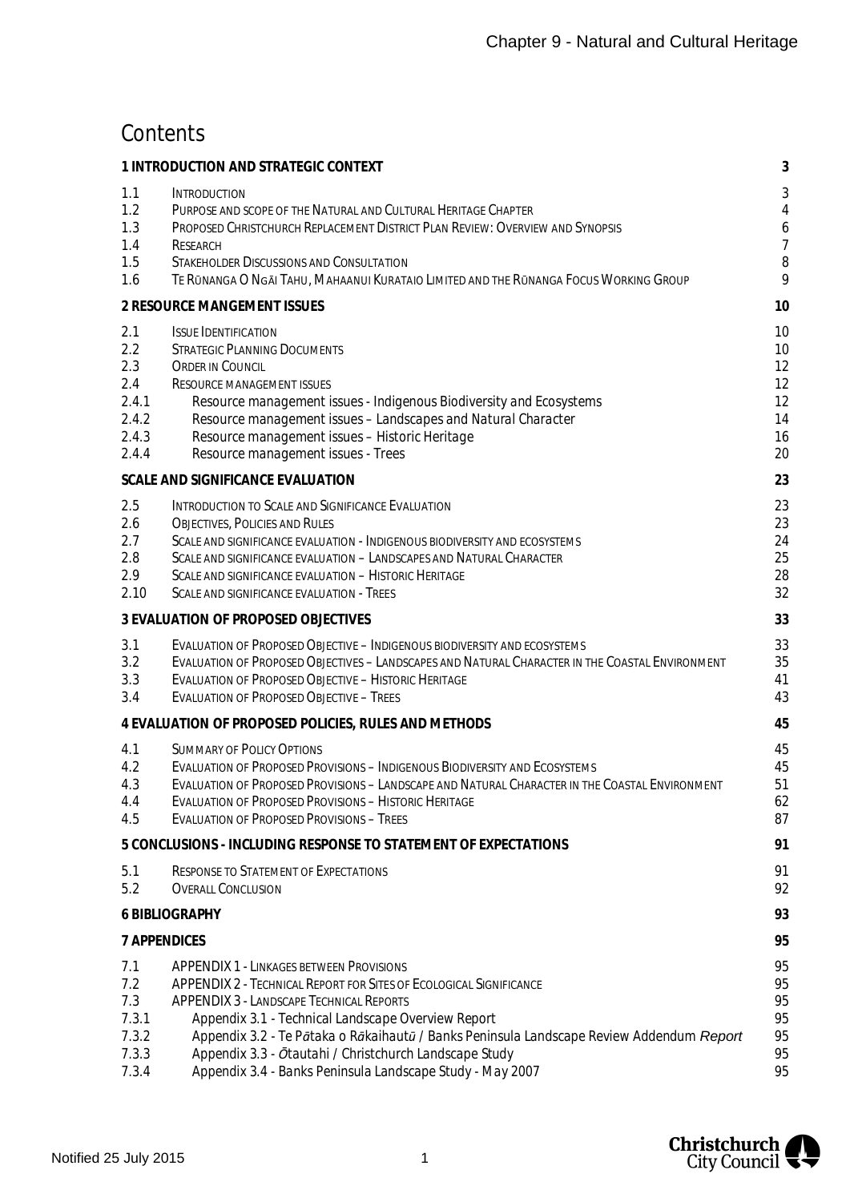# Contents

| | | |
|---|---|---|
| **1 INTRODUCTION AND STRATEGIC CONTEXT** | | **3** |
| 1.1 | INTRODUCTION | 3 |
| 1.2 | PURPOSE AND SCOPE OF THE NATURAL AND CULTURAL HERITAGE CHAPTER | 4 |
| 1.3 | PROPOSED CHRISTCHURCH REPLACEMENT DISTRICT PLAN REVIEW: OVERVIEW AND SYNOPSIS | 6 |
| 1.4 | RESEARCH | 7 |
| 1.5 | STAKEHOLDER DISCUSSIONS AND CONSULTATION | 8 |
| 1.6 | TE RŪNANGA O NGĀI TAHU, MAHAANUI KURATAIO LIMITED AND THE RŪNANGA FOCUS WORKING GROUP | 9 |
| **2 RESOURCE MANGEMENT ISSUES** | | **10** |
| 2.1 | ISSUE IDENTIFICATION | 10 |
| 2.2 | STRATEGIC PLANNING DOCUMENTS | 10 |
| 2.3 | ORDER IN COUNCIL | 12 |
| 2.4 | RESOURCE MANAGEMENT ISSUES | 12 |
| 2.4.1 | Resource management issues - Indigenous Biodiversity and Ecosystems | 12 |
| 2.4.2 | Resource management issues – Landscapes and Natural Character | 14 |
| 2.4.3 | Resource management issues – Historic Heritage | 16 |
| 2.4.4 | Resource management issues - Trees | 20 |
| **SCALE AND SIGNIFICANCE EVALUATION** | | **23** |
| 2.5 | INTRODUCTION TO SCALE AND SIGNIFICANCE EVALUATION | 23 |
| 2.6 | OBJECTIVES, POLICIES AND RULES | 23 |
| 2.7 | SCALE AND SIGNIFICANCE EVALUATION - INDIGENOUS BIODIVERSITY AND ECOSYSTEMS | 24 |
| 2.8 | SCALE AND SIGNIFICANCE EVALUATION – LANDSCAPES AND NATURAL CHARACTER | 25 |
| 2.9 | SCALE AND SIGNIFICANCE EVALUATION – HISTORIC HERITAGE | 28 |
| 2.10 | SCALE AND SIGNIFICANCE EVALUATION - TREES | 32 |
| **3 EVALUATION OF PROPOSED OBJECTIVES** | | **33** |
| 3.1 | EVALUATION OF PROPOSED OBJECTIVE – INDIGENOUS BIODIVERSITY AND ECOSYSTEMS | 33 |
| 3.2 | EVALUATION OF PROPOSED OBJECTIVES – LANDSCAPES AND NATURAL CHARACTER IN THE COASTAL ENVIRONMENT | 35 |
| 3.3 | EVALUATION OF PROPOSED OBJECTIVE – HISTORIC HERITAGE | 41 |
| 3.4 | EVALUATION OF PROPOSED OBJECTIVE – TREES | 43 |
| **4 EVALUATION OF PROPOSED POLICIES, RULES AND METHODS** | | **45** |
| 4.1 | SUMMARY OF POLICY OPTIONS | 45 |
| 4.2 | EVALUATION OF PROPOSED PROVISIONS – INDIGENOUS BIODIVERSITY AND ECOSYSTEMS | 45 |
| 4.3 | EVALUATION OF PROPOSED PROVISIONS – LANDSCAPE AND NATURAL CHARACTER IN THE COASTAL ENVIRONMENT | 51 |
| 4.4 | EVALUATION OF PROPOSED PROVISIONS – HISTORIC HERITAGE | 62 |
| 4.5 | EVALUATION OF PROPOSED PROVISIONS – TREES | 87 |
| **5 CONCLUSIONS - INCLUDING RESPONSE TO STATEMENT OF EXPECTATIONS** | | **91** |
| 5.1 | RESPONSE TO STATEMENT OF EXPECTATIONS | 91 |
| 5.2 | OVERALL CONCLUSION | 92 |
| **6 BIBLIOGRAPHY** | | **93** |
| **7 APPENDICES** | | **95** |
| 7.1 | APPENDIX 1 - LINKAGES BETWEEN PROVISIONS | 95 |
| 7.2 | APPENDIX 2 - TECHNICAL REPORT FOR SITES OF ECOLOGICAL SIGNIFICANCE | 95 |
| 7.3 | APPENDIX 3 - LANDSCAPE TECHNICAL REPORTS | 95 |
| 7.3.1 | Appendix 3.1 - Technical Landscape Overview Report | 95 |
| 7.3.2 | Appendix 3.2 - Te Pātaka o Rākaihautū / Banks Peninsula Landscape Review Addendum *Report* | 95 |
| 7.3.3 | Appendix 3.3 - Ōtautahi / Christchurch Landscape Study | 95 |
| 7.3.4 | Appendix 3.4 - Banks Peninsula Landscape Study - May 2007 | 95 |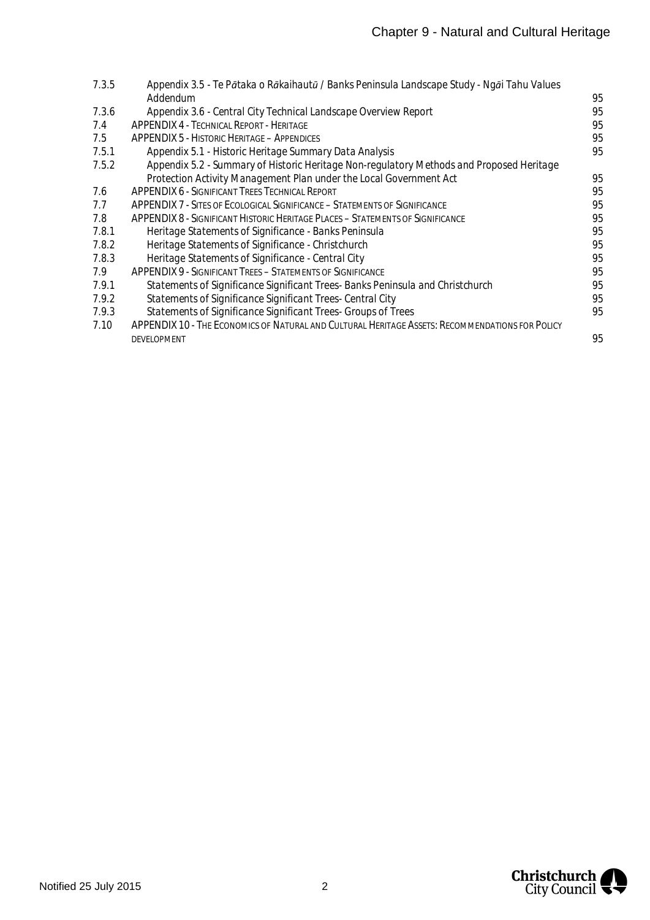| | | |
|---|---|---|
| 7.3.5 | Appendix 3.5 - Te Pātaka o Rākaihautū / Banks Peninsula Landscape Study - Ngāi Tahu Values Addendum | 95 |
| 7.3.6 | Appendix 3.6 - Central City Technical Landscape Overview Report | 95 |
| 7.4 | APPENDIX 4 - TECHNICAL REPORT - HERITAGE | 95 |
| 7.5 | APPENDIX 5 - HISTORIC HERITAGE – APPENDICES | 95 |
| 7.5.1 | Appendix 5.1 - Historic Heritage Summary Data Analysis | 95 |
| 7.5.2 | Appendix 5.2 - Summary of Historic Heritage Non-regulatory Methods and Proposed Heritage Protection Activity Management Plan under the Local Government Act | 95 |
| 7.6 | APPENDIX 6 - SIGNIFICANT TREES TECHNICAL REPORT | 95 |
| 7.7 | APPENDIX 7 - SITES OF ECOLOGICAL SIGNIFICANCE – STATEMENTS OF SIGNIFICANCE | 95 |
| 7.8 | APPENDIX 8 - SIGNIFICANT HISTORIC HERITAGE PLACES – STATEMENTS OF SIGNIFICANCE | 95 |
| 7.8.1 | Heritage Statements of Significance - Banks Peninsula | 95 |
| 7.8.2 | Heritage Statements of Significance - Christchurch | 95 |
| 7.8.3 | Heritage Statements of Significance - Central City | 95 |
| 7.9 | APPENDIX 9 - SIGNIFICANT TREES – STATEMENTS OF SIGNIFICANCE | 95 |
| 7.9.1 | Statements of Significance Significant Trees- Banks Peninsula and Christchurch | 95 |
| 7.9.2 | Statements of Significance Significant Trees- Central City | 95 |
| 7.9.3 | Statements of Significance Significant Trees- Groups of Trees | 95 |
| 7.10 | APPENDIX 10 - THE ECONOMICS OF NATURAL AND CULTURAL HERITAGE ASSETS: RECOMMENDATIONS FOR POLICY DEVELOPMENT | 95 |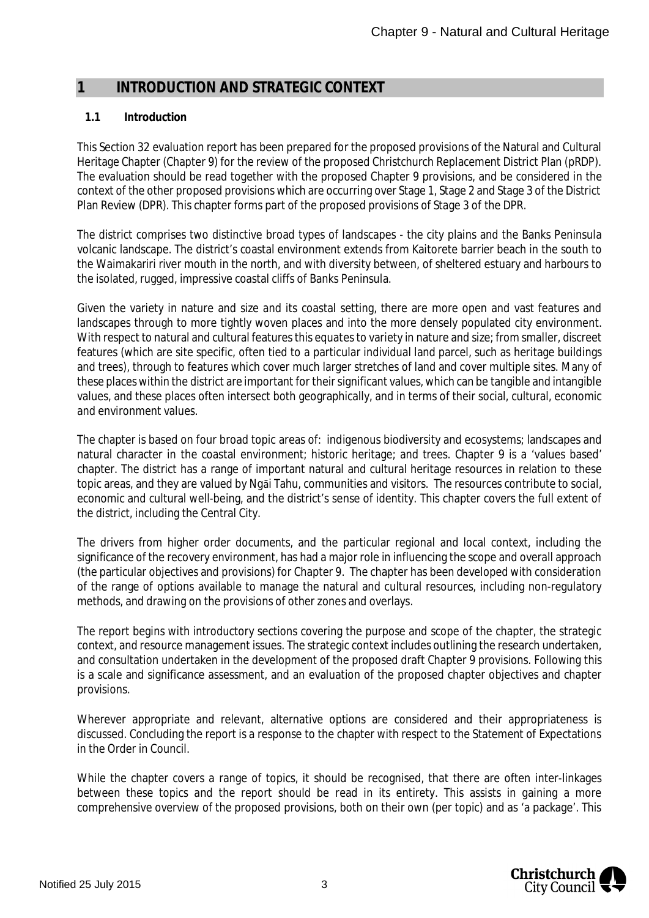# 1 INTRODUCTION AND STRATEGIC CONTEXT

## 1.1 Introduction

This Section 32 evaluation report has been prepared for the proposed provisions of the Natural and Cultural Heritage Chapter (Chapter 9) for the review of the proposed Christchurch Replacement District Plan (pRDP). The evaluation should be read together with the proposed Chapter 9 provisions, and be considered in the context of the other proposed provisions which are occurring over Stage 1, Stage 2 and Stage 3 of the District Plan Review (DPR). This chapter forms part of the proposed provisions of Stage 3 of the DPR.

The district comprises two distinctive broad types of landscapes - the city plains and the Banks Peninsula volcanic landscape. The district's coastal environment extends from Kaitorete barrier beach in the south to the Waimakariri river mouth in the north, and with diversity between, of sheltered estuary and harbours to the isolated, rugged, impressive coastal cliffs of Banks Peninsula.

Given the variety in nature and size and its coastal setting, there are more open and vast features and landscapes through to more tightly woven places and into the more densely populated city environment. With respect to natural and cultural features this equates to variety in nature and size; from smaller, discreet features (which are site specific, often tied to a particular individual land parcel, such as heritage buildings and trees), through to features which cover much larger stretches of land and cover multiple sites. Many of these places within the district are important for their significant values, which can be tangible and intangible values, and these places often intersect both geographically, and in terms of their social, cultural, economic and environment values.

The chapter is based on four broad topic areas of: indigenous biodiversity and ecosystems; landscapes and natural character in the coastal environment; historic heritage; and trees. Chapter 9 is a 'values based' chapter. The district has a range of important natural and cultural heritage resources in relation to these topic areas, and they are valued by Ngāi Tahu, communities and visitors. The resources contribute to social, economic and cultural well-being, and the district's sense of identity. This chapter covers the full extent of the district, including the Central City.

The drivers from higher order documents, and the particular regional and local context, including the significance of the recovery environment, has had a major role in influencing the scope and overall approach (the particular objectives and provisions) for Chapter 9. The chapter has been developed with consideration of the range of options available to manage the natural and cultural resources, including non-regulatory methods, and drawing on the provisions of other zones and overlays.

The report begins with introductory sections covering the purpose and scope of the chapter, the strategic context, and resource management issues. The strategic context includes outlining the research undertaken, and consultation undertaken in the development of the proposed draft Chapter 9 provisions. Following this is a scale and significance assessment, and an evaluation of the proposed chapter objectives and chapter provisions.

Wherever appropriate and relevant, alternative options are considered and their appropriateness is discussed. Concluding the report is a response to the chapter with respect to the Statement of Expectations in the Order in Council.

While the chapter covers a range of topics, it should be recognised, that there are often inter-linkages between these topics and the report should be read in its entirety. This assists in gaining a more comprehensive overview of the proposed provisions, both on their own (per topic) and as 'a package'. This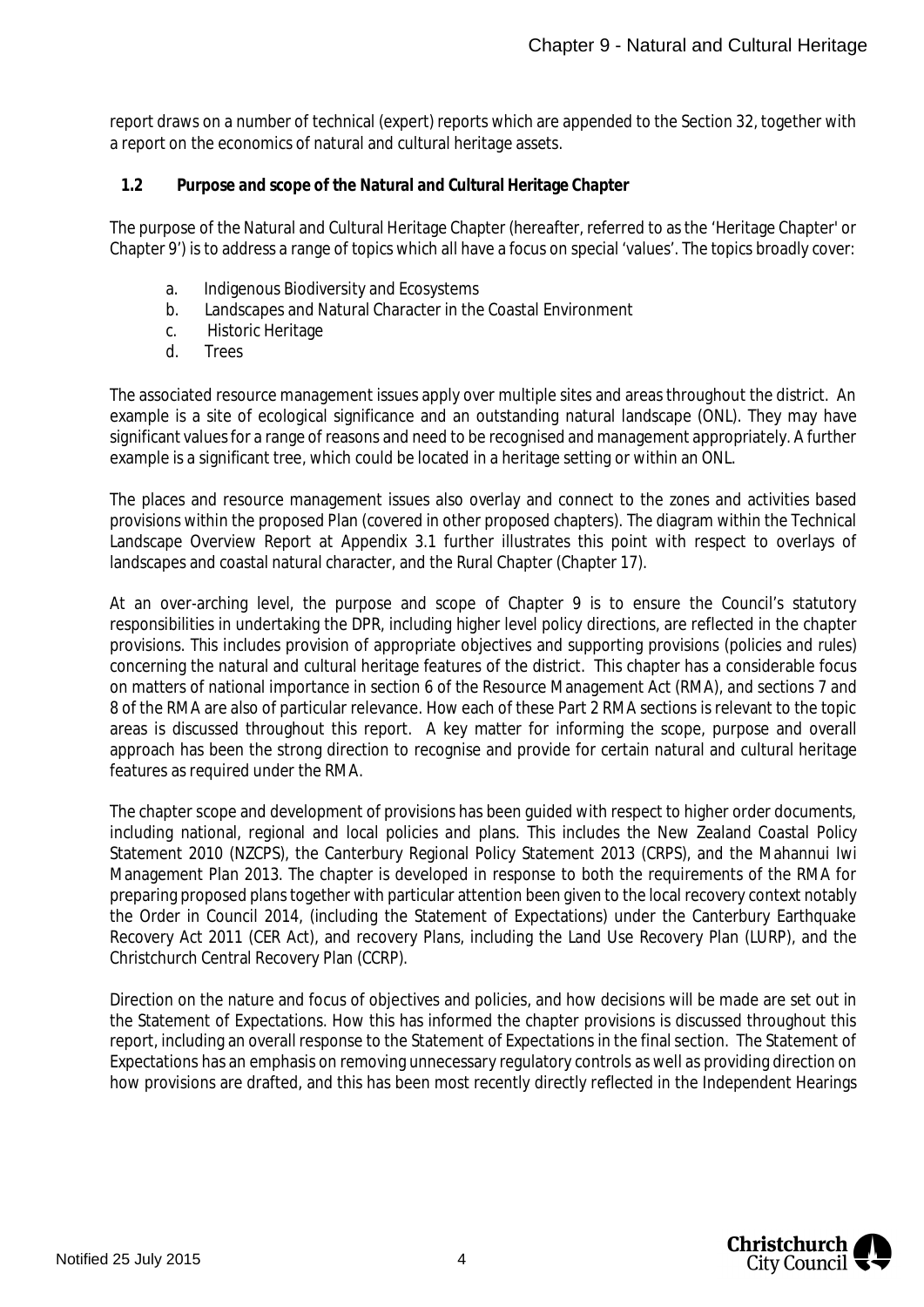report draws on a number of technical (expert) reports which are appended to the Section 32, together with a report on the economics of natural and cultural heritage assets.

### 1.2 Purpose and scope of the Natural and Cultural Heritage Chapter

The purpose of the Natural and Cultural Heritage Chapter (hereafter, referred to as the 'Heritage Chapter' or Chapter 9') is to address a range of topics which all have a focus on special 'values'. The topics broadly cover:

a. Indigenous Biodiversity and Ecosystems
b. Landscapes and Natural Character in the Coastal Environment
c. Historic Heritage
d. Trees

The associated resource management issues apply over multiple sites and areas throughout the district. An example is a site of ecological significance and an outstanding natural landscape (ONL). They may have significant values for a range of reasons and need to be recognised and management appropriately. A further example is a significant tree, which could be located in a heritage setting or within an ONL.

The places and resource management issues also overlay and connect to the zones and activities based provisions within the proposed Plan (covered in other proposed chapters). The diagram within the Technical Landscape Overview Report at Appendix 3.1 further illustrates this point with respect to overlays of landscapes and coastal natural character, and the Rural Chapter (Chapter 17).

At an over-arching level, the purpose and scope of Chapter 9 is to ensure the Council's statutory responsibilities in undertaking the DPR, including higher level policy directions, are reflected in the chapter provisions. This includes provision of appropriate objectives and supporting provisions (policies and rules) concerning the natural and cultural heritage features of the district. This chapter has a considerable focus on matters of national importance in section 6 of the Resource Management Act (RMA), and sections 7 and 8 of the RMA are also of particular relevance. How each of these Part 2 RMA sections is relevant to the topic areas is discussed throughout this report. A key matter for informing the scope, purpose and overall approach has been the strong direction to recognise and provide for certain natural and cultural heritage features as required under the RMA.

The chapter scope and development of provisions has been guided with respect to higher order documents, including national, regional and local policies and plans. This includes the New Zealand Coastal Policy Statement 2010 (NZCPS), the Canterbury Regional Policy Statement 2013 (CRPS), and the Mahannui Iwi Management Plan 2013. The chapter is developed in response to both the requirements of the RMA for preparing proposed plans together with particular attention been given to the local recovery context notably the Order in Council 2014, (including the Statement of Expectations) under the Canterbury Earthquake Recovery Act 2011 (CER Act), and recovery Plans, including the Land Use Recovery Plan (LURP), and the Christchurch Central Recovery Plan (CCRP).

Direction on the nature and focus of objectives and policies, and how decisions will be made are set out in the Statement of Expectations. How this has informed the chapter provisions is discussed throughout this report, including an overall response to the Statement of Expectations in the final section. The Statement of Expectations has an emphasis on removing unnecessary regulatory controls as well as providing direction on how provisions are drafted, and this has been most recently directly reflected in the Independent Hearings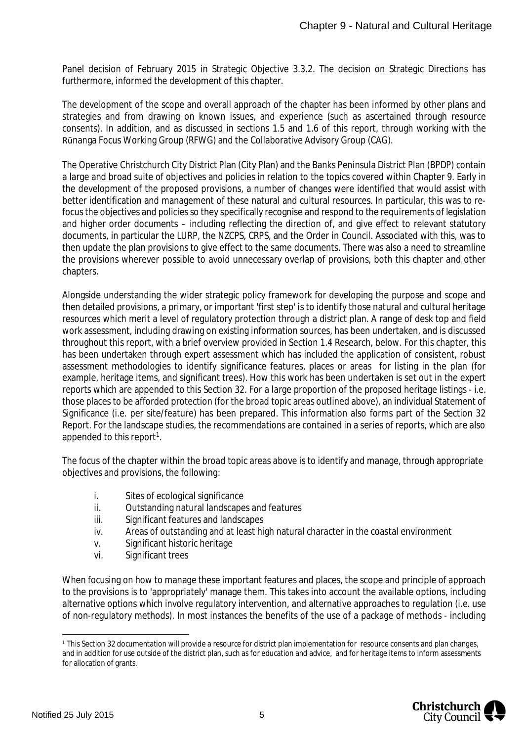Panel decision of February 2015 in Strategic Objective 3.3.2. The decision on Strategic Directions has furthermore, informed the development of this chapter.

The development of the scope and overall approach of the chapter has been informed by other plans and strategies and from drawing on known issues, and experience (such as ascertained through resource consents). In addition, and as discussed in sections 1.5 and 1.6 of this report, through working with the Rūnanga Focus Working Group (RFWG) and the Collaborative Advisory Group (CAG).

The Operative Christchurch City District Plan (City Plan) and the Banks Peninsula District Plan (BPDP) contain a large and broad suite of objectives and policies in relation to the topics covered within Chapter 9. Early in the development of the proposed provisions, a number of changes were identified that would assist with better identification and management of these natural and cultural resources. In particular, this was to re-focus the objectives and policies so they specifically recognise and respond to the requirements of legislation and higher order documents – including reflecting the direction of, and give effect to relevant statutory documents, in particular the LURP, the NZCPS, CRPS, and the Order in Council. Associated with this, was to then update the plan provisions to give effect to the same documents. There was also a need to streamline the provisions wherever possible to avoid unnecessary overlap of provisions, both this chapter and other chapters.

Alongside understanding the wider strategic policy framework for developing the purpose and scope and then detailed provisions, a primary, or important 'first step' is to identify those natural and cultural heritage resources which merit a level of regulatory protection through a district plan. A range of desk top and field work assessment, including drawing on existing information sources, has been undertaken, and is discussed throughout this report, with a brief overview provided in Section 1.4 Research, below. For this chapter, this has been undertaken through expert assessment which has included the application of consistent, robust assessment methodologies to identify significance features, places or areas for listing in the plan (for example, heritage items, and significant trees). How this work has been undertaken is set out in the expert reports which are appended to this Section 32. For a large proportion of the proposed heritage listings - i.e. those places to be afforded protection (for the broad topic areas outlined above), an individual Statement of Significance (i.e. per site/feature) has been prepared. This information also forms part of the Section 32 Report. For the landscape studies, the recommendations are contained in a series of reports, which are also appended to this report[1].

The focus of the chapter within the broad topic areas above is to identify and manage, through appropriate objectives and provisions, the following:

i. Sites of ecological significance
ii. Outstanding natural landscapes and features
iii. Significant features and landscapes
iv. Areas of outstanding and at least high natural character in the coastal environment
v. Significant historic heritage
vi. Significant trees

When focusing on how to manage these important features and places, the scope and principle of approach to the provisions is to 'appropriately' manage them. This takes into account the available options, including alternative options which involve regulatory intervention, and alternative approaches to regulation (i.e. use of non-regulatory methods). In most instances the benefits of the use of a package of methods - including

[1] This Section 32 documentation will provide a resource for district plan implementation for resource consents and plan changes, and in addition for use outside of the district plan, such as for education and advice, and for heritage items to inform assessments for allocation of grants.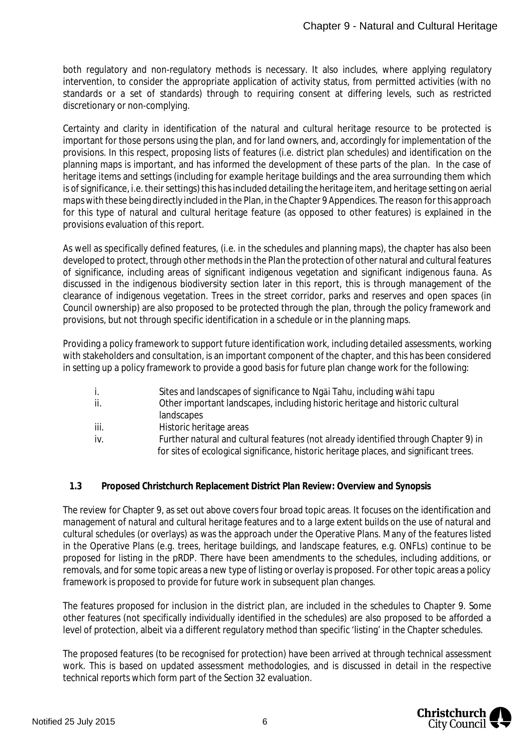both regulatory and non-regulatory methods is necessary. It also includes, where applying regulatory intervention, to consider the appropriate application of activity status, from permitted activities (with no standards or a set of standards) through to requiring consent at differing levels, such as restricted discretionary or non-complying.

Certainty and clarity in identification of the natural and cultural heritage resource to be protected is important for those persons using the plan, and for land owners, and, accordingly for implementation of the provisions. In this respect, proposing lists of features (i.e. district plan schedules) and identification on the planning maps is important, and has informed the development of these parts of the plan. In the case of heritage items and settings (including for example heritage buildings and the area surrounding them which is of significance, i.e. their settings) this has included detailing the heritage item, and heritage setting on aerial maps with these being directly included in the Plan, in the Chapter 9 Appendices. The reason for this approach for this type of natural and cultural heritage feature (as opposed to other features) is explained in the provisions evaluation of this report.

As well as specifically defined features, (i.e. in the schedules and planning maps), the chapter has also been developed to protect, through other methods in the Plan the protection of other natural and cultural features of significance, including areas of significant indigenous vegetation and significant indigenous fauna. As discussed in the indigenous biodiversity section later in this report, this is through management of the clearance of indigenous vegetation. Trees in the street corridor, parks and reserves and open spaces (in Council ownership) are also proposed to be protected through the plan, through the policy framework and provisions, but not through specific identification in a schedule or in the planning maps.

Providing a policy framework to support future identification work, including detailed assessments, working with stakeholders and consultation, is an important component of the chapter, and this has been considered in setting up a policy framework to provide a good basis for future plan change work for the following:

i. Sites and landscapes of significance to Ngāi Tahu, including wāhi tapu
ii. Other important landscapes, including historic heritage and historic cultural landscapes
iii. Historic heritage areas
iv. Further natural and cultural features (not already identified through Chapter 9) in for sites of ecological significance, historic heritage places, and significant trees.

### 1.3 Proposed Christchurch Replacement District Plan Review: Overview and Synopsis

The review for Chapter 9, as set out above covers four broad topic areas. It focuses on the identification and management of natural and cultural heritage features and to a large extent builds on the use of natural and cultural schedules (or overlays) as was the approach under the Operative Plans. Many of the features listed in the Operative Plans (e.g. trees, heritage buildings, and landscape features, e.g. ONFLs) continue to be proposed for listing in the pRDP. There have been amendments to the schedules, including additions, or removals, and for some topic areas a new type of listing or overlay is proposed. For other topic areas a policy framework is proposed to provide for future work in subsequent plan changes.

The features proposed for inclusion in the district plan, are included in the schedules to Chapter 9. Some other features (not specifically individually identified in the schedules) are also proposed to be afforded a level of protection, albeit via a different regulatory method than specific 'listing' in the Chapter schedules.

The proposed features (to be recognised for protection) have been arrived at through technical assessment work. This is based on updated assessment methodologies, and is discussed in detail in the respective technical reports which form part of the Section 32 evaluation.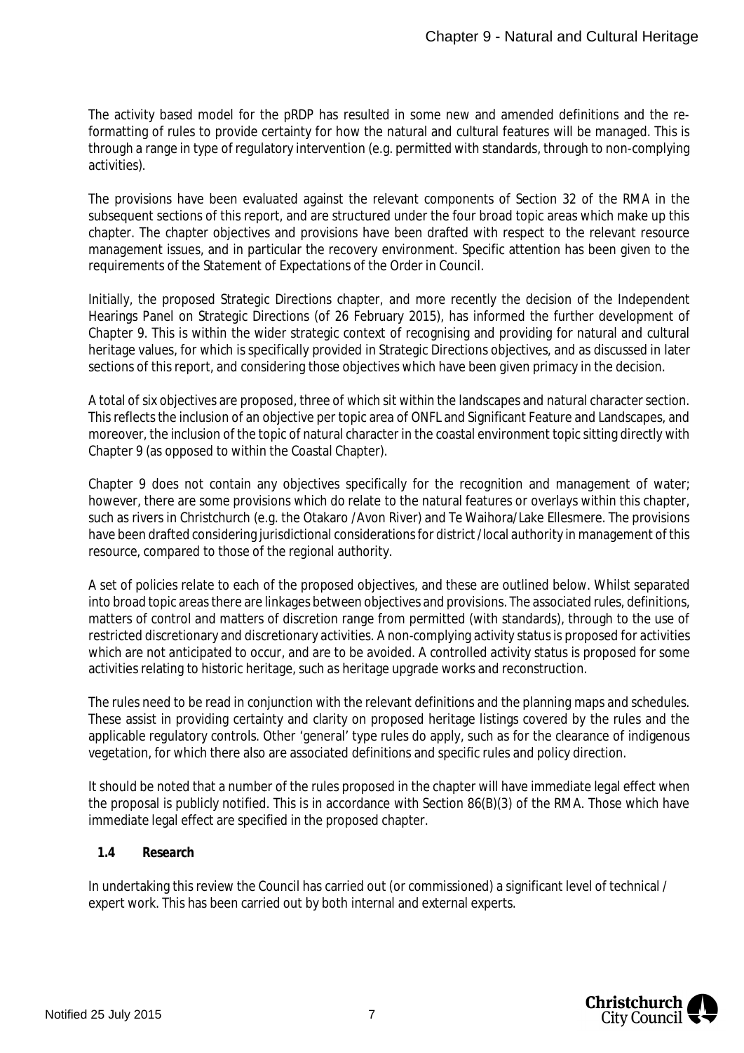The activity based model for the pRDP has resulted in some new and amended definitions and the re-formatting of rules to provide certainty for how the natural and cultural features will be managed. This is through a range in type of regulatory intervention (e.g. permitted with standards, through to non-complying activities).

The provisions have been evaluated against the relevant components of Section 32 of the RMA in the subsequent sections of this report, and are structured under the four broad topic areas which make up this chapter. The chapter objectives and provisions have been drafted with respect to the relevant resource management issues, and in particular the recovery environment. Specific attention has been given to the requirements of the Statement of Expectations of the Order in Council.

Initially, the proposed Strategic Directions chapter, and more recently the decision of the Independent Hearings Panel on Strategic Directions (of 26 February 2015), has informed the further development of Chapter 9. This is within the wider strategic context of recognising and providing for natural and cultural heritage values, for which is specifically provided in Strategic Directions objectives, and as discussed in later sections of this report, and considering those objectives which have been given primacy in the decision.

A total of six objectives are proposed, three of which sit within the landscapes and natural character section. This reflects the inclusion of an objective per topic area of ONFL and Significant Feature and Landscapes, and moreover, the inclusion of the topic of natural character in the coastal environment topic sitting directly with Chapter 9 (as opposed to within the Coastal Chapter).

Chapter 9 does not contain any objectives specifically for the recognition and management of water; however, there are some provisions which do relate to the natural features or overlays within this chapter, such as rivers in Christchurch (e.g. the Otakaro /Avon River) and Te Waihora/Lake Ellesmere. The provisions have been drafted considering jurisdictional considerations for district /local authority in management of this resource, compared to those of the regional authority.

A set of policies relate to each of the proposed objectives, and these are outlined below. Whilst separated into broad topic areas there are linkages between objectives and provisions. The associated rules, definitions, matters of control and matters of discretion range from permitted (with standards), through to the use of restricted discretionary and discretionary activities. A non-complying activity status is proposed for activities which are not anticipated to occur, and are to be avoided. A controlled activity status is proposed for some activities relating to historic heritage, such as heritage upgrade works and reconstruction.

The rules need to be read in conjunction with the relevant definitions and the planning maps and schedules. These assist in providing certainty and clarity on proposed heritage listings covered by the rules and the applicable regulatory controls. Other 'general' type rules do apply, such as for the clearance of indigenous vegetation, for which there also are associated definitions and specific rules and policy direction.

It should be noted that a number of the rules proposed in the chapter will have immediate legal effect when the proposal is publicly notified. This is in accordance with Section 86(B)(3) of the RMA. Those which have immediate legal effect are specified in the proposed chapter.

### 1.4 Research

In undertaking this review the Council has carried out (or commissioned) a significant level of technical / expert work. This has been carried out by both internal and external experts.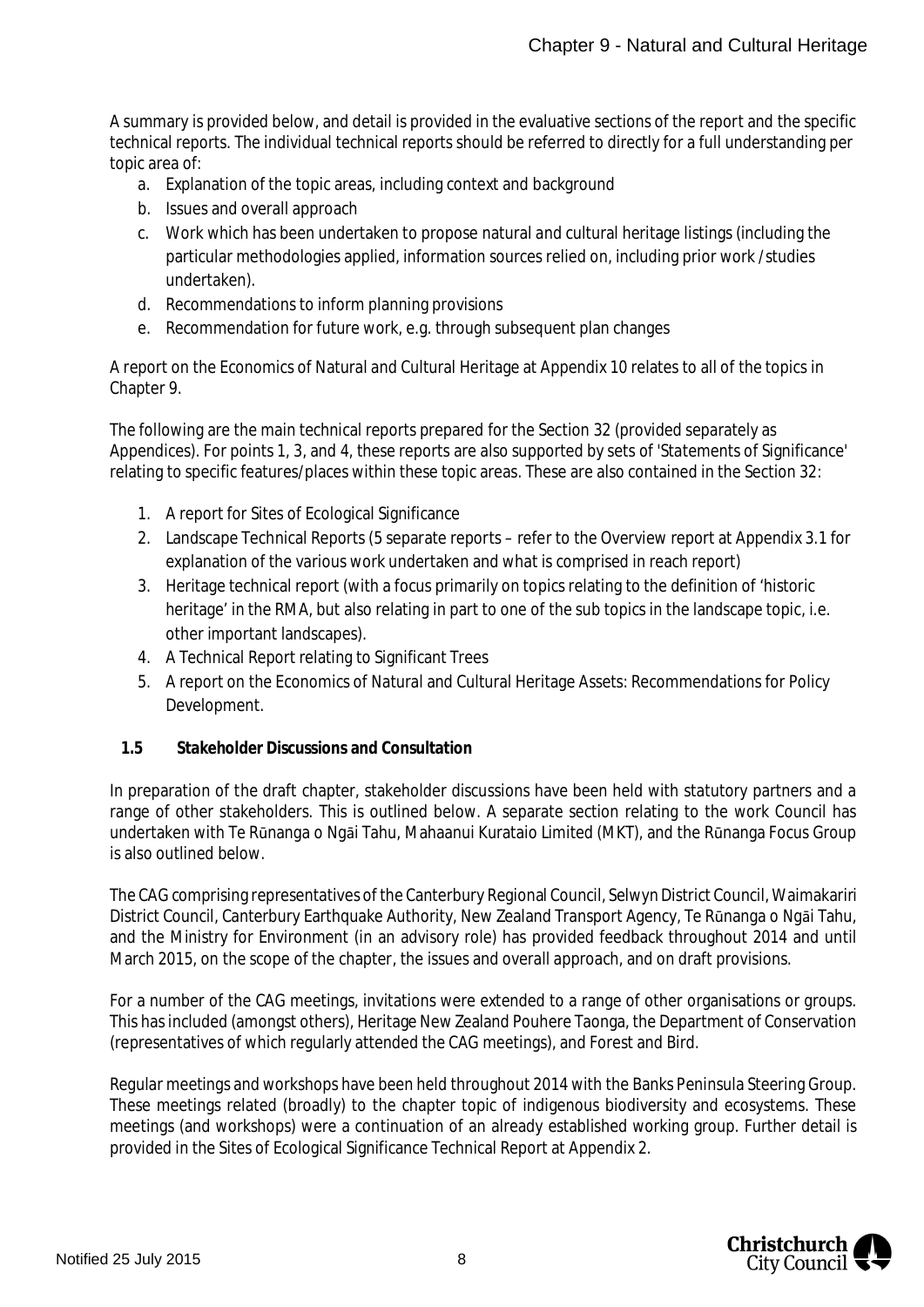A summary is provided below, and detail is provided in the evaluative sections of the report and the specific technical reports. The individual technical reports should be referred to directly for a full understanding per topic area of:

a. Explanation of the topic areas, including context and background
b. Issues and overall approach
c. Work which has been undertaken to propose natural and cultural heritage listings (including the particular methodologies applied, information sources relied on, including prior work /studies undertaken).
d. Recommendations to inform planning provisions
e. Recommendation for future work, e.g. through subsequent plan changes

A report on the Economics of Natural and Cultural Heritage at Appendix 10 relates to all of the topics in Chapter 9.

The following are the main technical reports prepared for the Section 32 (provided separately as Appendices). For points 1, 3, and 4, these reports are also supported by sets of 'Statements of Significance' relating to specific features/places within these topic areas. These are also contained in the Section 32:

1. A report for Sites of Ecological Significance
2. Landscape Technical Reports (5 separate reports – refer to the Overview report at Appendix 3.1 for explanation of the various work undertaken and what is comprised in reach report)
3. Heritage technical report (with a focus primarily on topics relating to the definition of 'historic heritage' in the RMA, but also relating in part to one of the sub topics in the landscape topic, i.e. other important landscapes).
4. A Technical Report relating to Significant Trees
5. A report on the Economics of Natural and Cultural Heritage Assets: Recommendations for Policy Development.

### 1.5 Stakeholder Discussions and Consultation

In preparation of the draft chapter, stakeholder discussions have been held with statutory partners and a range of other stakeholders. This is outlined below. A separate section relating to the work Council has undertaken with Te Rūnanga o Ngāi Tahu, Mahaanui Kurataio Limited (MKT), and the Rūnanga Focus Group is also outlined below.

The CAG comprising representatives of the Canterbury Regional Council, Selwyn District Council, Waimakariri District Council, Canterbury Earthquake Authority, New Zealand Transport Agency, Te Rūnanga o Ngāi Tahu, and the Ministry for Environment (in an advisory role) has provided feedback throughout 2014 and until March 2015, on the scope of the chapter, the issues and overall approach, and on draft provisions.

For a number of the CAG meetings, invitations were extended to a range of other organisations or groups. This has included (amongst others), Heritage New Zealand Pouhere Taonga, the Department of Conservation (representatives of which regularly attended the CAG meetings), and Forest and Bird.

Regular meetings and workshops have been held throughout 2014 with the Banks Peninsula Steering Group. These meetings related (broadly) to the chapter topic of indigenous biodiversity and ecosystems. These meetings (and workshops) were a continuation of an already established working group. Further detail is provided in the Sites of Ecological Significance Technical Report at Appendix 2.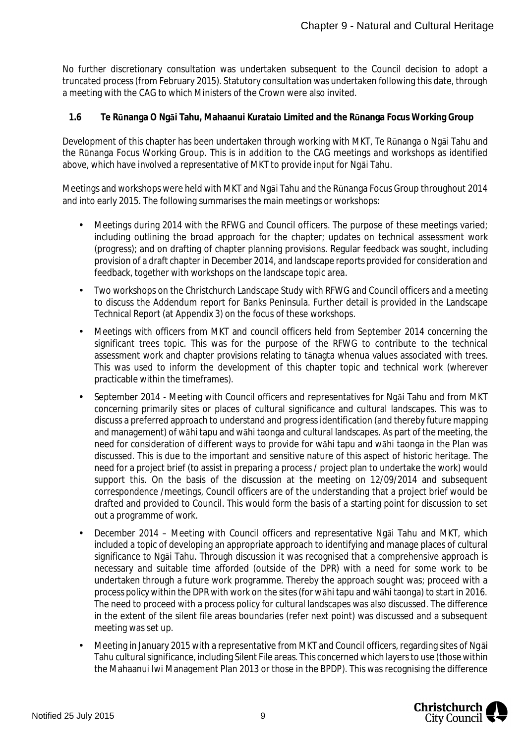No further discretionary consultation was undertaken subsequent to the Council decision to adopt a truncated process (from February 2015). Statutory consultation was undertaken following this date, through a meeting with the CAG to which Ministers of the Crown were also invited.

### 1.6 Te Rūnanga O Ngāi Tahu, Mahaanui Kurataio Limited and the Rūnanga Focus Working Group

Development of this chapter has been undertaken through working with MKT, Te Rūnanga o Ngāi Tahu and the Rūnanga Focus Working Group. This is in addition to the CAG meetings and workshops as identified above, which have involved a representative of MKT to provide input for Ngāi Tahu.

Meetings and workshops were held with MKT and Ngāi Tahu and the Rūnanga Focus Group throughout 2014 and into early 2015. The following summarises the main meetings or workshops:

- Meetings during 2014 with the RFWG and Council officers. The purpose of these meetings varied; including outlining the broad approach for the chapter; updates on technical assessment work (progress); and on drafting of chapter planning provisions. Regular feedback was sought, including provision of a draft chapter in December 2014, and landscape reports provided for consideration and feedback, together with workshops on the landscape topic area.
- Two workshops on the Christchurch Landscape Study with RFWG and Council officers and a meeting to discuss the Addendum report for Banks Peninsula. Further detail is provided in the Landscape Technical Report (at Appendix 3) on the focus of these workshops.
- Meetings with officers from MKT and council officers held from September 2014 concerning the significant trees topic. This was for the purpose of the RFWG to contribute to the technical assessment work and chapter provisions relating to tānagta whenua values associated with trees. This was used to inform the development of this chapter topic and technical work (wherever practicable within the timeframes).
- September 2014 - Meeting with Council officers and representatives for Ngāi Tahu and from MKT concerning primarily sites or places of cultural significance and cultural landscapes. This was to discuss a preferred approach to understand and progress identification (and thereby future mapping and management) of wāhi tapu and wāhi taonga and cultural landscapes. As part of the meeting, the need for consideration of different ways to provide for wāhi tapu and wāhi taonga in the Plan was discussed. This is due to the important and sensitive nature of this aspect of historic heritage. The need for a project brief (to assist in preparing a process / project plan to undertake the work) would support this. On the basis of the discussion at the meeting on 12/09/2014 and subsequent correspondence /meetings, Council officers are of the understanding that a project brief would be drafted and provided to Council. This would form the basis of a starting point for discussion to set out a programme of work.
- December 2014 – Meeting with Council officers and representative Ngāi Tahu and MKT, which included a topic of developing an appropriate approach to identifying and manage places of cultural significance to Ngāi Tahu. Through discussion it was recognised that a comprehensive approach is necessary and suitable time afforded (outside of the DPR) with a need for some work to be undertaken through a future work programme. Thereby the approach sought was; proceed with a process policy within the DPR with work on the sites (for wāhi tapu and wāhi taonga) to start in 2016. The need to proceed with a process policy for cultural landscapes was also discussed. The difference in the extent of the silent file areas boundaries (refer next point) was discussed and a subsequent meeting was set up.
- Meeting in January 2015 with a representative from MKT and Council officers, regarding sites of Ngāi Tahu cultural significance, including Silent File areas. This concerned which layers to use (those within the Mahaanui Iwi Management Plan 2013 or those in the BPDP). This was recognising the difference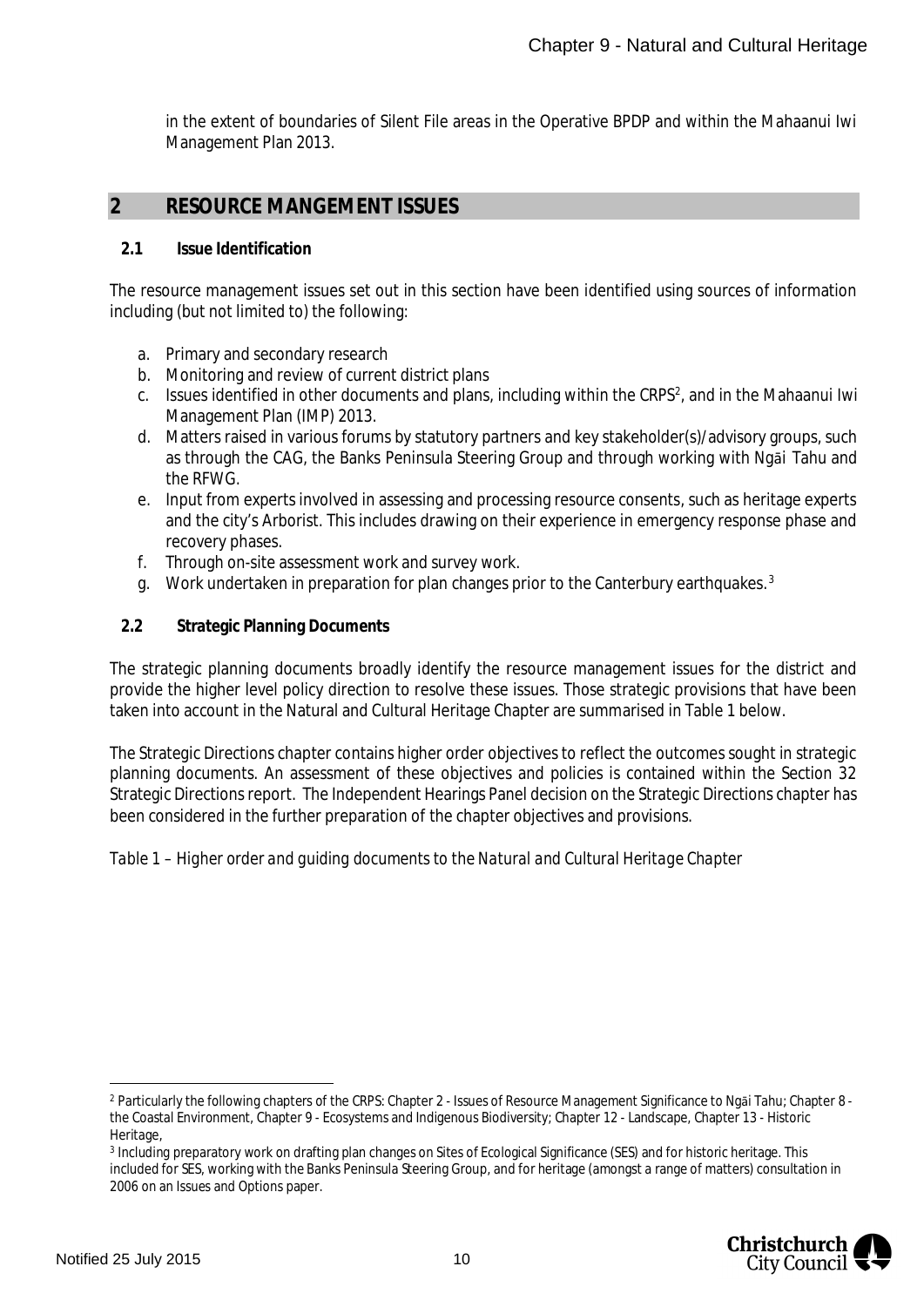in the extent of boundaries of Silent File areas in the Operative BPDP and within the Mahaanui Iwi Management Plan 2013.

## 2 RESOURCE MANGEMENT ISSUES

### 2.1 Issue Identification

The resource management issues set out in this section have been identified using sources of information including (but not limited to) the following:

a. Primary and secondary research
b. Monitoring and review of current district plans
c. Issues identified in other documents and plans, including within the CRPS[2], and in the Mahaanui Iwi Management Plan (IMP) 2013.
d. Matters raised in various forums by statutory partners and key stakeholder(s)/advisory groups, such as through the CAG, the Banks Peninsula Steering Group and through working with Ngāi Tahu and the RFWG.
e. Input from experts involved in assessing and processing resource consents, such as heritage experts and the city's Arborist. This includes drawing on their experience in emergency response phase and recovery phases.
f. Through on-site assessment work and survey work.
g. Work undertaken in preparation for plan changes prior to the Canterbury earthquakes.[3]

### 2.2 Strategic Planning Documents

The strategic planning documents broadly identify the resource management issues for the district and provide the higher level policy direction to resolve these issues. Those strategic provisions that have been taken into account in the Natural and Cultural Heritage Chapter are summarised in Table 1 below.

The Strategic Directions chapter contains higher order objectives to reflect the outcomes sought in strategic planning documents. An assessment of these objectives and policies is contained within the Section 32 Strategic Directions report. The Independent Hearings Panel decision on the Strategic Directions chapter has been considered in the further preparation of the chapter objectives and provisions.

*Table 1 – Higher order and guiding documents to the Natural and Cultural Heritage Chapter*

---

[2] Particularly the following chapters of the CRPS: Chapter 2 - Issues of Resource Management Significance to Ngāi Tahu; Chapter 8 - the Coastal Environment, Chapter 9 - Ecosystems and Indigenous Biodiversity; Chapter 12 - Landscape, Chapter 13 - Historic Heritage,

[3] Including preparatory work on drafting plan changes on Sites of Ecological Significance (SES) and for historic heritage. This included for SES, working with the Banks Peninsula Steering Group, and for heritage (amongst a range of matters) consultation in 2006 on an Issues and Options paper.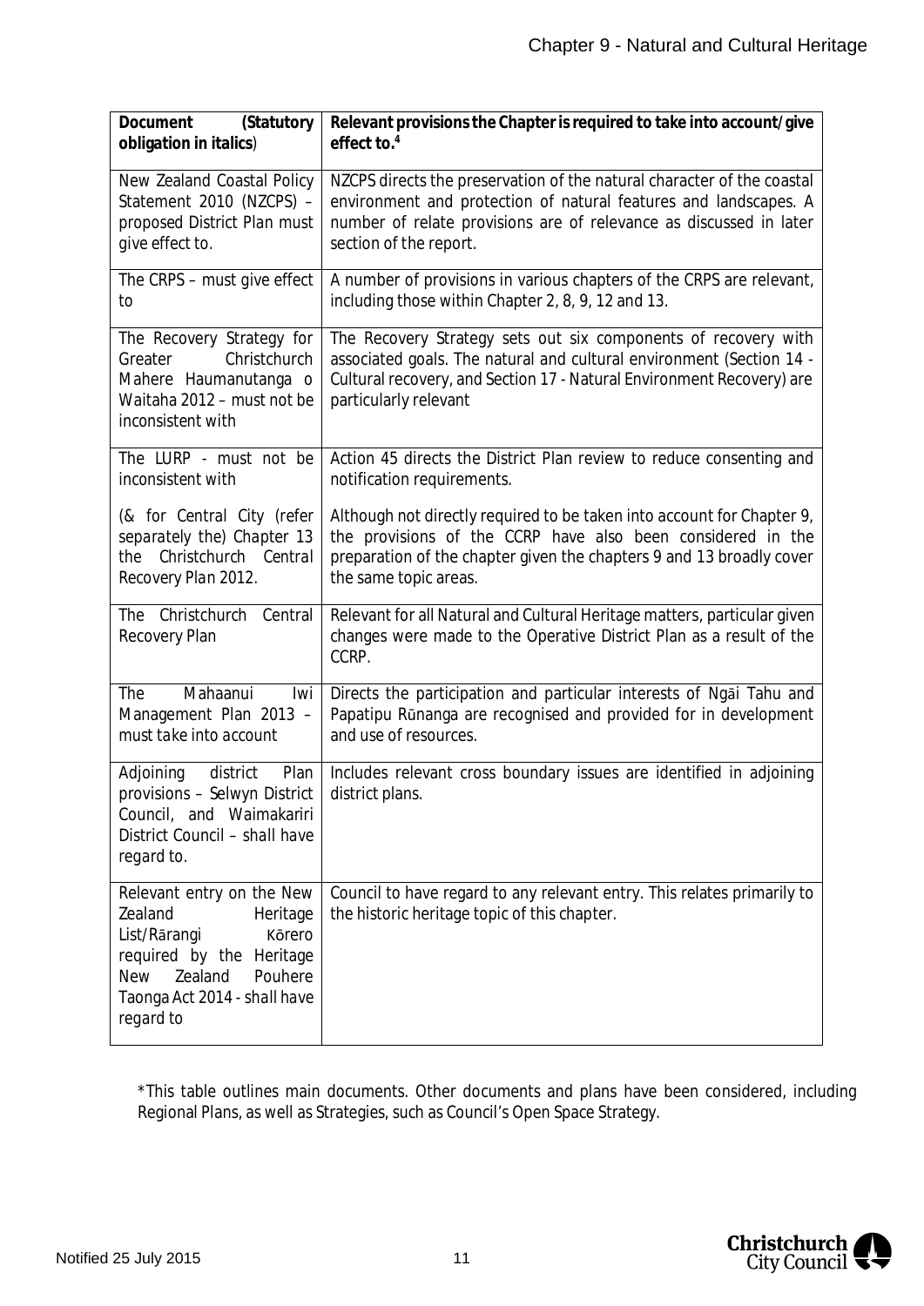| **Document (Statutory obligation in *italics*)** | **Relevant provisions the Chapter is required to take into account/give effect to.**[4] |
| --- | --- |
| New Zealand Coastal Policy Statement 2010 (NZCPS) – *proposed District Plan must give effect to.* | NZCPS directs the preservation of the natural character of the coastal environment and protection of natural features and landscapes. A number of relate provisions are of relevance as discussed in later section of the report. |
| The CRPS – *must give effect to* | A number of provisions in various chapters of the CRPS are relevant, including those within Chapter 2, 8, 9, 12 and 13. |
| The Recovery Strategy for Greater Christchurch Mahere Haumanutanga o Waitaha 2012 – *must not be inconsistent with* | The Recovery Strategy sets out six components of recovery with associated goals. The natural and cultural environment (Section 14 - Cultural recovery, and Section 17 - Natural Environment Recovery) are particularly relevant |
| The LURP - *must not be inconsistent with* | Action 45 directs the District Plan review to reduce consenting and notification requirements. |
| (& for Central City (refer separately the) Chapter 13 the Christchurch Central Recovery Plan 2012. | Although not directly required to be taken into account for Chapter 9, the provisions of the CCRP have also been considered in the preparation of the chapter given the chapters 9 and 13 broadly cover the same topic areas. |
| The Christchurch Central Recovery Plan | Relevant for all Natural and Cultural Heritage matters, particular given changes were made to the Operative District Plan as a result of the CCRP. |
| The Mahaanui Iwi Management Plan 2013 – *must take into account* | Directs the participation and particular interests of Ngāi Tahu and Papatipu Rūnanga are recognised and provided for in development and use of resources. |
| Adjoining district Plan provisions – Selwyn District Council, and Waimakariri District Council – *shall have regard to.* | Includes relevant cross boundary issues are identified in adjoining district plans. |
| Relevant entry on the New Zealand Heritage List/Rārangi Kōrero required by the Heritage New Zealand Pouhere Taonga Act 2014 - *shall have regard to* | Council to have regard to any relevant entry. This relates primarily to the historic heritage topic of this chapter. |

*This table outlines main documents. Other documents and plans have been considered, including Regional Plans, as well as Strategies, such as Council's Open Space Strategy.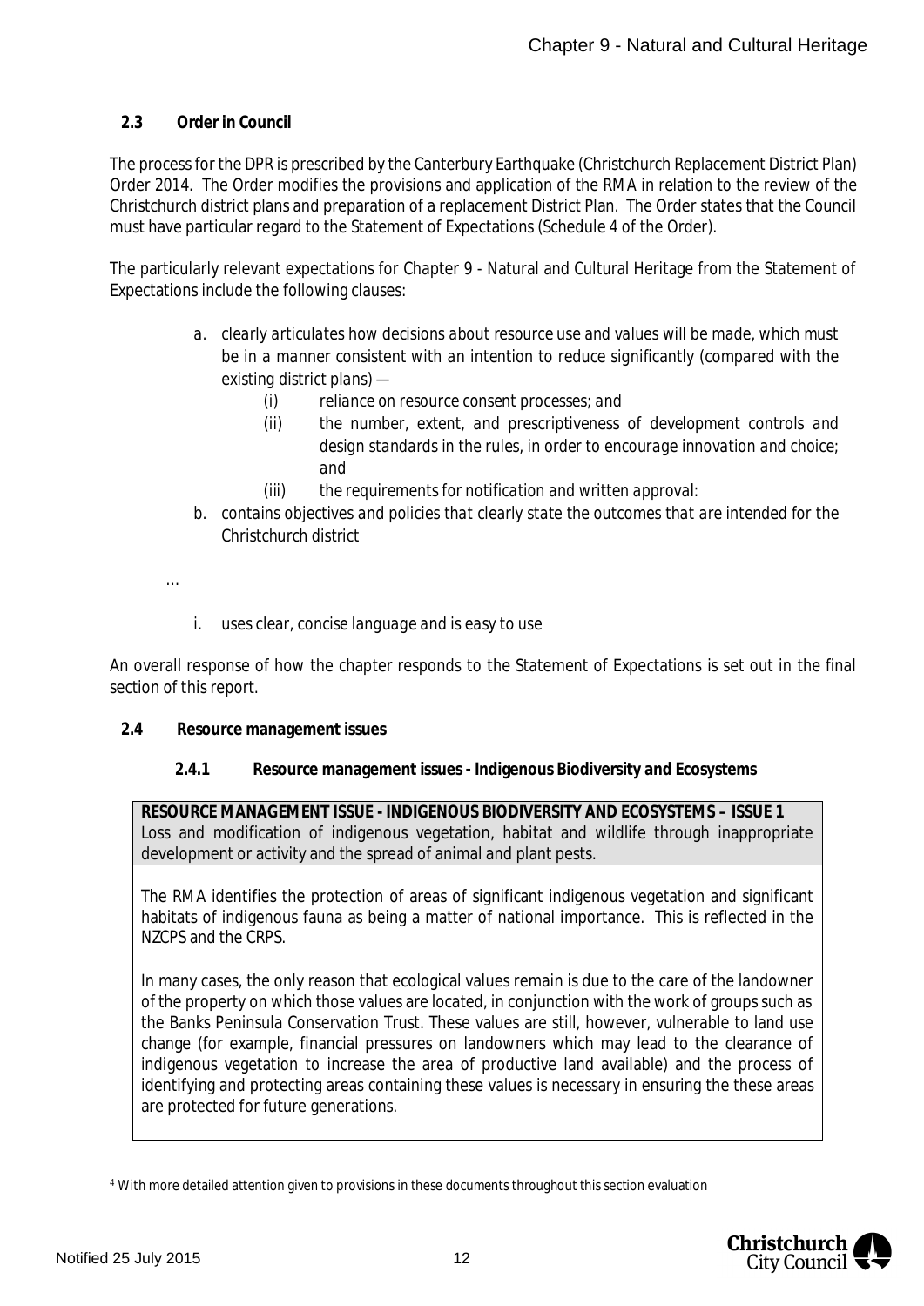### 2.3 Order in Council

The process for the DPR is prescribed by the Canterbury Earthquake (Christchurch Replacement District Plan) Order 2014. The Order modifies the provisions and application of the RMA in relation to the review of the Christchurch district plans and preparation of a replacement District Plan. The Order states that the Council must have particular regard to the Statement of Expectations (Schedule 4 of the Order).

The particularly relevant expectations for Chapter 9 - Natural and Cultural Heritage from the Statement of Expectations include the following clauses:

> a. *clearly articulates how decisions about resource use and values will be made, which must be in a manner consistent with an intention to reduce significantly (compared with the existing district plans) —*
>
> > (i) *reliance on resource consent processes; and*
> >
> > (ii) *the number, extent, and prescriptiveness of development controls and design standards in the rules, in order to encourage innovation and choice; and*
> >
> > (iii) *the requirements for notification and written approval:*
>
> b. *contains objectives and policies that clearly state the outcomes that are intended for the Christchurch district*
>
> …
>
> i. *uses clear, concise language and is easy to use*

An overall response of how the chapter responds to the Statement of Expectations is set out in the final section of this report.

### 2.4 Resource management issues

#### 2.4.1 Resource management issues - Indigenous Biodiversity and Ecosystems

| **RESOURCE MANAGEMENT ISSUE - INDIGENOUS BIODIVERSITY AND ECOSYSTEMS – ISSUE 1**<br>Loss and modification of indigenous vegetation, habitat and wildlife through inappropriate development or activity and the spread of animal and plant pests. |
|---|
| The RMA identifies the protection of areas of significant indigenous vegetation and significant habitats of indigenous fauna as being a matter of national importance. This is reflected in the NZCPS and the CRPS.<br><br>In many cases, the only reason that ecological values remain is due to the care of the landowner of the property on which those values are located, in conjunction with the work of groups such as the Banks Peninsula Conservation Trust. These values are still, however, vulnerable to land use change (for example, financial pressures on landowners which may lead to the clearance of indigenous vegetation to increase the area of productive land available) and the process of identifying and protecting areas containing these values is necessary in ensuring the these areas are protected for future generations. |

[4] With more detailed attention given to provisions in these documents throughout this section evaluation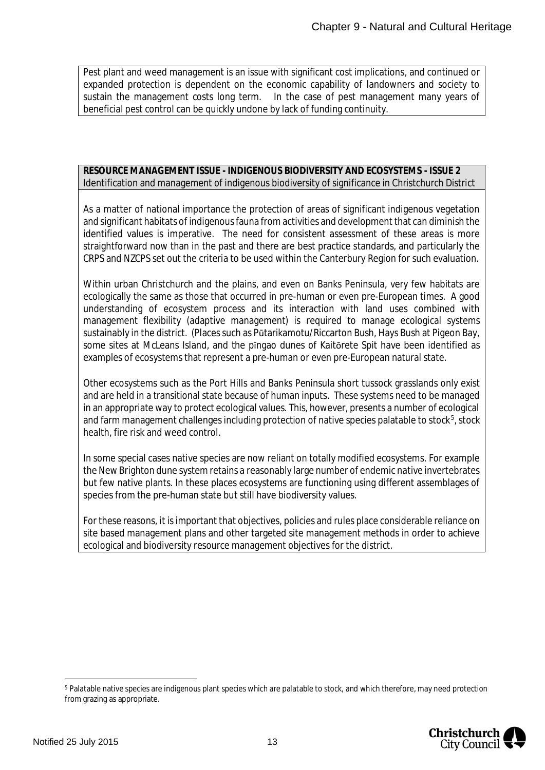Pest plant and weed management is an issue with significant cost implications, and continued or expanded protection is dependent on the economic capability of landowners and society to sustain the management costs long term. In the case of pest management many years of beneficial pest control can be quickly undone by lack of funding continuity.

**RESOURCE MANAGEMENT ISSUE - INDIGENOUS BIODIVERSITY AND ECOSYSTEMS - ISSUE 2**
Identification and management of indigenous biodiversity of significance in Christchurch District

As a matter of national importance the protection of areas of significant indigenous vegetation and significant habitats of indigenous fauna from activities and development that can diminish the identified values is imperative. The need for consistent assessment of these areas is more straightforward now than in the past and there are best practice standards, and particularly the CRPS and NZCPS set out the criteria to be used within the Canterbury Region for such evaluation.

Within urban Christchurch and the plains, and even on Banks Peninsula, very few habitats are ecologically the same as those that occurred in pre-human or even pre-European times. A good understanding of ecosystem process and its interaction with land uses combined with management flexibility (adaptive management) is required to manage ecological systems sustainably in the district. (Places such as Pūtarikamotu/Riccarton Bush, Hays Bush at Pigeon Bay, some sites at McLeans Island, and the pīngao dunes of Kaitōrete Spit have been identified as examples of ecosystems that represent a pre-human or even pre-European natural state.

Other ecosystems such as the Port Hills and Banks Peninsula short tussock grasslands only exist and are held in a transitional state because of human inputs. These systems need to be managed in an appropriate way to protect ecological values. This, however, presents a number of ecological and farm management challenges including protection of native species palatable to stock[5], stock health, fire risk and weed control.

In some special cases native species are now reliant on totally modified ecosystems. For example the New Brighton dune system retains a reasonably large number of endemic native invertebrates but few native plants. In these places ecosystems are functioning using different assemblages of species from the pre-human state but still have biodiversity values.

For these reasons, it is important that objectives, policies and rules place considerable reliance on site based management plans and other targeted site management methods in order to achieve ecological and biodiversity resource management objectives for the district.

[5] Palatable native species are indigenous plant species which are palatable to stock, and which therefore, may need protection from grazing as appropriate.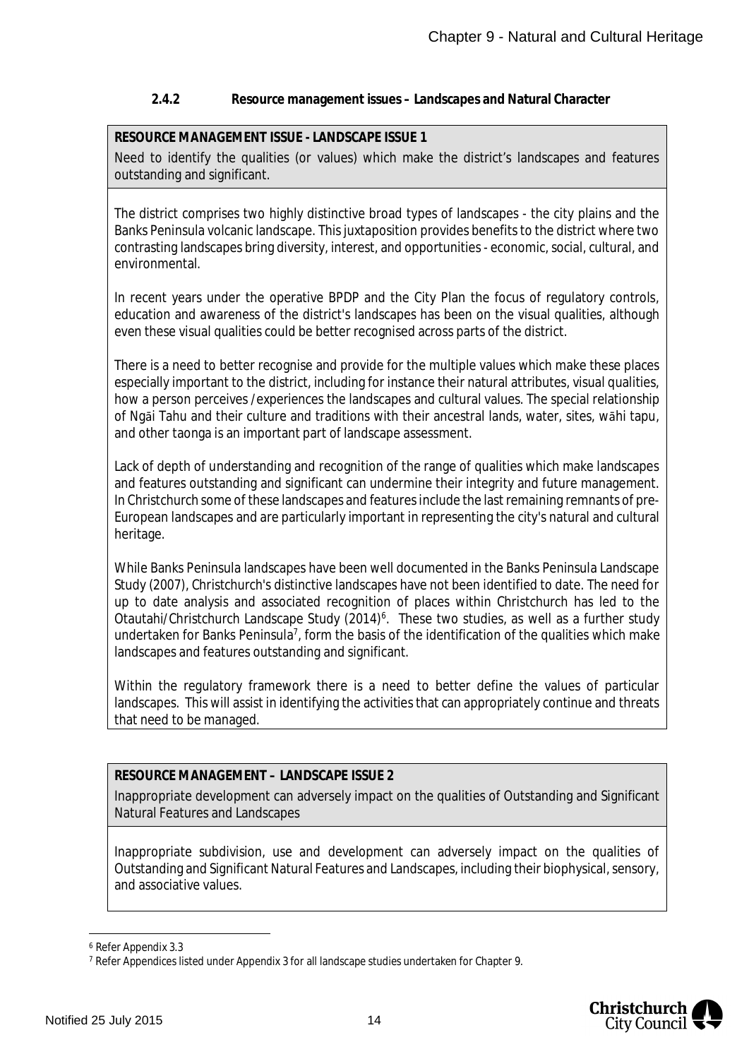#### 2.4.2 Resource management issues – Landscapes and Natural Character

**RESOURCE MANAGEMENT ISSUE - LANDSCAPE ISSUE 1**

Need to identify the qualities (or values) which make the district's landscapes and features outstanding and significant.

The district comprises two highly distinctive broad types of landscapes - the city plains and the Banks Peninsula volcanic landscape. This juxtaposition provides benefits to the district where two contrasting landscapes bring diversity, interest, and opportunities - economic, social, cultural, and environmental.

In recent years under the operative BPDP and the City Plan the focus of regulatory controls, education and awareness of the district's landscapes has been on the visual qualities, although even these visual qualities could be better recognised across parts of the district.

There is a need to better recognise and provide for the multiple values which make these places especially important to the district, including for instance their natural attributes, visual qualities, how a person perceives /experiences the landscapes and cultural values. The special relationship of Ngāi Tahu and their culture and traditions with their ancestral lands, water, sites, wāhi tapu, and other taonga is an important part of landscape assessment.

Lack of depth of understanding and recognition of the range of qualities which make landscapes and features outstanding and significant can undermine their integrity and future management. In Christchurch some of these landscapes and features include the last remaining remnants of pre-European landscapes and are particularly important in representing the city's natural and cultural heritage.

While Banks Peninsula landscapes have been well documented in the Banks Peninsula Landscape Study (2007), Christchurch's distinctive landscapes have not been identified to date. The need for up to date analysis and associated recognition of places within Christchurch has led to the Otautahi/Christchurch Landscape Study (2014)[6]. These two studies, as well as a further study undertaken for Banks Peninsula[7], form the basis of the identification of the qualities which make landscapes and features outstanding and significant.

Within the regulatory framework there is a need to better define the values of particular landscapes. This will assist in identifying the activities that can appropriately continue and threats that need to be managed.

**RESOURCE MANAGEMENT – LANDSCAPE ISSUE 2**

Inappropriate development can adversely impact on the qualities of Outstanding and Significant Natural Features and Landscapes

Inappropriate subdivision, use and development can adversely impact on the qualities of Outstanding and Significant Natural Features and Landscapes, including their biophysical, sensory, and associative values.

---

[6] Refer Appendix 3.3

[7] Refer Appendices listed under Appendix 3 for all landscape studies undertaken for Chapter 9.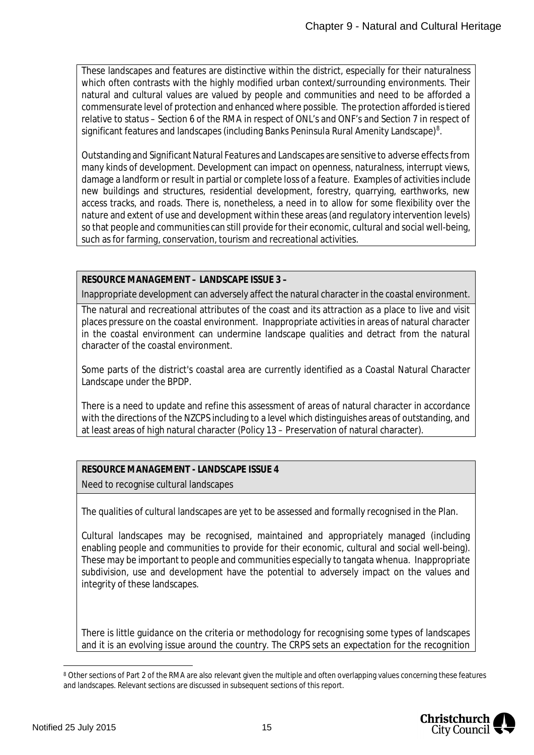These landscapes and features are distinctive within the district, especially for their naturalness which often contrasts with the highly modified urban context/surrounding environments. Their natural and cultural values are valued by people and communities and need to be afforded a commensurate level of protection and enhanced where possible. The protection afforded is tiered relative to status – Section 6 of the RMA in respect of ONL's and ONF's and Section 7 in respect of significant features and landscapes (including Banks Peninsula Rural Amenity Landscape)[8].

Outstanding and Significant Natural Features and Landscapes are sensitive to adverse effects from many kinds of development. Development can impact on openness, naturalness, interrupt views, damage a landform or result in partial or complete loss of a feature. Examples of activities include new buildings and structures, residential development, forestry, quarrying, earthworks, new access tracks, and roads. There is, nonetheless, a need in to allow for some flexibility over the nature and extent of use and development within these areas (and regulatory intervention levels) so that people and communities can still provide for their economic, cultural and social well-being, such as for farming, conservation, tourism and recreational activities.

**RESOURCE MANAGEMENT – LANDSCAPE ISSUE 3 –**

Inappropriate development can adversely affect the natural character in the coastal environment.

The natural and recreational attributes of the coast and its attraction as a place to live and visit places pressure on the coastal environment. Inappropriate activities in areas of natural character in the coastal environment can undermine landscape qualities and detract from the natural character of the coastal environment.

Some parts of the district's coastal area are currently identified as a Coastal Natural Character Landscape under the BPDP.

There is a need to update and refine this assessment of areas of natural character in accordance with the directions of the NZCPS including to a level which distinguishes areas of outstanding, and at least areas of high natural character (Policy 13 – Preservation of natural character).

**RESOURCE MANAGEMENT - LANDSCAPE ISSUE 4**

Need to recognise cultural landscapes

The qualities of cultural landscapes are yet to be assessed and formally recognised in the Plan.

Cultural landscapes may be recognised, maintained and appropriately managed (including enabling people and communities to provide for their economic, cultural and social well-being). These may be important to people and communities especially to tangata whenua. Inappropriate subdivision, use and development have the potential to adversely impact on the values and integrity of these landscapes.

There is little guidance on the criteria or methodology for recognising some types of landscapes and it is an evolving issue around the country. The CRPS sets an expectation for the recognition

[8] Other sections of Part 2 of the RMA are also relevant given the multiple and often overlapping values concerning these features and landscapes. Relevant sections are discussed in subsequent sections of this report.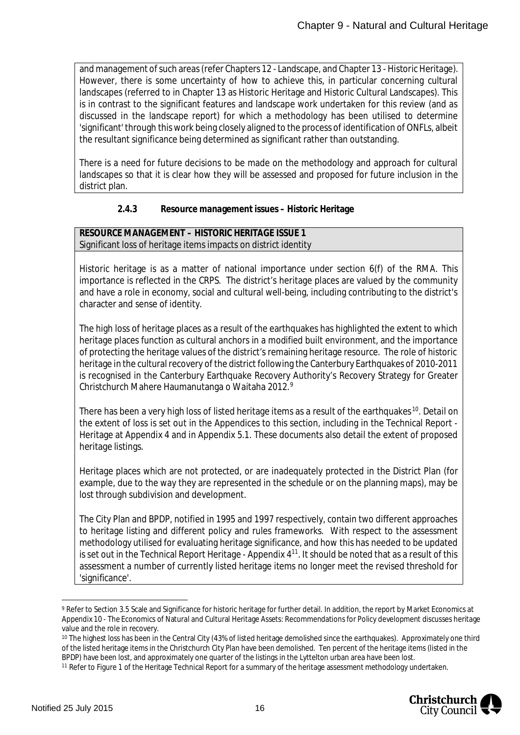and management of such areas (refer Chapters 12 - Landscape, and Chapter 13 - Historic Heritage). However, there is some uncertainty of how to achieve this, in particular concerning cultural landscapes (referred to in Chapter 13 as Historic Heritage and Historic Cultural Landscapes). This is in contrast to the significant features and landscape work undertaken for this review (and as discussed in the landscape report) for which a methodology has been utilised to determine 'significant' through this work being closely aligned to the process of identification of ONFLs, albeit the resultant significance being determined as significant rather than outstanding.

There is a need for future decisions to be made on the methodology and approach for cultural landscapes so that it is clear how they will be assessed and proposed for future inclusion in the district plan.

#### 2.4.3 Resource management issues – Historic Heritage

**RESOURCE MANAGEMENT – HISTORIC HERITAGE ISSUE 1**
Significant loss of heritage items impacts on district identity

Historic heritage is as a matter of national importance under section 6(f) of the RMA. This importance is reflected in the CRPS. The district's heritage places are valued by the community and have a role in economy, social and cultural well-being, including contributing to the district's character and sense of identity.

The high loss of heritage places as a result of the earthquakes has highlighted the extent to which heritage places function as cultural anchors in a modified built environment, and the importance of protecting the heritage values of the district's remaining heritage resource. The role of historic heritage in the cultural recovery of the district following the Canterbury Earthquakes of 2010-2011 is recognised in the Canterbury Earthquake Recovery Authority's Recovery Strategy for Greater Christchurch Mahere Haumanutanga o Waitaha 2012.[9]

There has been a very high loss of listed heritage items as a result of the earthquakes[10]. Detail on the extent of loss is set out in the Appendices to this section, including in the Technical Report - Heritage at Appendix 4 and in Appendix 5.1. These documents also detail the extent of proposed heritage listings.

Heritage places which are not protected, or are inadequately protected in the District Plan (for example, due to the way they are represented in the schedule or on the planning maps), may be lost through subdivision and development.

The City Plan and BPDP, notified in 1995 and 1997 respectively, contain two different approaches to heritage listing and different policy and rules frameworks. With respect to the assessment methodology utilised for evaluating heritage significance, and how this has needed to be updated is set out in the Technical Report Heritage - Appendix 4[11]. It should be noted that as a result of this assessment a number of currently listed heritage items no longer meet the revised threshold for 'significance'.

---

[9] Refer to Section 3.5 Scale and Significance for historic heritage for further detail. In addition, the report by Market Economics at Appendix 10 - The Economics of Natural and Cultural Heritage Assets: Recommendations for Policy development discusses heritage value and the role in recovery.

[10] The highest loss has been in the Central City (43% of listed heritage demolished since the earthquakes). Approximately one third of the listed heritage items in the Christchurch City Plan have been demolished. Ten percent of the heritage items (listed in the BPDP) have been lost, and approximately one quarter of the listings in the Lyttelton urban area have been lost.

[11] Refer to Figure 1 of the Heritage Technical Report for a summary of the heritage assessment methodology undertaken.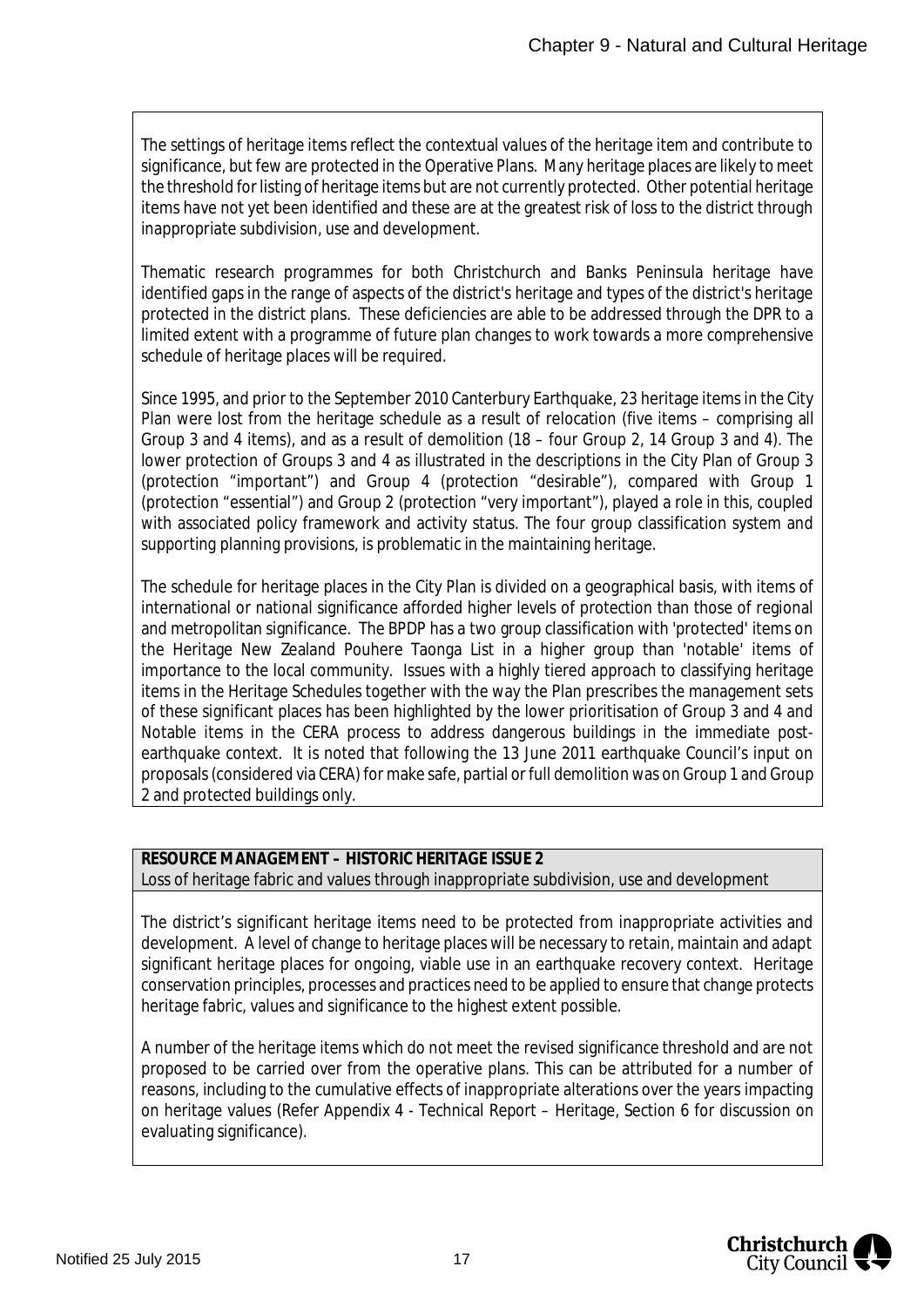The settings of heritage items reflect the contextual values of the heritage item and contribute to significance, but few are protected in the Operative Plans. Many heritage places are likely to meet the threshold for listing of heritage items but are not currently protected. Other potential heritage items have not yet been identified and these are at the greatest risk of loss to the district through inappropriate subdivision, use and development.

Thematic research programmes for both Christchurch and Banks Peninsula heritage have identified gaps in the range of aspects of the district's heritage and types of the district's heritage protected in the district plans. These deficiencies are able to be addressed through the DPR to a limited extent with a programme of future plan changes to work towards a more comprehensive schedule of heritage places will be required.

Since 1995, and prior to the September 2010 Canterbury Earthquake, 23 heritage items in the City Plan were lost from the heritage schedule as a result of relocation (five items – comprising all Group 3 and 4 items), and as a result of demolition (18 – four Group 2, 14 Group 3 and 4). The lower protection of Groups 3 and 4 as illustrated in the descriptions in the City Plan of Group 3 (protection "important") and Group 4 (protection "desirable"), compared with Group 1 (protection "essential") and Group 2 (protection "very important"), played a role in this, coupled with associated policy framework and activity status. The four group classification system and supporting planning provisions, is problematic in the maintaining heritage.

The schedule for heritage places in the City Plan is divided on a geographical basis, with items of international or national significance afforded higher levels of protection than those of regional and metropolitan significance. The BPDP has a two group classification with 'protected' items on the Heritage New Zealand Pouhere Taonga List in a higher group than 'notable' items of importance to the local community. Issues with a highly tiered approach to classifying heritage items in the Heritage Schedules together with the way the Plan prescribes the management sets of these significant places has been highlighted by the lower prioritisation of Group 3 and 4 and Notable items in the CERA process to address dangerous buildings in the immediate post-earthquake context. It is noted that following the 13 June 2011 earthquake Council's input on proposals (considered via CERA) for make safe, partial or full demolition was on Group 1 and Group 2 and protected buildings only.

**RESOURCE MANAGEMENT – HISTORIC HERITAGE ISSUE 2**
Loss of heritage fabric and values through inappropriate subdivision, use and development

The district's significant heritage items need to be protected from inappropriate activities and development. A level of change to heritage places will be necessary to retain, maintain and adapt significant heritage places for ongoing, viable use in an earthquake recovery context. Heritage conservation principles, processes and practices need to be applied to ensure that change protects heritage fabric, values and significance to the highest extent possible.

A number of the heritage items which do not meet the revised significance threshold and are not proposed to be carried over from the operative plans. This can be attributed for a number of reasons, including to the cumulative effects of inappropriate alterations over the years impacting on heritage values (Refer Appendix 4 - Technical Report – Heritage, Section 6 for discussion on evaluating significance).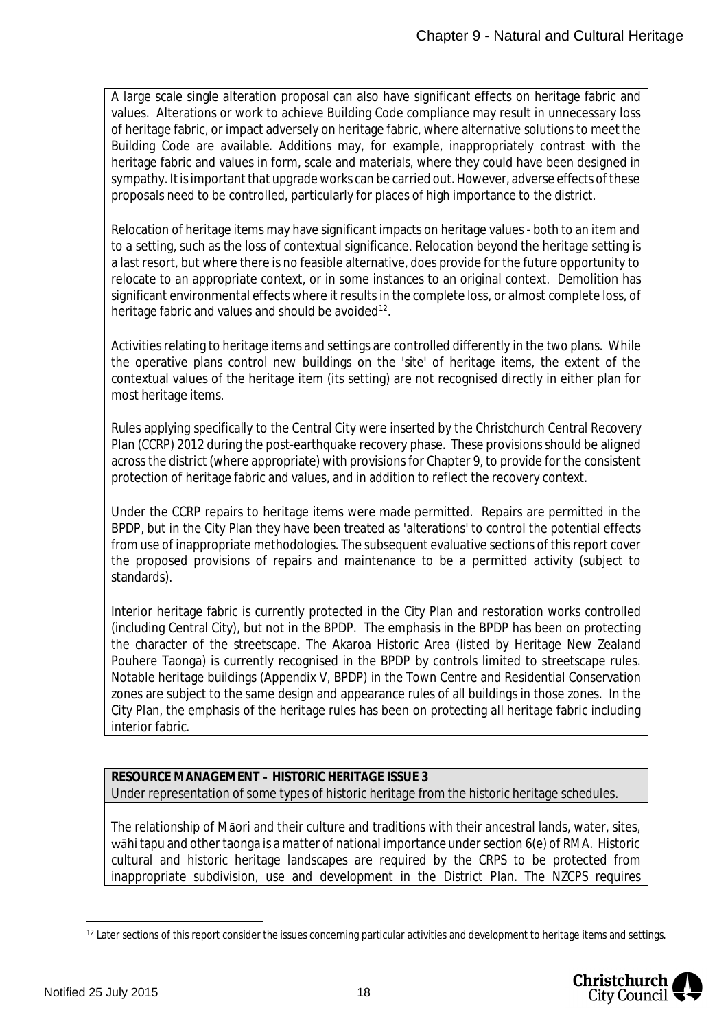A large scale single alteration proposal can also have significant effects on heritage fabric and values. Alterations or work to achieve Building Code compliance may result in unnecessary loss of heritage fabric, or impact adversely on heritage fabric, where alternative solutions to meet the Building Code are available. Additions may, for example, inappropriately contrast with the heritage fabric and values in form, scale and materials, where they could have been designed in sympathy. It is important that upgrade works can be carried out. However, adverse effects of these proposals need to be controlled, particularly for places of high importance to the district.

Relocation of heritage items may have significant impacts on heritage values - both to an item and to a setting, such as the loss of contextual significance. Relocation beyond the heritage setting is a last resort, but where there is no feasible alternative, does provide for the future opportunity to relocate to an appropriate context, or in some instances to an original context. Demolition has significant environmental effects where it results in the complete loss, or almost complete loss, of heritage fabric and values and should be avoided[12].

Activities relating to heritage items and settings are controlled differently in the two plans. While the operative plans control new buildings on the 'site' of heritage items, the extent of the contextual values of the heritage item (its setting) are not recognised directly in either plan for most heritage items.

Rules applying specifically to the Central City were inserted by the Christchurch Central Recovery Plan (CCRP) 2012 during the post-earthquake recovery phase. These provisions should be aligned across the district (where appropriate) with provisions for Chapter 9, to provide for the consistent protection of heritage fabric and values, and in addition to reflect the recovery context.

Under the CCRP repairs to heritage items were made permitted. Repairs are permitted in the BPDP, but in the City Plan they have been treated as 'alterations' to control the potential effects from use of inappropriate methodologies. The subsequent evaluative sections of this report cover the proposed provisions of repairs and maintenance to be a permitted activity (subject to standards).

Interior heritage fabric is currently protected in the City Plan and restoration works controlled (including Central City), but not in the BPDP. The emphasis in the BPDP has been on protecting the character of the streetscape. The Akaroa Historic Area (listed by Heritage New Zealand Pouhere Taonga) is currently recognised in the BPDP by controls limited to streetscape rules. Notable heritage buildings (Appendix V, BPDP) in the Town Centre and Residential Conservation zones are subject to the same design and appearance rules of all buildings in those zones. In the City Plan, the emphasis of the heritage rules has been on protecting all heritage fabric including interior fabric.

**RESOURCE MANAGEMENT – HISTORIC HERITAGE ISSUE 3**
Under representation of some types of historic heritage from the historic heritage schedules.

The relationship of Māori and their culture and traditions with their ancestral lands, water, sites, wāhi tapu and other taonga is a matter of national importance under section 6(e) of RMA. Historic cultural and historic heritage landscapes are required by the CRPS to be protected from inappropriate subdivision, use and development in the District Plan. The NZCPS requires

[12] Later sections of this report consider the issues concerning particular activities and development to heritage items and settings.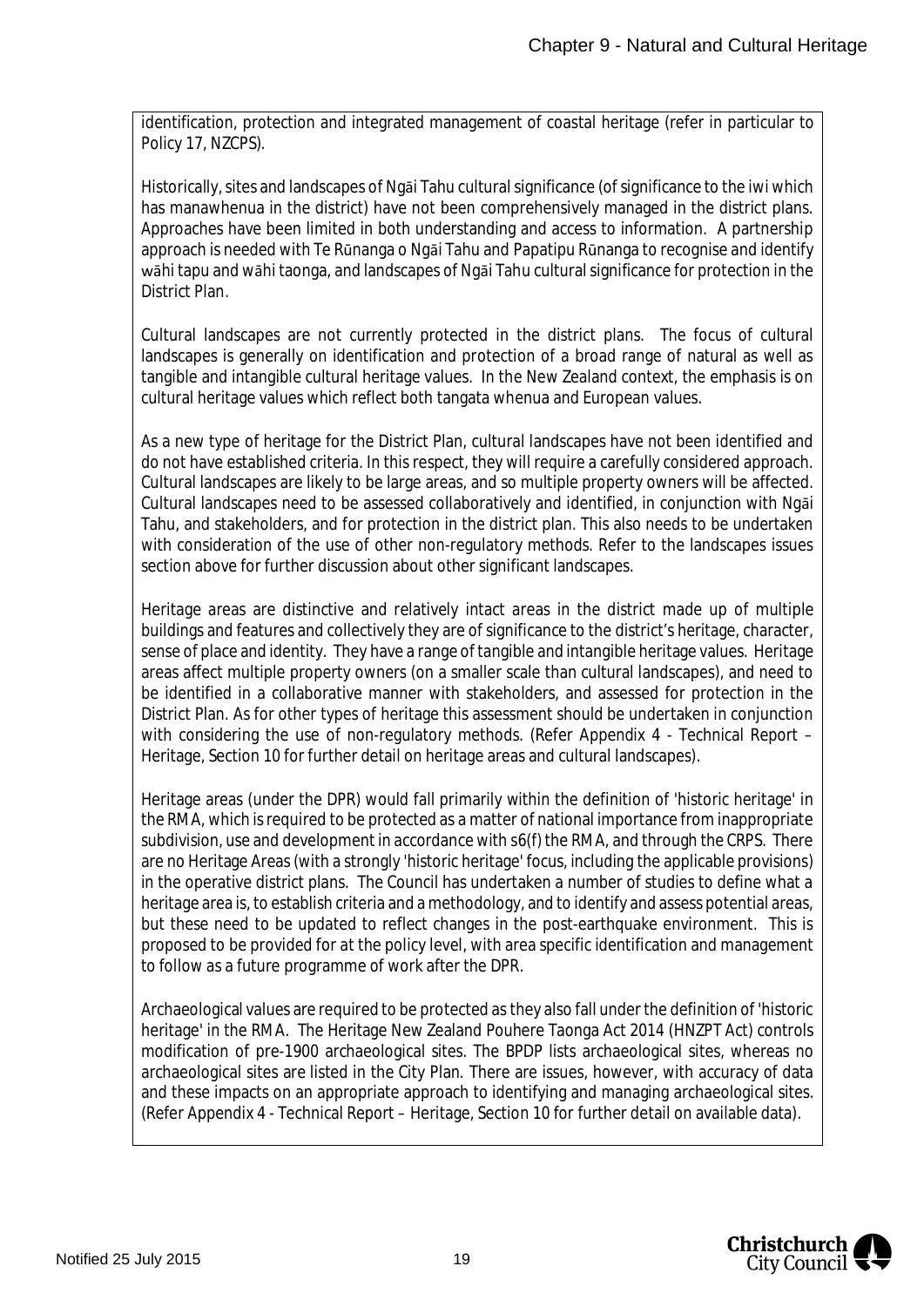identification, protection and integrated management of coastal heritage (refer in particular to Policy 17, NZCPS).

Historically, sites and landscapes of Ngāi Tahu cultural significance (of significance to the iwi which has manawhenua in the district) have not been comprehensively managed in the district plans. Approaches have been limited in both understanding and access to information. A partnership approach is needed with Te Rūnanga o Ngāi Tahu and Papatipu Rūnanga to recognise and identify wāhi tapu and wāhi taonga, and landscapes of Ngāi Tahu cultural significance for protection in the District Plan.

Cultural landscapes are not currently protected in the district plans. The focus of cultural landscapes is generally on identification and protection of a broad range of natural as well as tangible and intangible cultural heritage values. In the New Zealand context, the emphasis is on cultural heritage values which reflect both tangata whenua and European values.

As a new type of heritage for the District Plan, cultural landscapes have not been identified and do not have established criteria. In this respect, they will require a carefully considered approach. Cultural landscapes are likely to be large areas, and so multiple property owners will be affected. Cultural landscapes need to be assessed collaboratively and identified, in conjunction with Ngāi Tahu, and stakeholders, and for protection in the district plan. This also needs to be undertaken with consideration of the use of other non-regulatory methods. Refer to the landscapes issues section above for further discussion about other significant landscapes.

Heritage areas are distinctive and relatively intact areas in the district made up of multiple buildings and features and collectively they are of significance to the district's heritage, character, sense of place and identity. They have a range of tangible and intangible heritage values. Heritage areas affect multiple property owners (on a smaller scale than cultural landscapes), and need to be identified in a collaborative manner with stakeholders, and assessed for protection in the District Plan. As for other types of heritage this assessment should be undertaken in conjunction with considering the use of non-regulatory methods. (Refer Appendix 4 - Technical Report – Heritage, Section 10 for further detail on heritage areas and cultural landscapes).

Heritage areas (under the DPR) would fall primarily within the definition of 'historic heritage' in the RMA, which is required to be protected as a matter of national importance from inappropriate subdivision, use and development in accordance with s6(f) the RMA, and through the CRPS. There are no Heritage Areas (with a strongly 'historic heritage' focus, including the applicable provisions) in the operative district plans. The Council has undertaken a number of studies to define what a heritage area is, to establish criteria and a methodology, and to identify and assess potential areas, but these need to be updated to reflect changes in the post-earthquake environment. This is proposed to be provided for at the policy level, with area specific identification and management to follow as a future programme of work after the DPR.

Archaeological values are required to be protected as they also fall under the definition of 'historic heritage' in the RMA. The Heritage New Zealand Pouhere Taonga Act 2014 (HNZPT Act) controls modification of pre-1900 archaeological sites. The BPDP lists archaeological sites, whereas no archaeological sites are listed in the City Plan. There are issues, however, with accuracy of data and these impacts on an appropriate approach to identifying and managing archaeological sites. (Refer Appendix 4 - Technical Report – Heritage, Section 10 for further detail on available data).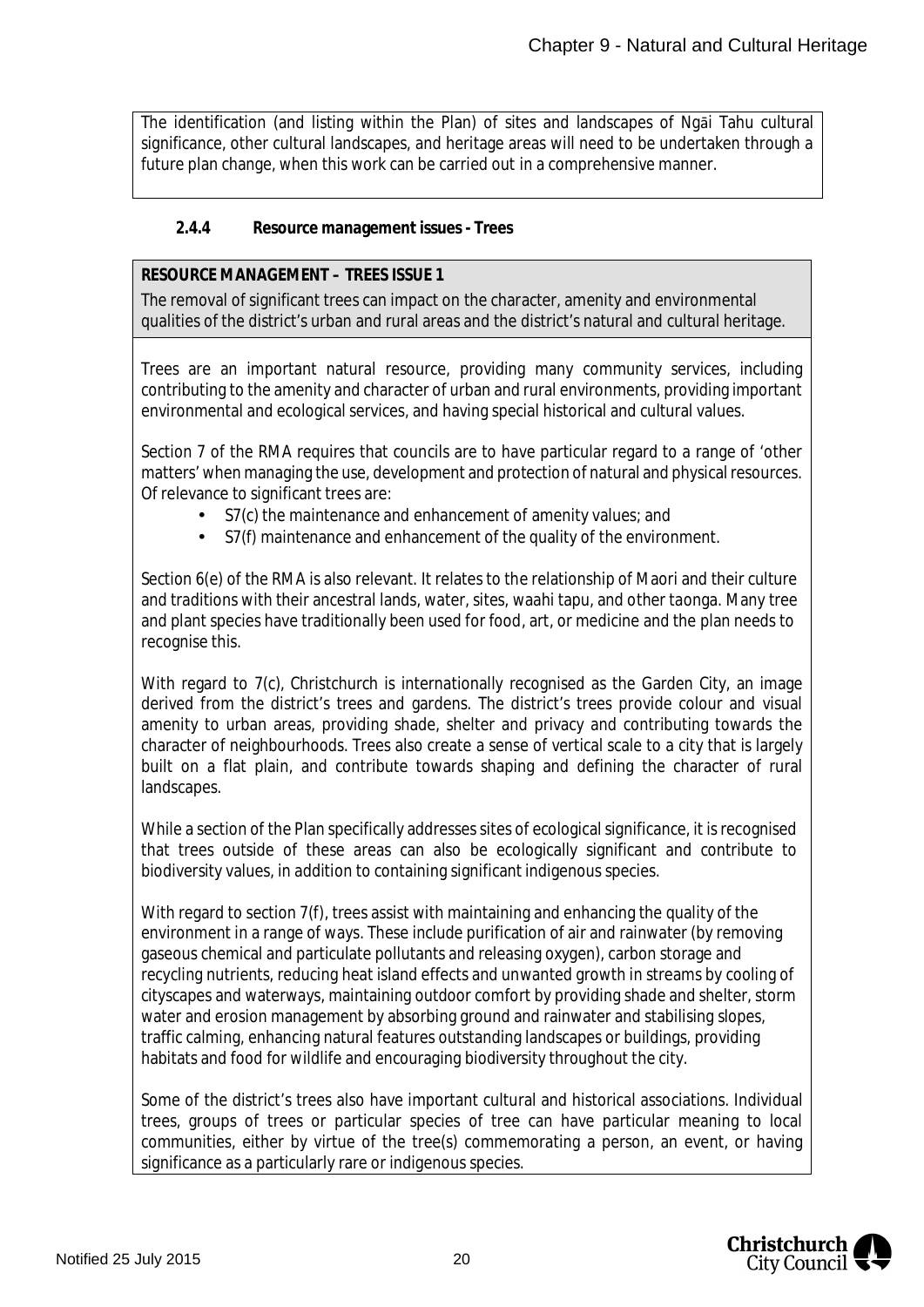The identification (and listing within the Plan) of sites and landscapes of Ngāi Tahu cultural significance, other cultural landscapes, and heritage areas will need to be undertaken through a future plan change, when this work can be carried out in a comprehensive manner.

#### 2.4.4 Resource management issues - Trees

**RESOURCE MANAGEMENT – TREES ISSUE 1**

The removal of significant trees can impact on the character, amenity and environmental qualities of the district's urban and rural areas and the district's natural and cultural heritage.

Trees are an important natural resource, providing many community services, including contributing to the amenity and character of urban and rural environments, providing important environmental and ecological services, and having special historical and cultural values.

Section 7 of the RMA requires that councils are to have particular regard to a range of 'other matters' when managing the use, development and protection of natural and physical resources. Of relevance to significant trees are:

- S7(c) the maintenance and enhancement of amenity values; and
- S7(f) maintenance and enhancement of the quality of the environment.

Section 6(e) of the RMA is also relevant. It relates to the relationship of Maori and their culture and traditions with their ancestral lands, water, sites, waahi tapu, and other taonga. Many tree and plant species have traditionally been used for food, art, or medicine and the plan needs to recognise this.

With regard to 7(c), Christchurch is internationally recognised as the Garden City, an image derived from the district's trees and gardens. The district's trees provide colour and visual amenity to urban areas, providing shade, shelter and privacy and contributing towards the character of neighbourhoods. Trees also create a sense of vertical scale to a city that is largely built on a flat plain, and contribute towards shaping and defining the character of rural landscapes.

While a section of the Plan specifically addresses sites of ecological significance, it is recognised that trees outside of these areas can also be ecologically significant and contribute to biodiversity values, in addition to containing significant indigenous species.

With regard to section 7(f), trees assist with maintaining and enhancing the quality of the environment in a range of ways. These include purification of air and rainwater (by removing gaseous chemical and particulate pollutants and releasing oxygen), carbon storage and recycling nutrients, reducing heat island effects and unwanted growth in streams by cooling of cityscapes and waterways, maintaining outdoor comfort by providing shade and shelter, storm water and erosion management by absorbing ground and rainwater and stabilising slopes, traffic calming, enhancing natural features outstanding landscapes or buildings, providing habitats and food for wildlife and encouraging biodiversity throughout the city.

Some of the district's trees also have important cultural and historical associations. Individual trees, groups of trees or particular species of tree can have particular meaning to local communities, either by virtue of the tree(s) commemorating a person, an event, or having significance as a particularly rare or indigenous species.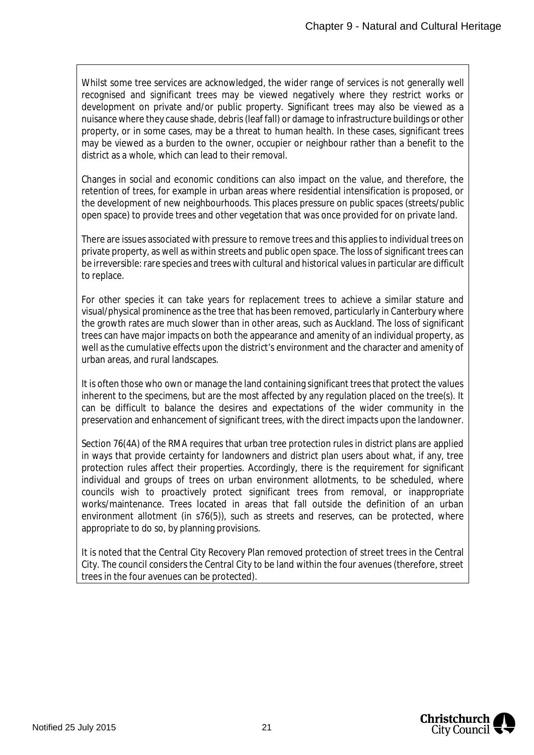Whilst some tree services are acknowledged, the wider range of services is not generally well recognised and significant trees may be viewed negatively where they restrict works or development on private and/or public property. Significant trees may also be viewed as a nuisance where they cause shade, debris (leaf fall) or damage to infrastructure buildings or other property, or in some cases, may be a threat to human health. In these cases, significant trees may be viewed as a burden to the owner, occupier or neighbour rather than a benefit to the district as a whole, which can lead to their removal.

Changes in social and economic conditions can also impact on the value, and therefore, the retention of trees, for example in urban areas where residential intensification is proposed, or the development of new neighbourhoods. This places pressure on public spaces (streets/public open space) to provide trees and other vegetation that was once provided for on private land.

There are issues associated with pressure to remove trees and this applies to individual trees on private property, as well as within streets and public open space. The loss of significant trees can be irreversible: rare species and trees with cultural and historical values in particular are difficult to replace.

For other species it can take years for replacement trees to achieve a similar stature and visual/physical prominence as the tree that has been removed, particularly in Canterbury where the growth rates are much slower than in other areas, such as Auckland. The loss of significant trees can have major impacts on both the appearance and amenity of an individual property, as well as the cumulative effects upon the district's environment and the character and amenity of urban areas, and rural landscapes.

It is often those who own or manage the land containing significant trees that protect the values inherent to the specimens, but are the most affected by any regulation placed on the tree(s). It can be difficult to balance the desires and expectations of the wider community in the preservation and enhancement of significant trees, with the direct impacts upon the landowner.

Section 76(4A) of the RMA requires that urban tree protection rules in district plans are applied in ways that provide certainty for landowners and district plan users about what, if any, tree protection rules affect their properties. Accordingly, there is the requirement for significant individual and groups of trees on urban environment allotments, to be scheduled, where councils wish to proactively protect significant trees from removal, or inappropriate works/maintenance. Trees located in areas that fall outside the definition of an urban environment allotment (in s76(5)), such as streets and reserves, can be protected, where appropriate to do so, by planning provisions.

It is noted that the Central City Recovery Plan removed protection of street trees in the Central City. The council considers the Central City to be land within the four avenues (therefore, street trees in the four avenues can be protected).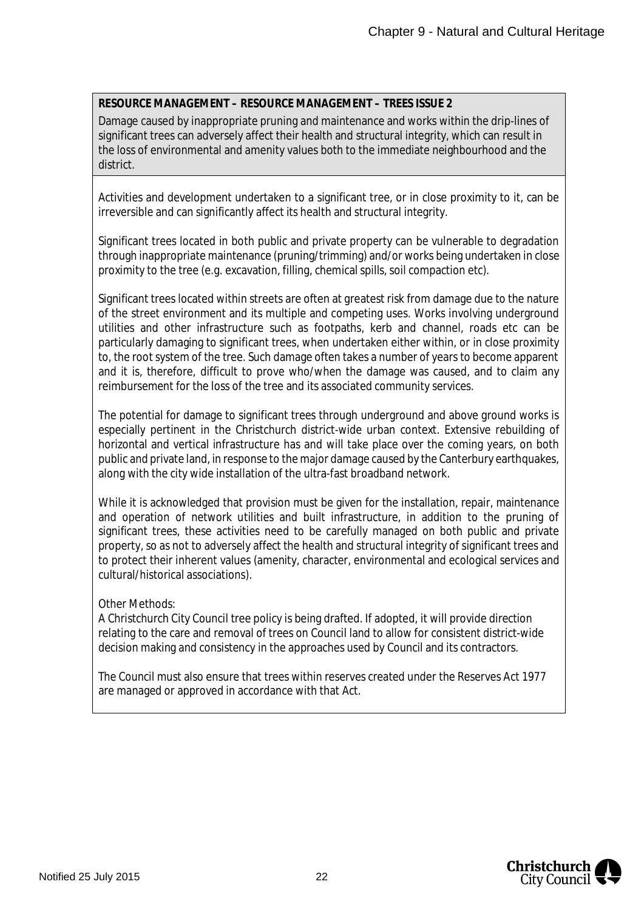**RESOURCE MANAGEMENT – RESOURCE MANAGEMENT – TREES ISSUE 2**

Damage caused by inappropriate pruning and maintenance and works within the drip-lines of significant trees can adversely affect their health and structural integrity, which can result in the loss of environmental and amenity values both to the immediate neighbourhood and the district.

Activities and development undertaken to a significant tree, or in close proximity to it, can be irreversible and can significantly affect its health and structural integrity.

Significant trees located in both public and private property can be vulnerable to degradation through inappropriate maintenance (pruning/trimming) and/or works being undertaken in close proximity to the tree (e.g. excavation, filling, chemical spills, soil compaction etc).

Significant trees located within streets are often at greatest risk from damage due to the nature of the street environment and its multiple and competing uses. Works involving underground utilities and other infrastructure such as footpaths, kerb and channel, roads etc can be particularly damaging to significant trees, when undertaken either within, or in close proximity to, the root system of the tree. Such damage often takes a number of years to become apparent and it is, therefore, difficult to prove who/when the damage was caused, and to claim any reimbursement for the loss of the tree and its associated community services.

The potential for damage to significant trees through underground and above ground works is especially pertinent in the Christchurch district-wide urban context. Extensive rebuilding of horizontal and vertical infrastructure has and will take place over the coming years, on both public and private land, in response to the major damage caused by the Canterbury earthquakes, along with the city wide installation of the ultra-fast broadband network.

While it is acknowledged that provision must be given for the installation, repair, maintenance and operation of network utilities and built infrastructure, in addition to the pruning of significant trees, these activities need to be carefully managed on both public and private property, so as not to adversely affect the health and structural integrity of significant trees and to protect their inherent values (amenity, character, environmental and ecological services and cultural/historical associations).

Other Methods:
A Christchurch City Council tree policy is being drafted. If adopted, it will provide direction relating to the care and removal of trees on Council land to allow for consistent district-wide decision making and consistency in the approaches used by Council and its contractors.

The Council must also ensure that trees within reserves created under the Reserves Act 1977 are managed or approved in accordance with that Act.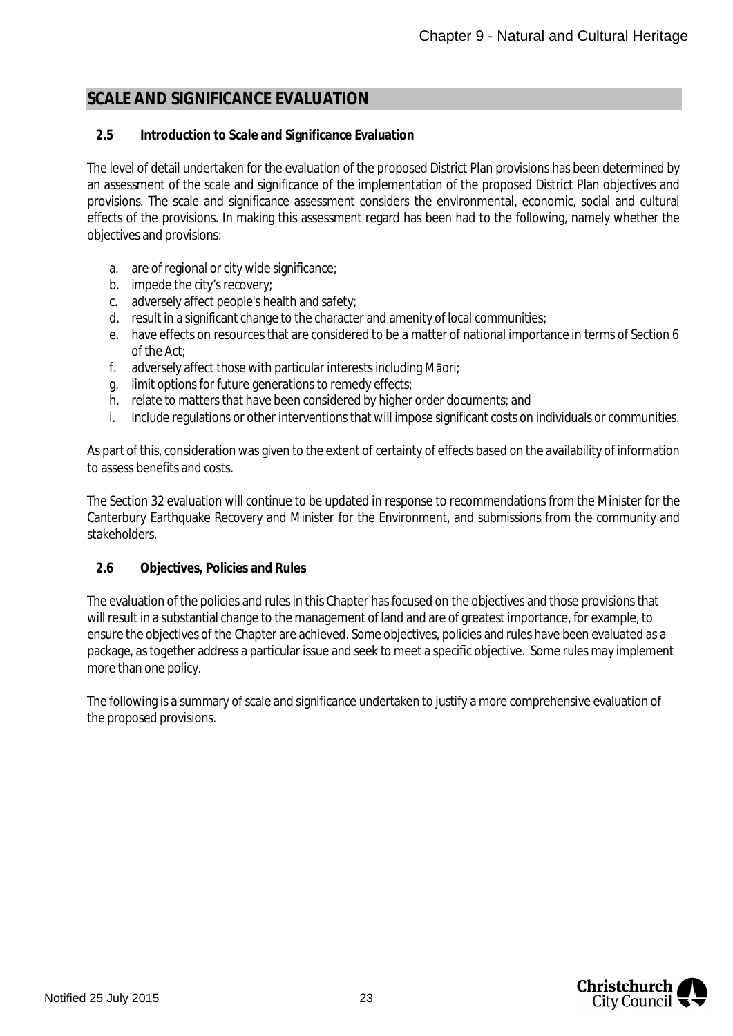## SCALE AND SIGNIFICANCE EVALUATION

### 2.5 Introduction to Scale and Significance Evaluation

The level of detail undertaken for the evaluation of the proposed District Plan provisions has been determined by an assessment of the scale and significance of the implementation of the proposed District Plan objectives and provisions. The scale and significance assessment considers the environmental, economic, social and cultural effects of the provisions. In making this assessment regard has been had to the following, namely whether the objectives and provisions:

a. are of regional or city wide significance;
b. impede the city's recovery;
c. adversely affect people's health and safety;
d. result in a significant change to the character and amenity of local communities;
e. have effects on resources that are considered to be a matter of national importance in terms of Section 6 of the Act;
f. adversely affect those with particular interests including Māori;
g. limit options for future generations to remedy effects;
h. relate to matters that have been considered by higher order documents; and
i. include regulations or other interventions that will impose significant costs on individuals or communities.

As part of this, consideration was given to the extent of certainty of effects based on the availability of information to assess benefits and costs.

The Section 32 evaluation will continue to be updated in response to recommendations from the Minister for the Canterbury Earthquake Recovery and Minister for the Environment, and submissions from the community and stakeholders.

### 2.6 Objectives, Policies and Rules

The evaluation of the policies and rules in this Chapter has focused on the objectives and those provisions that will result in a substantial change to the management of land and are of greatest importance, for example, to ensure the objectives of the Chapter are achieved. Some objectives, policies and rules have been evaluated as a package, as together address a particular issue and seek to meet a specific objective. Some rules may implement more than one policy.

The following is a summary of scale and significance undertaken to justify a more comprehensive evaluation of the proposed provisions.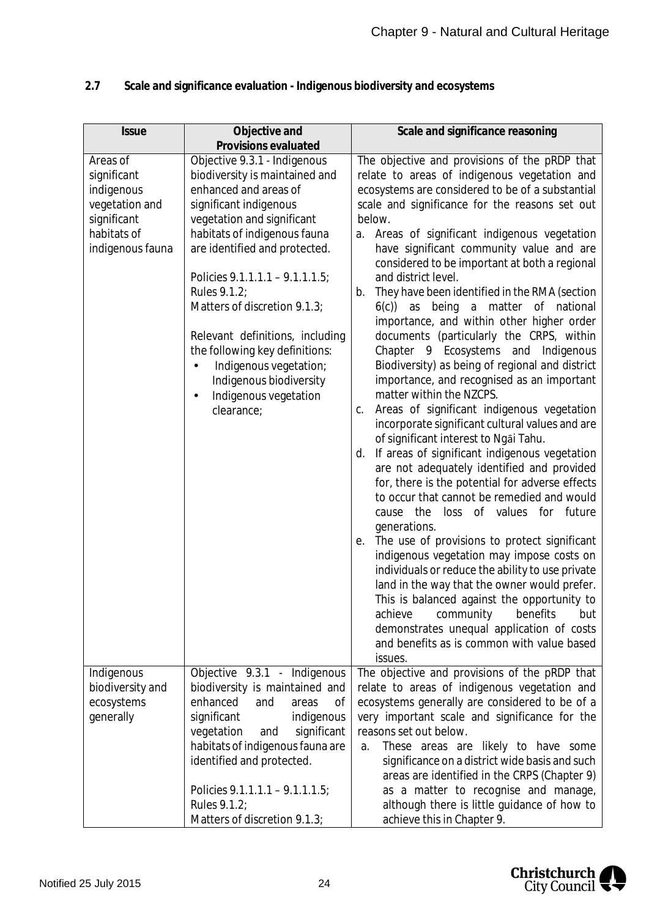## 2.7 Scale and significance evaluation - Indigenous biodiversity and ecosystems

| Issue | Objective and Provisions evaluated | Scale and significance reasoning |
|---|---|---|
| Areas of significant indigenous vegetation and significant habitats of indigenous fauna | Objective 9.3.1 - Indigenous biodiversity is maintained and enhanced and areas of significant indigenous vegetation and significant habitats of indigenous fauna are identified and protected.<br><br>Policies 9.1.1.1.1 – 9.1.1.5;<br>Rules 9.1.2;<br>Matters of discretion 9.1.3;<br><br>Relevant definitions, including the following key definitions:<br>• Indigenous vegetation; Indigenous biodiversity<br>• Indigenous vegetation clearance; | The objective and provisions of the pRDP that relate to areas of indigenous vegetation and ecosystems are considered to be of a substantial scale and significance for the reasons set out below.<br>a. Areas of significant indigenous vegetation have significant community value and are considered to be important at both a regional and district level.<br>b. They have been identified in the RMA (section 6(c)) as being a matter of national importance, and within other higher order documents (particularly the CRPS, within Chapter 9 Ecosystems and Indigenous Biodiversity) as being of regional and district importance, and recognised as an important matter within the NZCPS.<br>c. Areas of significant indigenous vegetation incorporate significant cultural values and are of significant interest to Ngāi Tahu.<br>d. If areas of significant indigenous vegetation are not adequately identified and provided for, there is the potential for adverse effects to occur that cannot be remedied and would cause the loss of values for future generations.<br>e. The use of provisions to protect significant indigenous vegetation may impose costs on individuals or reduce the ability to use private land in the way that the owner would prefer. This is balanced against the opportunity to achieve community benefits but demonstrates unequal application of costs and benefits as is common with value based issues. |
| Indigenous biodiversity and ecosystems generally | Objective 9.3.1 - Indigenous biodiversity is maintained and enhanced and areas of significant indigenous vegetation and significant habitats of indigenous fauna are identified and protected.<br><br>Policies 9.1.1.1.1 – 9.1.1.1.5;<br>Rules 9.1.2;<br>Matters of discretion 9.1.3; | The objective and provisions of the pRDP that relate to areas of indigenous vegetation and ecosystems generally are considered to be of a very important scale and significance for the reasons set out below.<br>a. These areas are likely to have some significance on a district wide basis and such areas are identified in the CRPS (Chapter 9) as a matter to recognise and manage, although there is little guidance of how to achieve this in Chapter 9. |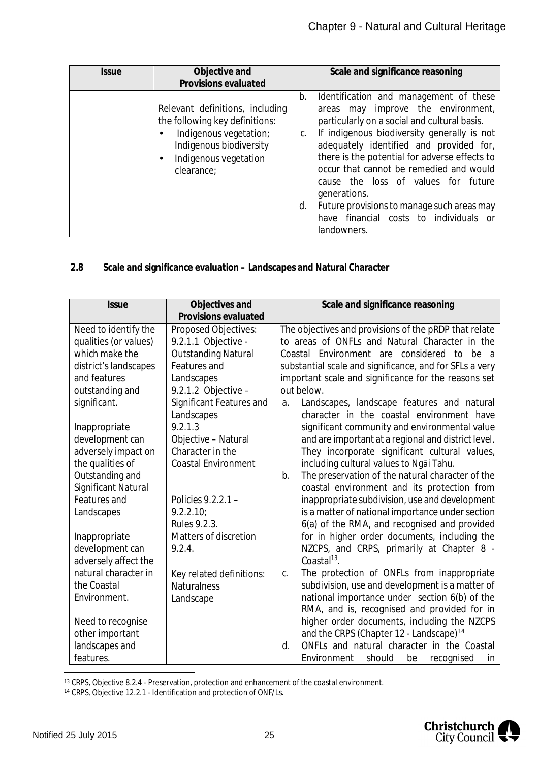| Issue | Objective and Provisions evaluated | Scale and significance reasoning |
|---|---|---|
| | Relevant definitions, including the following key definitions:<br>• Indigenous vegetation; Indigenous biodiversity<br>• Indigenous vegetation clearance; | b. Identification and management of these areas may improve the environment, particularly on a social and cultural basis.<br>c. If indigenous biodiversity generally is not adequately identified and provided for, there is the potential for adverse effects to occur that cannot be remedied and would cause the loss of values for future generations.<br>d. Future provisions to manage such areas may have financial costs to individuals or landowners. |

**2.8 Scale and significance evaluation – Landscapes and Natural Character**

| Issue | Objectives and Provisions evaluated | Scale and significance reasoning |
|---|---|---|
| Need to identify the qualities (or values) which make the district's landscapes and features outstanding and significant.<br><br>Inappropriate development can adversely impact on the qualities of Outstanding and Significant Natural Features and Landscapes<br><br>Inappropriate development can adversely affect the natural character in the Coastal Environment.<br><br>Need to recognise other important landscapes and features. | Proposed Objectives:<br>9.2.1.1 Objective - Outstanding Natural Features and Landscapes<br>9.2.1.2 Objective – Significant Features and Landscapes<br>9.2.1.3 Objective – Natural Character in the Coastal Environment<br><br>Policies 9.2.2.1 – 9.2.2.10;<br>Rules 9.2.3.<br>Matters of discretion 9.2.4.<br><br>Key related definitions:<br>Naturalness<br>Landscape | The objectives and provisions of the pRDP that relate to areas of ONFLs and Natural Character in the Coastal Environment are considered to be a substantial scale and significance, and for SFLs a very important scale and significance for the reasons set out below.<br>a. Landscapes, landscape features and natural character in the coastal environment have significant community and environmental value and are important at a regional and district level. They incorporate significant cultural values, including cultural values to Ngāi Tahu.<br>b. The preservation of the natural character of the coastal environment and its protection from inappropriate subdivision, use and development is a matter of national importance under section 6(a) of the RMA, and recognised and provided for in higher order documents, including the NZCPS, and CRPS, primarily at Chapter 8 - Coastal[13].<br>c. The protection of ONFLs from inappropriate subdivision, use and development is a matter of national importance under section 6(b) of the RMA, and is, recognised and provided for in higher order documents, including the NZCPS and the CRPS (Chapter 12 - Landscape)[14]<br>d. ONFLs and natural character in the Coastal Environment should be recognised in |

[13] CRPS, Objective 8.2.4 - Preservation, protection and enhancement of the coastal environment.
[14] CRPS, Objective 12.2.1 - Identification and protection of ONF/Ls.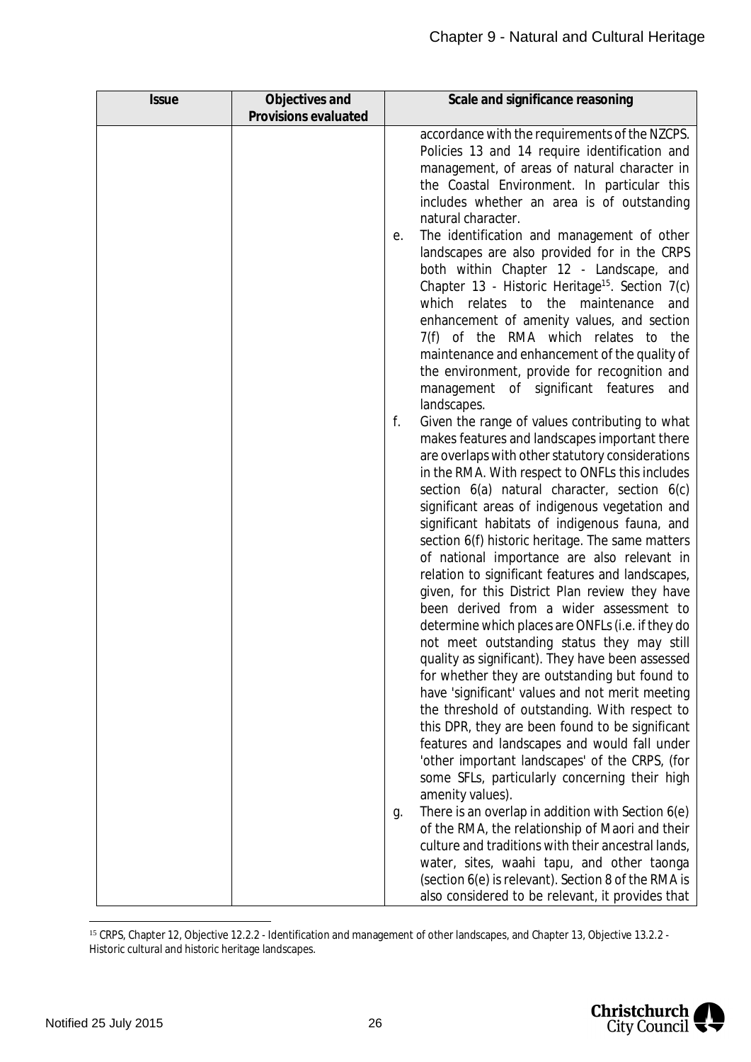| Issue | Objectives and Provisions evaluated | Scale and significance reasoning |
|---|---|---|
| | | accordance with the requirements of the NZCPS. Policies 13 and 14 require identification and management, of areas of natural character in the Coastal Environment. In particular this includes whether an area is of outstanding natural character.<br>e. The identification and management of other landscapes are also provided for in the CRPS both within Chapter 12 - Landscape, and Chapter 13 - Historic Heritage[15]. Section 7(c) which relates to the maintenance and enhancement of amenity values, and section 7(f) of the RMA which relates to the maintenance and enhancement of the quality of the environment, provide for recognition and management of significant features and landscapes.<br>f. Given the range of values contributing to what makes features and landscapes important there are overlaps with other statutory considerations in the RMA. With respect to ONFLs this includes section 6(a) natural character, section 6(c) significant areas of indigenous vegetation and significant habitats of indigenous fauna, and section 6(f) historic heritage. The same matters of national importance are also relevant in relation to significant features and landscapes, given, for this District Plan review they have been derived from a wider assessment to determine which places are ONFLs (i.e. if they do not meet outstanding status they may still quality as significant). They have been assessed for whether they are outstanding but found to have 'significant' values and not merit meeting the threshold of outstanding. With respect to this DPR, they are been found to be significant features and landscapes and would fall under 'other important landscapes' of the CRPS, (for some SFLs, particularly concerning their high amenity values).<br>g. There is an overlap in addition with Section 6(e) of the RMA, the relationship of Maori and their culture and traditions with their ancestral lands, water, sites, waahi tapu, and other taonga (section 6(e) is relevant). Section 8 of the RMA is also considered to be relevant, it provides that |

[15] CRPS, Chapter 12, Objective 12.2.2 - Identification and management of other landscapes, and Chapter 13, Objective 13.2.2 - Historic cultural and historic heritage landscapes.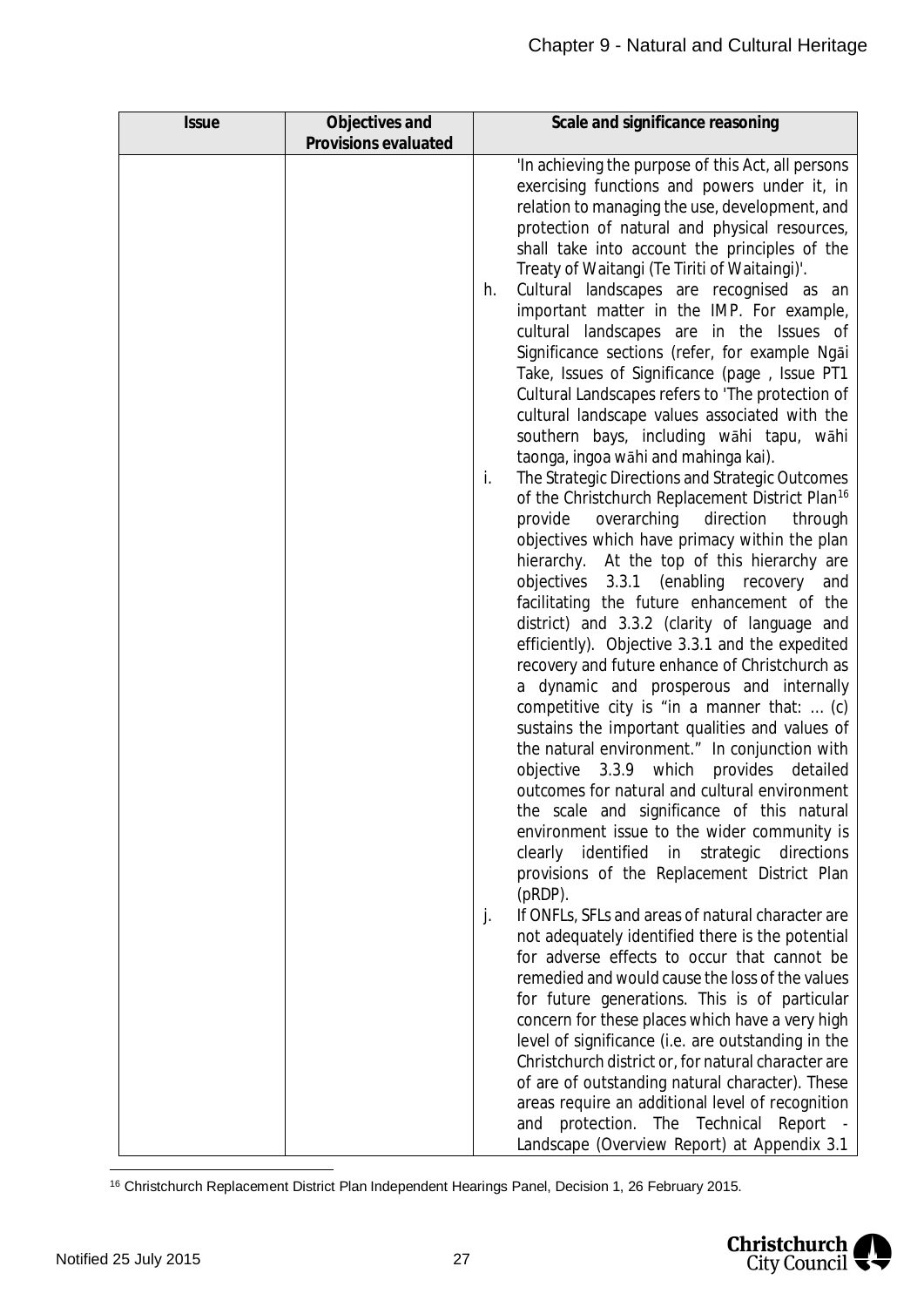| Issue | Objectives and Provisions evaluated | Scale and significance reasoning |
|---|---|---|
| | | 'In achieving the purpose of this Act, all persons exercising functions and powers under it, in relation to managing the use, development, and protection of natural and physical resources, shall take into account the principles of the Treaty of Waitangi (Te Tiriti of Waitaingi)'.<br>h. Cultural landscapes are recognised as an important matter in the IMP. For example, cultural landscapes are in the Issues of Significance sections (refer, for example Ngāi Take, Issues of Significance (page , Issue PT1 Cultural Landscapes refers to 'The protection of cultural landscape values associated with the southern bays, including wāhi tapu, wāhi taonga, ingoa wāhi and mahinga kai).<br>i. The Strategic Directions and Strategic Outcomes of the Christchurch Replacement District Plan[16] provide overarching direction through objectives which have primacy within the plan hierarchy. At the top of this hierarchy are objectives 3.3.1 (enabling recovery and facilitating the future enhancement of the district) and 3.3.2 (clarity of language and efficiently). Objective 3.3.1 and the expedited recovery and future enhance of Christchurch as a dynamic and prosperous and internally competitive city is "in a manner that: ... (c) sustains the important qualities and values of the natural environment." In conjunction with objective 3.3.9 which provides detailed outcomes for natural and cultural environment the scale and significance of this natural environment issue to the wider community is clearly identified in strategic directions provisions of the Replacement District Plan (pRDP).<br>j. If ONFLs, SFLs and areas of natural character are not adequately identified there is the potential for adverse effects to occur that cannot be remedied and would cause the loss of the values for future generations. This is of particular concern for these places which have a very high level of significance (i.e. are outstanding in the Christchurch district or, for natural character are of are of outstanding natural character). These areas require an additional level of recognition and protection. The Technical Report - Landscape (Overview Report) at Appendix 3.1 |

[16] Christchurch Replacement District Plan Independent Hearings Panel, Decision 1, 26 February 2015.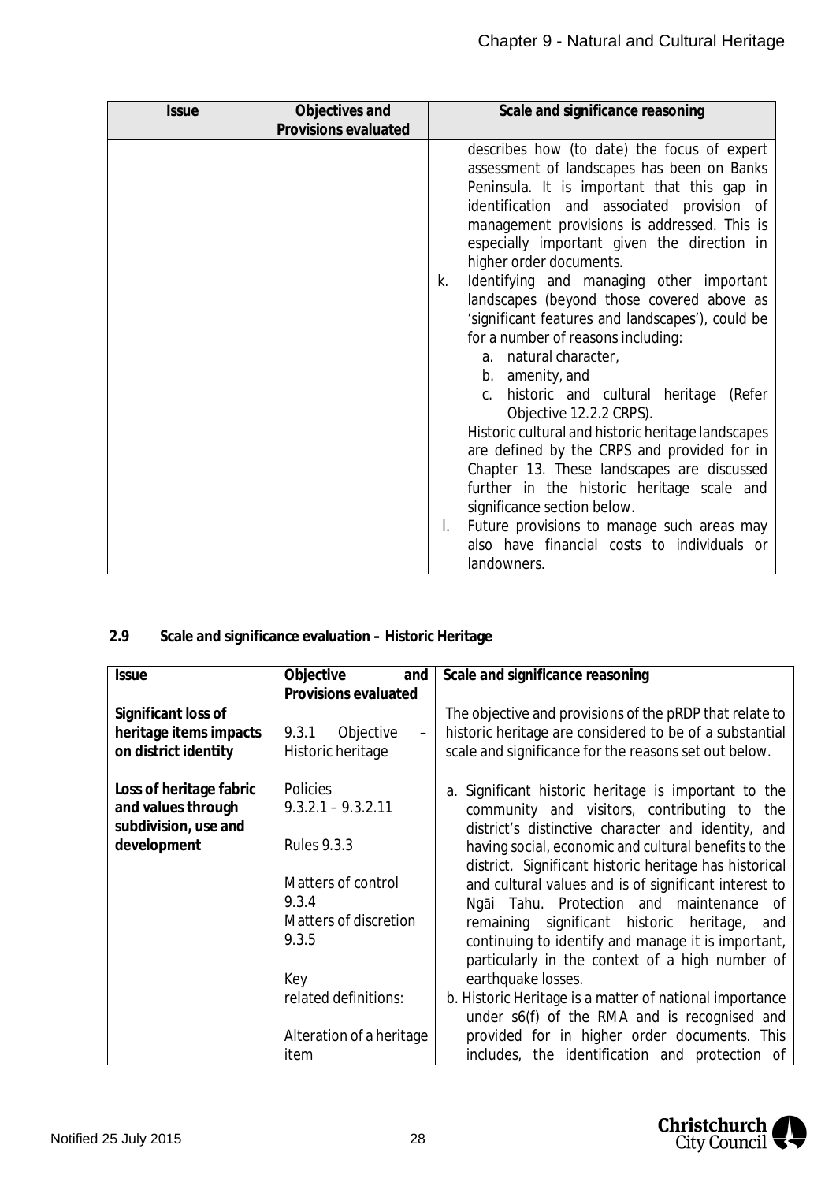| Issue | Objectives and Provisions evaluated | Scale and significance reasoning |
|---|---|---|
| | | describes how (to date) the focus of expert assessment of landscapes has been on Banks Peninsula. It is important that this gap in identification and associated provision of management provisions is addressed. This is especially important given the direction in higher order documents.<br>k. Identifying and managing other important landscapes (beyond those covered above as 'significant features and landscapes'), could be for a number of reasons including:<br>a. natural character,<br>b. amenity, and<br>c. historic and cultural heritage (Refer Objective 12.2.2 CRPS).<br>Historic cultural and historic heritage landscapes are defined by the CRPS and provided for in Chapter 13. These landscapes are discussed further in the historic heritage scale and significance section below.<br>l. Future provisions to manage such areas may also have financial costs to individuals or landowners. |

## 2.9 Scale and significance evaluation – Historic Heritage

| Issue | Objective and Provisions evaluated | Scale and significance reasoning |
|---|---|---|
| **Significant loss of heritage items impacts on district identity**<br><br>**Loss of heritage fabric and values through subdivision, use and development** | 9.3.1 Objective – Historic heritage<br><br>Policies 9.3.2.1 – 9.3.2.11<br><br>Rules 9.3.3<br><br>Matters of control 9.3.4<br>Matters of discretion 9.3.5<br><br>Key related definitions:<br><br>Alteration of a heritage item | The objective and provisions of the pRDP that relate to historic heritage are considered to be of a substantial scale and significance for the reasons set out below.<br><br>a. Significant historic heritage is important to the community and visitors, contributing to the district's distinctive character and identity, and having social, economic and cultural benefits to the district. Significant historic heritage has historical and cultural values and is of significant interest to Ngāi Tahu. Protection and maintenance of remaining significant historic heritage, and continuing to identify and manage it is important, particularly in the context of a high number of earthquake losses.<br>b. Historic Heritage is a matter of national importance under s6(f) of the RMA and is recognised and provided for in higher order documents. This includes, the identification and protection of |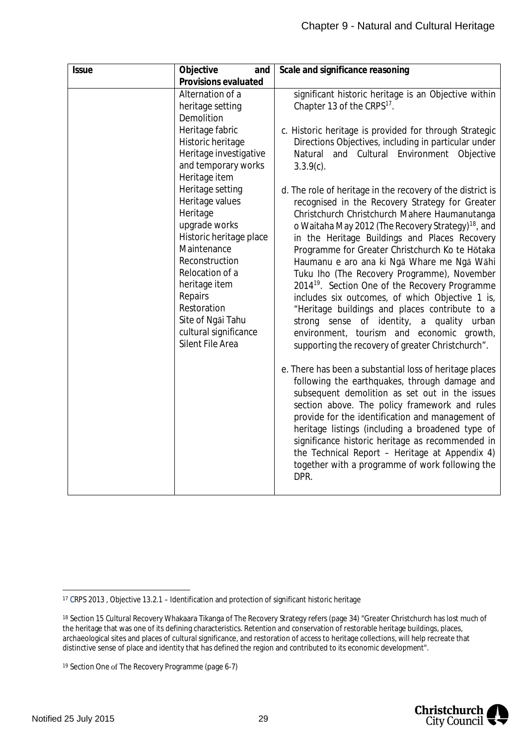| Issue | Objective and Provisions evaluated | Scale and significance reasoning |
| --- | --- | --- |
| | Alternation of a heritage setting<br>Demolition<br>Heritage fabric<br>Historic heritage<br>Heritage investigative and temporary works<br>Heritage item<br>Heritage setting<br>Heritage values<br>Heritage upgrade works<br>Historic heritage place<br>Maintenance<br>Reconstruction<br>Relocation of a heritage item<br>Repairs<br>Restoration<br>Site of Ngāi Tahu cultural significance<br>Silent File Area | significant historic heritage is an Objective within Chapter 13 of the CRPS[17].<br><br>c. Historic heritage is provided for through Strategic Directions Objectives, including in particular under Natural and Cultural Environment Objective 3.3.9(c).<br><br>d. The role of heritage in the recovery of the district is recognised in the Recovery Strategy for Greater Christchurch Christchurch Mahere Haumanutanga o Waitaha May 2012 (The Recovery Strategy)[18], and in the Heritage Buildings and Places Recovery Programme for Greater Christchurch Ko te Hōtaka Haumanu e aro ana ki Ngā Whare me Ngā Wāhi Tuku Iho (The Recovery Programme), November 2014[19]. Section One of the Recovery Programme includes six outcomes, of which Objective 1 is, "Heritage buildings and places contribute to a strong sense of identity, a quality urban environment, tourism and economic growth, supporting the recovery of greater Christchurch".<br><br>e. There has been a substantial loss of heritage places following the earthquakes, through damage and subsequent demolition as set out in the issues section above. The policy framework and rules provide for the identification and management of heritage listings (including a broadened type of significance historic heritage as recommended in the Technical Report – Heritage at Appendix 4) together with a programme of work following the DPR. |

[17] CRPS 2013 , Objective 13.2.1 – Identification and protection of significant historic heritage

[18] Section 15 Cultural Recovery Whakaara Tikanga of The Recovery Strategy refers (page 34) "Greater Christchurch has lost much of the heritage that was one of its defining characteristics. Retention and conservation of restorable heritage buildings, places, archaeological sites and places of cultural significance, and restoration of access to heritage collections, will help recreate that distinctive sense of place and identity that has defined the region and contributed to its economic development".

[19] Section One of The Recovery Programme (page 6-7)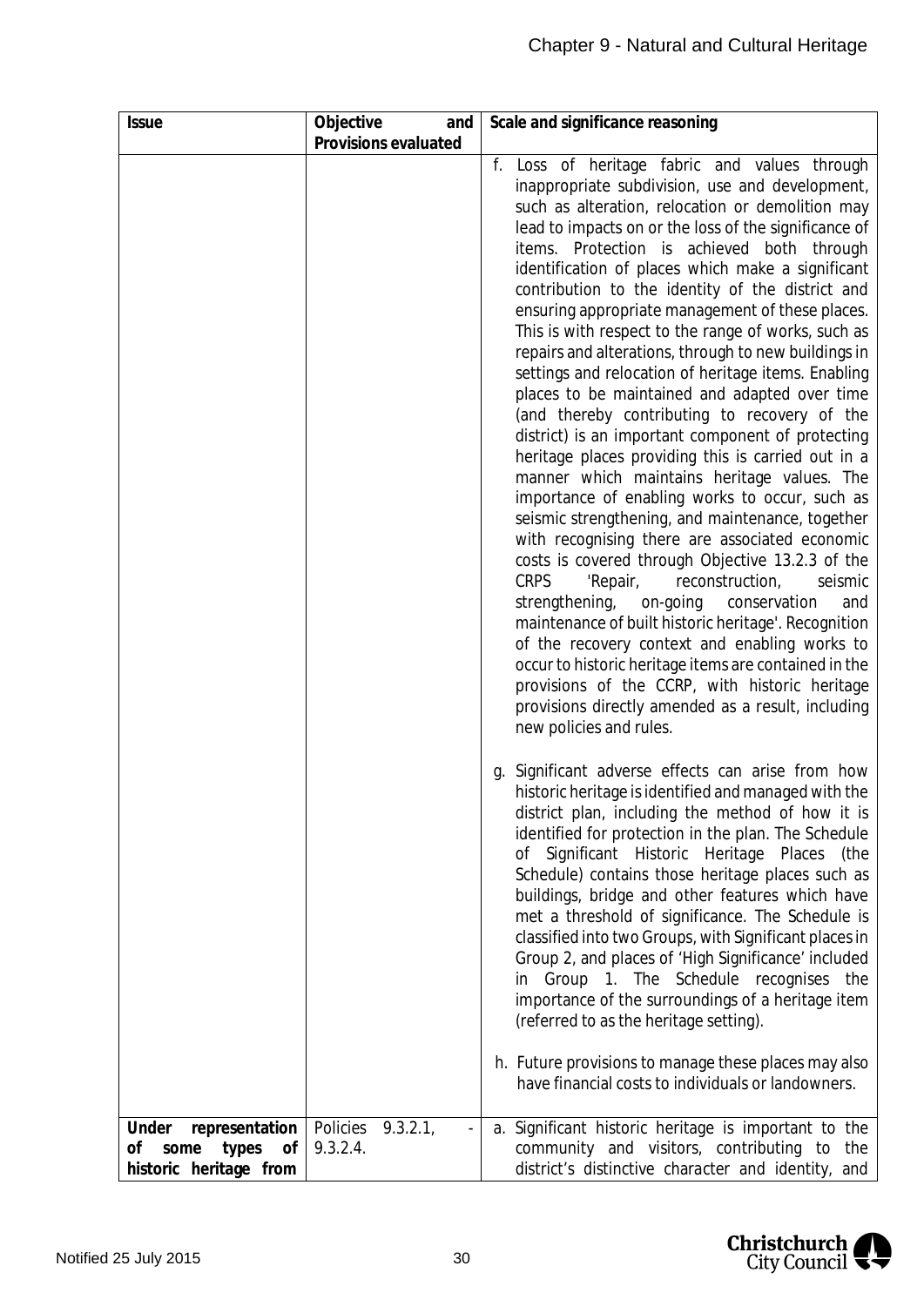| Issue | Objective and Provisions evaluated | Scale and significance reasoning |
|---|---|---|
| | | f. Loss of heritage fabric and values through inappropriate subdivision, use and development, such as alteration, relocation or demolition may lead to impacts on or the loss of the significance of items. Protection is achieved both through identification of places which make a significant contribution to the identity of the district and ensuring appropriate management of these places. This is with respect to the range of works, such as repairs and alterations, through to new buildings in settings and relocation of heritage items. Enabling places to be maintained and adapted over time (and thereby contributing to recovery of the district) is an important component of protecting heritage places providing this is carried out in a manner which maintains heritage values. The importance of enabling works to occur, such as seismic strengthening, and maintenance, together with recognising there are associated economic costs is covered through Objective 13.2.3 of the CRPS 'Repair, reconstruction, seismic strengthening, on-going conservation and maintenance of built historic heritage'. Recognition of the recovery context and enabling works to occur to historic heritage items are contained in the provisions of the CCRP, with historic heritage provisions directly amended as a result, including new policies and rules.<br><br>g. Significant adverse effects can arise from how historic heritage is identified and managed with the district plan, including the method of how it is identified for protection in the plan. The Schedule of Significant Historic Heritage Places (the Schedule) contains those heritage places such as buildings, bridge and other features which have met a threshold of significance. The Schedule is classified into two Groups, with Significant places in Group 2, and places of 'High Significance' included in Group 1. The Schedule recognises the importance of the surroundings of a heritage item (referred to as the heritage setting).<br><br>h. Future provisions to manage these places may also have financial costs to individuals or landowners. |
| **Under representation of some types of historic heritage from** | Policies 9.3.2.1, - 9.3.2.4. | a. Significant historic heritage is important to the community and visitors, contributing to the district's distinctive character and identity, and |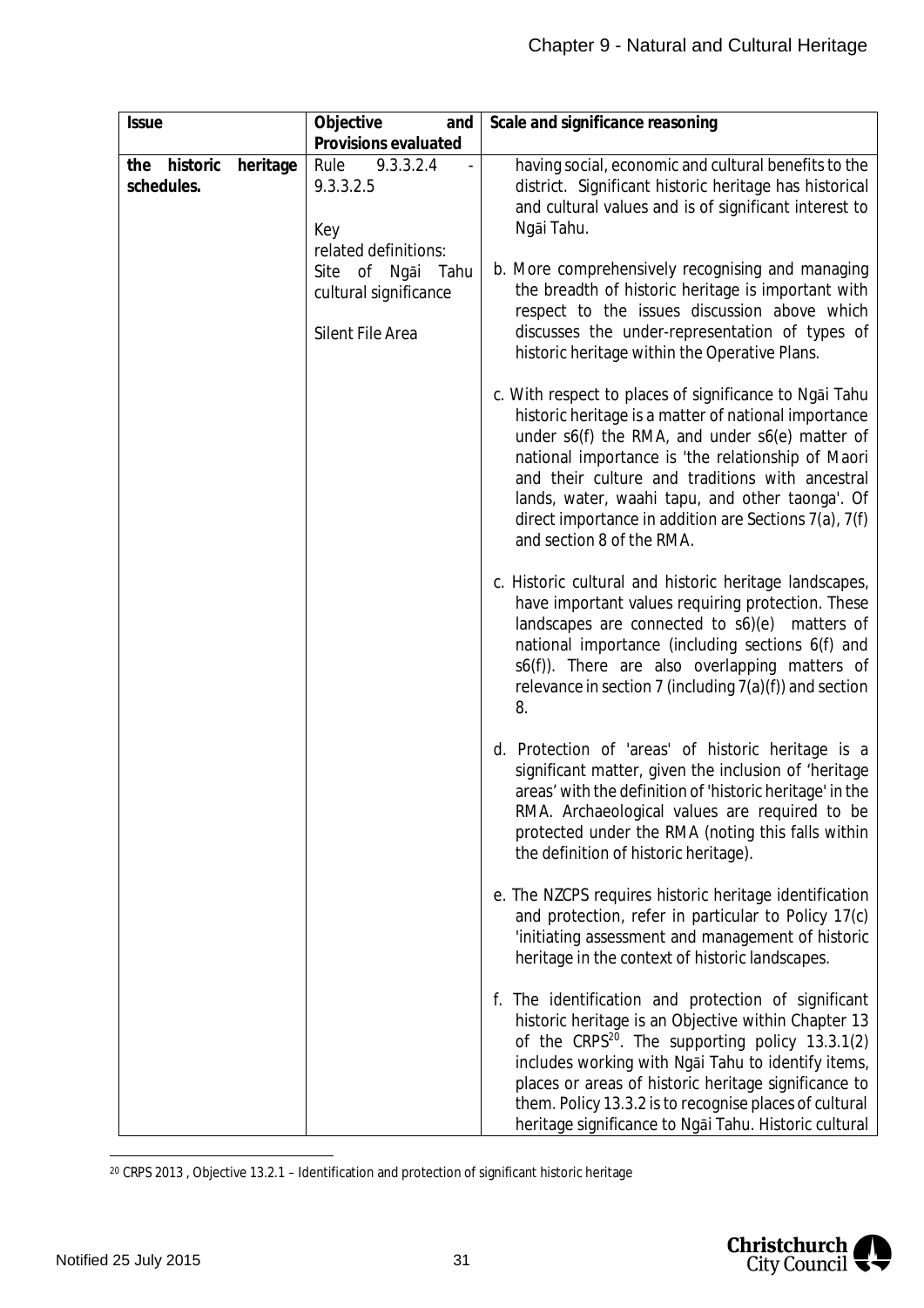| Issue | Objective and Provisions evaluated | Scale and significance reasoning |
| --- | --- | --- |
| the historic heritage schedules. | Rule 9.3.3.2.4 - 9.3.3.2.5<br><br>Key related definitions:<br>Site of Ngāi Tahu cultural significance<br><br>Silent File Area | having social, economic and cultural benefits to the district. Significant historic heritage has historical and cultural values and is of significant interest to Ngāi Tahu.<br><br>b. More comprehensively recognising and managing the breadth of historic heritage is important with respect to the issues discussion above which discusses the under-representation of types of historic heritage within the Operative Plans.<br><br>c. With respect to places of significance to Ngāi Tahu historic heritage is a matter of national importance under s6(f) the RMA, and under s6(e) matter of national importance is 'the relationship of Maori and their culture and traditions with ancestral lands, water, waahi tapu, and other taonga'. Of direct importance in addition are Sections 7(a), 7(f) and section 8 of the RMA.<br><br>c. Historic cultural and historic heritage landscapes, have important values requiring protection. These landscapes are connected to s6)(e) matters of national importance (including sections 6(f) and s6(f)). There are also overlapping matters of relevance in section 7 (including 7(a)(f)) and section 8.<br><br>d. Protection of 'areas' of historic heritage is a significant matter, given the inclusion of 'heritage areas' with the definition of 'historic heritage' in the RMA. Archaeological values are required to be protected under the RMA (noting this falls within the definition of historic heritage).<br><br>e. The NZCPS requires historic heritage identification and protection, refer in particular to Policy 17(c) 'initiating assessment and management of historic heritage in the context of historic landscapes.<br><br>f. The identification and protection of significant historic heritage is an Objective within Chapter 13 of the CRPS[20]. The supporting policy 13.3.1(2) includes working with Ngāi Tahu to identify items, places or areas of historic heritage significance to them. Policy 13.3.2 is to recognise places of cultural heritage significance to Ngāi Tahu. Historic cultural |

[20] CRPS 2013 , Objective 13.2.1 – Identification and protection of significant historic heritage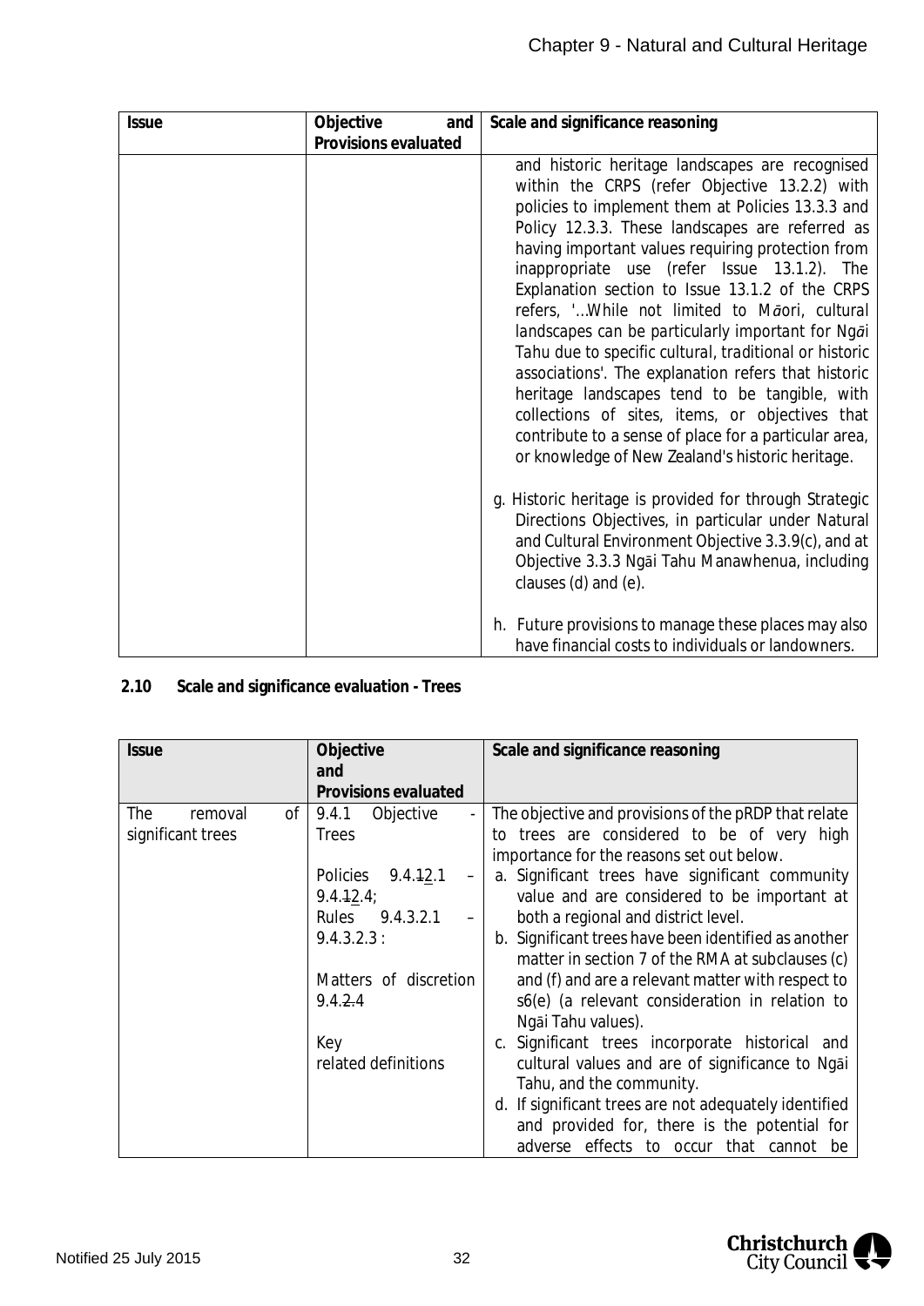| Issue | Objective and Provisions evaluated | Scale and significance reasoning |
|---|---|---|
| | | and historic heritage landscapes are recognised within the CRPS (refer Objective 13.2.2) with policies to implement them at Policies 13.3.3 and Policy 12.3.3. These landscapes are referred as having important values requiring protection from inappropriate use (refer Issue 13.1.2). The Explanation section to Issue 13.1.2 of the CRPS refers, '*...While not limited to Māori, cultural landscapes can be particularly important for Ngāi Tahu due to specific cultural, traditional or historic associations*'. The explanation refers that historic heritage landscapes tend to be tangible, with collections of sites, items, or objectives that contribute to a sense of place for a particular area, or knowledge of New Zealand's historic heritage.<br><br>g. Historic heritage is provided for through Strategic Directions Objectives, in particular under Natural and Cultural Environment Objective 3.3.9(c), and at Objective 3.3.3 Ngāi Tahu Manawhenua, including clauses (d) and (e).<br><br>h. Future provisions to manage these places may also have financial costs to individuals or landowners. |

**2.10 Scale and significance evaluation - Trees**

| Issue | Objective and Provisions evaluated | Scale and significance reasoning |
|---|---|---|
| The removal of significant trees | 9.4.1 Objective - Trees<br><br>Policies 9.4.~~1~~2.1 – 9.4.~~1~~2.4;<br>Rules 9.4.3.2.1 – 9.4.3.2.3 :<br><br>Matters of discretion 9.4.~~2.~~4<br><br>Key related definitions | The objective and provisions of the pRDP that relate to trees are considered to be of very high importance for the reasons set out below.<br>a. Significant trees have significant community value and are considered to be important at both a regional and district level.<br>b. Significant trees have been identified as another matter in section 7 of the RMA at subclauses (c) and (f) and are a relevant matter with respect to s6(e) (a relevant consideration in relation to Ngāi Tahu values).<br>c. Significant trees incorporate historical and cultural values and are of significance to Ngāi Tahu, and the community.<br>d. If significant trees are not adequately identified and provided for, there is the potential for adverse effects to occur that cannot be |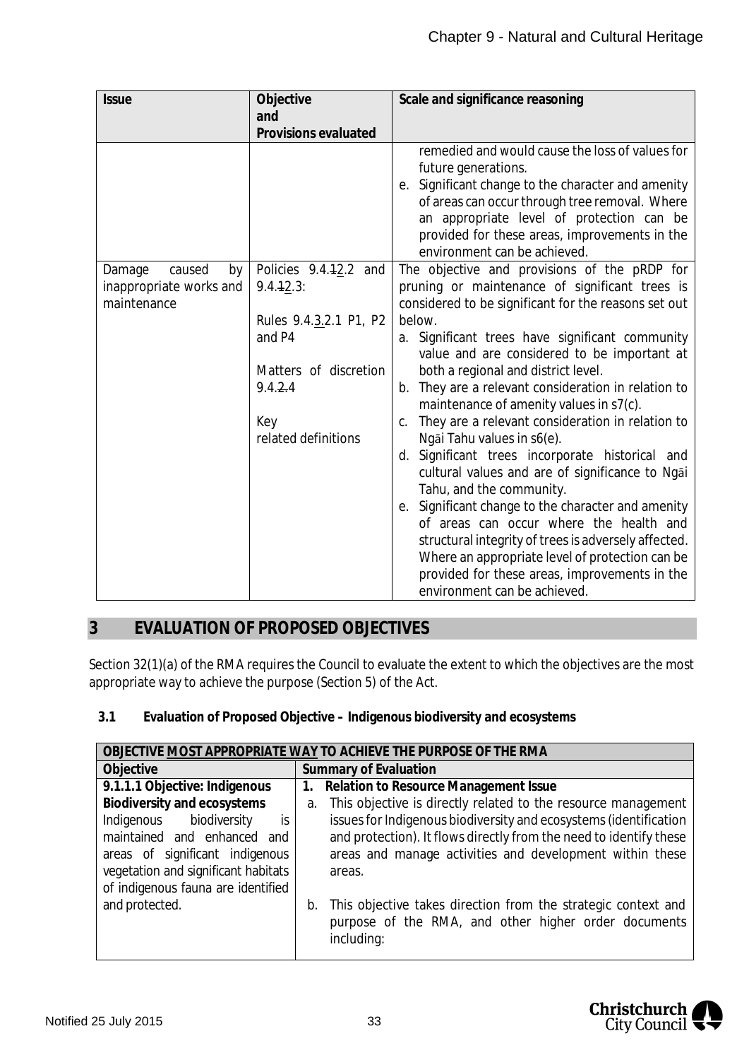| Issue | Objective and Provisions evaluated | Scale and significance reasoning |
|---|---|---|
| | | remedied and would cause the loss of values for future generations.<br>e. Significant change to the character and amenity of areas can occur through tree removal. Where an appropriate level of protection can be provided for these areas, improvements in the environment can be achieved. |
| Damage caused by inappropriate works and maintenance | Policies 9.4.~~1~~2.2 and 9.4.~~1~~2.3:<br><br>Rules 9.4.3.2.1 P1, P2 and P4<br><br>Matters of discretion 9.4.2.4<br><br>Key related definitions | The objective and provisions of the pRDP for pruning or maintenance of significant trees is considered to be significant for the reasons set out below.<br>a. Significant trees have significant community value and are considered to be important at both a regional and district level.<br>b. They are a relevant consideration in relation to maintenance of amenity values in s7(c).<br>c. They are a relevant consideration in relation to Ngāi Tahu values in s6(e).<br>d. Significant trees incorporate historical and cultural values and are of significance to Ngāi Tahu, and the community.<br>e. Significant change to the character and amenity of areas can occur where the health and structural integrity of trees is adversely affected. Where an appropriate level of protection can be provided for these areas, improvements in the environment can be achieved. |

## 3 EVALUATION OF PROPOSED OBJECTIVES

Section 32(1)(a) of the RMA requires the Council to evaluate the extent to which the objectives are the most appropriate way to achieve the purpose (Section 5) of the Act.

### 3.1 Evaluation of Proposed Objective – Indigenous biodiversity and ecosystems

| OBJECTIVE MOST APPROPRIATE WAY TO ACHIEVE THE PURPOSE OF THE RMA | |
|---|---|
| **Objective** | **Summary of Evaluation** |
| **9.1.1.1 Objective: Indigenous Biodiversity and ecosystems**<br>Indigenous biodiversity is maintained and enhanced and areas of significant indigenous vegetation and significant habitats of indigenous fauna are identified and protected. | **1. Relation to Resource Management Issue**<br>a. This objective is directly related to the resource management issues for Indigenous biodiversity and ecosystems (identification and protection). It flows directly from the need to identify these areas and manage activities and development within these areas.<br><br>b. This objective takes direction from the strategic context and purpose of the RMA, and other higher order documents including: |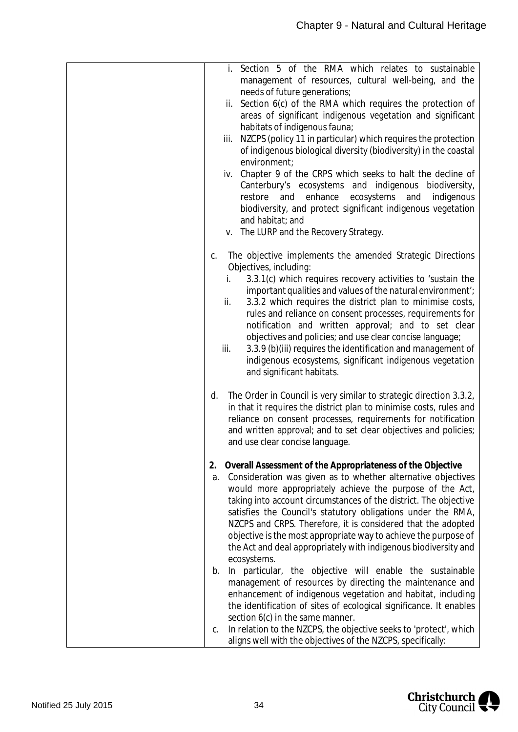| | |
|---|---|
| | i. Section 5 of the RMA which relates to sustainable management of resources, cultural well-being, and the needs of future generations;<br>ii. Section 6(c) of the RMA which requires the protection of areas of significant indigenous vegetation and significant habitats of indigenous fauna;<br>iii. NZCPS (policy 11 in particular) which requires the protection of indigenous biological diversity (biodiversity) in the coastal environment;<br>iv. Chapter 9 of the CRPS which seeks to halt the decline of Canterbury's ecosystems and indigenous biodiversity, restore and enhance ecosystems and indigenous biodiversity, and protect significant indigenous vegetation and habitat; and<br>v. The LURP and the Recovery Strategy.<br><br>c. The objective implements the amended Strategic Directions Objectives, including:<br>i. 3.3.1(c) which requires recovery activities to 'sustain the important qualities and values of the natural environment';<br>ii. 3.3.2 which requires the district plan to minimise costs, rules and reliance on consent processes, requirements for notification and written approval; and to set clear objectives and policies; and use clear concise language;<br>iii. 3.3.9 (b)(iii) requires the identification and management of indigenous ecosystems, significant indigenous vegetation and significant habitats.<br><br>d. The Order in Council is very similar to strategic direction 3.3.2, in that it requires the district plan to minimise costs, rules and reliance on consent processes, requirements for notification and written approval; and to set clear objectives and policies; and use clear concise language.<br><br>**2. Overall Assessment of the Appropriateness of the Objective**<br>a. Consideration was given as to whether alternative objectives would more appropriately achieve the purpose of the Act, taking into account circumstances of the district. The objective satisfies the Council's statutory obligations under the RMA, NZCPS and CRPS. Therefore, it is considered that the adopted objective is the most appropriate way to achieve the purpose of the Act and deal appropriately with indigenous biodiversity and ecosystems.<br>b. In particular, the objective will enable the sustainable management of resources by directing the maintenance and enhancement of indigenous vegetation and habitat, including the identification of sites of ecological significance. It enables section 6(c) in the same manner.<br>c. In relation to the NZCPS, the objective seeks to 'protect', which aligns well with the objectives of the NZCPS, specifically: |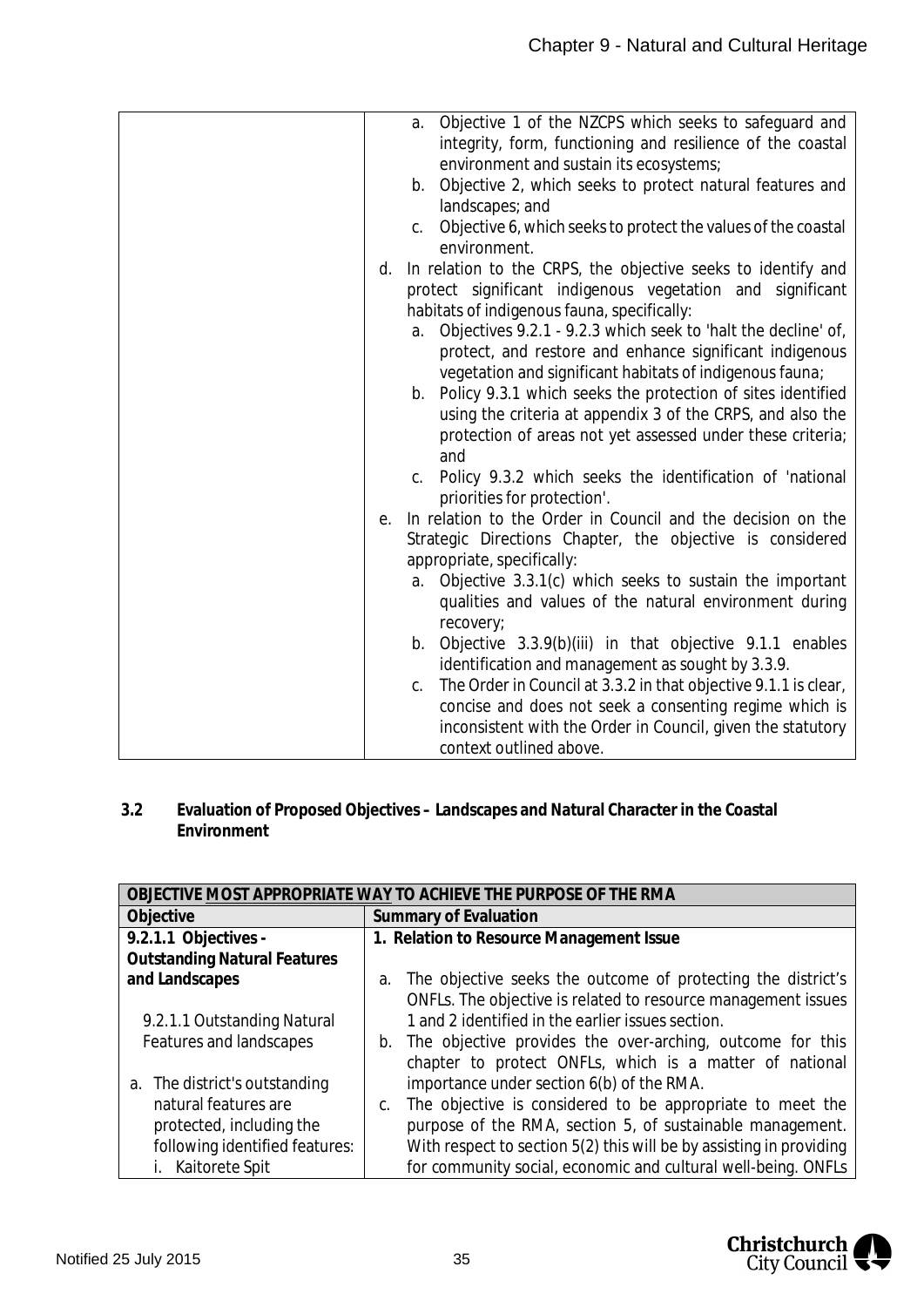| | |
|---|---|
| | a. Objective 1 of the NZCPS which seeks to safeguard and integrity, form, functioning and resilience of the coastal environment and sustain its ecosystems;<br>b. Objective 2, which seeks to protect natural features and landscapes; and<br>c. Objective 6, which seeks to protect the values of the coastal environment.<br>d. In relation to the CRPS, the objective seeks to identify and protect significant indigenous vegetation and significant habitats of indigenous fauna, specifically:<br>a. Objectives 9.2.1 - 9.2.3 which seek to 'halt the decline' of, protect, and restore and enhance significant indigenous vegetation and significant habitats of indigenous fauna;<br>b. Policy 9.3.1 which seeks the protection of sites identified using the criteria at appendix 3 of the CRPS, and also the protection of areas not yet assessed under these criteria; and<br>c. Policy 9.3.2 which seeks the identification of 'national priorities for protection'.<br>e. In relation to the Order in Council and the decision on the Strategic Directions Chapter, the objective is considered appropriate, specifically:<br>a. Objective 3.3.1(c) which seeks to sustain the important qualities and values of the natural environment during recovery;<br>b. Objective 3.3.9(b)(iii) in that objective 9.1.1 enables identification and management as sought by 3.3.9.<br>c. The Order in Council at 3.3.2 in that objective 9.1.1 is clear, concise and does not seek a consenting regime which is inconsistent with the Order in Council, given the statutory context outlined above. |

**3.2 Evaluation of Proposed Objectives – Landscapes and Natural Character in the Coastal Environment**

| OBJECTIVE MOST APPROPRIATE WAY TO ACHIEVE THE PURPOSE OF THE RMA | |
|---|---|
| **Objective** | **Summary of Evaluation** |
| **9.2.1.1 Objectives - Outstanding Natural Features and Landscapes**<br><br>9.2.1.1 Outstanding Natural Features and landscapes<br><br>a. The district's outstanding natural features are protected, including the following identified features:<br>i. Kaitorete Spit | **1. Relation to Resource Management Issue**<br><br>a. The objective seeks the outcome of protecting the district's ONFLs. The objective is related to resource management issues 1 and 2 identified in the earlier issues section.<br>b. The objective provides the over-arching, outcome for this chapter to protect ONFLs, which is a matter of national importance under section 6(b) of the RMA.<br>c. The objective is considered to be appropriate to meet the purpose of the RMA, section 5, of sustainable management. With respect to section 5(2) this will be by assisting in providing for community social, economic and cultural well-being. ONFLs |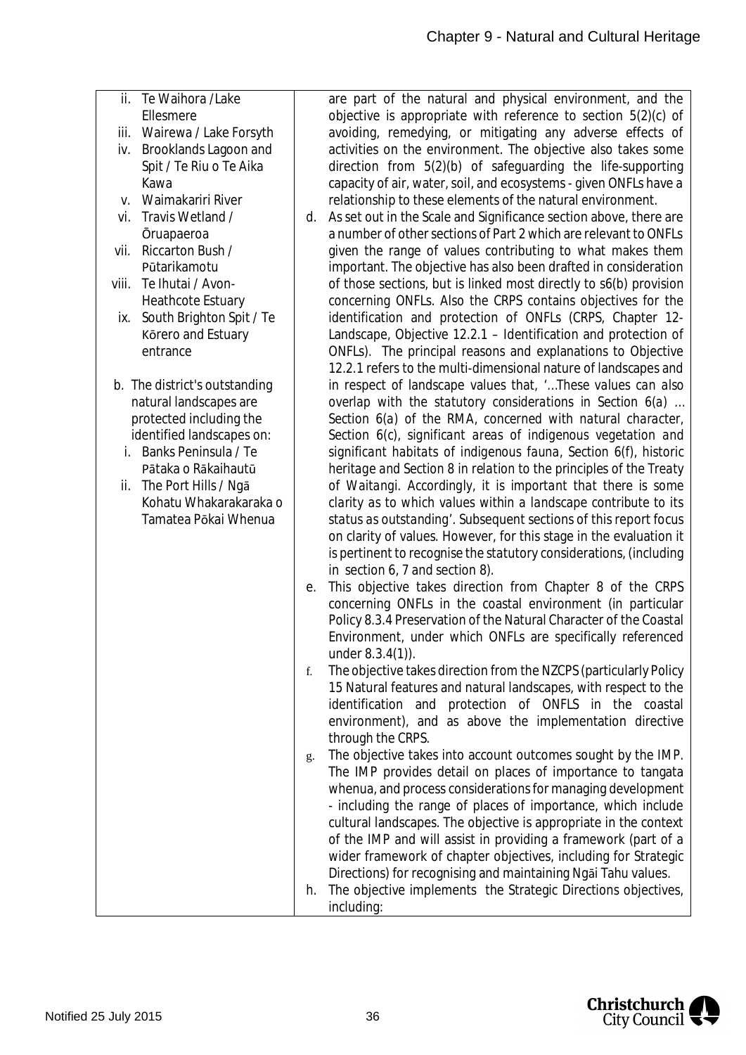| | |
|---|---|
| ii. Te Waihora /Lake Ellesmere<br>iii. Wairewa / Lake Forsyth<br>iv. Brooklands Lagoon and Spit / Te Riu o Te Aika Kawa<br>v. Waimakariri River<br>vi. Travis Wetland / Ōruapaeroa<br>vii. Riccarton Bush / Pūtarikamotu<br>viii. Te Ihutai / Avon-Heathcote Estuary<br>ix. South Brighton Spit / Te Kōrero and Estuary entrance<br><br>b. The district's outstanding natural landscapes are protected including the identified landscapes on:<br>i. Banks Peninsula / Te Pātaka o Rākaihautū<br>ii. The Port Hills / Ngā Kohatu Whakarakaraka o Tamatea Pōkai Whenua | are part of the natural and physical environment, and the objective is appropriate with reference to section 5(2)(c) of avoiding, remedying, or mitigating any adverse effects of activities on the environment. The objective also takes some direction from 5(2)(b) of safeguarding the life-supporting capacity of air, water, soil, and ecosystems - given ONFLs have a relationship to these elements of the natural environment.<br>d. As set out in the Scale and Significance section above, there are a number of other sections of Part 2 which are relevant to ONFLs given the range of values contributing to what makes them important. The objective has also been drafted in consideration of those sections, but is linked most directly to s6(b) provision concerning ONFLs. Also the CRPS contains objectives for the identification and protection of ONFLs (CRPS, Chapter 12- Landscape, Objective 12.2.1 – Identification and protection of ONFLs). The principal reasons and explanations to Objective 12.2.1 refers to the multi-dimensional nature of landscapes and in respect of landscape values that, '…*These values can also overlap with the statutory considerations in Section 6(a) … Section 6(a) of the RMA, concerned with natural character, Section 6(c), significant areas of indigenous vegetation and significant habitats of indigenous fauna, Section 6(f), historic heritage and Section 8 in relation to the principles of the Treaty of Waitangi. Accordingly, it is important that there is some clarity as to which values within a landscape contribute to its status as outstanding*'. Subsequent sections of this report focus on clarity of values. However, for this stage in the evaluation it is pertinent to recognise the statutory considerations, (including in section 6, 7 and section 8).<br>e. This objective takes direction from Chapter 8 of the CRPS concerning ONFLs in the coastal environment (in particular Policy 8.3.4 Preservation of the Natural Character of the Coastal Environment, under which ONFLs are specifically referenced under 8.3.4(1)).<br>f. The objective takes direction from the NZCPS (particularly Policy 15 Natural features and natural landscapes, with respect to the identification and protection of ONFLS in the coastal environment), and as above the implementation directive through the CRPS.<br>g. The objective takes into account outcomes sought by the IMP. The IMP provides detail on places of importance to tangata whenua, and process considerations for managing development - including the range of places of importance, which include cultural landscapes. The objective is appropriate in the context of the IMP and will assist in providing a framework (part of a wider framework of chapter objectives, including for Strategic Directions) for recognising and maintaining Ngāi Tahu values.<br>h. The objective implements the Strategic Directions objectives, including: |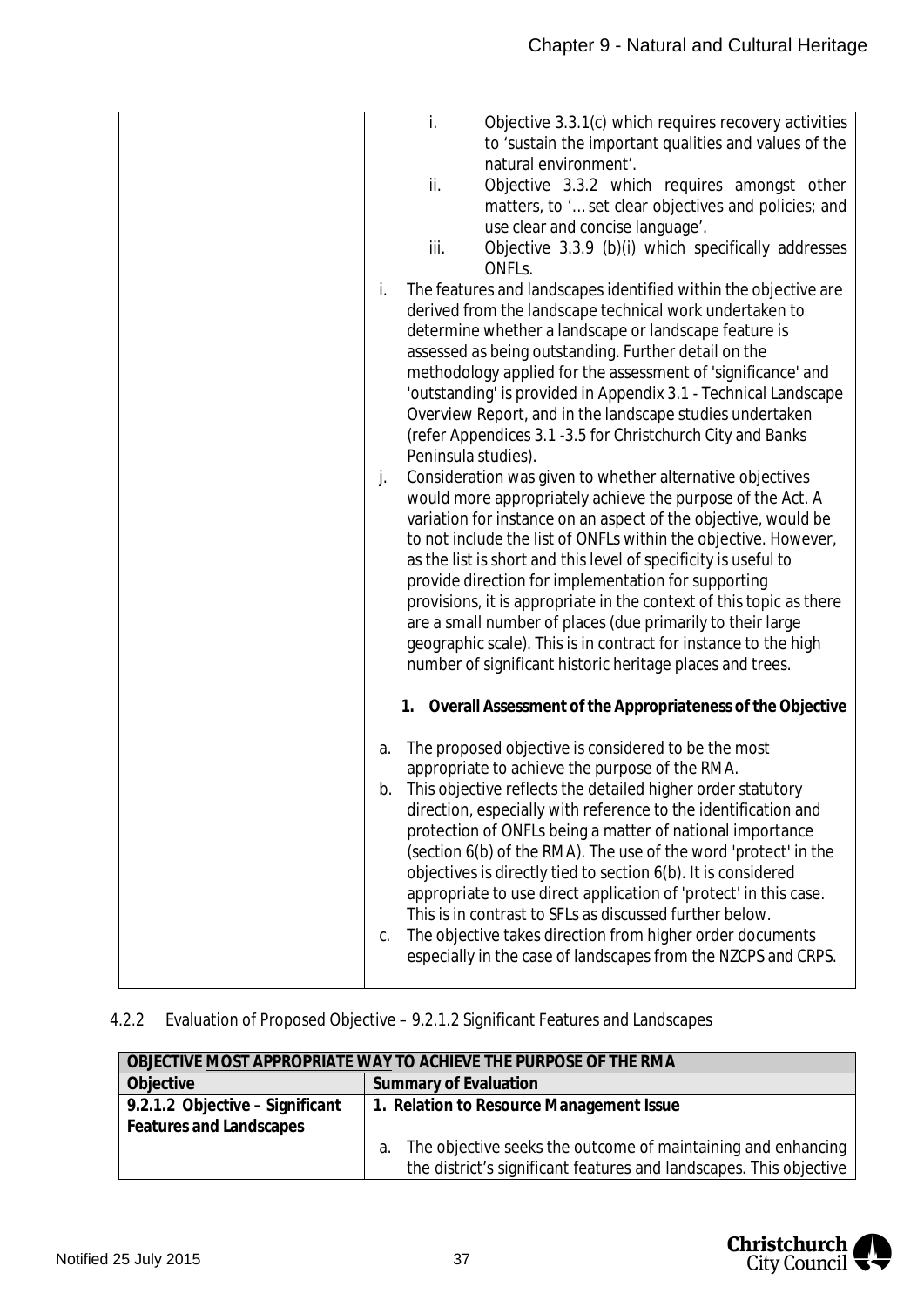| | i. Objective 3.3.1(c) which requires recovery activities to 'sustain the important qualities and values of the natural environment'.<br>ii. Objective 3.3.2 which requires amongst other matters, to '… set clear objectives and policies; and use clear and concise language'.<br>iii. Objective 3.3.9 (b)(i) which specifically addresses ONFLs.<br>i. The features and landscapes identified within the objective are derived from the landscape technical work undertaken to determine whether a landscape or landscape feature is assessed as being outstanding. Further detail on the methodology applied for the assessment of 'significance' and 'outstanding' is provided in Appendix 3.1 - Technical Landscape Overview Report, and in the landscape studies undertaken (refer Appendices 3.1 -3.5 for Christchurch City and Banks Peninsula studies).<br>j. Consideration was given to whether alternative objectives would more appropriately achieve the purpose of the Act. A variation for instance on an aspect of the objective, would be to not include the list of ONFLs within the objective. However, as the list is short and this level of specificity is useful to provide direction for implementation for supporting provisions, it is appropriate in the context of this topic as there are a small number of places (due primarily to their large geographic scale). This is in contract for instance to the high number of significant historic heritage places and trees.<br><br>**1. Overall Assessment of the Appropriateness of the Objective**<br><br>a. The proposed objective is considered to be the most appropriate to achieve the purpose of the RMA.<br>b. This objective reflects the detailed higher order statutory direction, especially with reference to the identification and protection of ONFLs being a matter of national importance (section 6(b) of the RMA). The use of the word 'protect' in the objectives is directly tied to section 6(b). It is considered appropriate to use direct application of 'protect' in this case. This is in contrast to SFLs as discussed further below.<br>c. The objective takes direction from higher order documents especially in the case of landscapes from the NZCPS and CRPS. |
|---|---|

4.2.2 Evaluation of Proposed Objective – 9.2.1.2 Significant Features and Landscapes

| **OBJECTIVE MOST APPROPRIATE WAY TO ACHIEVE THE PURPOSE OF THE RMA** | |
|---|---|
| **Objective** | **Summary of Evaluation** |
| **9.2.1.2 Objective – Significant Features and Landscapes** | **1. Relation to Resource Management Issue**<br><br>a. The objective seeks the outcome of maintaining and enhancing the district's significant features and landscapes. This objective |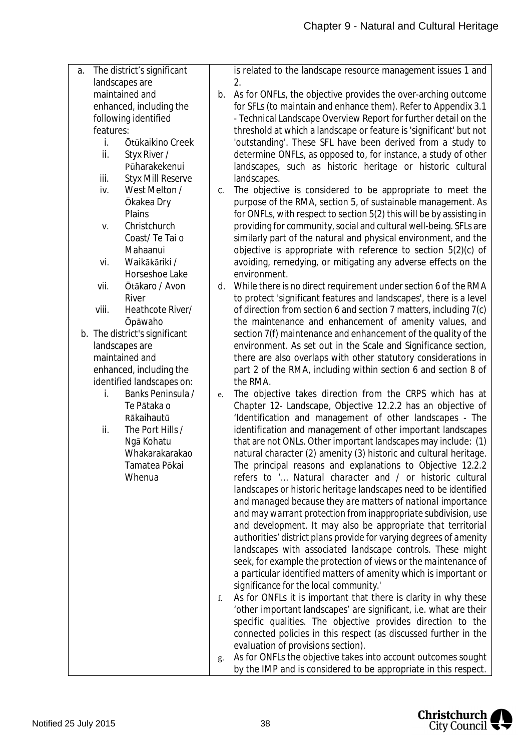| | |
|---|---|
| a. The district's significant landscapes are maintained and enhanced, including the following identified features:<br>i. Ōtūkaikino Creek<br>ii. Styx River / Pūharakekenui<br>iii. Styx Mill Reserve<br>iv. West Melton / Ōkakea Dry Plains<br>v. Christchurch Coast/ Te Tai o Mahaanui<br>vi. Waikākāriki / Horseshoe Lake<br>vii. Ōtākaro / Avon River<br>viii. Heathcote River/ Ōpāwaho<br><br>b. The district's significant landscapes are maintained and enhanced, including the identified landscapes on:<br>i. Banks Peninsula / Te Pātaka o Rākaihautū<br>ii. The Port Hills / Ngā Kohatu Whakarakarakao Tamatea Pōkai Whenua | is related to the landscape resource management issues 1 and 2.<br>b. As for ONFLs, the objective provides the over-arching outcome for SFLs (to maintain and enhance them). Refer to Appendix 3.1 - Technical Landscape Overview Report for further detail on the threshold at which a landscape or feature is 'significant' but not 'outstanding'. These SFL have been derived from a study to determine ONFLs, as opposed to, for instance, a study of other landscapes, such as historic heritage or historic cultural landscapes.<br>c. The objective is considered to be appropriate to meet the purpose of the RMA, section 5, of sustainable management. As for ONFLs, with respect to section 5(2) this will be by assisting in providing for community, social and cultural well-being. SFLs are similarly part of the natural and physical environment, and the objective is appropriate with reference to section 5(2)(c) of avoiding, remedying, or mitigating any adverse effects on the environment.<br>d. While there is no direct requirement under section 6 of the RMA to protect 'significant features and landscapes', there is a level of direction from section 6 and section 7 matters, including 7(c) the maintenance and enhancement of amenity values, and section 7(f) maintenance and enhancement of the quality of the environment. As set out in the Scale and Significance section, there are also overlaps with other statutory considerations in part 2 of the RMA, including within section 6 and section 8 of the RMA.<br>e. The objective takes direction from the CRPS which has at Chapter 12- Landscape, Objective 12.2.2 has an objective of 'Identification and management of other landscapes - The identification and management of other important landscapes that are not ONLs. Other important landscapes may include: (1) natural character (2) amenity (3) historic and cultural heritage. The principal reasons and explanations to Objective 12.2.2 refers to '*… Natural character and / or historic cultural landscapes or historic heritage landscapes need to be identified and managed because they are matters of national importance and may warrant protection from inappropriate subdivision, use and development. It may also be appropriate that territorial authorities' district plans provide for varying degrees of amenity landscapes with associated landscape controls. These might seek, for example the protection of views or the maintenance of a particular identified matters of amenity which is important or significance for the local community.*'<br>f. As for ONFLs it is important that there is clarity in why these 'other important landscapes' are significant, i.e. what are their specific qualities. The objective provides direction to the connected policies in this respect (as discussed further in the evaluation of provisions section).<br>g. As for ONFLs the objective takes into account outcomes sought by the IMP and is considered to be appropriate in this respect. |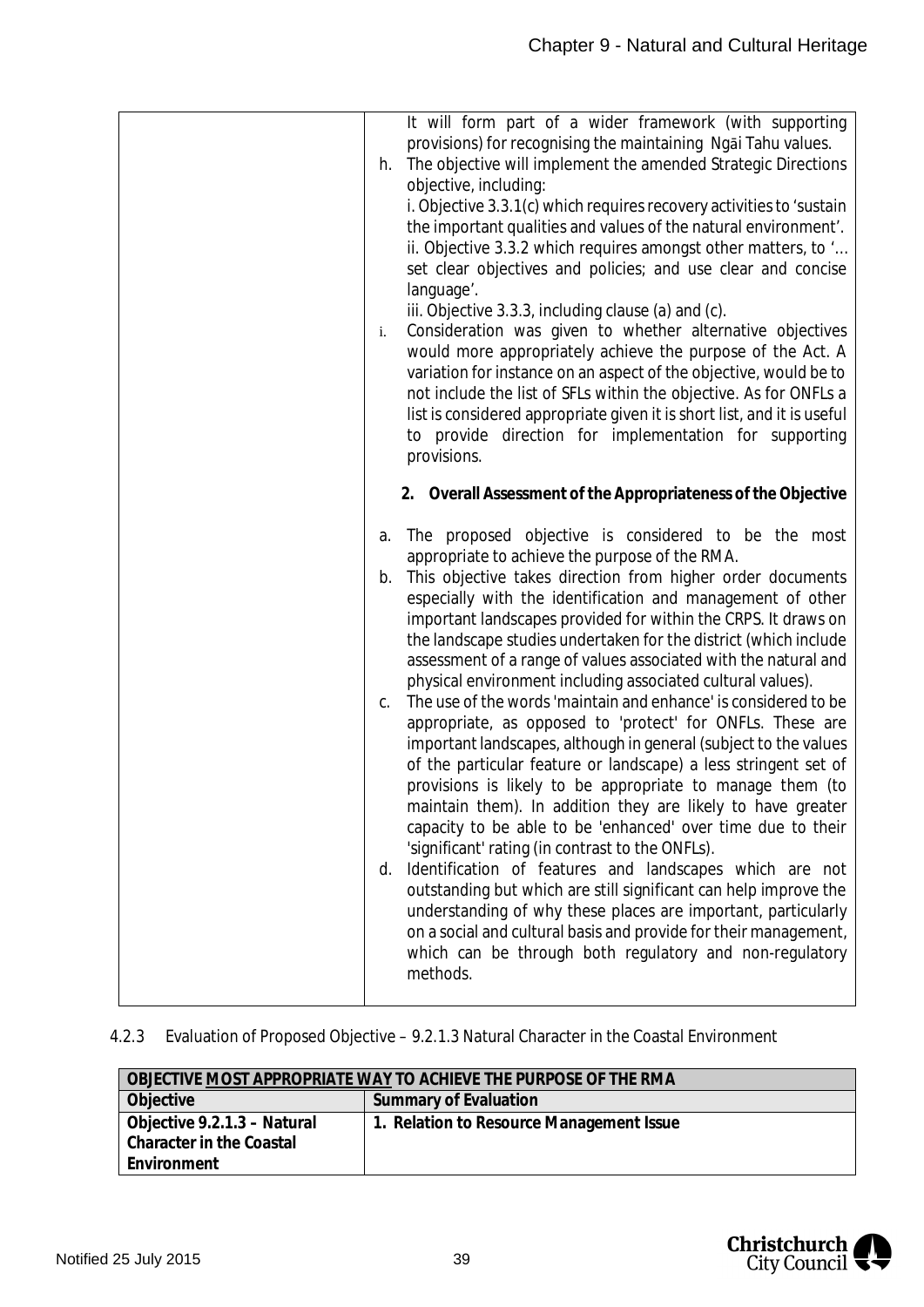| | |
|---|---|
| | It will form part of a wider framework (with supporting provisions) for recognising the maintaining Ngāi Tahu values.<br>h. The objective will implement the amended Strategic Directions objective, including:<br>i. Objective 3.3.1(c) which requires recovery activities to 'sustain the important qualities and values of the natural environment'.<br>ii. Objective 3.3.2 which requires amongst other matters, to '… set clear objectives and policies; and use clear and concise language'.<br>iii. Objective 3.3.3, including clause (a) and (c).<br>i. Consideration was given to whether alternative objectives would more appropriately achieve the purpose of the Act. A variation for instance on an aspect of the objective, would be to not include the list of SFLs within the objective. As for ONFLs a list is considered appropriate given it is short list, and it is useful to provide direction for implementation for supporting provisions.<br><br>**2. Overall Assessment of the Appropriateness of the Objective**<br><br>a. The proposed objective is considered to be the most appropriate to achieve the purpose of the RMA.<br>b. This objective takes direction from higher order documents especially with the identification and management of other important landscapes provided for within the CRPS. It draws on the landscape studies undertaken for the district (which include assessment of a range of values associated with the natural and physical environment including associated cultural values).<br>c. The use of the words 'maintain and enhance' is considered to be appropriate, as opposed to 'protect' for ONFLs. These are important landscapes, although in general (subject to the values of the particular feature or landscape) a less stringent set of provisions is likely to be appropriate to manage them (to maintain them). In addition they are likely to have greater capacity to be able to be 'enhanced' over time due to their 'significant' rating (in contrast to the ONFLs).<br>d. Identification of features and landscapes which are not outstanding but which are still significant can help improve the understanding of why these places are important, particularly on a social and cultural basis and provide for their management, which can be through both regulatory and non-regulatory methods. |

4.2.3 Evaluation of Proposed Objective – 9.2.1.3 Natural Character in the Coastal Environment

| **OBJECTIVE MOST APPROPRIATE WAY TO ACHIEVE THE PURPOSE OF THE RMA** | |
|---|---|
| **Objective** | **Summary of Evaluation** |
| **Objective 9.2.1.3 – Natural Character in the Coastal Environment** | **1. Relation to Resource Management Issue** |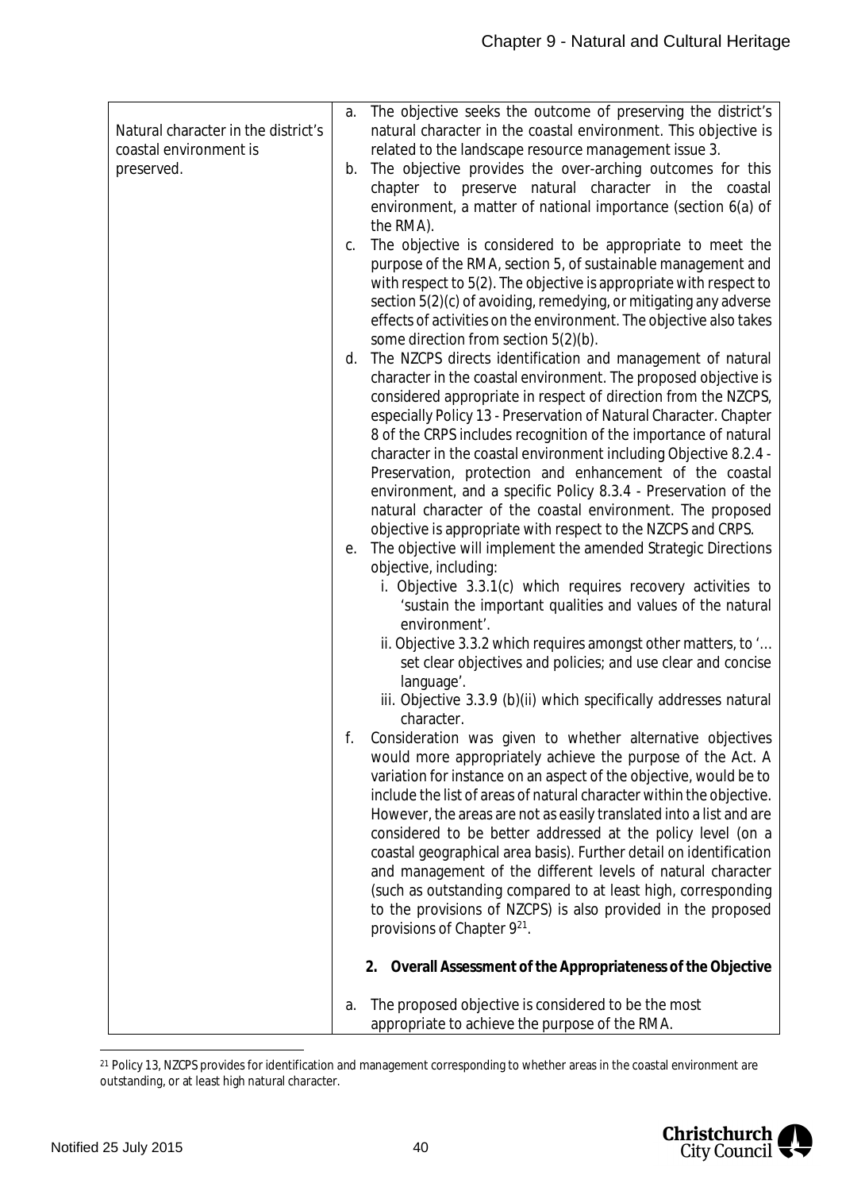| | |
|---|---|
| Natural character in the district's coastal environment is preserved. | a. The objective seeks the outcome of preserving the district's natural character in the coastal environment. This objective is related to the landscape resource management issue 3.<br>b. The objective provides the over-arching outcomes for this chapter to preserve natural character in the coastal environment, a matter of national importance (section 6(a) of the RMA).<br>c. The objective is considered to be appropriate to meet the purpose of the RMA, section 5, of sustainable management and with respect to 5(2). The objective is appropriate with respect to section 5(2)(c) of avoiding, remedying, or mitigating any adverse effects of activities on the environment. The objective also takes some direction from section 5(2)(b).<br>d. The NZCPS directs identification and management of natural character in the coastal environment. The proposed objective is considered appropriate in respect of direction from the NZCPS, especially Policy 13 - Preservation of Natural Character. Chapter 8 of the CRPS includes recognition of the importance of natural character in the coastal environment including Objective 8.2.4 - Preservation, protection and enhancement of the coastal environment, and a specific Policy 8.3.4 - Preservation of the natural character of the coastal environment. The proposed objective is appropriate with respect to the NZCPS and CRPS.<br>e. The objective will implement the amended Strategic Directions objective, including:<br>i. Objective 3.3.1(c) which requires recovery activities to 'sustain the important qualities and values of the natural environment'.<br>ii. Objective 3.3.2 which requires amongst other matters, to '… set clear objectives and policies; and use clear and concise language'.<br>iii. Objective 3.3.9 (b)(ii) which specifically addresses natural character.<br>f. Consideration was given to whether alternative objectives would more appropriately achieve the purpose of the Act. A variation for instance on an aspect of the objective, would be to include the list of areas of natural character within the objective. However, the areas are not as easily translated into a list and are considered to be better addressed at the policy level (on a coastal geographical area basis). Further detail on identification and management of the different levels of natural character (such as outstanding compared to at least high, corresponding to the provisions of NZCPS) is also provided in the proposed provisions of Chapter 9[21].<br><br>**2. Overall Assessment of the Appropriateness of the Objective**<br><br>a. The proposed objective is considered to be the most appropriate to achieve the purpose of the RMA. |

[21] Policy 13, NZCPS provides for identification and management corresponding to whether areas in the coastal environment are outstanding, or at least high natural character.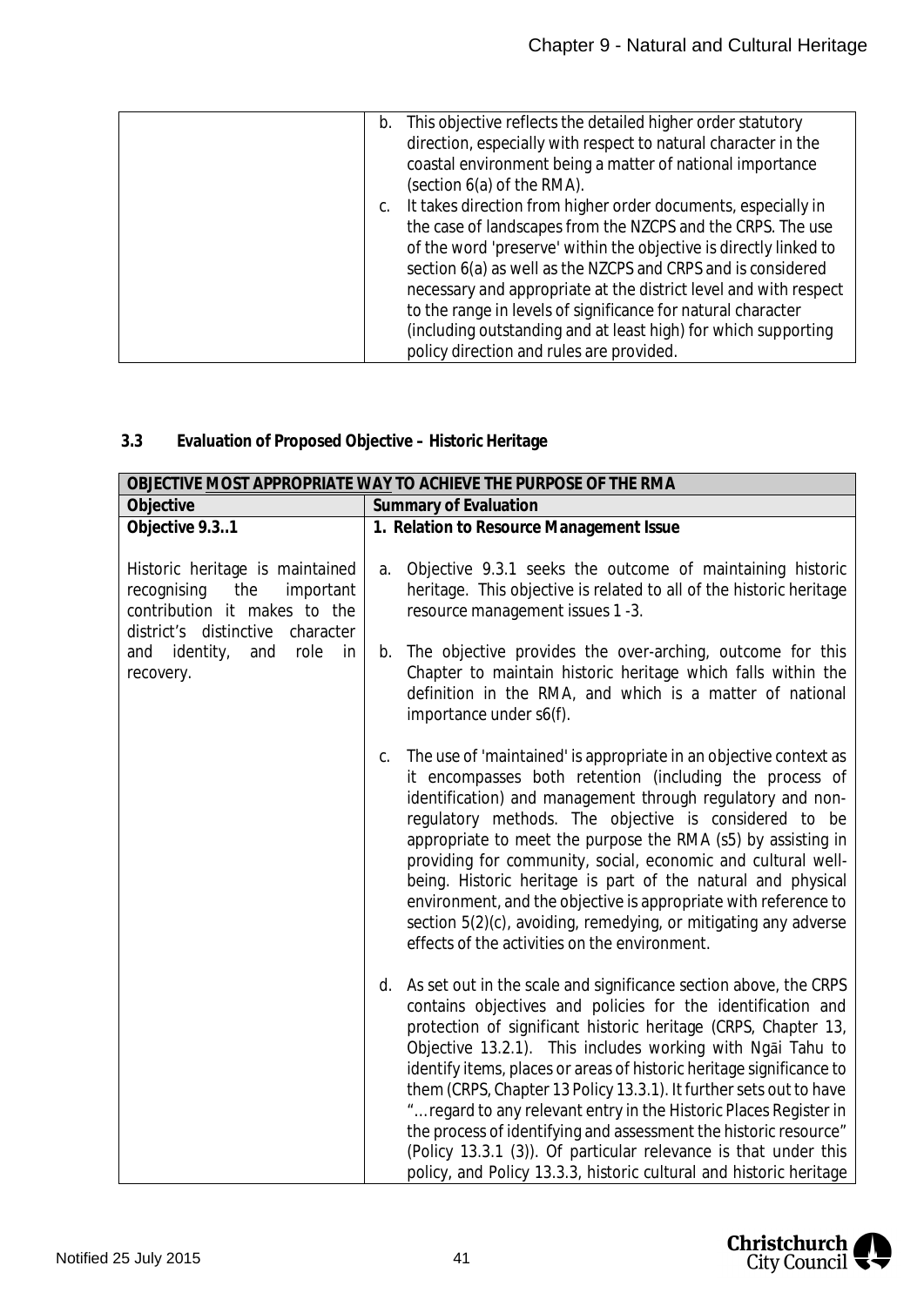| | |
|---|---|
| | b. This objective reflects the detailed higher order statutory direction, especially with respect to natural character in the coastal environment being a matter of national importance (section 6(a) of the RMA).<br>c. It takes direction from higher order documents, especially in the case of landscapes from the NZCPS and the CRPS. The use of the word 'preserve' within the objective is directly linked to section 6(a) as well as the NZCPS and CRPS and is considered necessary and appropriate at the district level and with respect to the range in levels of significance for natural character (including outstanding and at least high) for which supporting policy direction and rules are provided. |

### 3.3 Evaluation of Proposed Objective – Historic Heritage

| **OBJECTIVE MOST APPROPRIATE WAY TO ACHIEVE THE PURPOSE OF THE RMA** | |
|---|---|
| **Objective** | **Summary of Evaluation** |
| **Objective 9.3..1**<br><br>Historic heritage is maintained recognising the important contribution it makes to the district's distinctive character and identity, and role in recovery. | **1. Relation to Resource Management Issue**<br><br>a. Objective 9.3.1 seeks the outcome of maintaining historic heritage. This objective is related to all of the historic heritage resource management issues 1 -3.<br><br>b. The objective provides the over-arching, outcome for this Chapter to maintain historic heritage which falls within the definition in the RMA, and which is a matter of national importance under s6(f).<br><br>c. The use of 'maintained' is appropriate in an objective context as it encompasses both retention (including the process of identification) and management through regulatory and non-regulatory methods. The objective is considered to be appropriate to meet the purpose the RMA (s5) by assisting in providing for community, social, economic and cultural well-being. Historic heritage is part of the natural and physical environment, and the objective is appropriate with reference to section 5(2)(c), avoiding, remedying, or mitigating any adverse effects of the activities on the environment.<br><br>d. As set out in the scale and significance section above, the CRPS contains objectives and policies for the identification and protection of significant historic heritage (CRPS, Chapter 13, Objective 13.2.1). This includes working with Ngāi Tahu to identify items, places or areas of historic heritage significance to them (CRPS, Chapter 13 Policy 13.3.1). It further sets out to have "…regard to any relevant entry in the Historic Places Register in the process of identifying and assessment the historic resource" (Policy 13.3.1 (3)). Of particular relevance is that under this policy, and Policy 13.3.3, historic cultural and historic heritage |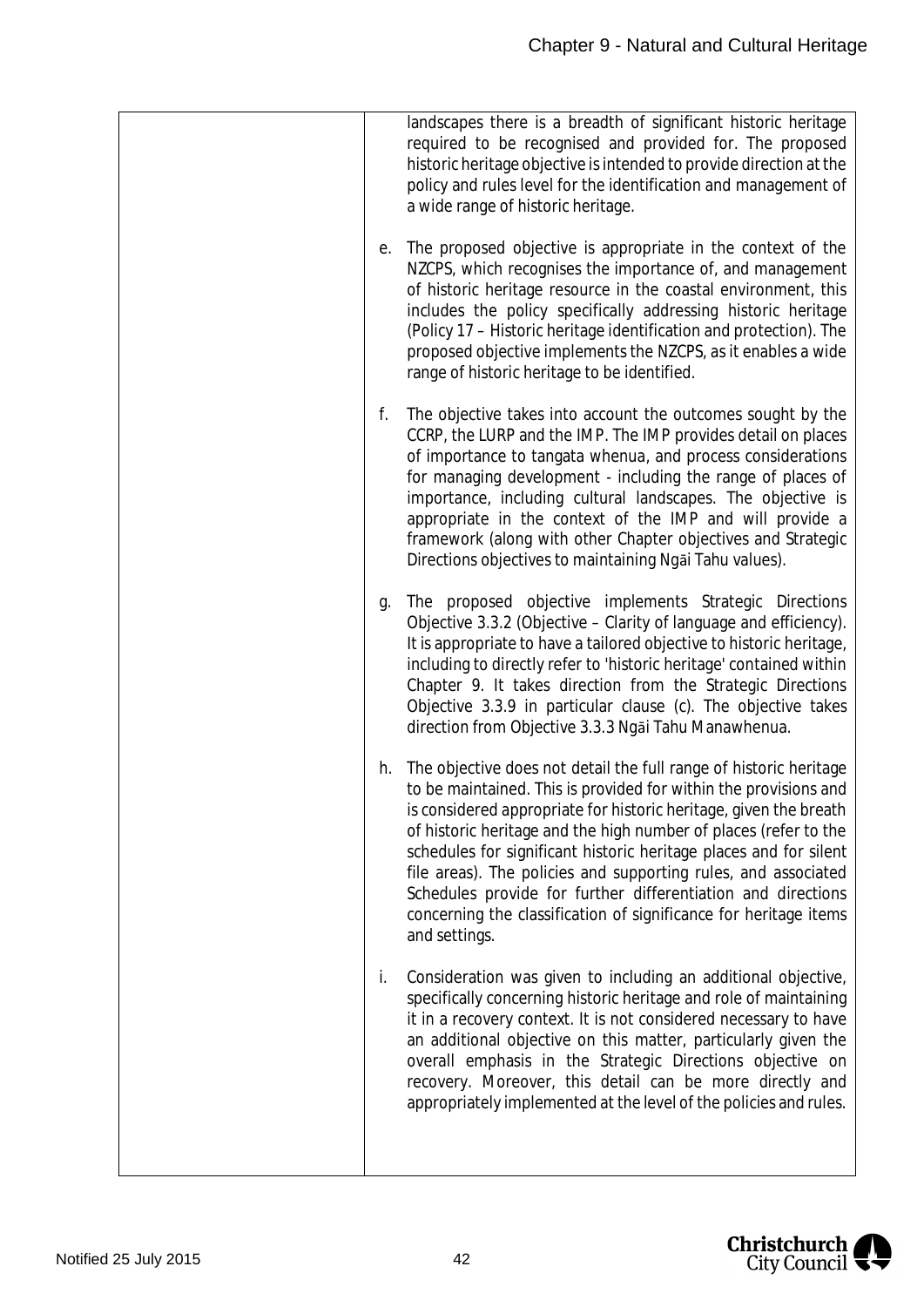| | |
|---|---|
| | landscapes there is a breadth of significant historic heritage required to be recognised and provided for. The proposed historic heritage objective is intended to provide direction at the policy and rules level for the identification and management of a wide range of historic heritage.<br><br>e. The proposed objective is appropriate in the context of the NZCPS, which recognises the importance of, and management of historic heritage resource in the coastal environment, this includes the policy specifically addressing historic heritage (Policy 17 – Historic heritage identification and protection). The proposed objective implements the NZCPS, as it enables a wide range of historic heritage to be identified.<br><br>f. The objective takes into account the outcomes sought by the CCRP, the LURP and the IMP. The IMP provides detail on places of importance to tangata whenua, and process considerations for managing development - including the range of places of importance, including cultural landscapes. The objective is appropriate in the context of the IMP and will provide a framework (along with other Chapter objectives and Strategic Directions objectives to maintaining Ngāi Tahu values).<br><br>g. The proposed objective implements Strategic Directions Objective 3.3.2 (Objective – Clarity of language and efficiency). It is appropriate to have a tailored objective to historic heritage, including to directly refer to 'historic heritage' contained within Chapter 9. It takes direction from the Strategic Directions Objective 3.3.9 in particular clause (c). The objective takes direction from Objective 3.3.3 Ngāi Tahu Manawhenua.<br><br>h. The objective does not detail the full range of historic heritage to be maintained. This is provided for within the provisions and is considered appropriate for historic heritage, given the breath of historic heritage and the high number of places (refer to the schedules for significant historic heritage places and for silent file areas). The policies and supporting rules, and associated Schedules provide for further differentiation and directions concerning the classification of significance for heritage items and settings.<br><br>i. Consideration was given to including an additional objective, specifically concerning historic heritage and role of maintaining it in a recovery context. It is not considered necessary to have an additional objective on this matter, particularly given the overall emphasis in the Strategic Directions objective on recovery. Moreover, this detail can be more directly and appropriately implemented at the level of the policies and rules. |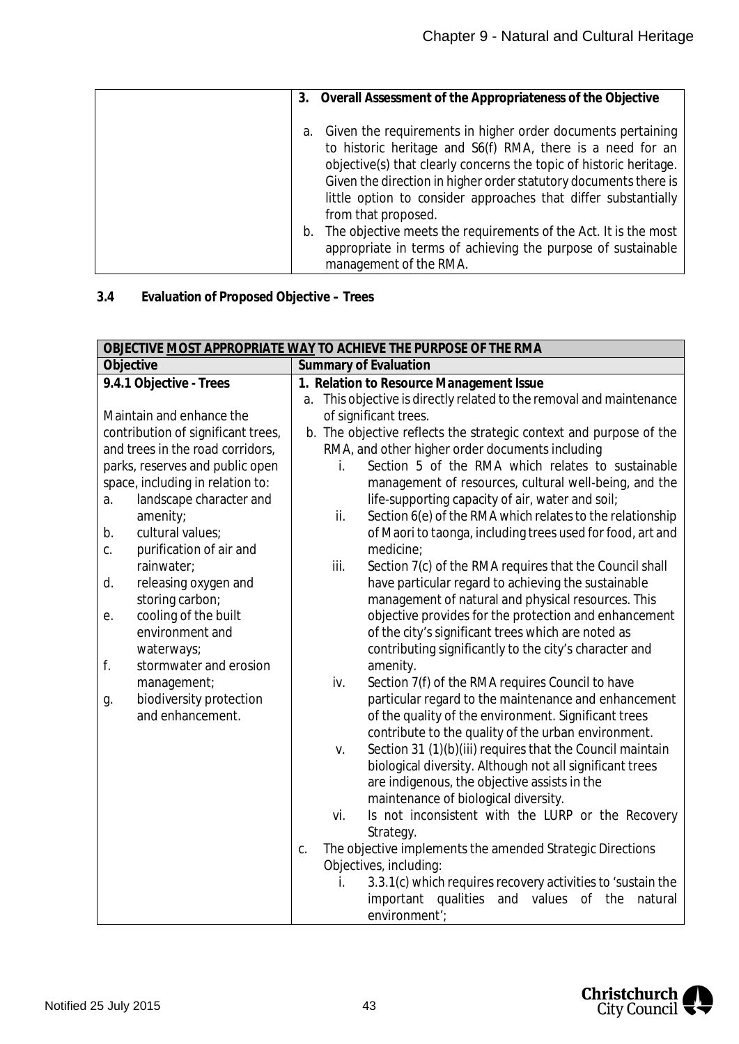| | 3. **Overall Assessment of the Appropriateness of the Objective**<br><br>a. Given the requirements in higher order documents pertaining to historic heritage and S6(f) RMA, there is a need for an objective(s) that clearly concerns the topic of historic heritage. Given the direction in higher order statutory documents there is little option to consider approaches that differ substantially from that proposed.<br>b. The objective meets the requirements of the Act. It is the most appropriate in terms of achieving the purpose of sustainable management of the RMA. |
|---|---|

### 3.4 Evaluation of Proposed Objective – Trees

| **OBJECTIVE MOST APPROPRIATE WAY TO ACHIEVE THE PURPOSE OF THE RMA** | |
|---|---|
| **Objective** | **Summary of Evaluation** |
| **9.4.1 Objective - Trees**<br><br>Maintain and enhance the contribution of significant trees, and trees in the road corridors, parks, reserves and public open space, including in relation to:<br>a. landscape character and amenity;<br>b. cultural values;<br>c. purification of air and rainwater;<br>d. releasing oxygen and storing carbon;<br>e. cooling of the built environment and waterways;<br>f. stormwater and erosion management;<br>g. biodiversity protection and enhancement. | **1. Relation to Resource Management Issue**<br>a. This objective is directly related to the removal and maintenance of significant trees.<br>b. The objective reflects the strategic context and purpose of the RMA, and other higher order documents including<br>i. Section 5 of the RMA which relates to sustainable management of resources, cultural well-being, and the life-supporting capacity of air, water and soil;<br>ii. Section 6(e) of the RMA which relates to the relationship of Maori to taonga, including trees used for food, art and medicine;<br>iii. Section 7(c) of the RMA requires that the Council shall have particular regard to achieving the sustainable management of natural and physical resources. This objective provides for the protection and enhancement of the city's significant trees which are noted as contributing significantly to the city's character and amenity.<br>iv. Section 7(f) of the RMA requires Council to have particular regard to the maintenance and enhancement of the quality of the environment. Significant trees contribute to the quality of the urban environment.<br>v. Section 31 (1)(b)(iii) requires that the Council maintain biological diversity. Although not all significant trees are indigenous, the objective assists in the maintenance of biological diversity.<br>vi. Is not inconsistent with the LURP or the Recovery Strategy.<br>c. The objective implements the amended Strategic Directions Objectives, including:<br>i. 3.3.1(c) which requires recovery activities to 'sustain the important qualities and values of the natural environment'; |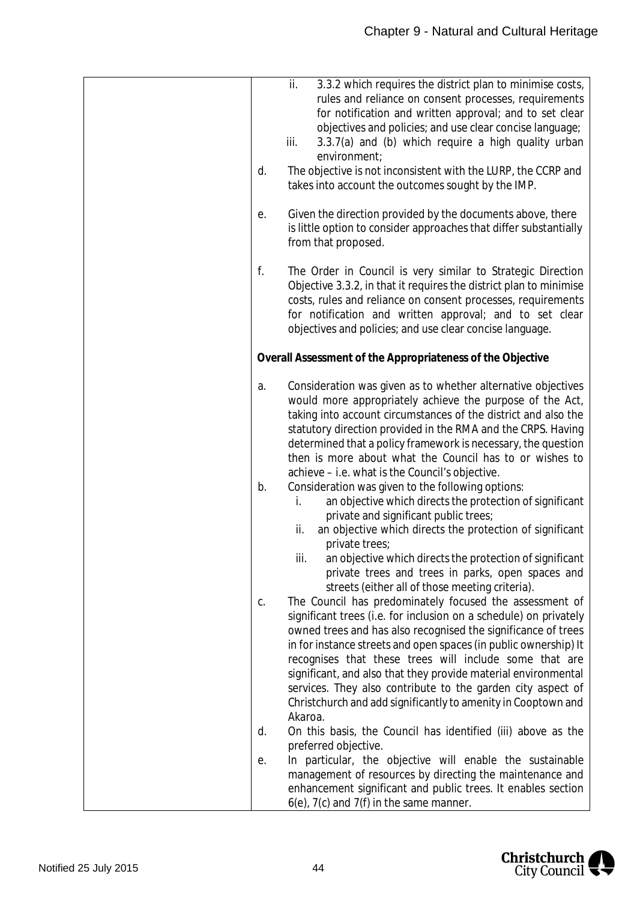| | |
|---|---|
| | ii. 3.3.2 which requires the district plan to minimise costs, rules and reliance on consent processes, requirements for notification and written approval; and to set clear objectives and policies; and use clear concise language;<br>iii. 3.3.7(a) and (b) which require a high quality urban environment;<br>d. The objective is not inconsistent with the LURP, the CCRP and takes into account the outcomes sought by the IMP.<br><br>e. Given the direction provided by the documents above, there is little option to consider approaches that differ substantially from that proposed.<br><br>f. The Order in Council is very similar to Strategic Direction Objective 3.3.2, in that it requires the district plan to minimise costs, rules and reliance on consent processes, requirements for notification and written approval; and to set clear objectives and policies; and use clear concise language.<br><br>**Overall Assessment of the Appropriateness of the Objective**<br><br>a. Consideration was given as to whether alternative objectives would more appropriately achieve the purpose of the Act, taking into account circumstances of the district and also the statutory direction provided in the RMA and the CRPS. Having determined that a policy framework is necessary, the question then is more about what the Council has to or wishes to achieve – i.e. what is the Council's objective.<br>b. Consideration was given to the following options:<br>i. an objective which directs the protection of significant private and significant public trees;<br>ii. an objective which directs the protection of significant private trees;<br>iii. an objective which directs the protection of significant private trees and trees in parks, open spaces and streets (either all of those meeting criteria).<br>c. The Council has predominately focused the assessment of significant trees (i.e. for inclusion on a schedule) on privately owned trees and has also recognised the significance of trees in for instance streets and open spaces (in public ownership) It recognises that these trees will include some that are significant, and also that they provide material environmental services. They also contribute to the garden city aspect of Christchurch and add significantly to amenity in Cooptown and Akaroa.<br>d. On this basis, the Council has identified (iii) above as the preferred objective.<br>e. In particular, the objective will enable the sustainable management of resources by directing the maintenance and enhancement significant and public trees. It enables section 6(e), 7(c) and 7(f) in the same manner. |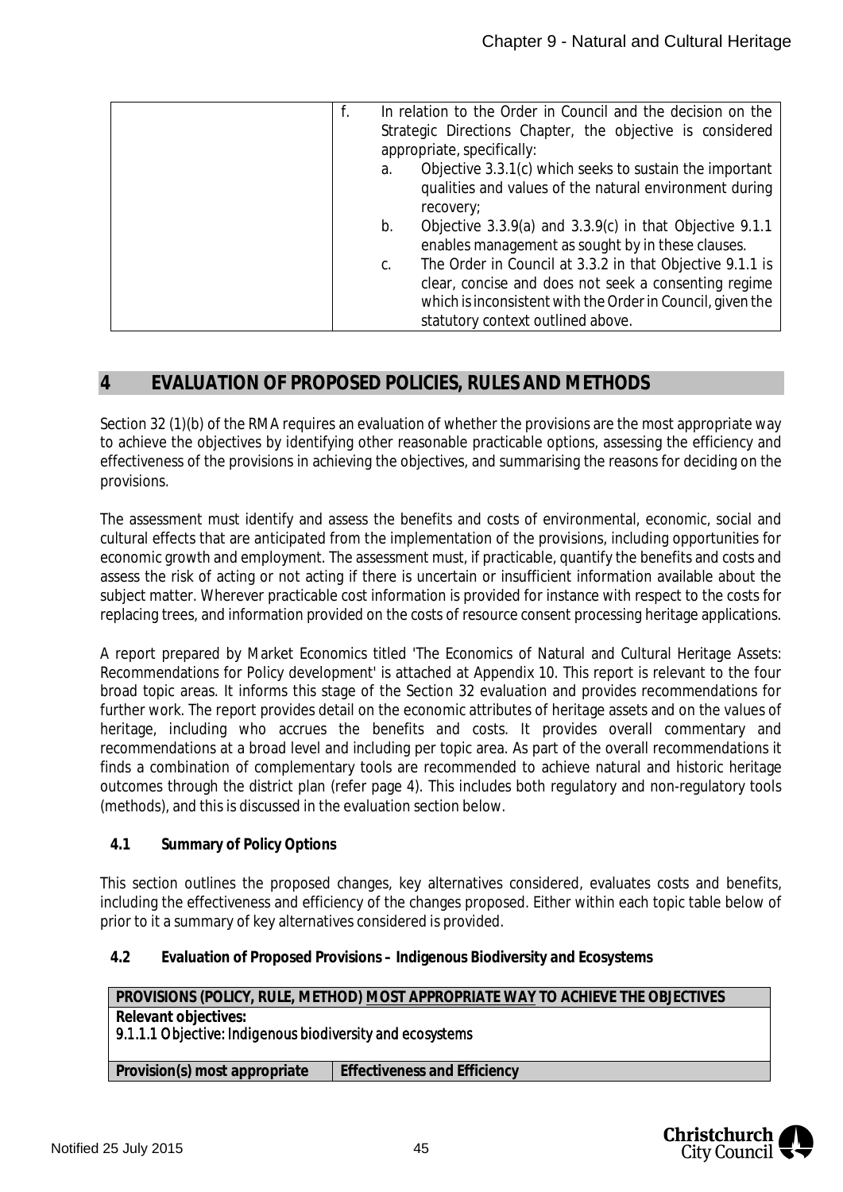| | |
|---|---|
| | f. In relation to the Order in Council and the decision on the Strategic Directions Chapter, the objective is considered appropriate, specifically:<br>a. Objective 3.3.1(c) which seeks to sustain the important qualities and values of the natural environment during recovery;<br>b. Objective 3.3.9(a) and 3.3.9(c) in that Objective 9.1.1 enables management as sought by in these clauses.<br>c. The Order in Council at 3.3.2 in that Objective 9.1.1 is clear, concise and does not seek a consenting regime which is inconsistent with the Order in Council, given the statutory context outlined above. |

## 4 EVALUATION OF PROPOSED POLICIES, RULES AND METHODS

Section 32 (1)(b) of the RMA requires an evaluation of whether the provisions are the most appropriate way to achieve the objectives by identifying other reasonable practicable options, assessing the efficiency and effectiveness of the provisions in achieving the objectives, and summarising the reasons for deciding on the provisions.

The assessment must identify and assess the benefits and costs of environmental, economic, social and cultural effects that are anticipated from the implementation of the provisions, including opportunities for economic growth and employment. The assessment must, if practicable, quantify the benefits and costs and assess the risk of acting or not acting if there is uncertain or insufficient information available about the subject matter. Wherever practicable cost information is provided for instance with respect to the costs for replacing trees, and information provided on the costs of resource consent processing heritage applications.

A report prepared by Market Economics titled 'The Economics of Natural and Cultural Heritage Assets: Recommendations for Policy development' is attached at Appendix 10. This report is relevant to the four broad topic areas. It informs this stage of the Section 32 evaluation and provides recommendations for further work. The report provides detail on the economic attributes of heritage assets and on the values of heritage, including who accrues the benefits and costs. It provides overall commentary and recommendations at a broad level and including per topic area. As part of the overall recommendations it finds a combination of complementary tools are recommended to achieve natural and historic heritage outcomes through the district plan (refer page 4). This includes both regulatory and non-regulatory tools (methods), and this is discussed in the evaluation section below.

### 4.1 Summary of Policy Options

This section outlines the proposed changes, key alternatives considered, evaluates costs and benefits, including the effectiveness and efficiency of the changes proposed. Either within each topic table below of prior to it a summary of key alternatives considered is provided.

### 4.2 Evaluation of Proposed Provisions – Indigenous Biodiversity and Ecosystems

| PROVISIONS (POLICY, RULE, METHOD) MOST APPROPRIATE WAY TO ACHIEVE THE OBJECTIVES | |
|---|---|
| **Relevant objectives:**<br>*9.1.1.1 Objective: Indigenous biodiversity and ecosystems* | |
| **Provision(s) most appropriate** | **Effectiveness and Efficiency** |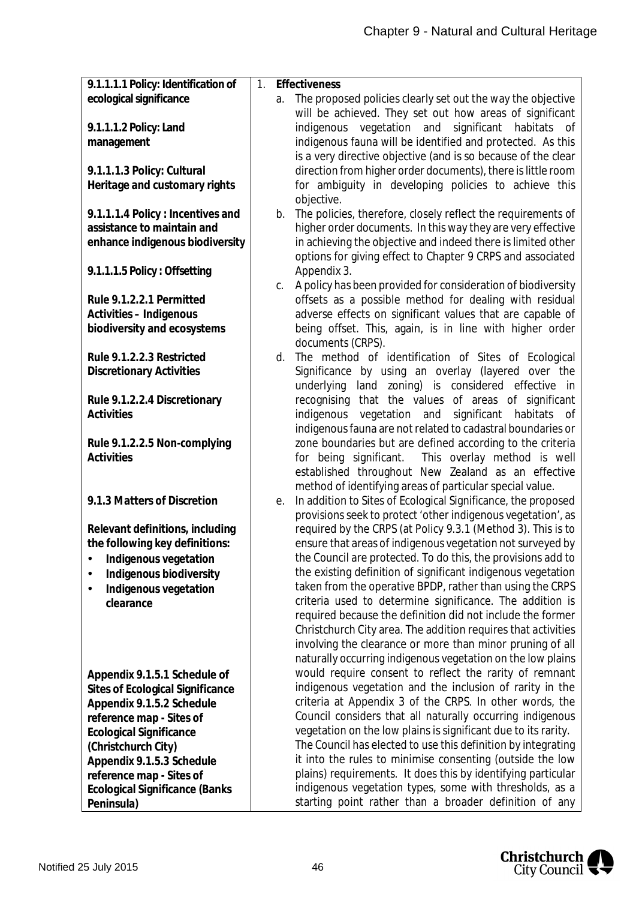| | |
|---|---|
| **9.1.1.1.1 Policy: Identification of ecological significance**<br><br>**9.1.1.1.2 Policy: Land management**<br><br>**9.1.1.1.3 Policy: Cultural Heritage and customary rights**<br><br>**9.1.1.1.4 Policy : Incentives and assistance to maintain and enhance indigenous biodiversity**<br><br>**9.1.1.1.5 Policy : Offsetting**<br><br>**Rule 9.1.2.2.1 Permitted Activities – Indigenous biodiversity and ecosystems**<br><br>**Rule 9.1.2.2.3 Restricted Discretionary Activities**<br><br>**Rule 9.1.2.2.4 Discretionary Activities**<br><br>**Rule 9.1.2.2.5 Non-complying Activities**<br><br>**9.1.3 Matters of Discretion**<br><br>**Relevant definitions, including the following key definitions:**<br>• **Indigenous vegetation**<br>• **Indigenous biodiversity**<br>• **Indigenous vegetation clearance**<br><br>**Appendix 9.1.5.1 Schedule of Sites of Ecological Significance**<br>**Appendix 9.1.5.2 Schedule reference map - Sites of Ecological Significance (Christchurch City)**<br>**Appendix 9.1.5.3 Schedule reference map - Sites of Ecological Significance (Banks Peninsula)** | 1. **Effectiveness**<br>a. The proposed policies clearly set out the way the objective will be achieved. They set out how areas of significant indigenous vegetation and significant habitats of indigenous fauna will be identified and protected. As this is a very directive objective (and is so because of the clear direction from higher order documents), there is little room for ambiguity in developing policies to achieve this objective.<br>b. The policies, therefore, closely reflect the requirements of higher order documents. In this way they are very effective in achieving the objective and indeed there is limited other options for giving effect to Chapter 9 CRPS and associated Appendix 3.<br>c. A policy has been provided for consideration of biodiversity offsets as a possible method for dealing with residual adverse effects on significant values that are capable of being offset. This, again, is in line with higher order documents (CRPS).<br>d. The method of identification of Sites of Ecological Significance by using an overlay (layered over the underlying land zoning) is considered effective in recognising that the values of areas of significant indigenous vegetation and significant habitats of indigenous fauna are not related to cadastral boundaries or zone boundaries but are defined according to the criteria for being significant. This overlay method is well established throughout New Zealand as an effective method of identifying areas of particular special value.<br>e. In addition to Sites of Ecological Significance, the proposed provisions seek to protect 'other indigenous vegetation', as required by the CRPS (at Policy 9.3.1 (Method 3). This is to ensure that areas of indigenous vegetation not surveyed by the Council are protected. To do this, the provisions add to the existing definition of significant indigenous vegetation taken from the operative BPDP, rather than using the CRPS criteria used to determine significance. The addition is required because the definition did not include the former Christchurch City area. The addition requires that activities involving the clearance or more than minor pruning of all naturally occurring indigenous vegetation on the low plains would require consent to reflect the rarity of remnant indigenous vegetation and the inclusion of rarity in the criteria at Appendix 3 of the CRPS. In other words, the Council considers that all naturally occurring indigenous vegetation on the low plains is significant due to its rarity. The Council has elected to use this definition by integrating it into the rules to minimise consenting (outside the low plains) requirements. It does this by identifying particular indigenous vegetation types, some with thresholds, as a starting point rather than a broader definition of any |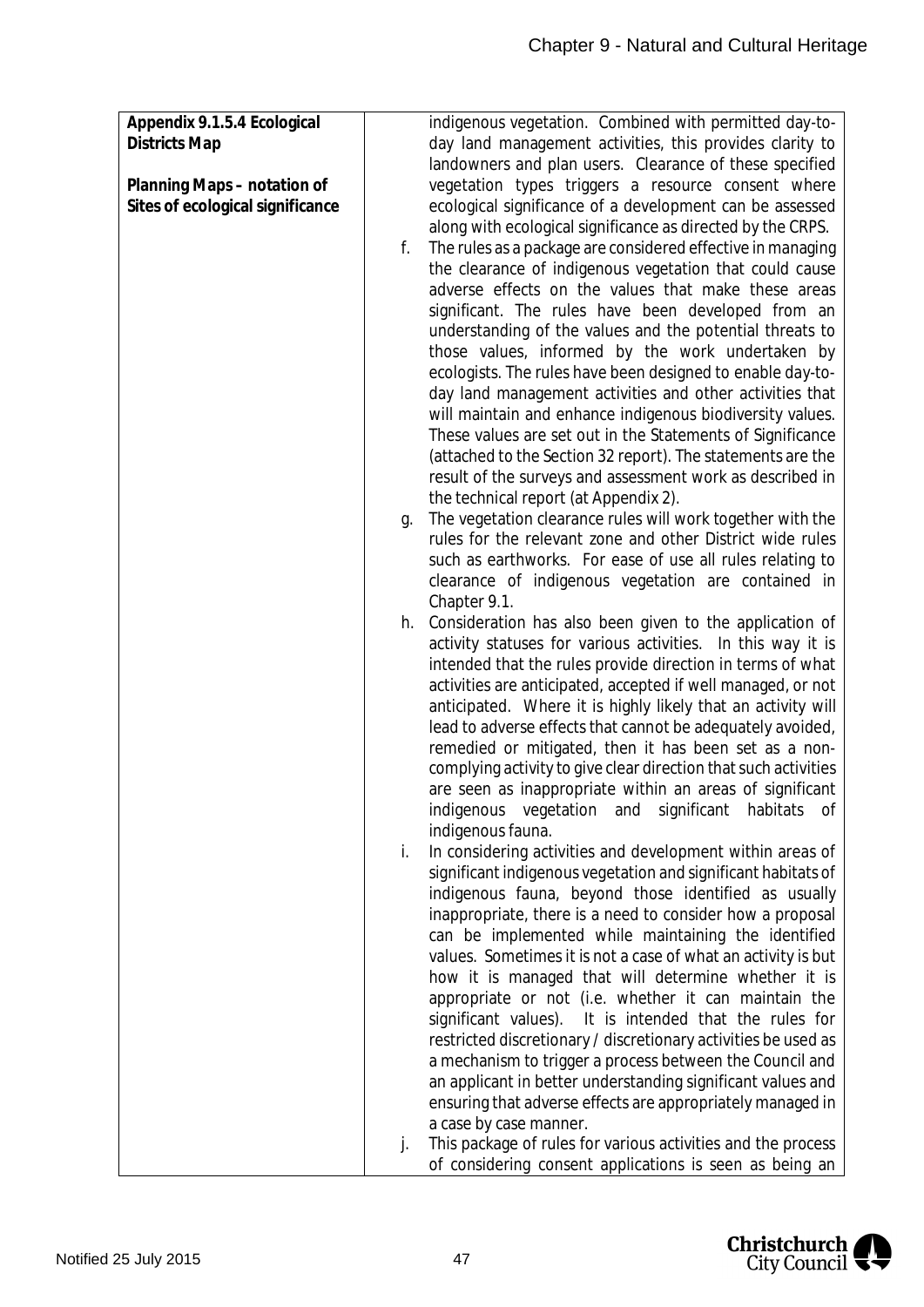| | |
|---|---|
| **Appendix 9.1.5.4 Ecological Districts Map**<br><br>**Planning Maps – notation of Sites of ecological significance** | indigenous vegetation. Combined with permitted day-to-day land management activities, this provides clarity to landowners and plan users. Clearance of these specified vegetation types triggers a resource consent where ecological significance of a development can be assessed along with ecological significance as directed by the CRPS.<br>f. The rules as a package are considered effective in managing the clearance of indigenous vegetation that could cause adverse effects on the values that make these areas significant. The rules have been developed from an understanding of the values and the potential threats to those values, informed by the work undertaken by ecologists. The rules have been designed to enable day-to-day land management activities and other activities that will maintain and enhance indigenous biodiversity values. These values are set out in the Statements of Significance (attached to the Section 32 report). The statements are the result of the surveys and assessment work as described in the technical report (at Appendix 2).<br>g. The vegetation clearance rules will work together with the rules for the relevant zone and other District wide rules such as earthworks. For ease of use all rules relating to clearance of indigenous vegetation are contained in Chapter 9.1.<br>h. Consideration has also been given to the application of activity statuses for various activities. In this way it is intended that the rules provide direction in terms of what activities are anticipated, accepted if well managed, or not anticipated. Where it is highly likely that an activity will lead to adverse effects that cannot be adequately avoided, remedied or mitigated, then it has been set as a non-complying activity to give clear direction that such activities are seen as inappropriate within an areas of significant indigenous vegetation and significant habitats of indigenous fauna.<br>i. In considering activities and development within areas of significant indigenous vegetation and significant habitats of indigenous fauna, beyond those identified as usually inappropriate, there is a need to consider how a proposal can be implemented while maintaining the identified values. Sometimes it is not a case of what an activity is but how it is managed that will determine whether it is appropriate or not (i.e. whether it can maintain the significant values). It is intended that the rules for restricted discretionary / discretionary activities be used as a mechanism to trigger a process between the Council and an applicant in better understanding significant values and ensuring that adverse effects are appropriately managed in a case by case manner.<br>j. This package of rules for various activities and the process of considering consent applications is seen as being an |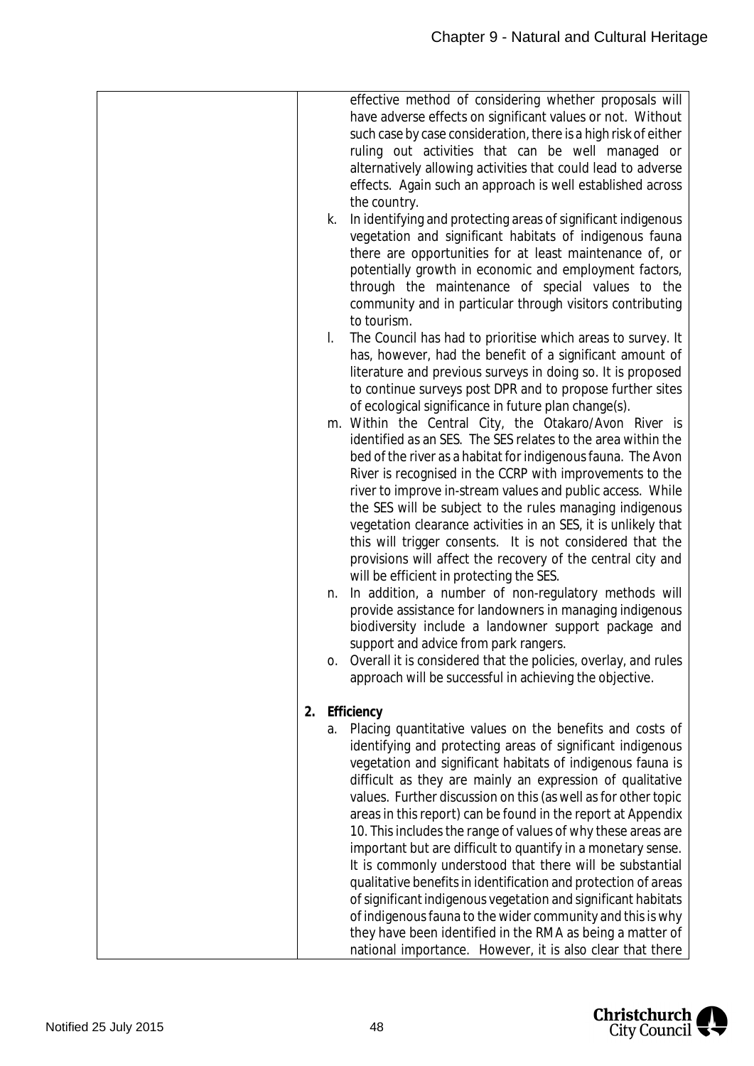| | |
|---|---|
| | effective method of considering whether proposals will have adverse effects on significant values or not. Without such case by case consideration, there is a high risk of either ruling out activities that can be well managed or alternatively allowing activities that could lead to adverse effects. Again such an approach is well established across the country.<br>k. In identifying and protecting areas of significant indigenous vegetation and significant habitats of indigenous fauna there are opportunities for at least maintenance of, or potentially growth in economic and employment factors, through the maintenance of special values to the community and in particular through visitors contributing to tourism.<br>l. The Council has had to prioritise which areas to survey. It has, however, had the benefit of a significant amount of literature and previous surveys in doing so. It is proposed to continue surveys post DPR and to propose further sites of ecological significance in future plan change(s).<br>m. Within the Central City, the Otakaro/Avon River is identified as an SES. The SES relates to the area within the bed of the river as a habitat for indigenous fauna. The Avon River is recognised in the CCRP with improvements to the river to improve in-stream values and public access. While the SES will be subject to the rules managing indigenous vegetation clearance activities in an SES, it is unlikely that this will trigger consents. It is not considered that the provisions will affect the recovery of the central city and will be efficient in protecting the SES.<br>n. In addition, a number of non-regulatory methods will provide assistance for landowners in managing indigenous biodiversity include a landowner support package and support and advice from park rangers.<br>o. Overall it is considered that the policies, overlay, and rules approach will be successful in achieving the objective.<br><br>**2. Efficiency**<br>a. Placing quantitative values on the benefits and costs of identifying and protecting areas of significant indigenous vegetation and significant habitats of indigenous fauna is difficult as they are mainly an expression of qualitative values. Further discussion on this (as well as for other topic areas in this report) can be found in the report at Appendix 10. This includes the range of values of why these areas are important but are difficult to quantify in a monetary sense. It is commonly understood that there will be substantial qualitative benefits in identification and protection of areas of significant indigenous vegetation and significant habitats of indigenous fauna to the wider community and this is why they have been identified in the RMA as being a matter of national importance. However, it is also clear that there |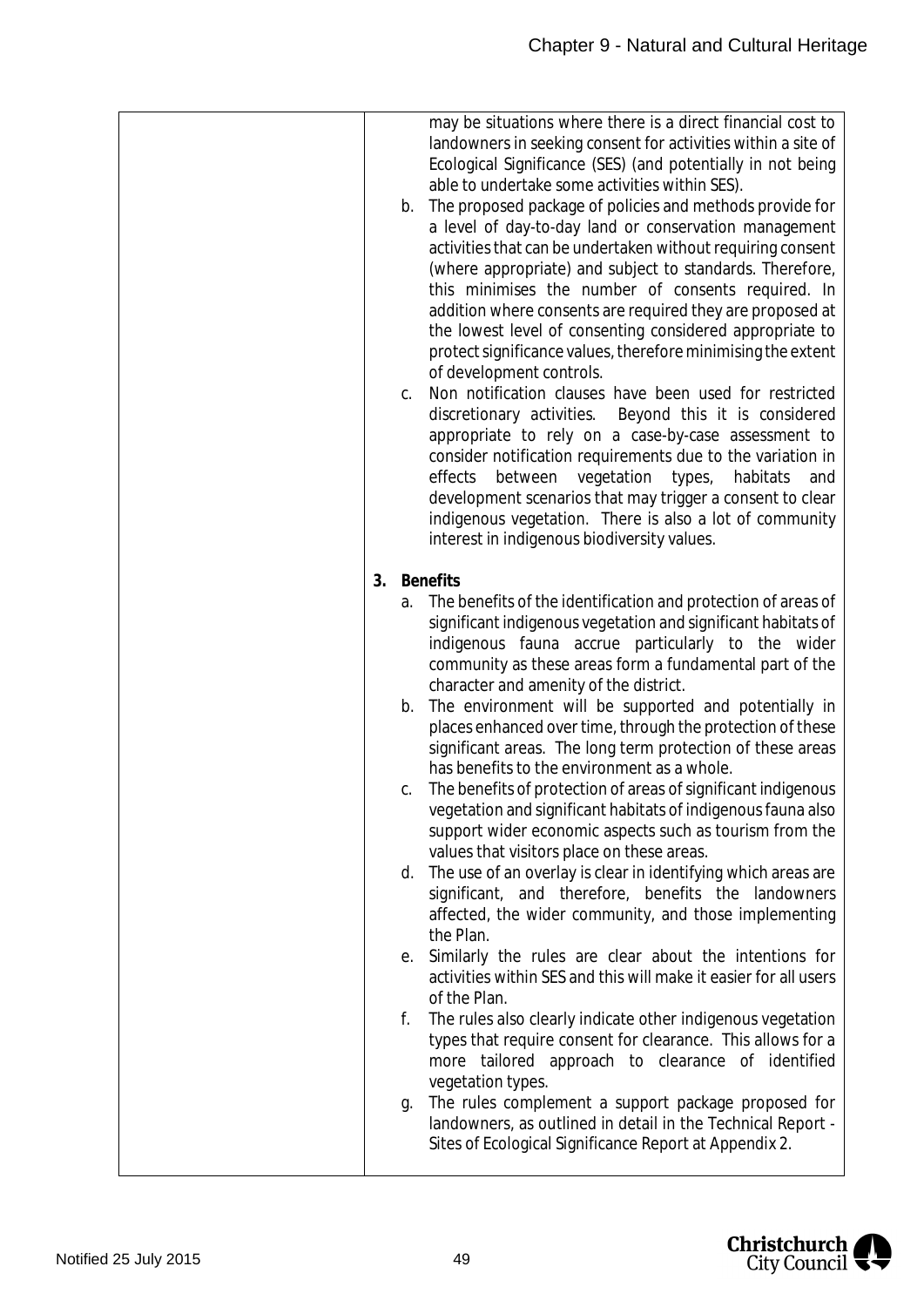| | may be situations where there is a direct financial cost to landowners in seeking consent for activities within a site of Ecological Significance (SES) (and potentially in not being able to undertake some activities within SES).<br>b. The proposed package of policies and methods provide for a level of day-to-day land or conservation management activities that can be undertaken without requiring consent (where appropriate) and subject to standards. Therefore, this minimises the number of consents required. In addition where consents are required they are proposed at the lowest level of consenting considered appropriate to protect significance values, therefore minimising the extent of development controls.<br>c. Non notification clauses have been used for restricted discretionary activities. Beyond this it is considered appropriate to rely on a case-by-case assessment to consider notification requirements due to the variation in effects between vegetation types, habitats and development scenarios that may trigger a consent to clear indigenous vegetation. There is also a lot of community interest in indigenous biodiversity values.<br><br>**3. Benefits**<br>a. The benefits of the identification and protection of areas of significant indigenous vegetation and significant habitats of indigenous fauna accrue particularly to the wider community as these areas form a fundamental part of the character and amenity of the district.<br>b. The environment will be supported and potentially in places enhanced over time, through the protection of these significant areas. The long term protection of these areas has benefits to the environment as a whole.<br>c. The benefits of protection of areas of significant indigenous vegetation and significant habitats of indigenous fauna also support wider economic aspects such as tourism from the values that visitors place on these areas.<br>d. The use of an overlay is clear in identifying which areas are significant, and therefore, benefits the landowners affected, the wider community, and those implementing the Plan.<br>e. Similarly the rules are clear about the intentions for activities within SES and this will make it easier for all users of the Plan.<br>f. The rules also clearly indicate other indigenous vegetation types that require consent for clearance. This allows for a more tailored approach to clearance of identified vegetation types.<br>g. The rules complement a support package proposed for landowners, as outlined in detail in the Technical Report - Sites of Ecological Significance Report at Appendix 2. |
|---|---|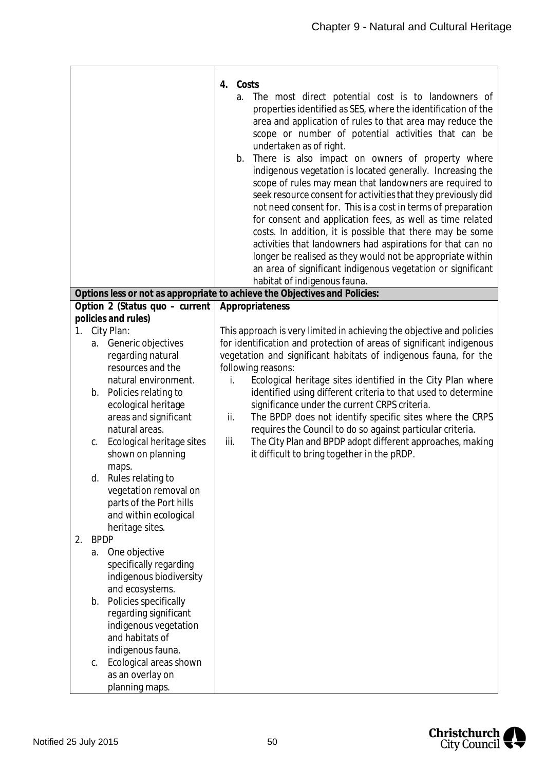| | |
|---|---|
| | **4. Costs**<br>a. The most direct potential cost is to landowners of properties identified as SES, where the identification of the area and application of rules to that area may reduce the scope or number of potential activities that can be undertaken as of right.<br>b. There is also impact on owners of property where indigenous vegetation is located generally. Increasing the scope of rules may mean that landowners are required to seek resource consent for activities that they previously did not need consent for. This is a cost in terms of preparation for consent and application fees, as well as time related costs. In addition, it is possible that there may be some activities that landowners had aspirations for that can no longer be realised as they would not be appropriate within an area of significant indigenous vegetation or significant habitat of indigenous fauna. |
| **Options less or not as appropriate to achieve the Objectives and Policies:** | |
| **Option 2 (Status quo – current policies and rules)** | **Appropriateness** |
| 1. City Plan:<br>a. Generic objectives regarding natural resources and the natural environment.<br>b. Policies relating to ecological heritage areas and significant natural areas.<br>c. Ecological heritage sites shown on planning maps.<br>d. Rules relating to vegetation removal on parts of the Port hills and within ecological heritage sites.<br>2. BPDP<br>a. One objective specifically regarding indigenous biodiversity and ecosystems.<br>b. Policies specifically regarding significant indigenous vegetation and habitats of indigenous fauna.<br>c. Ecological areas shown as an overlay on planning maps. | This approach is very limited in achieving the objective and policies for identification and protection of areas of significant indigenous vegetation and significant habitats of indigenous fauna, for the following reasons:<br>i. Ecological heritage sites identified in the City Plan where identified using different criteria to that used to determine significance under the current CRPS criteria.<br>ii. The BPDP does not identify specific sites where the CRPS requires the Council to do so against particular criteria.<br>iii. The City Plan and BPDP adopt different approaches, making it difficult to bring together in the pRDP. |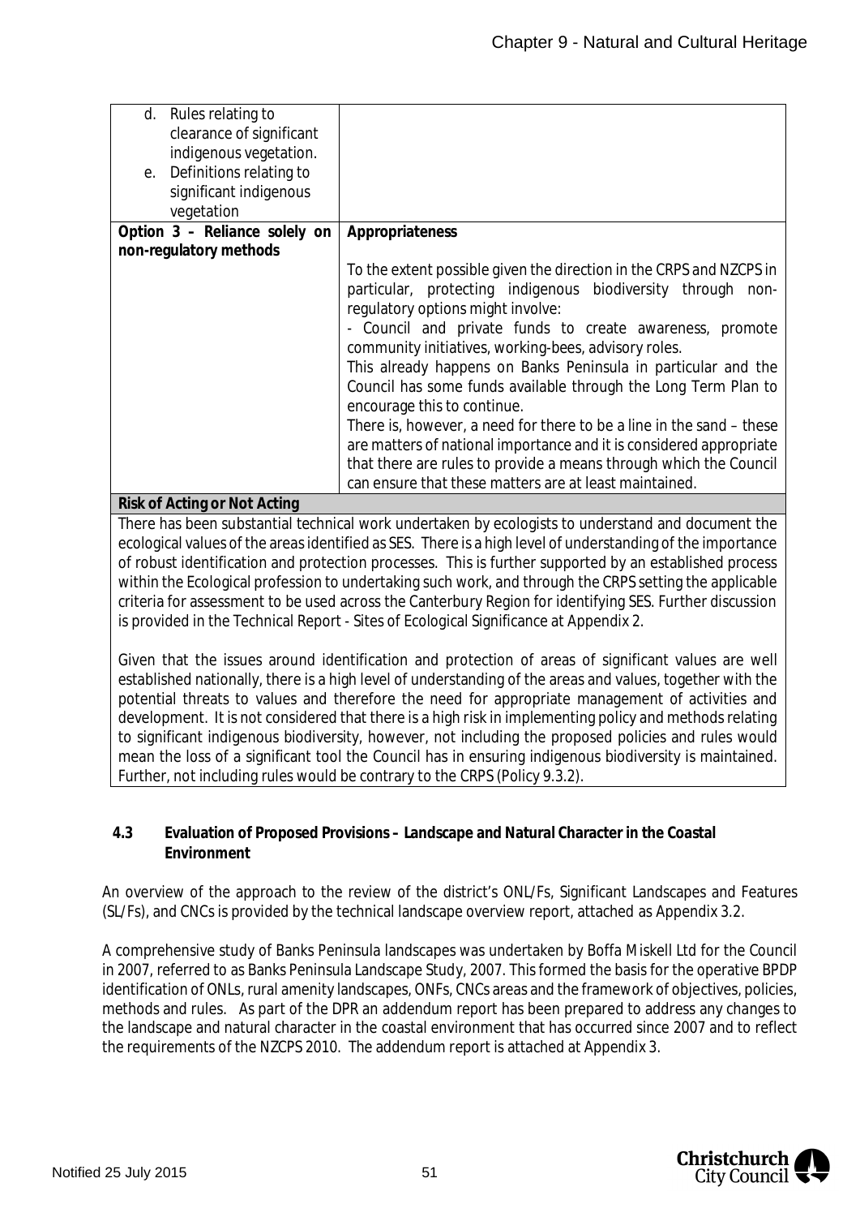| | |
|---|---|
| d. Rules relating to clearance of significant indigenous vegetation.<br>e. Definitions relating to significant indigenous vegetation | |
| **Option 3 – Reliance solely on non-regulatory methods** | **Appropriateness**<br><br>To the extent possible given the direction in the CRPS and NZCPS in particular, protecting indigenous biodiversity through non-regulatory options might involve:<br>- Council and private funds to create awareness, promote community initiatives, working-bees, advisory roles.<br>This already happens on Banks Peninsula in particular and the Council has some funds available through the Long Term Plan to encourage this to continue.<br>There is, however, a need for there to be a line in the sand – these are matters of national importance and it is considered appropriate that there are rules to provide a means through which the Council can ensure that these matters are at least maintained. |
| **Risk of Acting or Not Acting** | |
| There has been substantial technical work undertaken by ecologists to understand and document the ecological values of the areas identified as SES. There is a high level of understanding of the importance of robust identification and protection processes. This is further supported by an established process within the Ecological profession to undertaking such work, and through the CRPS setting the applicable criteria for assessment to be used across the Canterbury Region for identifying SES. Further discussion is provided in the Technical Report - Sites of Ecological Significance at Appendix 2.<br><br>Given that the issues around identification and protection of areas of significant values are well established nationally, there is a high level of understanding of the areas and values, together with the potential threats to values and therefore the need for appropriate management of activities and development. It is not considered that there is a high risk in implementing policy and methods relating to significant indigenous biodiversity, however, not including the proposed policies and rules would mean the loss of a significant tool the Council has in ensuring indigenous biodiversity is maintained. Further, not including rules would be contrary to the CRPS (Policy 9.3.2). | |

### 4.3 Evaluation of Proposed Provisions – Landscape and Natural Character in the Coastal Environment

An overview of the approach to the review of the district's ONL/Fs, Significant Landscapes and Features (SL/Fs), and CNCs is provided by the technical landscape overview report, attached as Appendix 3.2.

A comprehensive study of Banks Peninsula landscapes was undertaken by Boffa Miskell Ltd for the Council in 2007, referred to as Banks Peninsula Landscape Study, 2007. This formed the basis for the operative BPDP identification of ONLs, rural amenity landscapes, ONFs, CNCs areas and the framework of objectives, policies, methods and rules. As part of the DPR an addendum report has been prepared to address any changes to the landscape and natural character in the coastal environment that has occurred since 2007 and to reflect the requirements of the NZCPS 2010. The addendum report is attached at Appendix 3.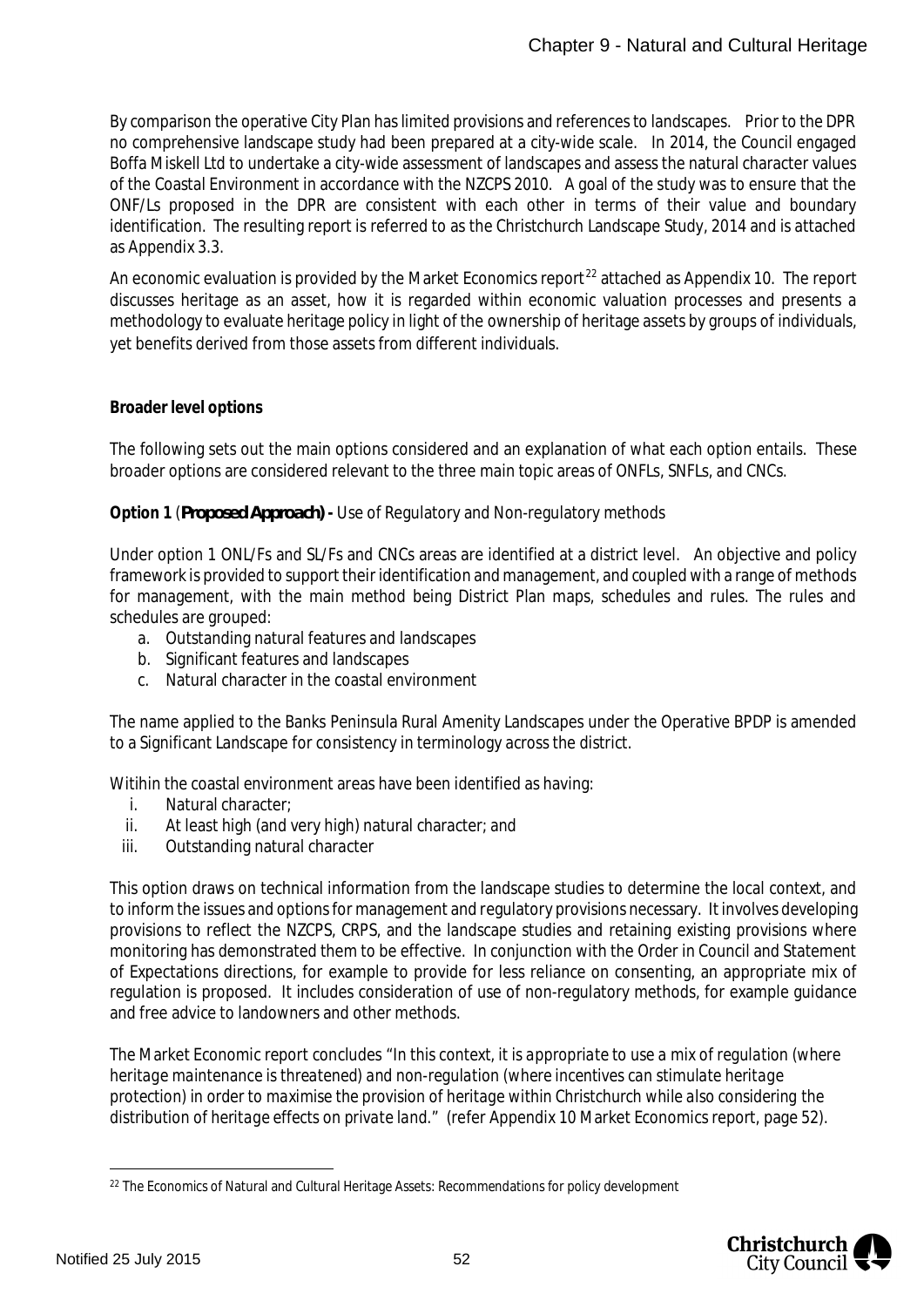By comparison the operative City Plan has limited provisions and references to landscapes. Prior to the DPR no comprehensive landscape study had been prepared at a city-wide scale. In 2014, the Council engaged Boffa Miskell Ltd to undertake a city-wide assessment of landscapes and assess the natural character values of the Coastal Environment in accordance with the NZCPS 2010. A goal of the study was to ensure that the ONF/Ls proposed in the DPR are consistent with each other in terms of their value and boundary identification. The resulting report is referred to as the Christchurch Landscape Study, 2014 and is attached as Appendix 3.3.

An economic evaluation is provided by the Market Economics report[22] attached as Appendix 10. The report discusses heritage as an asset, how it is regarded within economic valuation processes and presents a methodology to evaluate heritage policy in light of the ownership of heritage assets by groups of individuals, yet benefits derived from those assets from different individuals.

**Broader level options**

The following sets out the main options considered and an explanation of what each option entails. These broader options are considered relevant to the three main topic areas of ONFLs, SNFLs, and CNCs.

**Option 1** (**Proposed Approach) -** Use of Regulatory and Non-regulatory methods

Under option 1 ONL/Fs and SL/Fs and CNCs areas are identified at a district level. An objective and policy framework is provided to support their identification and management, and coupled with a range of methods for management, with the main method being District Plan maps, schedules and rules. The rules and schedules are grouped:

a. Outstanding natural features and landscapes
b. Significant features and landscapes
c. Natural character in the coastal environment

The name applied to the Banks Peninsula Rural Amenity Landscapes under the Operative BPDP is amended to a Significant Landscape for consistency in terminology across the district.

Witihin the coastal environment areas have been identified as having:

i. Natural character;
ii. At least high (and very high) natural character; and
iii. Outstanding natural character

This option draws on technical information from the landscape studies to determine the local context, and to inform the issues and options for management and regulatory provisions necessary. It involves developing provisions to reflect the NZCPS, CRPS, and the landscape studies and retaining existing provisions where monitoring has demonstrated them to be effective. In conjunction with the Order in Council and Statement of Expectations directions, for example to provide for less reliance on consenting, an appropriate mix of regulation is proposed. It includes consideration of use of non-regulatory methods, for example guidance and free advice to landowners and other methods.

The Market Economic report concludes "*In this context, it is appropriate to use a mix of regulation (where heritage maintenance is threatened) and non-regulation (where incentives can stimulate heritage protection) in order to maximise the provision of heritage within Christchurch while also considering the distribution of heritage effects on private land.*" (refer Appendix 10 Market Economics report, page 52).

---

[22] The Economics of Natural and Cultural Heritage Assets: Recommendations for policy development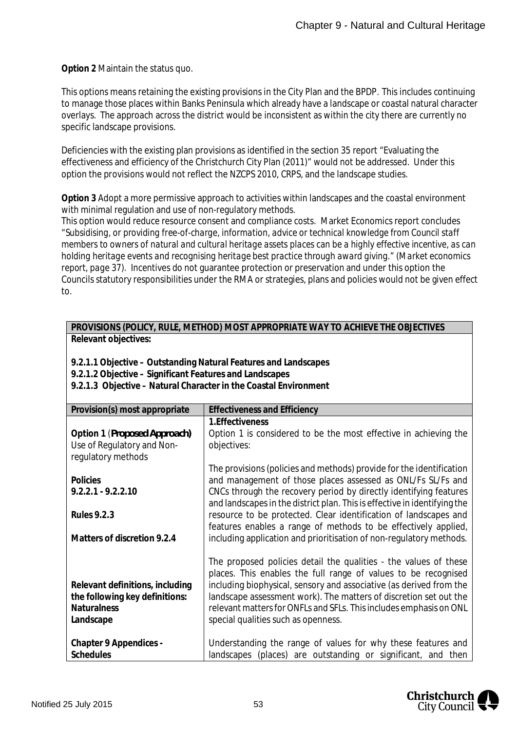**Option 2** Maintain the status quo.

This options means retaining the existing provisions in the City Plan and the BPDP. This includes continuing to manage those places within Banks Peninsula which already have a landscape or coastal natural character overlays. The approach across the district would be inconsistent as within the city there are currently no specific landscape provisions.

Deficiencies with the existing plan provisions as identified in the section 35 report "Evaluating the effectiveness and efficiency of the Christchurch City Plan (2011)" would not be addressed. Under this option the provisions would not reflect the NZCPS 2010, CRPS, and the landscape studies.

**Option 3** Adopt a more permissive approach to activities within landscapes and the coastal environment with minimal regulation and use of non-regulatory methods.

This option would reduce resource consent and compliance costs. Market Economics report concludes *"Subsidising, or providing free-of-charge, information, advice or technical knowledge from Council staff members to owners of natural and cultural heritage assets places can be a highly effective incentive, as can holding heritage events and recognising heritage best practice through award giving." (Market economics report, page 37).* Incentives do not guarantee protection or preservation and under this option the Councils statutory responsibilities under the RMA or strategies, plans and policies would not be given effect to.

| **PROVISIONS (POLICY, RULE, METHOD) MOST APPROPRIATE WAY TO ACHIEVE THE OBJECTIVES** | |
|---|---|
| **Relevant objectives:**<br><br>**9.2.1.1 Objective – Outstanding Natural Features and Landscapes**<br>**9.2.1.2 Objective – Significant Features and Landscapes**<br>**9.2.1.3 Objective – Natural Character in the Coastal Environment** | |
| **Provision(s) most appropriate** | **Effectiveness and Efficiency** |
| **Option 1** (***Proposed Approach)***<br>Use of Regulatory and Non-regulatory methods<br><br>**Policies**<br>**9.2.2.1 - 9.2.2.10**<br><br>**Rules 9.2.3**<br><br>**Matters of discretion 9.2.4**<br><br>**Relevant definitions, including the following key definitions:**<br>**Naturalness**<br>**Landscape**<br><br>**Chapter 9 Appendices - Schedules** | **1.Effectiveness**<br>Option 1 is considered to be the most effective in achieving the objectives:<br><br>The provisions (policies and methods) provide for the identification and management of those places assessed as ONL/Fs SL/Fs and CNCs through the recovery period by directly identifying features and landscapes in the district plan. This is effective in identifying the resource to be protected. Clear identification of landscapes and features enables a range of methods to be effectively applied, including application and prioritisation of non-regulatory methods.<br><br>The proposed policies detail the qualities - the values of these places. This enables the full range of values to be recognised including biophysical, sensory and associative (as derived from the landscape assessment work). The matters of discretion set out the relevant matters for ONFLs and SFLs. This includes emphasis on ONL special qualities such as openness.<br><br>Understanding the range of values for why these features and landscapes (places) are outstanding or significant, and then |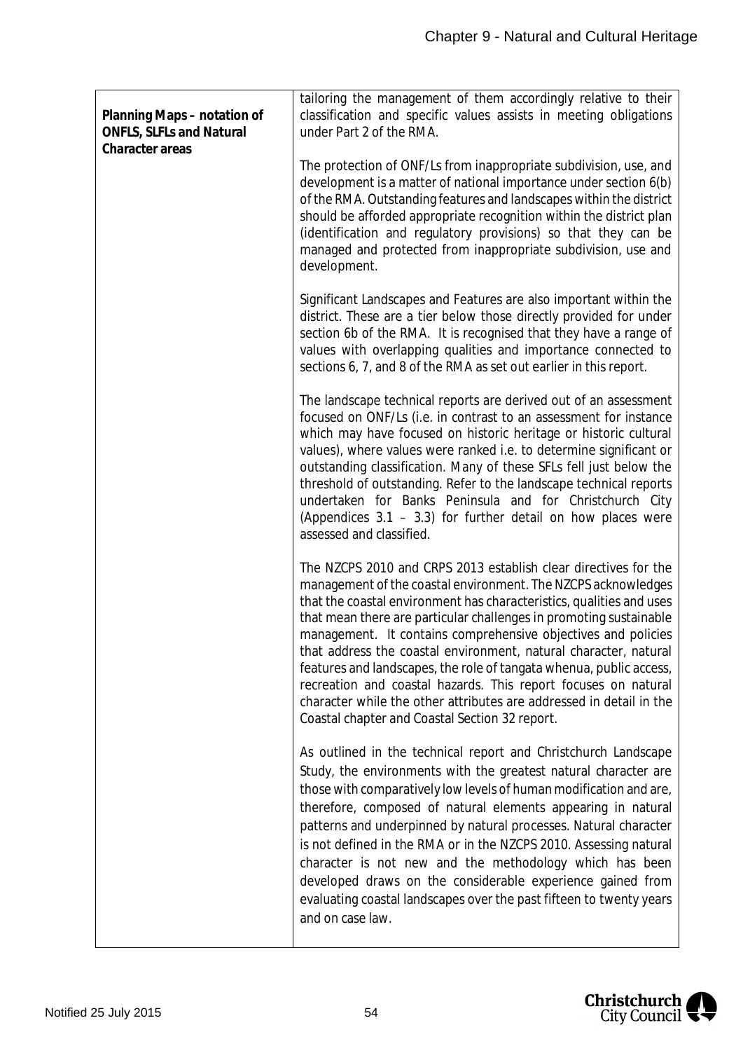| | |
|---|---|
| **Planning Maps – notation of ONFLS, SLFLs and Natural Character areas** | tailoring the management of them accordingly relative to their classification and specific values assists in meeting obligations under Part 2 of the RMA.<br><br>The protection of ONF/Ls from inappropriate subdivision, use, and development is a matter of national importance under section 6(b) of the RMA. Outstanding features and landscapes within the district should be afforded appropriate recognition within the district plan (identification and regulatory provisions) so that they can be managed and protected from inappropriate subdivision, use and development.<br><br>Significant Landscapes and Features are also important within the district. These are a tier below those directly provided for under section 6b of the RMA. It is recognised that they have a range of values with overlapping qualities and importance connected to sections 6, 7, and 8 of the RMA as set out earlier in this report.<br><br>The landscape technical reports are derived out of an assessment focused on ONF/Ls (i.e. in contrast to an assessment for instance which may have focused on historic heritage or historic cultural values), where values were ranked i.e. to determine significant or outstanding classification. Many of these SFLs fell just below the threshold of outstanding. Refer to the landscape technical reports undertaken for Banks Peninsula and for Christchurch City (Appendices 3.1 – 3.3) for further detail on how places were assessed and classified.<br><br>The NZCPS 2010 and CRPS 2013 establish clear directives for the management of the coastal environment. The NZCPS acknowledges that the coastal environment has characteristics, qualities and uses that mean there are particular challenges in promoting sustainable management. It contains comprehensive objectives and policies that address the coastal environment, natural character, natural features and landscapes, the role of tangata whenua, public access, recreation and coastal hazards. This report focuses on natural character while the other attributes are addressed in detail in the Coastal chapter and Coastal Section 32 report.<br><br>As outlined in the technical report and Christchurch Landscape Study, the environments with the greatest natural character are those with comparatively low levels of human modification and are, therefore, composed of natural elements appearing in natural patterns and underpinned by natural processes. Natural character is not defined in the RMA or in the NZCPS 2010. Assessing natural character is not new and the methodology which has been developed draws on the considerable experience gained from evaluating coastal landscapes over the past fifteen to twenty years and on case law. |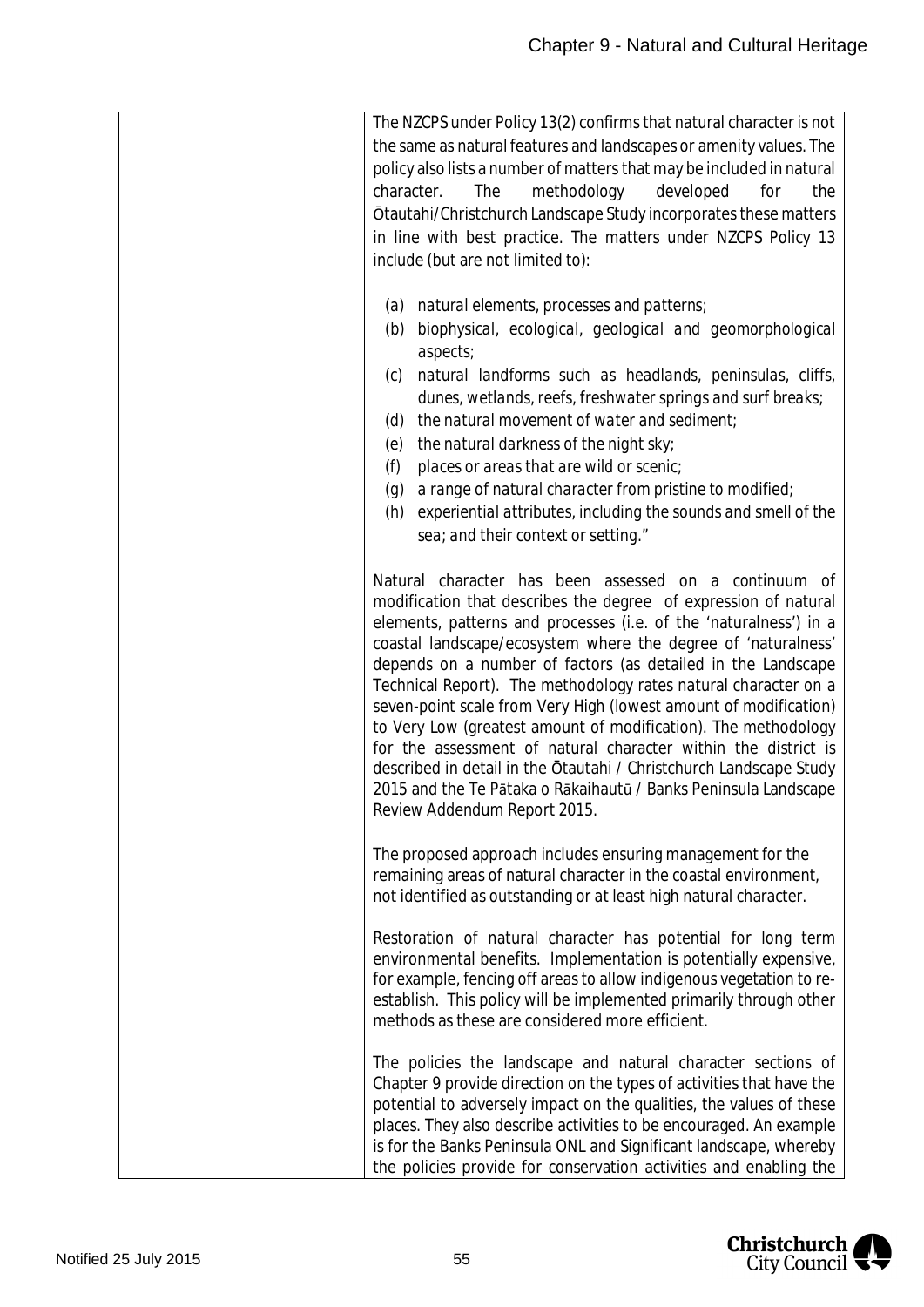| | |
|---|---|
| | The NZCPS under Policy 13(2) confirms that natural character is not the same as natural features and landscapes or amenity values. The policy also lists a number of matters that may be included in natural character. The methodology developed for the Ōtautahi/Christchurch Landscape Study incorporates these matters in line with best practice. The matters under NZCPS Policy 13 include (but are not limited to):<br><br>(a) *natural elements, processes and patterns;*<br>(b) *biophysical, ecological, geological and geomorphological aspects;*<br>(c) *natural landforms such as headlands, peninsulas, cliffs, dunes, wetlands, reefs, freshwater springs and surf breaks;*<br>(d) *the natural movement of water and sediment;*<br>(e) *the natural darkness of the night sky;*<br>(f) *places or areas that are wild or scenic;*<br>(g) *a range of natural character from pristine to modified;*<br>(h) *experiential attributes, including the sounds and smell of the sea; and their context or setting."*<br><br>Natural character has been assessed on a continuum of modification that describes the degree of expression of natural elements, patterns and processes (i.e. of the 'naturalness') in a coastal landscape/ecosystem where the degree of 'naturalness' depends on a number of factors (as detailed in the Landscape Technical Report). The methodology rates natural character on a seven-point scale from Very High (lowest amount of modification) to Very Low (greatest amount of modification). The methodology for the assessment of natural character within the district is described in detail in the Ōtautahi / Christchurch Landscape Study 2015 and the Te Pātaka o Rākaihautū / Banks Peninsula Landscape Review Addendum Report 2015.<br><br>The proposed approach includes ensuring management for the remaining areas of natural character in the coastal environment, not identified as outstanding or at least high natural character.<br><br>Restoration of natural character has potential for long term environmental benefits. Implementation is potentially expensive, for example, fencing off areas to allow indigenous vegetation to re-establish. This policy will be implemented primarily through other methods as these are considered more efficient.<br><br>The policies the landscape and natural character sections of Chapter 9 provide direction on the types of activities that have the potential to adversely impact on the qualities, the values of these places. They also describe activities to be encouraged. An example is for the Banks Peninsula ONL and Significant landscape, whereby the policies provide for conservation activities and enabling the |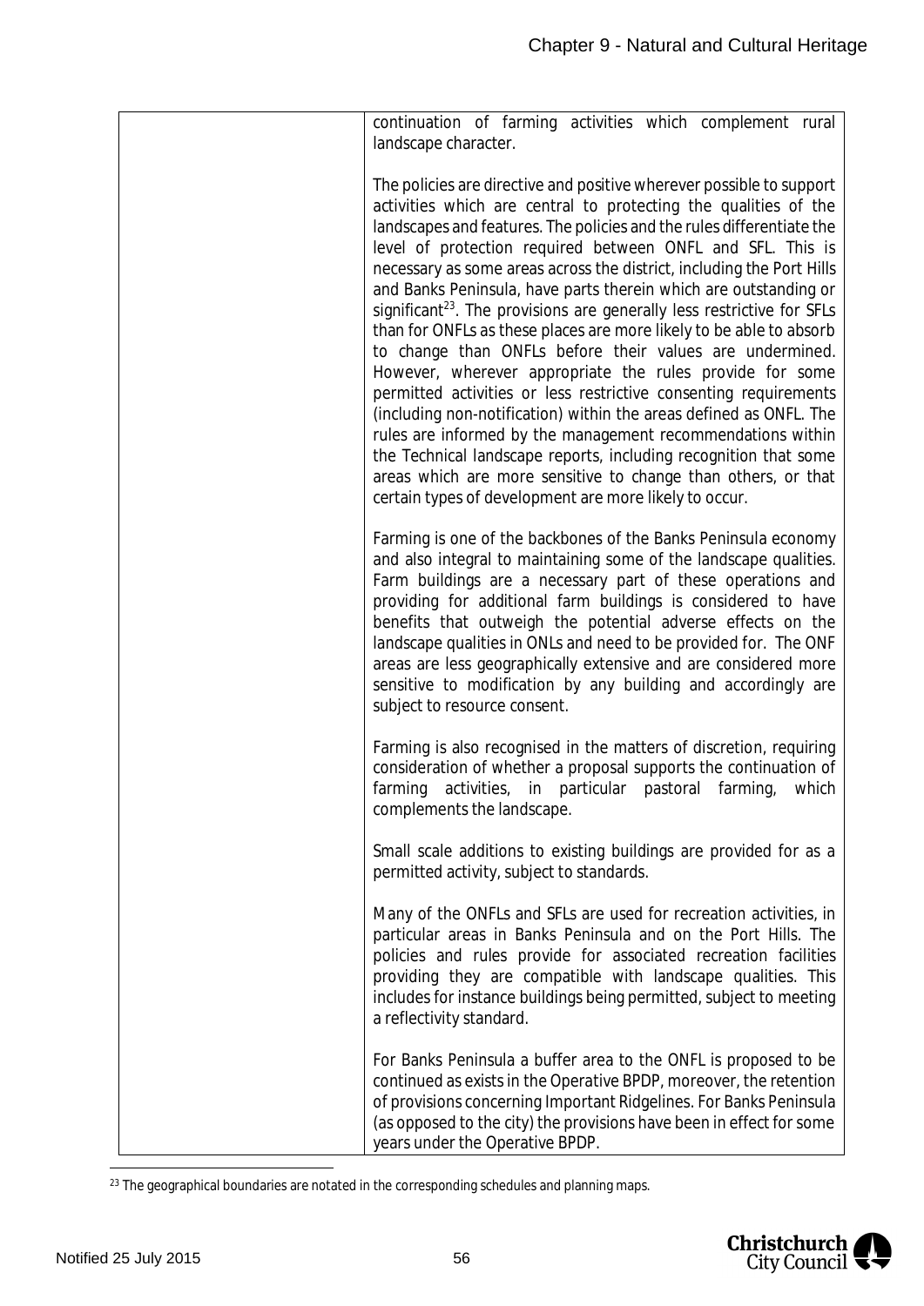| | |
|---|---|
| | continuation of farming activities which complement rural landscape character.<br><br>The policies are directive and positive wherever possible to support activities which are central to protecting the qualities of the landscapes and features. The policies and the rules differentiate the level of protection required between ONFL and SFL. This is necessary as some areas across the district, including the Port Hills and Banks Peninsula, have parts therein which are outstanding or significant[23]. The provisions are generally less restrictive for SFLs than for ONFLs as these places are more likely to be able to absorb to change than ONFLs before their values are undermined. However, wherever appropriate the rules provide for some permitted activities or less restrictive consenting requirements (including non-notification) within the areas defined as ONFL. The rules are informed by the management recommendations within the Technical landscape reports, including recognition that some areas which are more sensitive to change than others, or that certain types of development are more likely to occur.<br><br>Farming is one of the backbones of the Banks Peninsula economy and also integral to maintaining some of the landscape qualities. Farm buildings are a necessary part of these operations and providing for additional farm buildings is considered to have benefits that outweigh the potential adverse effects on the landscape qualities in ONLs and need to be provided for. The ONF areas are less geographically extensive and are considered more sensitive to modification by any building and accordingly are subject to resource consent.<br><br>Farming is also recognised in the matters of discretion, requiring consideration of whether a proposal supports the continuation of farming activities, in particular pastoral farming, which complements the landscape.<br><br>Small scale additions to existing buildings are provided for as a permitted activity, subject to standards.<br><br>Many of the ONFLs and SFLs are used for recreation activities, in particular areas in Banks Peninsula and on the Port Hills. The policies and rules provide for associated recreation facilities providing they are compatible with landscape qualities. This includes for instance buildings being permitted, subject to meeting a reflectivity standard.<br><br>For Banks Peninsula a buffer area to the ONFL is proposed to be continued as exists in the Operative BPDP, moreover, the retention of provisions concerning Important Ridgelines. For Banks Peninsula (as opposed to the city) the provisions have been in effect for some years under the Operative BPDP. |

[23] The geographical boundaries are notated in the corresponding schedules and planning maps.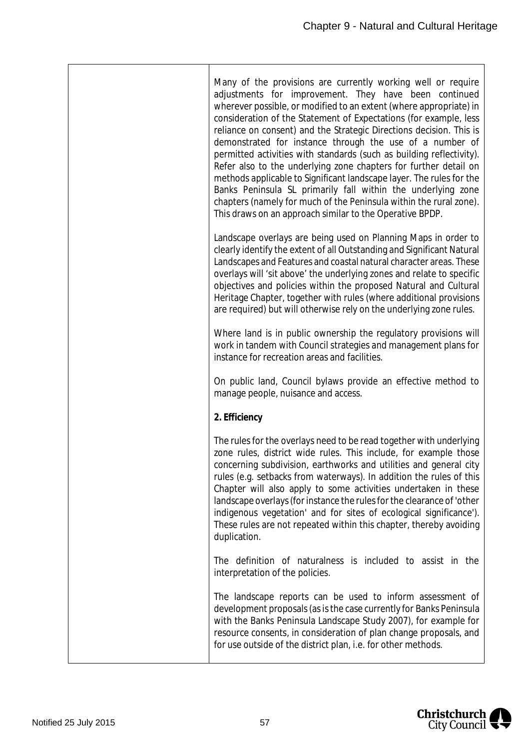| | |
|---|---|
| | Many of the provisions are currently working well or require adjustments for improvement. They have been continued wherever possible, or modified to an extent (where appropriate) in consideration of the Statement of Expectations (for example, less reliance on consent) and the Strategic Directions decision. This is demonstrated for instance through the use of a number of permitted activities with standards (such as building reflectivity). Refer also to the underlying zone chapters for further detail on methods applicable to Significant landscape layer. The rules for the Banks Peninsula SL primarily fall within the underlying zone chapters (namely for much of the Peninsula within the rural zone). This draws on an approach similar to the Operative BPDP.<br><br>Landscape overlays are being used on Planning Maps in order to clearly identify the extent of all Outstanding and Significant Natural Landscapes and Features and coastal natural character areas. These overlays will 'sit above' the underlying zones and relate to specific objectives and policies within the proposed Natural and Cultural Heritage Chapter, together with rules (where additional provisions are required) but will otherwise rely on the underlying zone rules.<br><br>Where land is in public ownership the regulatory provisions will work in tandem with Council strategies and management plans for instance for recreation areas and facilities.<br><br>On public land, Council bylaws provide an effective method to manage people, nuisance and access.<br><br>**2. Efficiency**<br><br>The rules for the overlays need to be read together with underlying zone rules, district wide rules. This include, for example those concerning subdivision, earthworks and utilities and general city rules (e.g. setbacks from waterways). In addition the rules of this Chapter will also apply to some activities undertaken in these landscape overlays (for instance the rules for the clearance of 'other indigenous vegetation' and for sites of ecological significance'). These rules are not repeated within this chapter, thereby avoiding duplication.<br><br>The definition of naturalness is included to assist in the interpretation of the policies.<br><br>The landscape reports can be used to inform assessment of development proposals (as is the case currently for Banks Peninsula with the Banks Peninsula Landscape Study 2007), for example for resource consents, in consideration of plan change proposals, and for use outside of the district plan, i.e. for other methods. |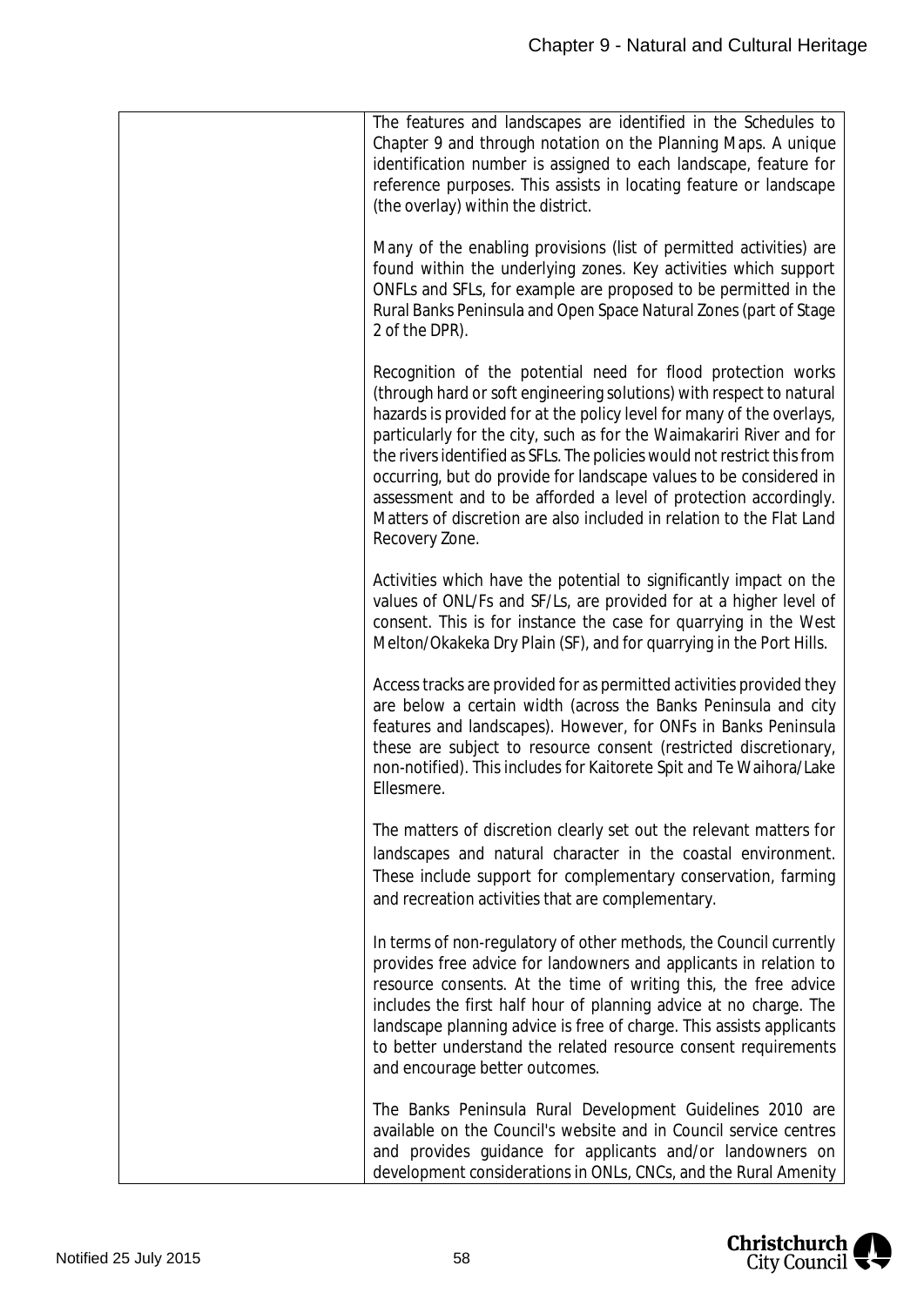| | |
|---|---|
| | The features and landscapes are identified in the Schedules to Chapter 9 and through notation on the Planning Maps. A unique identification number is assigned to each landscape, feature for reference purposes. This assists in locating feature or landscape (the overlay) within the district.<br><br>Many of the enabling provisions (list of permitted activities) are found within the underlying zones. Key activities which support ONFLs and SFLs, for example are proposed to be permitted in the Rural Banks Peninsula and Open Space Natural Zones (part of Stage 2 of the DPR).<br><br>Recognition of the potential need for flood protection works (through hard or soft engineering solutions) with respect to natural hazards is provided for at the policy level for many of the overlays, particularly for the city, such as for the Waimakariri River and for the rivers identified as SFLs. The policies would not restrict this from occurring, but do provide for landscape values to be considered in assessment and to be afforded a level of protection accordingly. Matters of discretion are also included in relation to the Flat Land Recovery Zone.<br><br>Activities which have the potential to significantly impact on the values of ONL/Fs and SF/Ls, are provided for at a higher level of consent. This is for instance the case for quarrying in the West Melton/Okakeka Dry Plain (SF), and for quarrying in the Port Hills.<br><br>Access tracks are provided for as permitted activities provided they are below a certain width (across the Banks Peninsula and city features and landscapes). However, for ONFs in Banks Peninsula these are subject to resource consent (restricted discretionary, non-notified). This includes for Kaitorete Spit and Te Waihora/Lake Ellesmere.<br><br>The matters of discretion clearly set out the relevant matters for landscapes and natural character in the coastal environment. These include support for complementary conservation, farming and recreation activities that are complementary.<br><br>In terms of non-regulatory of other methods, the Council currently provides free advice for landowners and applicants in relation to resource consents. At the time of writing this, the free advice includes the first half hour of planning advice at no charge. The landscape planning advice is free of charge. This assists applicants to better understand the related resource consent requirements and encourage better outcomes.<br><br>The Banks Peninsula Rural Development Guidelines 2010 are available on the Council's website and in Council service centres and provides guidance for applicants and/or landowners on development considerations in ONLs, CNCs, and the Rural Amenity |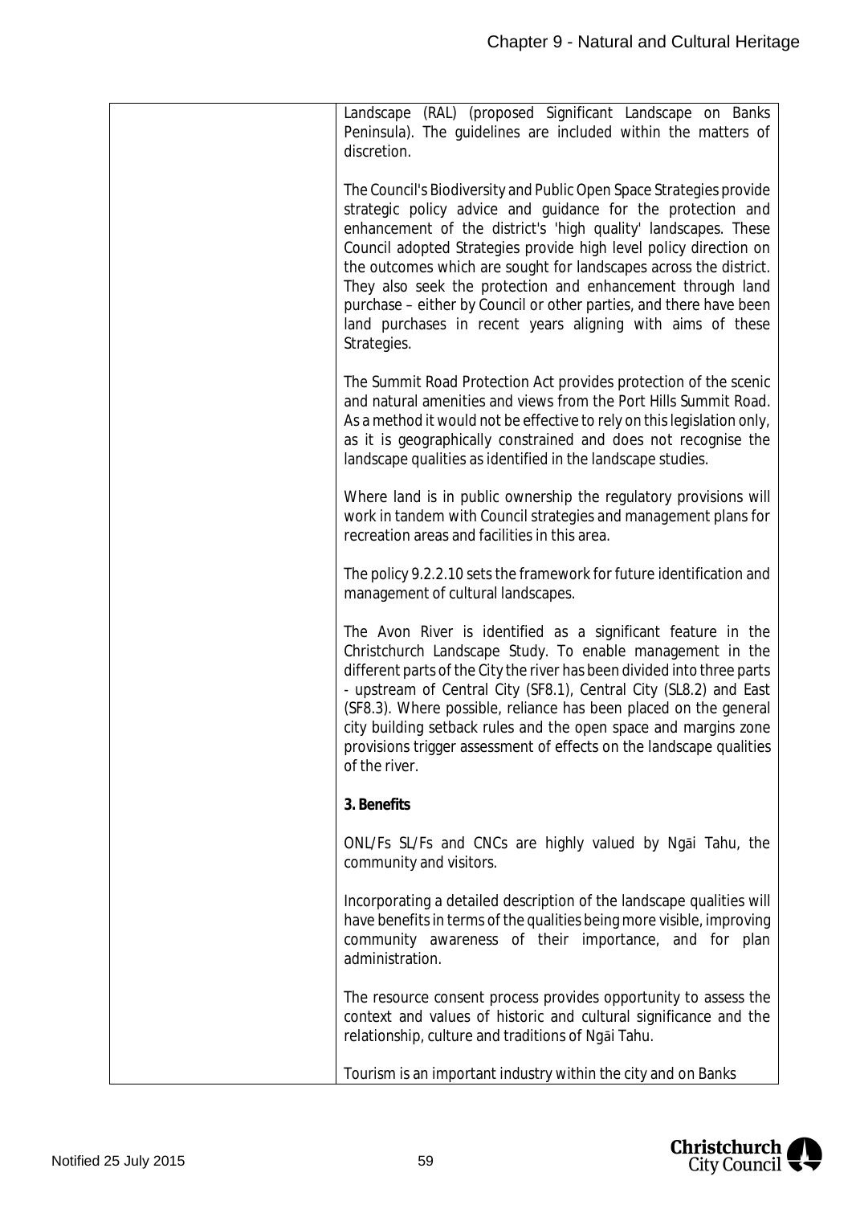| | Landscape (RAL) (proposed Significant Landscape on Banks Peninsula). The guidelines are included within the matters of discretion.<br><br>The Council's Biodiversity and Public Open Space Strategies provide strategic policy advice and guidance for the protection and enhancement of the district's 'high quality' landscapes. These Council adopted Strategies provide high level policy direction on the outcomes which are sought for landscapes across the district. They also seek the protection and enhancement through land purchase – either by Council or other parties, and there have been land purchases in recent years aligning with aims of these Strategies.<br><br>The Summit Road Protection Act provides protection of the scenic and natural amenities and views from the Port Hills Summit Road. As a method it would not be effective to rely on this legislation only, as it is geographically constrained and does not recognise the landscape qualities as identified in the landscape studies.<br><br>Where land is in public ownership the regulatory provisions will work in tandem with Council strategies and management plans for recreation areas and facilities in this area.<br><br>The policy 9.2.2.10 sets the framework for future identification and management of cultural landscapes.<br><br>The Avon River is identified as a significant feature in the Christchurch Landscape Study. To enable management in the different parts of the City the river has been divided into three parts - upstream of Central City (SF8.1), Central City (SL8.2) and East (SF8.3). Where possible, reliance has been placed on the general city building setback rules and the open space and margins zone provisions trigger assessment of effects on the landscape qualities of the river.<br><br>**3. Benefits**<br><br>ONL/Fs SL/Fs and CNCs are highly valued by Ngāi Tahu, the community and visitors.<br><br>Incorporating a detailed description of the landscape qualities will have benefits in terms of the qualities being more visible, improving community awareness of their importance, and for plan administration.<br><br>The resource consent process provides opportunity to assess the context and values of historic and cultural significance and the relationship, culture and traditions of Ngāi Tahu.<br><br>Tourism is an important industry within the city and on Banks |
|---|---|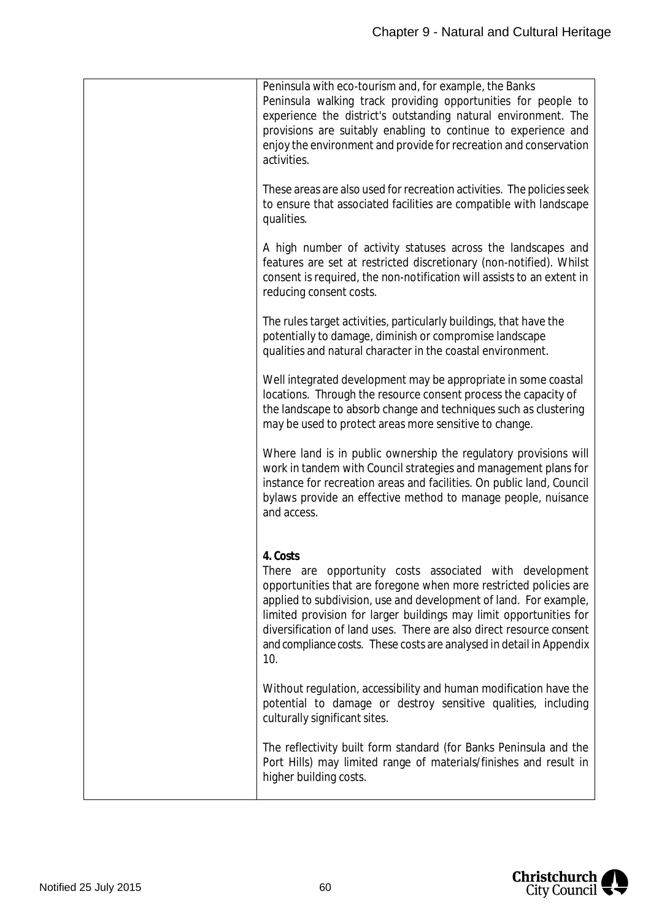| | Peninsula with eco-tourism and, for example, the Banks Peninsula walking track providing opportunities for people to experience the district's outstanding natural environment. The provisions are suitably enabling to continue to experience and enjoy the environment and provide for recreation and conservation activities.<br><br>These areas are also used for recreation activities. The policies seek to ensure that associated facilities are compatible with landscape qualities.<br><br>A high number of activity statuses across the landscapes and features are set at restricted discretionary (non-notified). Whilst consent is required, the non-notification will assists to an extent in reducing consent costs.<br><br>The rules target activities, particularly buildings, that have the potentially to damage, diminish or compromise landscape qualities and natural character in the coastal environment.<br><br>Well integrated development may be appropriate in some coastal locations. Through the resource consent process the capacity of the landscape to absorb change and techniques such as clustering may be used to protect areas more sensitive to change.<br><br>Where land is in public ownership the regulatory provisions will work in tandem with Council strategies and management plans for instance for recreation areas and facilities. On public land, Council bylaws provide an effective method to manage people, nuisance and access.<br><br>**4. Costs**<br>There are opportunity costs associated with development opportunities that are foregone when more restricted policies are applied to subdivision, use and development of land. For example, limited provision for larger buildings may limit opportunities for diversification of land uses. There are also direct resource consent and compliance costs. These costs are analysed in detail in Appendix 10.<br><br>Without regulation, accessibility and human modification have the potential to damage or destroy sensitive qualities, including culturally significant sites.<br><br>The reflectivity built form standard (for Banks Peninsula and the Port Hills) may limited range of materials/finishes and result in higher building costs. |
|---|---|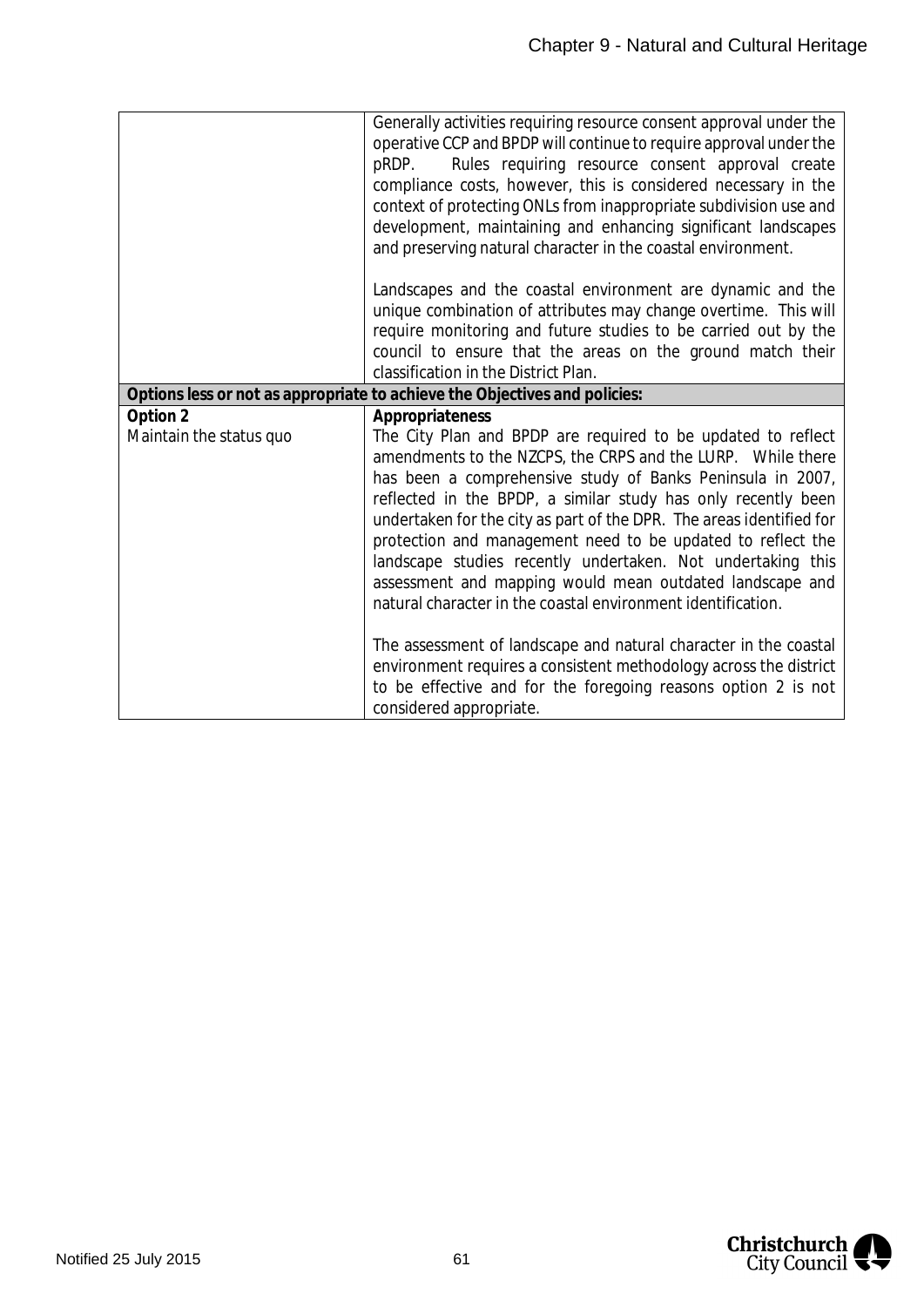| | |
|---|---|
| | Generally activities requiring resource consent approval under the operative CCP and BPDP will continue to require approval under the pRDP. Rules requiring resource consent approval create compliance costs, however, this is considered necessary in the context of protecting ONLs from inappropriate subdivision use and development, maintaining and enhancing significant landscapes and preserving natural character in the coastal environment.<br><br>Landscapes and the coastal environment are dynamic and the unique combination of attributes may change overtime. This will require monitoring and future studies to be carried out by the council to ensure that the areas on the ground match their classification in the District Plan. |
| **Options less or not as appropriate to achieve the Objectives and policies:** | |
| **Option 2**<br>Maintain the status quo | **Appropriateness**<br>The City Plan and BPDP are required to be updated to reflect amendments to the NZCPS, the CRPS and the LURP. While there has been a comprehensive study of Banks Peninsula in 2007, reflected in the BPDP, a similar study has only recently been undertaken for the city as part of the DPR. The areas identified for protection and management need to be updated to reflect the landscape studies recently undertaken. Not undertaking this assessment and mapping would mean outdated landscape and natural character in the coastal environment identification.<br><br>The assessment of landscape and natural character in the coastal environment requires a consistent methodology across the district to be effective and for the foregoing reasons option 2 is not considered appropriate. |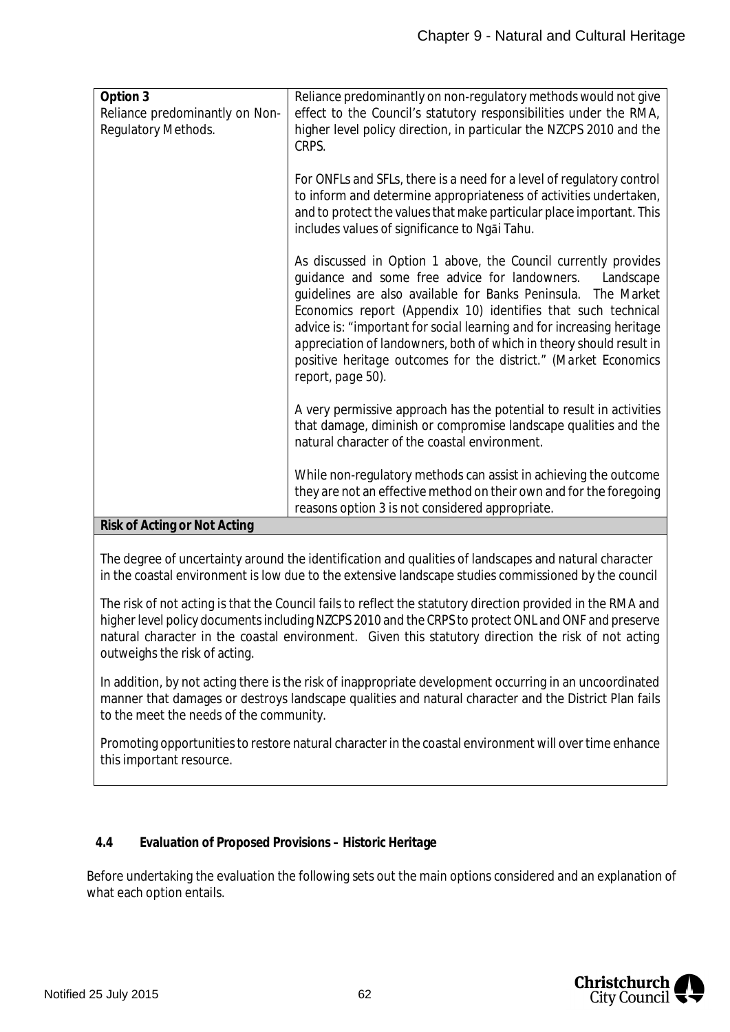| | |
|---|---|
| **Option 3**<br>Reliance predominantly on Non-Regulatory Methods. | Reliance predominantly on non-regulatory methods would not give effect to the Council's statutory responsibilities under the RMA, higher level policy direction, in particular the NZCPS 2010 and the CRPS.<br><br>For ONFLs and SFLs, there is a need for a level of regulatory control to inform and determine appropriateness of activities undertaken, and to protect the values that make particular place important. This includes values of significance to Ngāi Tahu.<br><br>As discussed in Option 1 above, the Council currently provides guidance and some free advice for landowners. Landscape guidelines are also available for Banks Peninsula. The Market Economics report (Appendix 10) identifies that such technical advice is: "*important for social learning and for increasing heritage appreciation of landowners, both of which in theory should result in positive heritage outcomes for the district." (Market Economics report, page 50).*<br><br>A very permissive approach has the potential to result in activities that damage, diminish or compromise landscape qualities and the natural character of the coastal environment.<br><br>While non-regulatory methods can assist in achieving the outcome they are not an effective method on their own and for the foregoing reasons option 3 is not considered appropriate. |
| **Risk of Acting or Not Acting** | |
| The degree of uncertainty around the identification and qualities of landscapes and natural character in the coastal environment is low due to the extensive landscape studies commissioned by the council<br><br>The risk of not acting is that the Council fails to reflect the statutory direction provided in the RMA and higher level policy documents including NZCPS 2010 and the CRPS to protect ONL and ONF and preserve natural character in the coastal environment. Given this statutory direction the risk of not acting outweighs the risk of acting.<br><br>In addition, by not acting there is the risk of inappropriate development occurring in an uncoordinated manner that damages or destroys landscape qualities and natural character and the District Plan fails to the meet the needs of the community.<br><br>Promoting opportunities to restore natural character in the coastal environment will over time enhance this important resource. | |

### 4.4 Evaluation of Proposed Provisions – Historic Heritage

Before undertaking the evaluation the following sets out the main options considered and an explanation of what each option entails.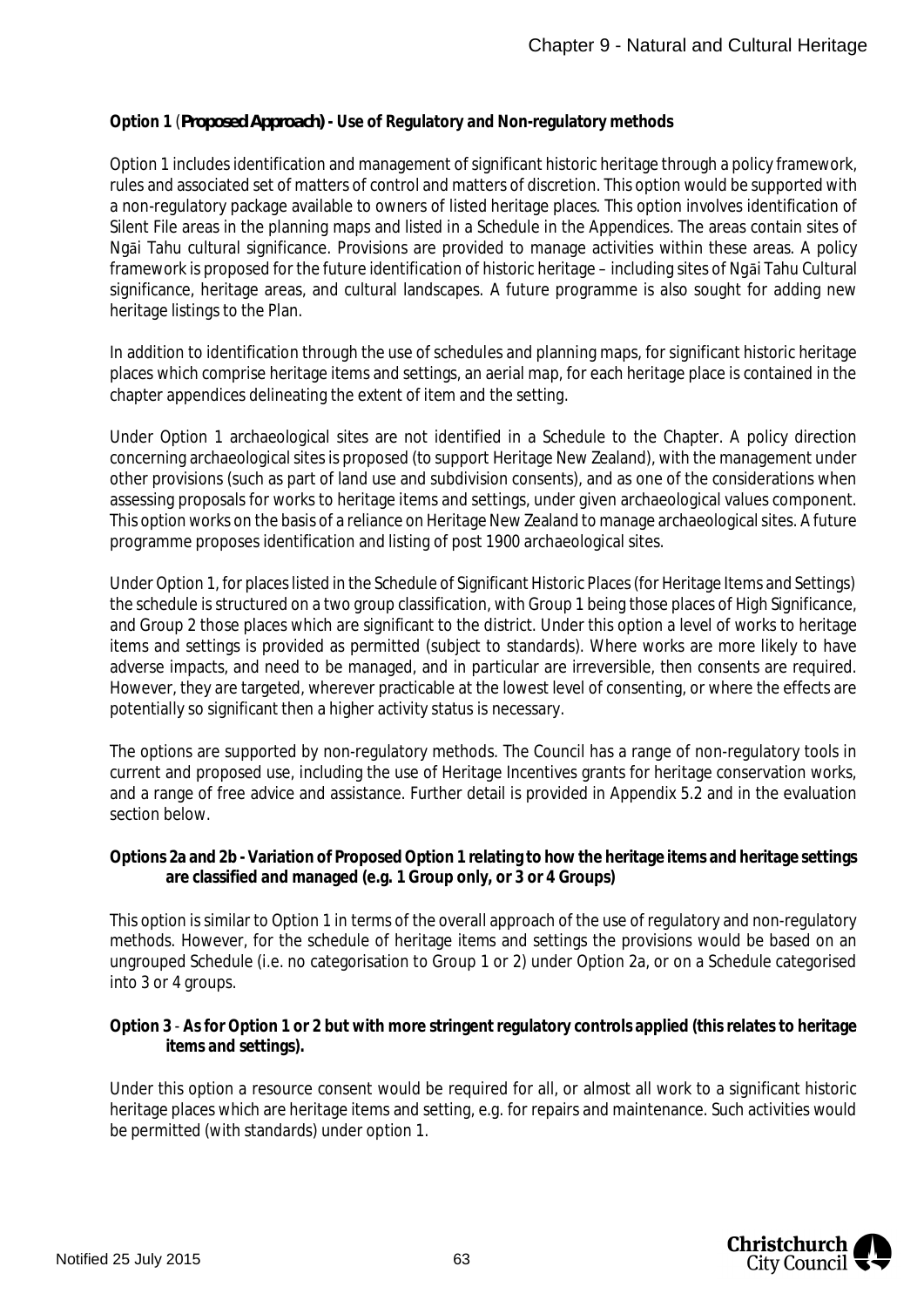**Option 1** (***Proposed Approach***) **- Use of Regulatory and Non-regulatory methods**

Option 1 includes identification and management of significant historic heritage through a policy framework, rules and associated set of matters of control and matters of discretion. This option would be supported with a non-regulatory package available to owners of listed heritage places. This option involves identification of Silent File areas in the planning maps and listed in a Schedule in the Appendices. The areas contain sites of Ngāi Tahu cultural significance. Provisions are provided to manage activities within these areas. A policy framework is proposed for the future identification of historic heritage – including sites of Ngāi Tahu Cultural significance, heritage areas, and cultural landscapes. A future programme is also sought for adding new heritage listings to the Plan.

In addition to identification through the use of schedules and planning maps, for significant historic heritage places which comprise heritage items and settings, an aerial map, for each heritage place is contained in the chapter appendices delineating the extent of item and the setting.

Under Option 1 archaeological sites are not identified in a Schedule to the Chapter. A policy direction concerning archaeological sites is proposed (to support Heritage New Zealand), with the management under other provisions (such as part of land use and subdivision consents), and as one of the considerations when assessing proposals for works to heritage items and settings, under given archaeological values component. This option works on the basis of a reliance on Heritage New Zealand to manage archaeological sites. A future programme proposes identification and listing of post 1900 archaeological sites.

Under Option 1, for places listed in the Schedule of Significant Historic Places (for Heritage Items and Settings) the schedule is structured on a two group classification, with Group 1 being those places of High Significance, and Group 2 those places which are significant to the district. Under this option a level of works to heritage items and settings is provided as permitted (subject to standards). Where works are more likely to have adverse impacts, and need to be managed, and in particular are irreversible, then consents are required. However, they are targeted, wherever practicable at the lowest level of consenting, or where the effects are potentially so significant then a higher activity status is necessary.

The options are supported by non-regulatory methods. The Council has a range of non-regulatory tools in current and proposed use, including the use of Heritage Incentives grants for heritage conservation works, and a range of free advice and assistance. Further detail is provided in Appendix 5.2 and in the evaluation section below.

**Options 2a and 2b - Variation of Proposed Option 1 relating to how the heritage items and heritage settings are classified and managed (e.g. 1 Group only, or 3 or 4 Groups)**

This option is similar to Option 1 in terms of the overall approach of the use of regulatory and non-regulatory methods. However, for the schedule of heritage items and settings the provisions would be based on an ungrouped Schedule (i.e. no categorisation to Group 1 or 2) under Option 2a, or on a Schedule categorised into 3 or 4 groups.

**Option 3** - **As for Option 1 or 2 but with more stringent regulatory controls applied (this relates to heritage items and settings).**

Under this option a resource consent would be required for all, or almost all work to a significant historic heritage places which are heritage items and setting, e.g. for repairs and maintenance. Such activities would be permitted (with standards) under option 1.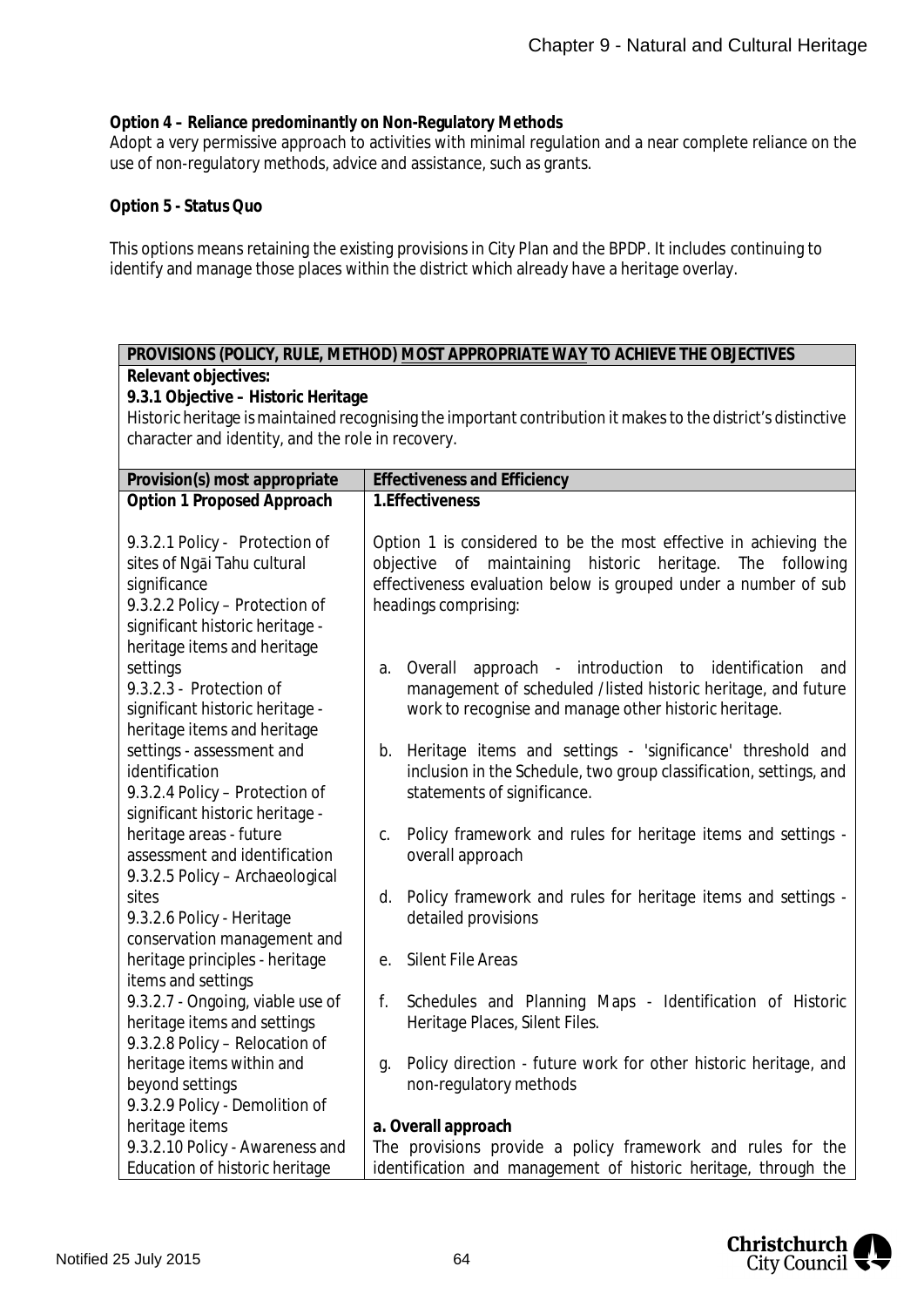**Option 4 – Reliance predominantly on Non-Regulatory Methods**
Adopt a very permissive approach to activities with minimal regulation and a near complete reliance on the use of non-regulatory methods, advice and assistance, such as grants.

**Option 5 - Status Quo**

This options means retaining the existing provisions in City Plan and the BPDP. It includes continuing to identify and manage those places within the district which already have a heritage overlay.

| **PROVISIONS (POLICY, RULE, METHOD) MOST APPROPRIATE WAY TO ACHIEVE THE OBJECTIVES** | |
|---|---|
| **Relevant objectives:**<br>**9.3.1 Objective – Historic Heritage**<br>Historic heritage is maintained recognising the important contribution it makes to the district's distinctive character and identity, and the role in recovery. | |
| **Provision(s) most appropriate** | **Effectiveness and Efficiency** |
| **Option 1 Proposed Approach**<br><br>9.3.2.1 Policy - Protection of sites of Ngāi Tahu cultural significance<br>9.3.2.2 Policy – Protection of significant historic heritage - heritage items and heritage settings<br>9.3.2.3 - Protection of significant historic heritage - heritage items and heritage settings - assessment and identification<br>9.3.2.4 Policy – Protection of significant historic heritage - heritage areas - future assessment and identification<br>9.3.2.5 Policy – Archaeological sites<br>9.3.2.6 Policy - Heritage conservation management and heritage principles - heritage items and settings<br>9.3.2.7 - Ongoing, viable use of heritage items and settings<br>9.3.2.8 Policy – Relocation of heritage items within and beyond settings<br>9.3.2.9 Policy - Demolition of heritage items<br>9.3.2.10 Policy - Awareness and Education of historic heritage | **1.Effectiveness**<br><br>Option 1 is considered to be the most effective in achieving the objective of maintaining historic heritage. The following effectiveness evaluation below is grouped under a number of sub headings comprising:<br><br>a. Overall approach - introduction to identification and management of scheduled /listed historic heritage, and future work to recognise and manage other historic heritage.<br>b. Heritage items and settings - 'significance' threshold and inclusion in the Schedule, two group classification, settings, and statements of significance.<br>c. Policy framework and rules for heritage items and settings - overall approach<br>d. Policy framework and rules for heritage items and settings - detailed provisions<br>e. Silent File Areas<br>f. Schedules and Planning Maps - Identification of Historic Heritage Places, Silent Files.<br>g. Policy direction - future work for other historic heritage, and non-regulatory methods<br><br>**a. Overall approach**<br>The provisions provide a policy framework and rules for the identification and management of historic heritage, through the |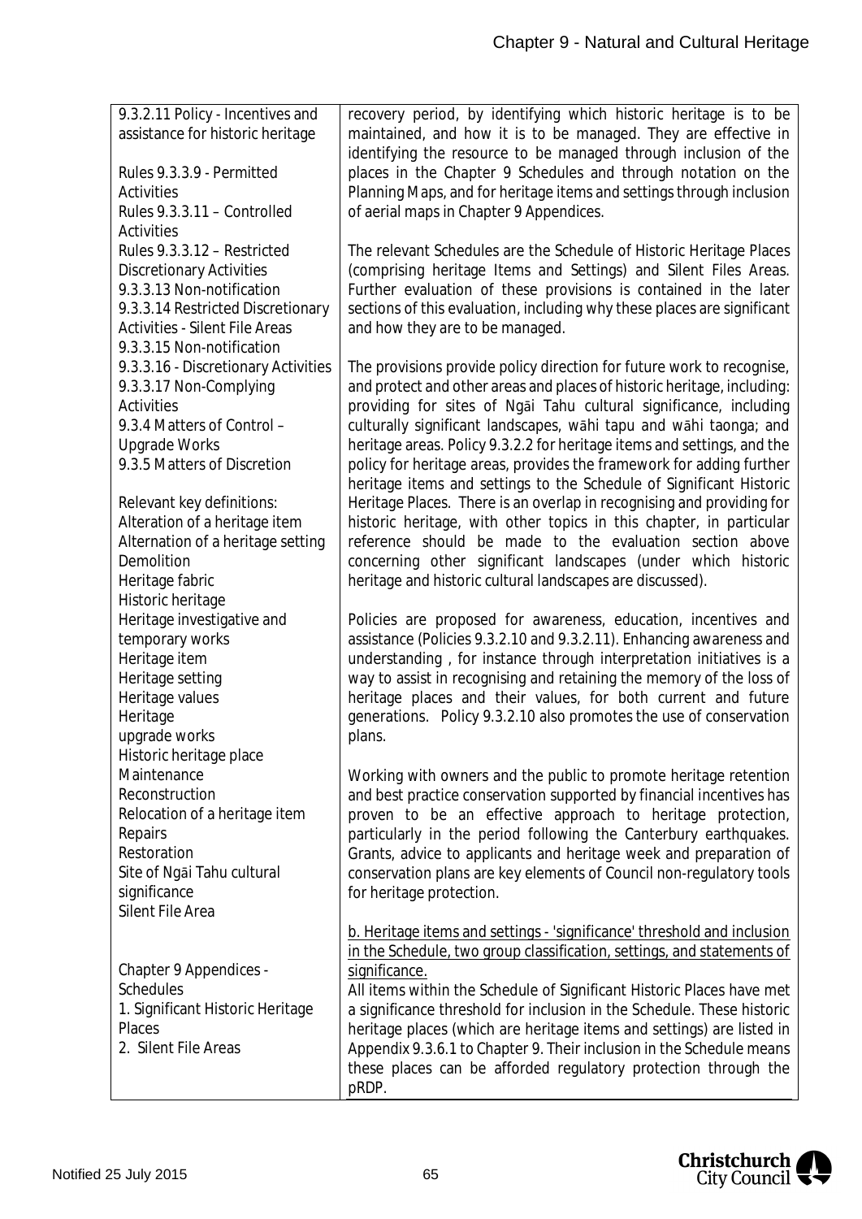| | |
|---|---|
| 9.3.2.11 Policy - Incentives and assistance for historic heritage<br><br>Rules 9.3.3.9 - Permitted Activities<br>Rules 9.3.3.11 – Controlled Activities<br>Rules 9.3.3.12 – Restricted Discretionary Activities<br>9.3.3.13 Non-notification<br>9.3.3.14 Restricted Discretionary Activities - Silent File Areas<br>9.3.3.15 Non-notification<br>9.3.3.16 - Discretionary Activities<br>9.3.3.17 Non-Complying Activities<br>9.3.4 Matters of Control – Upgrade Works<br>9.3.5 Matters of Discretion<br><br>Relevant key definitions:<br>Alteration of a heritage item<br>Alternation of a heritage setting<br>Demolition<br>Heritage fabric<br>Historic heritage<br>Heritage investigative and temporary works<br>Heritage item<br>Heritage setting<br>Heritage values<br>Heritage upgrade works<br>Historic heritage place<br>Maintenance<br>Reconstruction<br>Relocation of a heritage item<br>Repairs<br>Restoration<br>Site of Ngāi Tahu cultural significance<br>Silent File Area<br><br>Chapter 9 Appendices - Schedules<br>1. Significant Historic Heritage Places<br>2. Silent File Areas | recovery period, by identifying which historic heritage is to be maintained, and how it is to be managed. They are effective in identifying the resource to be managed through inclusion of the places in the Chapter 9 Schedules and through notation on the Planning Maps, and for heritage items and settings through inclusion of aerial maps in Chapter 9 Appendices.<br><br>The relevant Schedules are the Schedule of Historic Heritage Places (comprising heritage Items and Settings) and Silent Files Areas. Further evaluation of these provisions is contained in the later sections of this evaluation, including why these places are significant and how they are to be managed.<br><br>The provisions provide policy direction for future work to recognise, and protect and other areas and places of historic heritage, including: providing for sites of Ngāi Tahu cultural significance, including culturally significant landscapes, wāhi tapu and wāhi taonga; and heritage areas. Policy 9.3.2.2 for heritage items and settings, and the policy for heritage areas, provides the framework for adding further heritage items and settings to the Schedule of Significant Historic Heritage Places. There is an overlap in recognising and providing for historic heritage, with other topics in this chapter, in particular reference should be made to the evaluation section above concerning other significant landscapes (under which historic heritage and historic cultural landscapes are discussed).<br><br>Policies are proposed for awareness, education, incentives and assistance (Policies 9.3.2.10 and 9.3.2.11). Enhancing awareness and understanding , for instance through interpretation initiatives is a way to assist in recognising and retaining the memory of the loss of heritage places and their values, for both current and future generations. Policy 9.3.2.10 also promotes the use of conservation plans.<br><br>Working with owners and the public to promote heritage retention and best practice conservation supported by financial incentives has proven to be an effective approach to heritage protection, particularly in the period following the Canterbury earthquakes. Grants, advice to applicants and heritage week and preparation of conservation plans are key elements of Council non-regulatory tools for heritage protection.<br><br><u>b. Heritage items and settings - 'significance' threshold and inclusion in the Schedule, two group classification, settings, and statements of significance.</u><br>All items within the Schedule of Significant Historic Places have met a significance threshold for inclusion in the Schedule. These historic heritage places (which are heritage items and settings) are listed in Appendix 9.3.6.1 to Chapter 9. Their inclusion in the Schedule means these places can be afforded regulatory protection through the pRDP. |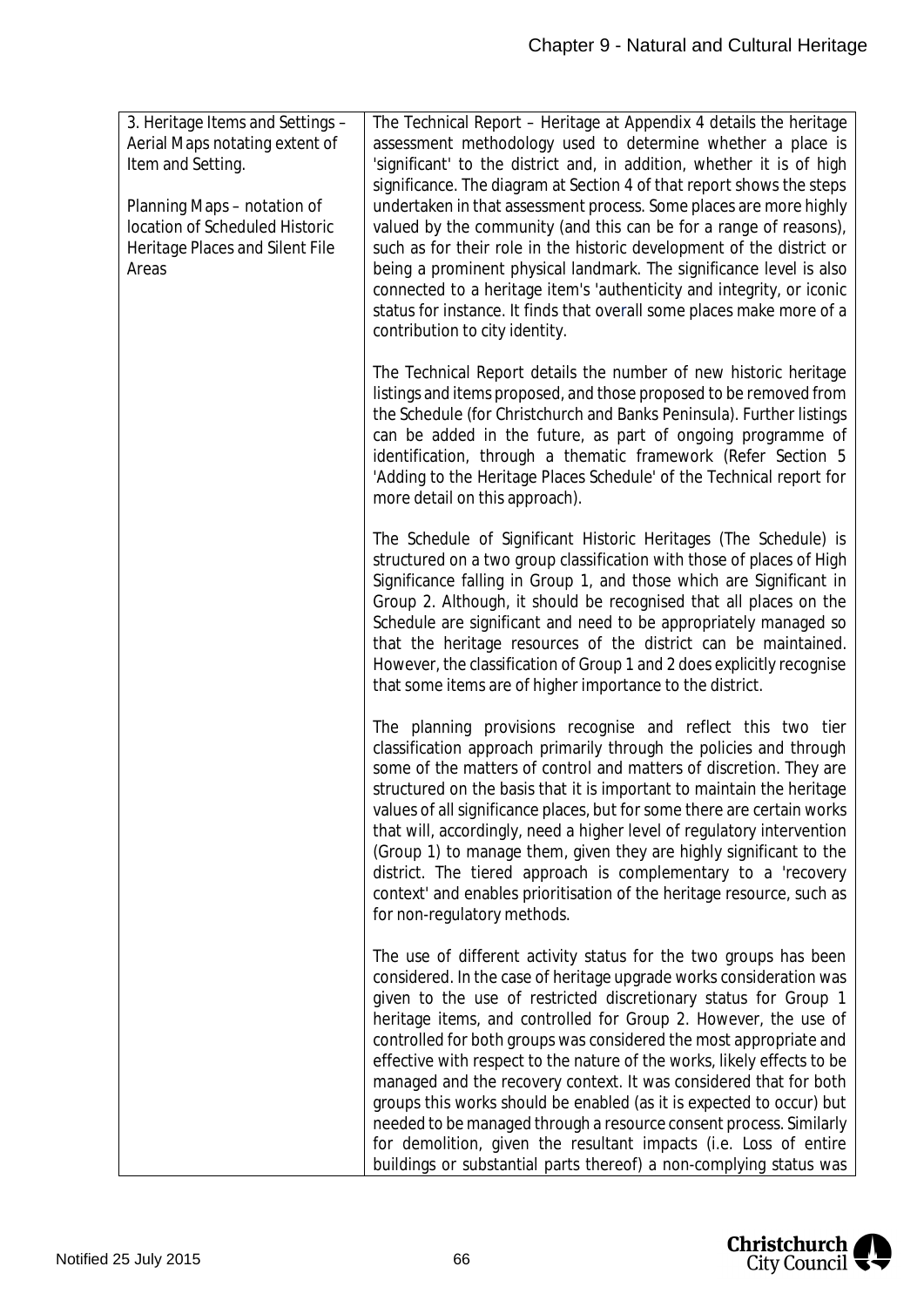| | |
|---|---|
| 3. Heritage Items and Settings – Aerial Maps notating extent of Item and Setting.<br><br>Planning Maps – notation of location of Scheduled Historic Heritage Places and Silent File Areas | The Technical Report – Heritage at Appendix 4 details the heritage assessment methodology used to determine whether a place is 'significant' to the district and, in addition, whether it is of high significance. The diagram at Section 4 of that report shows the steps undertaken in that assessment process. Some places are more highly valued by the community (and this can be for a range of reasons), such as for their role in the historic development of the district or being a prominent physical landmark. The significance level is also connected to a heritage item's 'authenticity and integrity, or iconic status for instance. It finds that overall some places make more of a contribution to city identity.<br><br>The Technical Report details the number of new historic heritage listings and items proposed, and those proposed to be removed from the Schedule (for Christchurch and Banks Peninsula). Further listings can be added in the future, as part of ongoing programme of identification, through a thematic framework (Refer Section 5 'Adding to the Heritage Places Schedule' of the Technical report for more detail on this approach).<br><br>The Schedule of Significant Historic Heritages (The Schedule) is structured on a two group classification with those of places of High Significance falling in Group 1, and those which are Significant in Group 2. Although, it should be recognised that all places on the Schedule are significant and need to be appropriately managed so that the heritage resources of the district can be maintained. However, the classification of Group 1 and 2 does explicitly recognise that some items are of higher importance to the district.<br><br>The planning provisions recognise and reflect this two tier classification approach primarily through the policies and through some of the matters of control and matters of discretion. They are structured on the basis that it is important to maintain the heritage values of all significance places, but for some there are certain works that will, accordingly, need a higher level of regulatory intervention (Group 1) to manage them, given they are highly significant to the district. The tiered approach is complementary to a 'recovery context' and enables prioritisation of the heritage resource, such as for non-regulatory methods.<br><br>The use of different activity status for the two groups has been considered. In the case of heritage upgrade works consideration was given to the use of restricted discretionary status for Group 1 heritage items, and controlled for Group 2. However, the use of controlled for both groups was considered the most appropriate and effective with respect to the nature of the works, likely effects to be managed and the recovery context. It was considered that for both groups this works should be enabled (as it is expected to occur) but needed to be managed through a resource consent process. Similarly for demolition, given the resultant impacts (i.e. Loss of entire buildings or substantial parts thereof) a non-complying status was |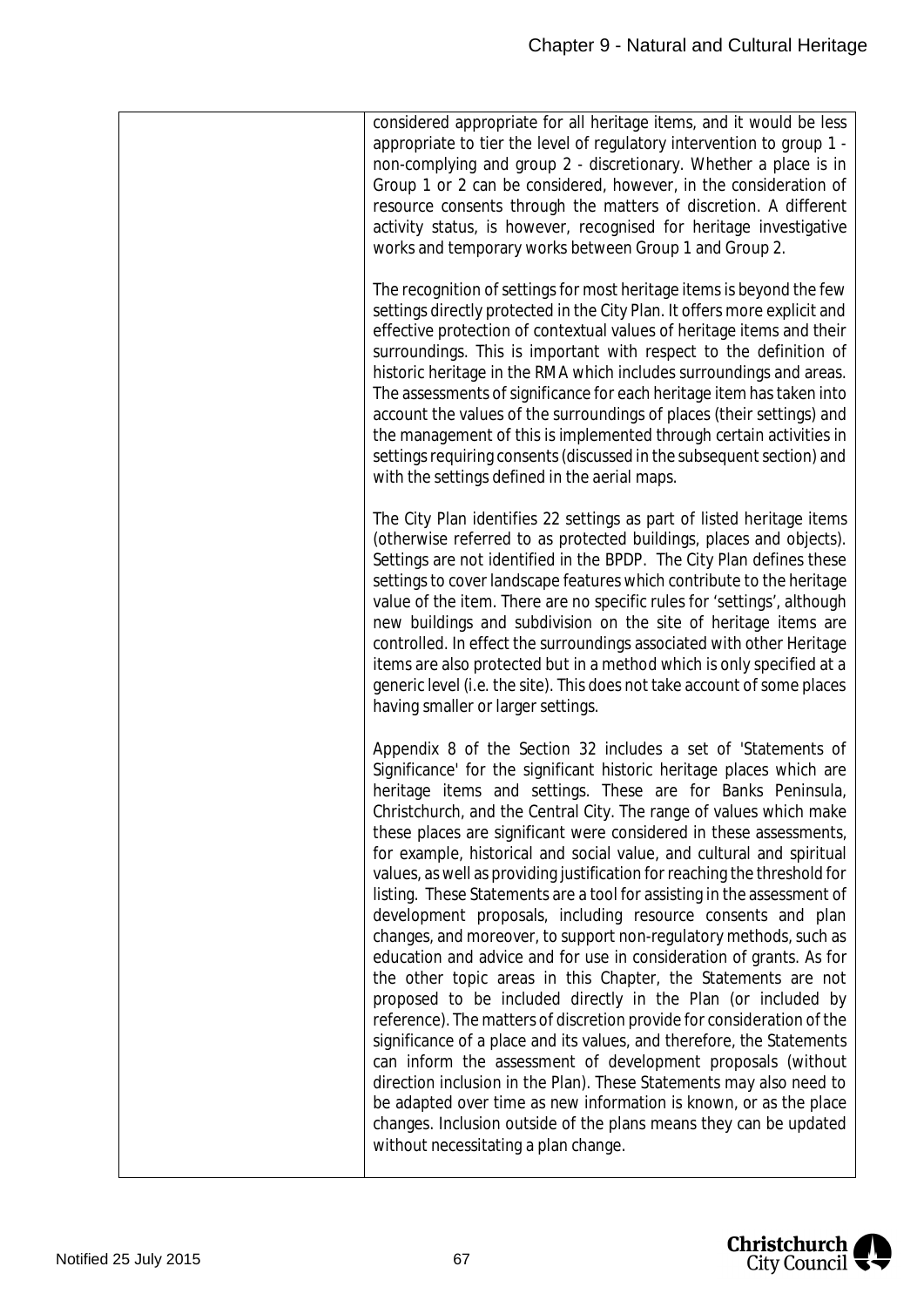| | |
|---|---|
| | considered appropriate for all heritage items, and it would be less appropriate to tier the level of regulatory intervention to group 1 - non-complying and group 2 - discretionary. Whether a place is in Group 1 or 2 can be considered, however, in the consideration of resource consents through the matters of discretion. A different activity status, is however, recognised for heritage investigative works and temporary works between Group 1 and Group 2.<br><br>The recognition of settings for most heritage items is beyond the few settings directly protected in the City Plan. It offers more explicit and effective protection of contextual values of heritage items and their surroundings. This is important with respect to the definition of historic heritage in the RMA which includes surroundings and areas. The assessments of significance for each heritage item has taken into account the values of the surroundings of places (their settings) and the management of this is implemented through certain activities in settings requiring consents (discussed in the subsequent section) and with the settings defined in the aerial maps.<br><br>The City Plan identifies 22 settings as part of listed heritage items (otherwise referred to as protected buildings, places and objects). Settings are not identified in the BPDP. The City Plan defines these settings to cover landscape features which contribute to the heritage value of the item. There are no specific rules for 'settings', although new buildings and subdivision on the site of heritage items are controlled. In effect the surroundings associated with other Heritage items are also protected but in a method which is only specified at a generic level (i.e. the site). This does not take account of some places having smaller or larger settings.<br><br>Appendix 8 of the Section 32 includes a set of 'Statements of Significance' for the significant historic heritage places which are heritage items and settings. These are for Banks Peninsula, Christchurch, and the Central City. The range of values which make these places are significant were considered in these assessments, for example, historical and social value, and cultural and spiritual values, as well as providing justification for reaching the threshold for listing. These Statements are a tool for assisting in the assessment of development proposals, including resource consents and plan changes, and moreover, to support non-regulatory methods, such as education and advice and for use in consideration of grants. As for the other topic areas in this Chapter, the Statements are not proposed to be included directly in the Plan (or included by reference). The matters of discretion provide for consideration of the significance of a place and its values, and therefore, the Statements can inform the assessment of development proposals (without direction inclusion in the Plan). These Statements may also need to be adapted over time as new information is known, or as the place changes. Inclusion outside of the plans means they can be updated without necessitating a plan change. |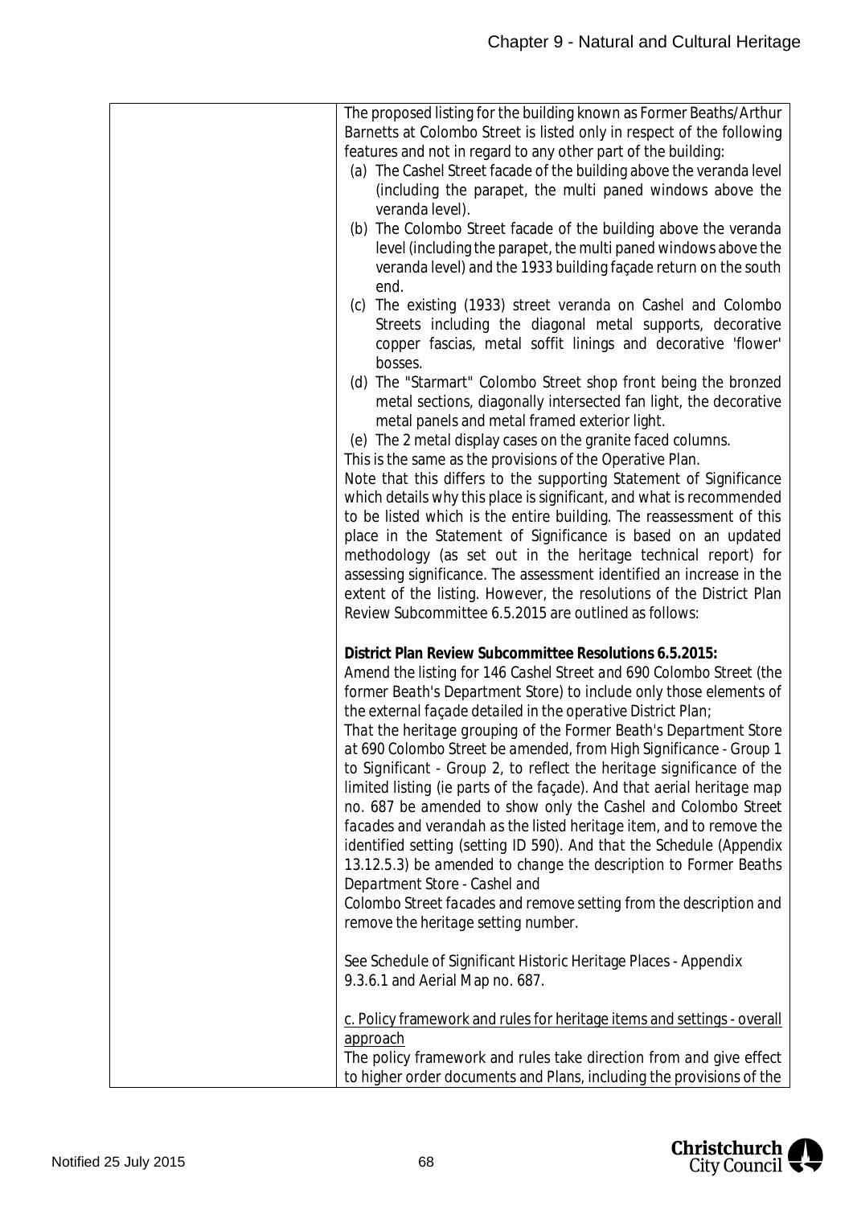| | |
|---|---|
| | The proposed listing for the building known as Former Beaths/Arthur Barnetts at Colombo Street is listed only in respect of the following features and not in regard to any other part of the building:<br>(a) The Cashel Street facade of the building above the veranda level (including the parapet, the multi paned windows above the veranda level).<br>(b) The Colombo Street facade of the building above the veranda level (including the parapet, the multi paned windows above the veranda level) and the 1933 building façade return on the south end.<br>(c) The existing (1933) street veranda on Cashel and Colombo Streets including the diagonal metal supports, decorative copper fascias, metal soffit linings and decorative 'flower' bosses.<br>(d) The "Starmart" Colombo Street shop front being the bronzed metal sections, diagonally intersected fan light, the decorative metal panels and metal framed exterior light.<br>(e) The 2 metal display cases on the granite faced columns.<br>This is the same as the provisions of the Operative Plan.<br>Note that this differs to the supporting Statement of Significance which details why this place is significant, and what is recommended to be listed which is the entire building. The reassessment of this place in the Statement of Significance is based on an updated methodology (as set out in the heritage technical report) for assessing significance. The assessment identified an increase in the extent of the listing. However, the resolutions of the District Plan Review Subcommittee 6.5.2015 are outlined as follows:<br><br>**District Plan Review Subcommittee Resolutions 6.5.2015:**<br>*Amend the listing for 146 Cashel Street and 690 Colombo Street (the former Beath's Department Store) to include only those elements of the external façade detailed in the operative District Plan;*<br>*That the heritage grouping of the Former Beath's Department Store at 690 Colombo Street be amended, from High Significance - Group 1 to Significant - Group 2, to reflect the heritage significance of the limited listing (ie parts of the façade). And that aerial heritage map no. 687 be amended to show only the Cashel and Colombo Street facades and verandah as the listed heritage item, and to remove the identified setting (setting ID 590). And that the Schedule (Appendix 13.12.5.3) be amended to change the description to Former Beaths Department Store - Cashel and*<br>*Colombo Street facades and remove setting from the description and remove the heritage setting number.*<br><br>See Schedule of Significant Historic Heritage Places - Appendix 9.3.6.1 and Aerial Map no. 687.<br><br><u>c. Policy framework and rules for heritage items and settings - overall approach</u><br>The policy framework and rules take direction from and give effect to higher order documents and Plans, including the provisions of the |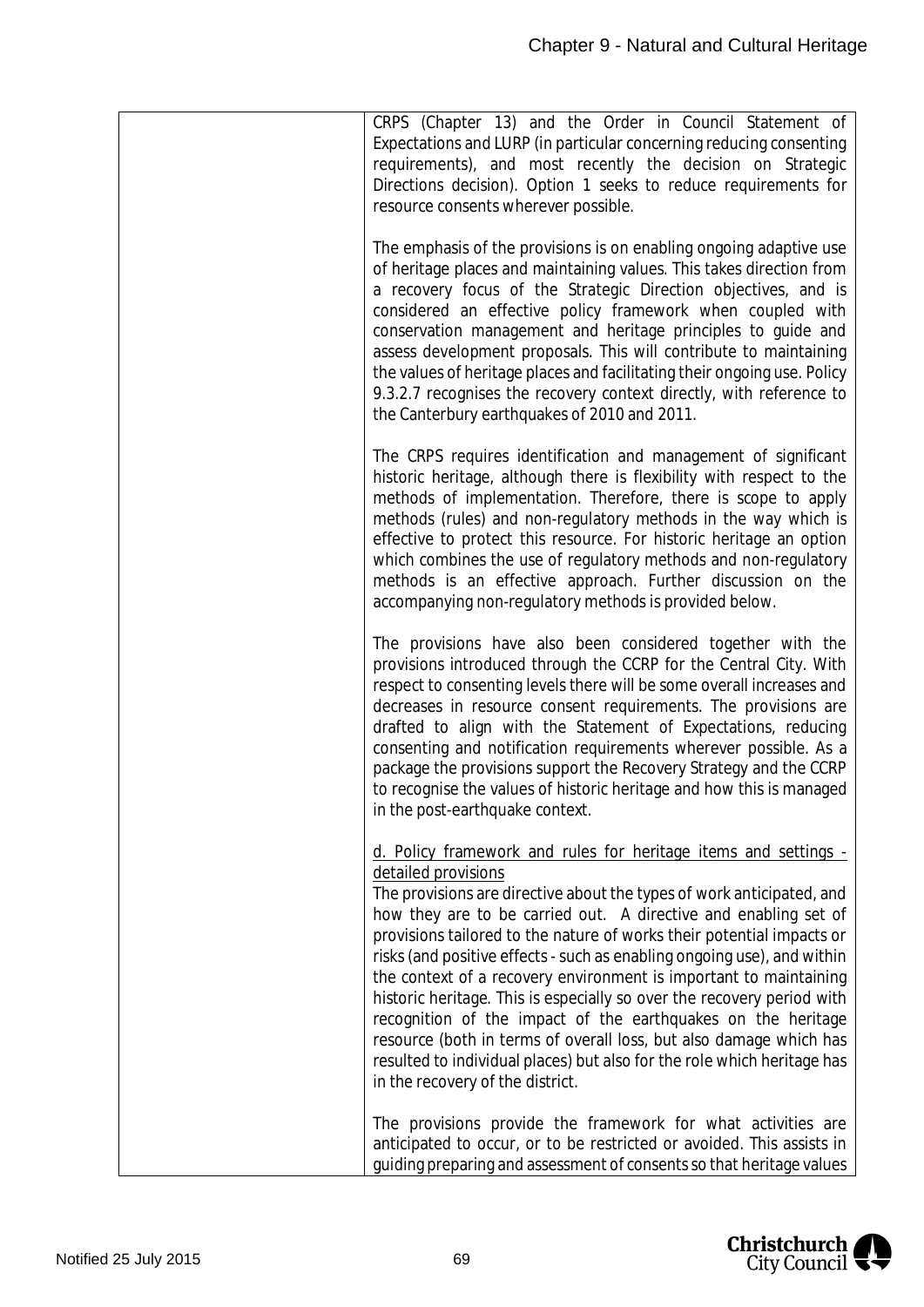| | |
|---|---|
| | CRPS (Chapter 13) and the Order in Council Statement of Expectations and LURP (in particular concerning reducing consenting requirements), and most recently the decision on Strategic Directions decision). Option 1 seeks to reduce requirements for resource consents wherever possible.<br><br>The emphasis of the provisions is on enabling ongoing adaptive use of heritage places and maintaining values. This takes direction from a recovery focus of the Strategic Direction objectives, and is considered an effective policy framework when coupled with conservation management and heritage principles to guide and assess development proposals. This will contribute to maintaining the values of heritage places and facilitating their ongoing use. Policy 9.3.2.7 recognises the recovery context directly, with reference to the Canterbury earthquakes of 2010 and 2011.<br><br>The CRPS requires identification and management of significant historic heritage, although there is flexibility with respect to the methods of implementation. Therefore, there is scope to apply methods (rules) and non-regulatory methods in the way which is effective to protect this resource. For historic heritage an option which combines the use of regulatory methods and non-regulatory methods is an effective approach. Further discussion on the accompanying non-regulatory methods is provided below.<br><br>The provisions have also been considered together with the provisions introduced through the CCRP for the Central City. With respect to consenting levels there will be some overall increases and decreases in resource consent requirements. The provisions are drafted to align with the Statement of Expectations, reducing consenting and notification requirements wherever possible. As a package the provisions support the Recovery Strategy and the CCRP to recognise the values of historic heritage and how this is managed in the post-earthquake context.<br><br><u>d. Policy framework and rules for heritage items and settings - detailed provisions</u><br>The provisions are directive about the types of work anticipated, and how they are to be carried out. A directive and enabling set of provisions tailored to the nature of works their potential impacts or risks (and positive effects - such as enabling ongoing use), and within the context of a recovery environment is important to maintaining historic heritage. This is especially so over the recovery period with recognition of the impact of the earthquakes on the heritage resource (both in terms of overall loss, but also damage which has resulted to individual places) but also for the role which heritage has in the recovery of the district.<br><br>The provisions provide the framework for what activities are anticipated to occur, or to be restricted or avoided. This assists in guiding preparing and assessment of consents so that heritage values |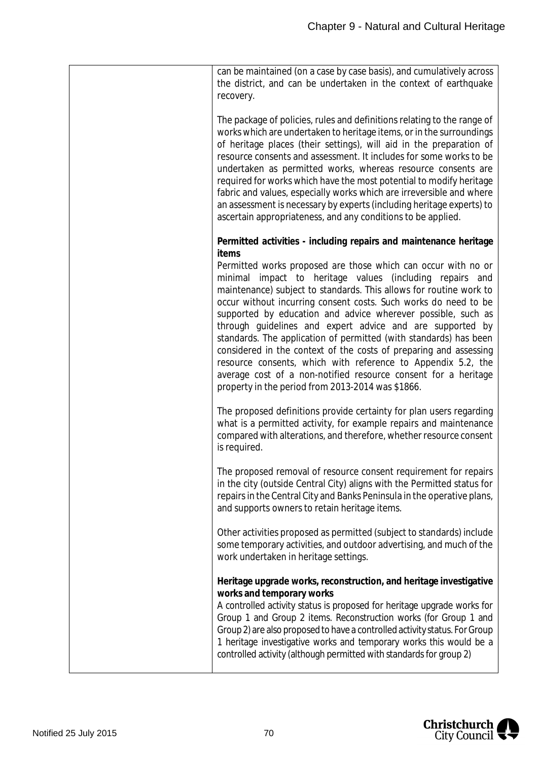| | can be maintained (on a case by case basis), and cumulatively across the district, and can be undertaken in the context of earthquake recovery.<br><br>The package of policies, rules and definitions relating to the range of works which are undertaken to heritage items, or in the surroundings of heritage places (their settings), will aid in the preparation of resource consents and assessment. It includes for some works to be undertaken as permitted works, whereas resource consents are required for works which have the most potential to modify heritage fabric and values, especially works which are irreversible and where an assessment is necessary by experts (including heritage experts) to ascertain appropriateness, and any conditions to be applied.<br><br>**Permitted activities - including repairs and maintenance heritage items**<br>Permitted works proposed are those which can occur with no or minimal impact to heritage values (including repairs and maintenance) subject to standards. This allows for routine work to occur without incurring consent costs. Such works do need to be supported by education and advice wherever possible, such as through guidelines and expert advice and are supported by standards. The application of permitted (with standards) has been considered in the context of the costs of preparing and assessing resource consents, which with reference to Appendix 5.2, the average cost of a non-notified resource consent for a heritage property in the period from 2013-2014 was $1866.<br><br>The proposed definitions provide certainty for plan users regarding what is a permitted activity, for example repairs and maintenance compared with alterations, and therefore, whether resource consent is required.<br><br>The proposed removal of resource consent requirement for repairs in the city (outside Central City) aligns with the Permitted status for repairs in the Central City and Banks Peninsula in the operative plans, and supports owners to retain heritage items.<br><br>Other activities proposed as permitted (subject to standards) include some temporary activities, and outdoor advertising, and much of the work undertaken in heritage settings.<br><br>**Heritage upgrade works, reconstruction, and heritage investigative works and temporary works**<br>A controlled activity status is proposed for heritage upgrade works for Group 1 and Group 2 items. Reconstruction works (for Group 1 and Group 2) are also proposed to have a controlled activity status. For Group 1 heritage investigative works and temporary works this would be a controlled activity (although permitted with standards for group 2) |
|---|---|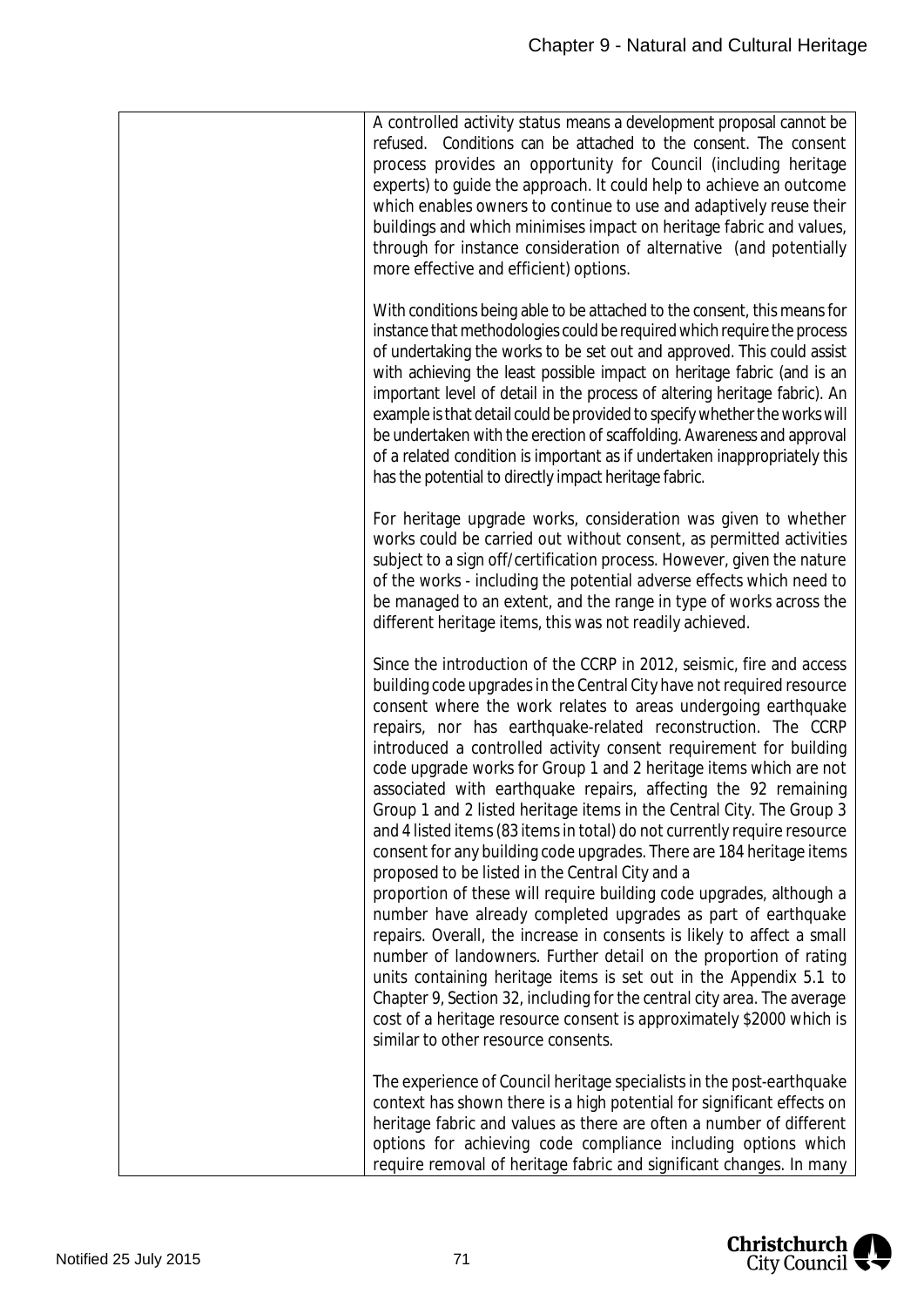| | |
|---|---|
| | A controlled activity status means a development proposal cannot be refused. Conditions can be attached to the consent. The consent process provides an opportunity for Council (including heritage experts) to guide the approach. It could help to achieve an outcome which enables owners to continue to use and adaptively reuse their buildings and which minimises impact on heritage fabric and values, through for instance consideration of alternative (and potentially more effective and efficient) options.<br><br>With conditions being able to be attached to the consent, this means for instance that methodologies could be required which require the process of undertaking the works to be set out and approved. This could assist with achieving the least possible impact on heritage fabric (and is an important level of detail in the process of altering heritage fabric). An example is that detail could be provided to specify whether the works will be undertaken with the erection of scaffolding. Awareness and approval of a related condition is important as if undertaken inappropriately this has the potential to directly impact heritage fabric.<br><br>For heritage upgrade works, consideration was given to whether works could be carried out without consent, as permitted activities subject to a sign off/certification process. However, given the nature of the works - including the potential adverse effects which need to be managed to an extent, and the range in type of works across the different heritage items, this was not readily achieved.<br><br>Since the introduction of the CCRP in 2012, seismic, fire and access building code upgrades in the Central City have not required resource consent where the work relates to areas undergoing earthquake repairs, nor has earthquake-related reconstruction. The CCRP introduced a controlled activity consent requirement for building code upgrade works for Group 1 and 2 heritage items which are not associated with earthquake repairs, affecting the 92 remaining Group 1 and 2 listed heritage items in the Central City. The Group 3 and 4 listed items (83 items in total) do not currently require resource consent for any building code upgrades. There are 184 heritage items proposed to be listed in the Central City and a proportion of these will require building code upgrades, although a number have already completed upgrades as part of earthquake repairs. Overall, the increase in consents is likely to affect a small number of landowners. Further detail on the proportion of rating units containing heritage items is set out in the Appendix 5.1 to Chapter 9, Section 32, including for the central city area. The average cost of a heritage resource consent is approximately $2000 which is similar to other resource consents.<br><br>The experience of Council heritage specialists in the post-earthquake context has shown there is a high potential for significant effects on heritage fabric and values as there are often a number of different options for achieving code compliance including options which require removal of heritage fabric and significant changes. In many |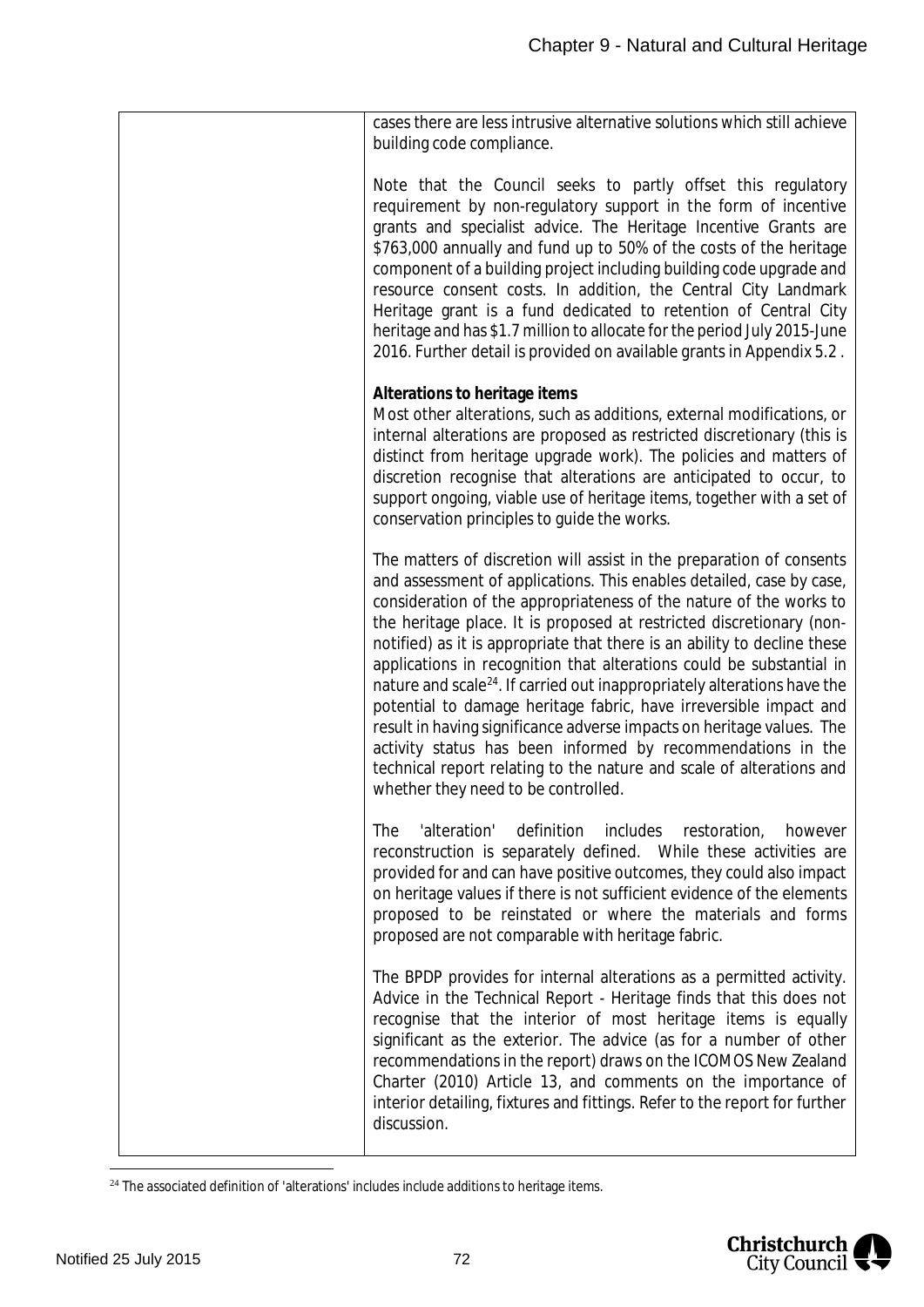| | |
|---|---|
| | cases there are less intrusive alternative solutions which still achieve building code compliance.<br><br>Note that the Council seeks to partly offset this regulatory requirement by non-regulatory support in the form of incentive grants and specialist advice. The Heritage Incentive Grants are $763,000 annually and fund up to 50% of the costs of the heritage component of a building project including building code upgrade and resource consent costs. In addition, the Central City Landmark Heritage grant is a fund dedicated to retention of Central City heritage and has $1.7 million to allocate for the period July 2015-June 2016. Further detail is provided on available grants in Appendix 5.2 .<br><br>**Alterations to heritage items**<br>Most other alterations, such as additions, external modifications, or internal alterations are proposed as restricted discretionary (this is distinct from heritage upgrade work). The policies and matters of discretion recognise that alterations are anticipated to occur, to support ongoing, viable use of heritage items, together with a set of conservation principles to guide the works.<br><br>The matters of discretion will assist in the preparation of consents and assessment of applications. This enables detailed, case by case, consideration of the appropriateness of the nature of the works to the heritage place. It is proposed at restricted discretionary (non-notified) as it is appropriate that there is an ability to decline these applications in recognition that alterations could be substantial in nature and scale[24]. If carried out inappropriately alterations have the potential to damage heritage fabric, have irreversible impact and result in having significance adverse impacts on heritage values. The activity status has been informed by recommendations in the technical report relating to the nature and scale of alterations and whether they need to be controlled.<br><br>The 'alteration' definition includes restoration, however reconstruction is separately defined. While these activities are provided for and can have positive outcomes, they could also impact on heritage values if there is not sufficient evidence of the elements proposed to be reinstated or where the materials and forms proposed are not comparable with heritage fabric.<br><br>The BPDP provides for internal alterations as a permitted activity. Advice in the Technical Report - Heritage finds that this does not recognise that the interior of most heritage items is equally significant as the exterior. The advice (as for a number of other recommendations in the report) draws on the ICOMOS New Zealand Charter (2010) Article 13, and comments on the importance of interior detailing, fixtures and fittings. Refer to the report for further discussion. |

[24] The associated definition of 'alterations' includes include additions to heritage items.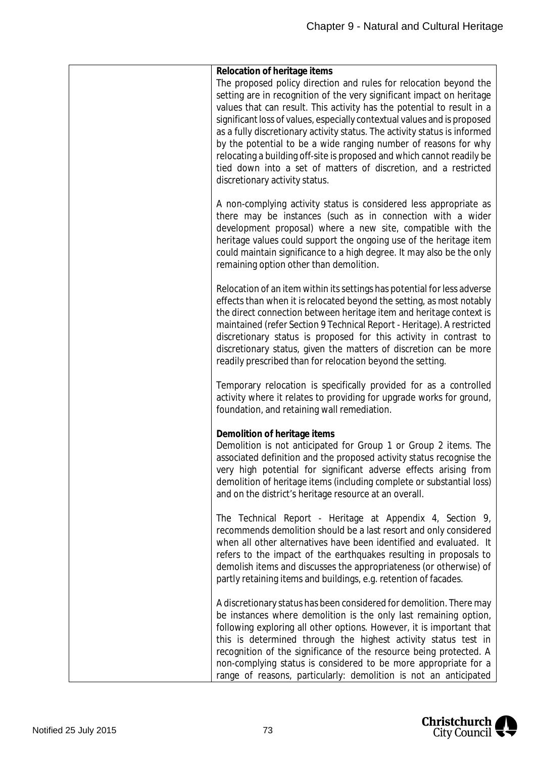| | **Relocation of heritage items**<br>The proposed policy direction and rules for relocation beyond the setting are in recognition of the very significant impact on heritage values that can result. This activity has the potential to result in a significant loss of values, especially contextual values and is proposed as a fully discretionary activity status. The activity status is informed by the potential to be a wide ranging number of reasons for why relocating a building off-site is proposed and which cannot readily be tied down into a set of matters of discretion, and a restricted discretionary activity status.<br><br>A non-complying activity status is considered less appropriate as there may be instances (such as in connection with a wider development proposal) where a new site, compatible with the heritage values could support the ongoing use of the heritage item could maintain significance to a high degree. It may also be the only remaining option other than demolition.<br><br>Relocation of an item within its settings has potential for less adverse effects than when it is relocated beyond the setting, as most notably the direct connection between heritage item and heritage context is maintained (refer Section 9 Technical Report - Heritage). A restricted discretionary status is proposed for this activity in contrast to discretionary status, given the matters of discretion can be more readily prescribed than for relocation beyond the setting.<br><br>Temporary relocation is specifically provided for as a controlled activity where it relates to providing for upgrade works for ground, foundation, and retaining wall remediation.<br><br>**Demolition of heritage items**<br>Demolition is not anticipated for Group 1 or Group 2 items. The associated definition and the proposed activity status recognise the very high potential for significant adverse effects arising from demolition of heritage items (including complete or substantial loss) and on the district's heritage resource at an overall.<br><br>The Technical Report - Heritage at Appendix 4, Section 9, recommends demolition should be a last resort and only considered when all other alternatives have been identified and evaluated. It refers to the impact of the earthquakes resulting in proposals to demolish items and discusses the appropriateness (or otherwise) of partly retaining items and buildings, e.g. retention of facades.<br><br>A discretionary status has been considered for demolition. There may be instances where demolition is the only last remaining option, following exploring all other options. However, it is important that this is determined through the highest activity status test in recognition of the significance of the resource being protected. A non-complying status is considered to be more appropriate for a range of reasons, particularly: demolition is not an anticipated |
|---|---|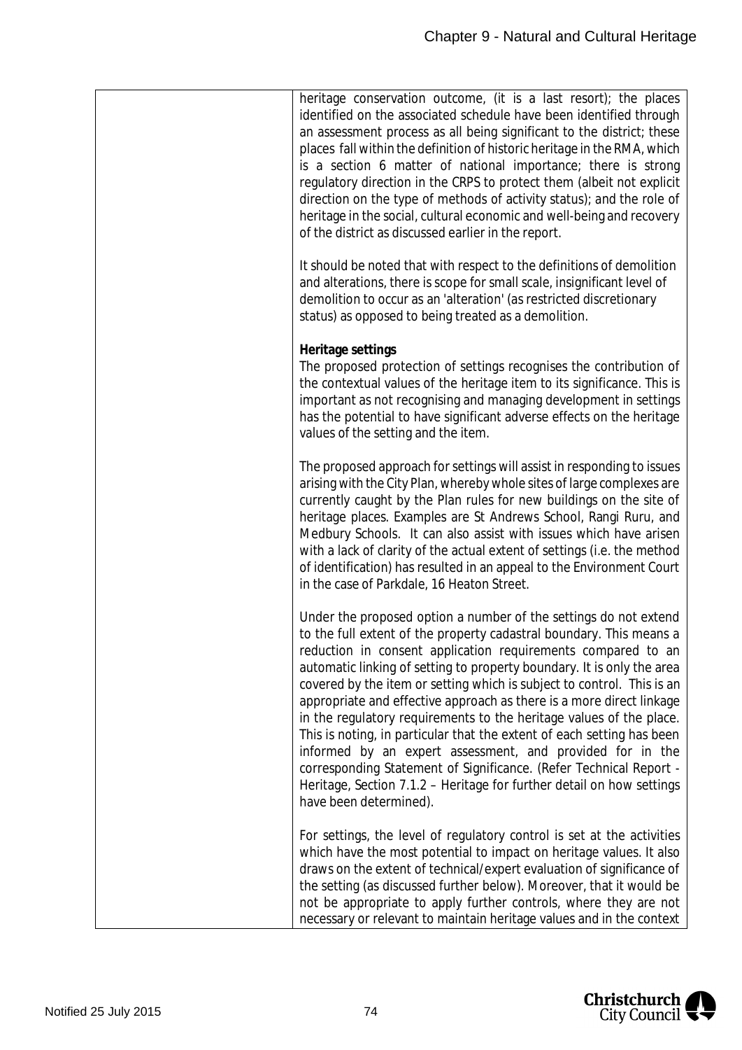| | |
|---|---|
| | heritage conservation outcome, (it is a last resort); the places identified on the associated schedule have been identified through an assessment process as all being significant to the district; these places fall within the definition of historic heritage in the RMA, which is a section 6 matter of national importance; there is strong regulatory direction in the CRPS to protect them (albeit not explicit direction on the type of methods of activity status); and the role of heritage in the social, cultural economic and well-being and recovery of the district as discussed earlier in the report.<br><br>It should be noted that with respect to the definitions of demolition and alterations, there is scope for small scale, insignificant level of demolition to occur as an 'alteration' (as restricted discretionary status) as opposed to being treated as a demolition.<br><br>**Heritage settings**<br>The proposed protection of settings recognises the contribution of the contextual values of the heritage item to its significance. This is important as not recognising and managing development in settings has the potential to have significant adverse effects on the heritage values of the setting and the item.<br><br>The proposed approach for settings will assist in responding to issues arising with the City Plan, whereby whole sites of large complexes are currently caught by the Plan rules for new buildings on the site of heritage places. Examples are St Andrews School, Rangi Ruru, and Medbury Schools. It can also assist with issues which have arisen with a lack of clarity of the actual extent of settings (i.e. the method of identification) has resulted in an appeal to the Environment Court in the case of Parkdale, 16 Heaton Street.<br><br>Under the proposed option a number of the settings do not extend to the full extent of the property cadastral boundary. This means a reduction in consent application requirements compared to an automatic linking of setting to property boundary. It is only the area covered by the item or setting which is subject to control. This is an appropriate and effective approach as there is a more direct linkage in the regulatory requirements to the heritage values of the place. This is noting, in particular that the extent of each setting has been informed by an expert assessment, and provided for in the corresponding Statement of Significance. (Refer Technical Report - Heritage, Section 7.1.2 – Heritage for further detail on how settings have been determined).<br><br>For settings, the level of regulatory control is set at the activities which have the most potential to impact on heritage values. It also draws on the extent of technical/expert evaluation of significance of the setting (as discussed further below). Moreover, that it would be not be appropriate to apply further controls, where they are not necessary or relevant to maintain heritage values and in the context |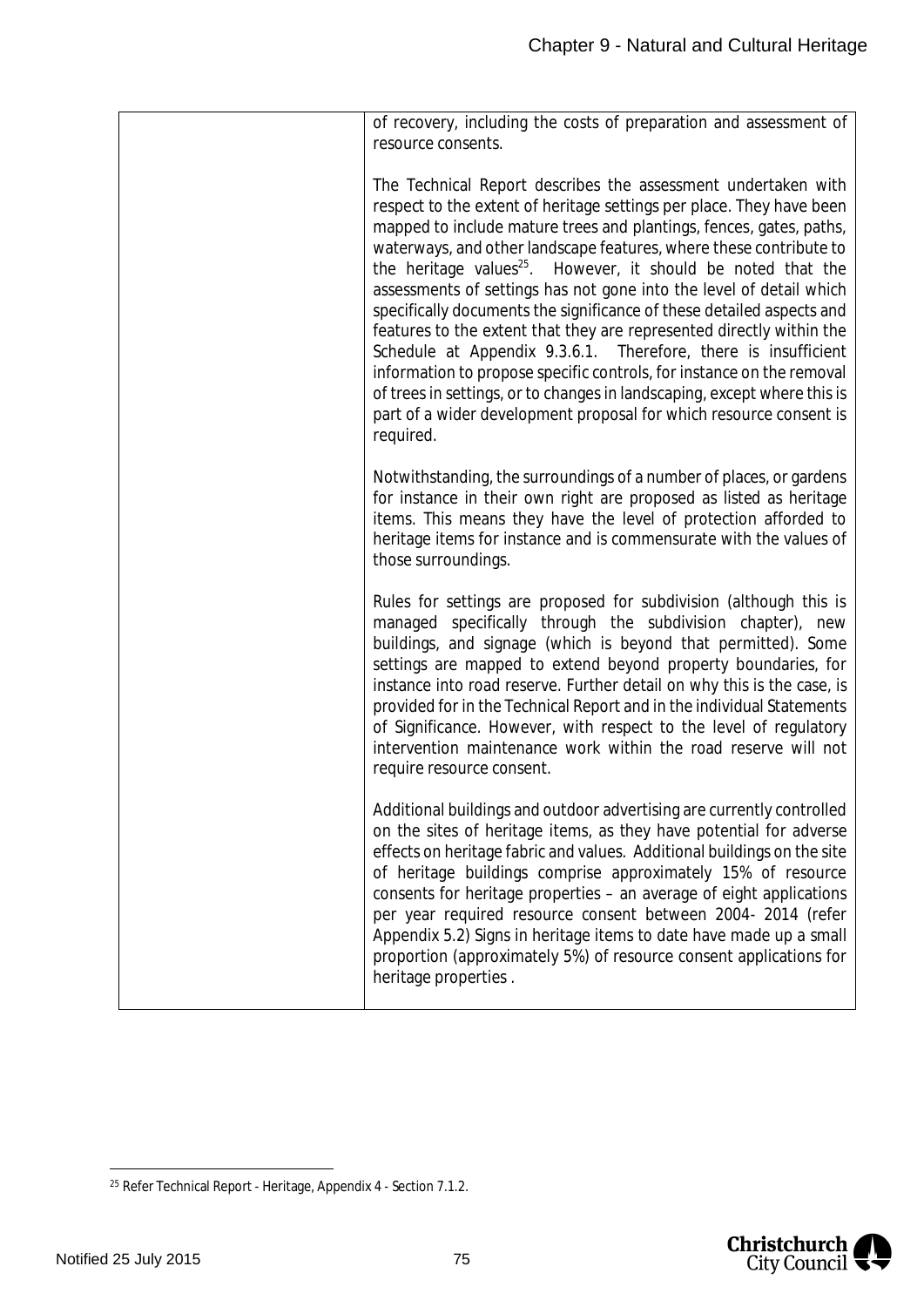| | |
|---|---|
| | of recovery, including the costs of preparation and assessment of resource consents.<br><br>The Technical Report describes the assessment undertaken with respect to the extent of heritage settings per place. They have been mapped to include mature trees and plantings, fences, gates, paths, waterways, and other landscape features, where these contribute to the heritage values[25]. However, it should be noted that the assessments of settings has not gone into the level of detail which specifically documents the significance of these detailed aspects and features to the extent that they are represented directly within the Schedule at Appendix 9.3.6.1. Therefore, there is insufficient information to propose specific controls, for instance on the removal of trees in settings, or to changes in landscaping, except where this is part of a wider development proposal for which resource consent is required.<br><br>Notwithstanding, the surroundings of a number of places, or gardens for instance in their own right are proposed as listed as heritage items. This means they have the level of protection afforded to heritage items for instance and is commensurate with the values of those surroundings.<br><br>Rules for settings are proposed for subdivision (although this is managed specifically through the subdivision chapter), new buildings, and signage (which is beyond that permitted). Some settings are mapped to extend beyond property boundaries, for instance into road reserve. Further detail on why this is the case, is provided for in the Technical Report and in the individual Statements of Significance. However, with respect to the level of regulatory intervention maintenance work within the road reserve will not require resource consent.<br><br>Additional buildings and outdoor advertising are currently controlled on the sites of heritage items, as they have potential for adverse effects on heritage fabric and values. Additional buildings on the site of heritage buildings comprise approximately 15% of resource consents for heritage properties – an average of eight applications per year required resource consent between 2004- 2014 (refer Appendix 5.2) Signs in heritage items to date have made up a small proportion (approximately 5%) of resource consent applications for heritage properties . |

[25] Refer Technical Report - Heritage, Appendix 4 - Section 7.1.2.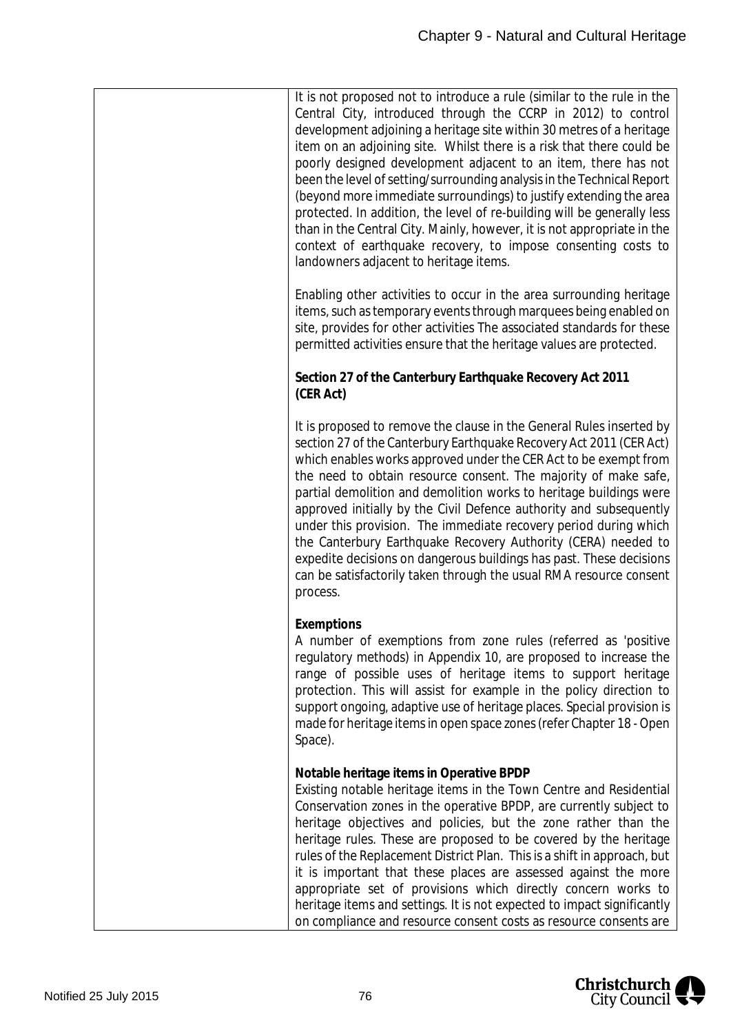| | |
|---|---|
| | It is not proposed not to introduce a rule (similar to the rule in the Central City, introduced through the CCRP in 2012) to control development adjoining a heritage site within 30 metres of a heritage item on an adjoining site. Whilst there is a risk that there could be poorly designed development adjacent to an item, there has not been the level of setting/surrounding analysis in the Technical Report (beyond more immediate surroundings) to justify extending the area protected. In addition, the level of re-building will be generally less than in the Central City. Mainly, however, it is not appropriate in the context of earthquake recovery, to impose consenting costs to landowners adjacent to heritage items.<br><br>Enabling other activities to occur in the area surrounding heritage items, such as temporary events through marquees being enabled on site, provides for other activities The associated standards for these permitted activities ensure that the heritage values are protected.<br><br>**Section 27 of the Canterbury Earthquake Recovery Act 2011 (CER Act)**<br><br>It is proposed to remove the clause in the General Rules inserted by section 27 of the Canterbury Earthquake Recovery Act 2011 (CER Act) which enables works approved under the CER Act to be exempt from the need to obtain resource consent. The majority of make safe, partial demolition and demolition works to heritage buildings were approved initially by the Civil Defence authority and subsequently under this provision. The immediate recovery period during which the Canterbury Earthquake Recovery Authority (CERA) needed to expedite decisions on dangerous buildings has past. These decisions can be satisfactorily taken through the usual RMA resource consent process.<br><br>**Exemptions**<br>A number of exemptions from zone rules (referred as 'positive regulatory methods) in Appendix 10, are proposed to increase the range of possible uses of heritage items to support heritage protection. This will assist for example in the policy direction to support ongoing, adaptive use of heritage places. Special provision is made for heritage items in open space zones (refer Chapter 18 - Open Space).<br><br>**Notable heritage items in Operative BPDP**<br>Existing notable heritage items in the Town Centre and Residential Conservation zones in the operative BPDP, are currently subject to heritage objectives and policies, but the zone rather than the heritage rules. These are proposed to be covered by the heritage rules of the Replacement District Plan. This is a shift in approach, but it is important that these places are assessed against the more appropriate set of provisions which directly concern works to heritage items and settings. It is not expected to impact significantly on compliance and resource consent costs as resource consents are |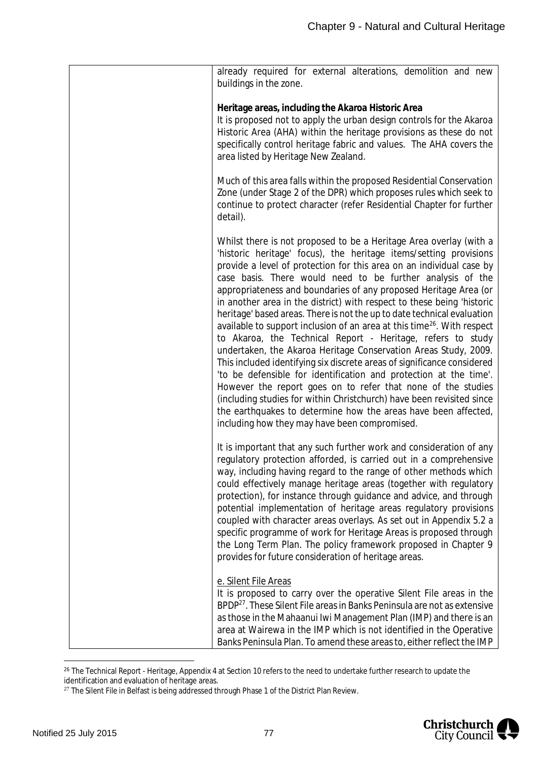| | already required for external alterations, demolition and new buildings in the zone.<br><br>**Heritage areas, including the Akaroa Historic Area**<br>It is proposed not to apply the urban design controls for the Akaroa Historic Area (AHA) within the heritage provisions as these do not specifically control heritage fabric and values. The AHA covers the area listed by Heritage New Zealand.<br><br>Much of this area falls within the proposed Residential Conservation Zone (under Stage 2 of the DPR) which proposes rules which seek to continue to protect character (refer Residential Chapter for further detail).<br><br>Whilst there is not proposed to be a Heritage Area overlay (with a 'historic heritage' focus), the heritage items/setting provisions provide a level of protection for this area on an individual case by case basis. There would need to be further analysis of the appropriateness and boundaries of any proposed Heritage Area (or in another area in the district) with respect to these being 'historic heritage' based areas. There is not the up to date technical evaluation available to support inclusion of an area at this time[26]. With respect to Akaroa, the Technical Report - Heritage, refers to study undertaken, the Akaroa Heritage Conservation Areas Study, 2009. This included identifying six discrete areas of significance considered 'to be defensible for identification and protection at the time'. However the report goes on to refer that none of the studies (including studies for within Christchurch) have been revisited since the earthquakes to determine how the areas have been affected, including how they may have been compromised.<br><br>It is important that any such further work and consideration of any regulatory protection afforded, is carried out in a comprehensive way, including having regard to the range of other methods which could effectively manage heritage areas (together with regulatory protection), for instance through guidance and advice, and through potential implementation of heritage areas regulatory provisions coupled with character areas overlays. As set out in Appendix 5.2 a specific programme of work for Heritage Areas is proposed through the Long Term Plan. The policy framework proposed in Chapter 9 provides for future consideration of heritage areas.<br><br><u>e. Silent File Areas</u><br>It is proposed to carry over the operative Silent File areas in the BPDP[27]. These Silent File areas in Banks Peninsula are not as extensive as those in the Mahaanui Iwi Management Plan (IMP) and there is an area at Wairewa in the IMP which is not identified in the Operative Banks Peninsula Plan. To amend these areas to, either reflect the IMP |
|---|---|

[26] The Technical Report - Heritage, Appendix 4 at Section 10 refers to the need to undertake further research to update the identification and evaluation of heritage areas.

[27] The Silent File in Belfast is being addressed through Phase 1 of the District Plan Review.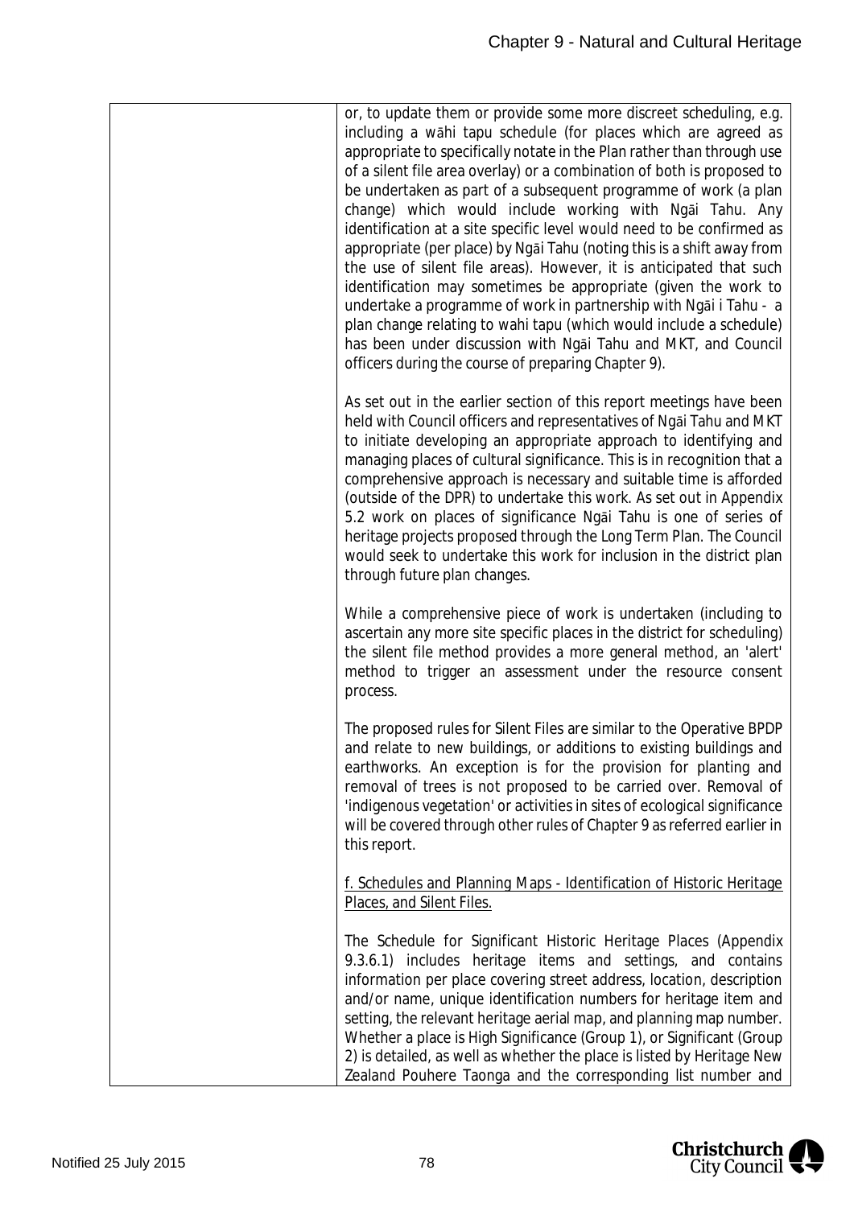| | |
|---|---|
| | or, to update them or provide some more discreet scheduling, e.g. including a wāhi tapu schedule (for places which are agreed as appropriate to specifically notate in the Plan rather than through use of a silent file area overlay) or a combination of both is proposed to be undertaken as part of a subsequent programme of work (a plan change) which would include working with Ngāi Tahu. Any identification at a site specific level would need to be confirmed as appropriate (per place) by Ngāi Tahu (noting this is a shift away from the use of silent file areas). However, it is anticipated that such identification may sometimes be appropriate (given the work to undertake a programme of work in partnership with Ngāi i Tahu - a plan change relating to wahi tapu (which would include a schedule) has been under discussion with Ngāi Tahu and MKT, and Council officers during the course of preparing Chapter 9).<br><br>As set out in the earlier section of this report meetings have been held with Council officers and representatives of Ngāi Tahu and MKT to initiate developing an appropriate approach to identifying and managing places of cultural significance. This is in recognition that a comprehensive approach is necessary and suitable time is afforded (outside of the DPR) to undertake this work. As set out in Appendix 5.2 work on places of significance Ngāi Tahu is one of series of heritage projects proposed through the Long Term Plan. The Council would seek to undertake this work for inclusion in the district plan through future plan changes.<br><br>While a comprehensive piece of work is undertaken (including to ascertain any more site specific places in the district for scheduling) the silent file method provides a more general method, an 'alert' method to trigger an assessment under the resource consent process.<br><br>The proposed rules for Silent Files are similar to the Operative BPDP and relate to new buildings, or additions to existing buildings and earthworks. An exception is for the provision for planting and removal of trees is not proposed to be carried over. Removal of 'indigenous vegetation' or activities in sites of ecological significance will be covered through other rules of Chapter 9 as referred earlier in this report.<br><br><u>f. Schedules and Planning Maps - Identification of Historic Heritage Places, and Silent Files.</u><br><br>The Schedule for Significant Historic Heritage Places (Appendix 9.3.6.1) includes heritage items and settings, and contains information per place covering street address, location, description and/or name, unique identification numbers for heritage item and setting, the relevant heritage aerial map, and planning map number. Whether a place is High Significance (Group 1), or Significant (Group 2) is detailed, as well as whether the place is listed by Heritage New Zealand Pouhere Taonga and the corresponding list number and |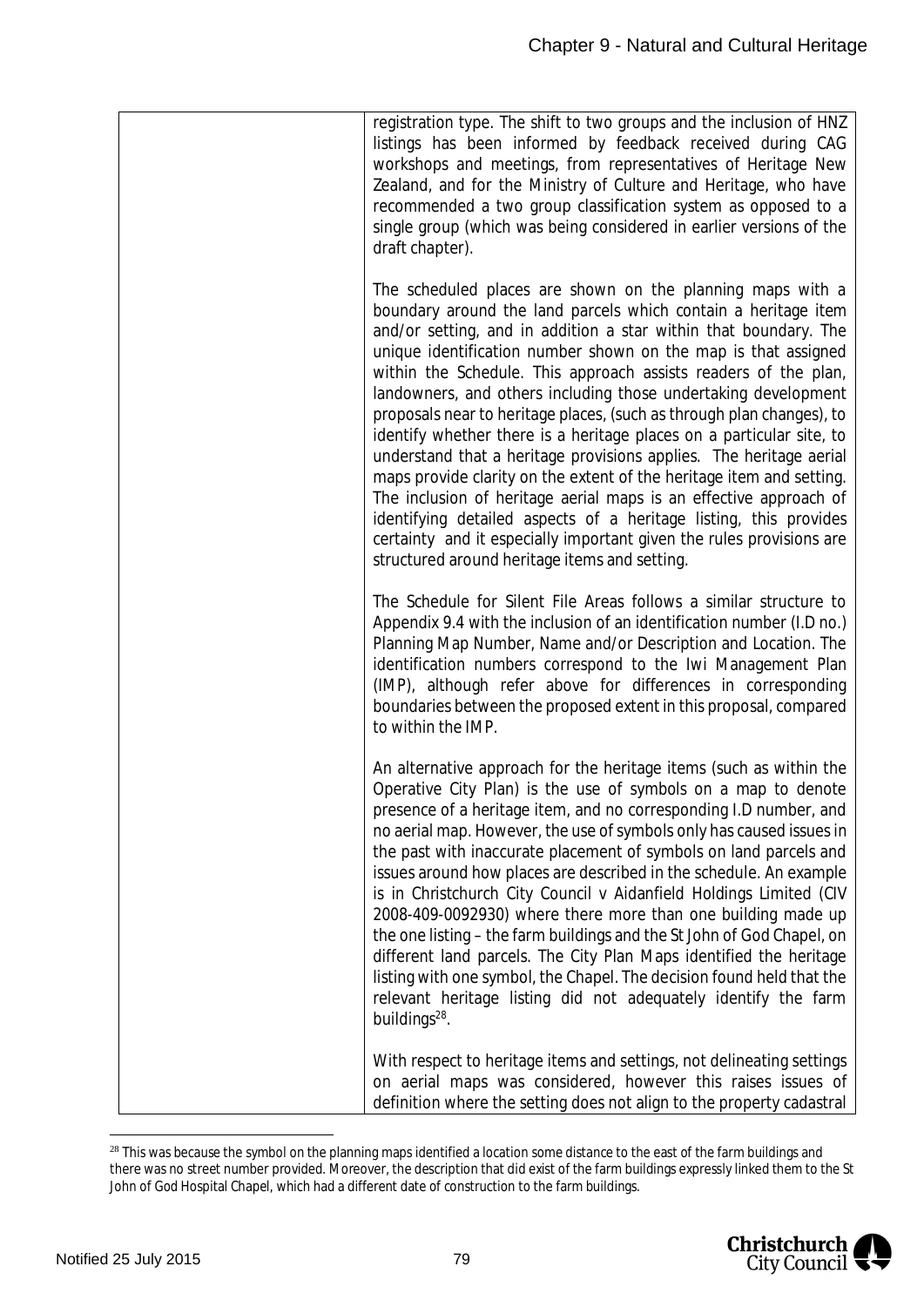| | |
|---|---|
| | registration type. The shift to two groups and the inclusion of HNZ listings has been informed by feedback received during CAG workshops and meetings, from representatives of Heritage New Zealand, and for the Ministry of Culture and Heritage, who have recommended a two group classification system as opposed to a single group (which was being considered in earlier versions of the draft chapter).<br><br>The scheduled places are shown on the planning maps with a boundary around the land parcels which contain a heritage item and/or setting, and in addition a star within that boundary. The unique identification number shown on the map is that assigned within the Schedule. This approach assists readers of the plan, landowners, and others including those undertaking development proposals near to heritage places, (such as through plan changes), to identify whether there is a heritage places on a particular site, to understand that a heritage provisions applies. The heritage aerial maps provide clarity on the extent of the heritage item and setting. The inclusion of heritage aerial maps is an effective approach of identifying detailed aspects of a heritage listing, this provides certainty and it especially important given the rules provisions are structured around heritage items and setting.<br><br>The Schedule for Silent File Areas follows a similar structure to Appendix 9.4 with the inclusion of an identification number (I.D no.) Planning Map Number, Name and/or Description and Location. The identification numbers correspond to the Iwi Management Plan (IMP), although refer above for differences in corresponding boundaries between the proposed extent in this proposal, compared to within the IMP.<br><br>An alternative approach for the heritage items (such as within the Operative City Plan) is the use of symbols on a map to denote presence of a heritage item, and no corresponding I.D number, and no aerial map. However, the use of symbols only has caused issues in the past with inaccurate placement of symbols on land parcels and issues around how places are described in the schedule. An example is in Christchurch City Council v Aidanfield Holdings Limited (CIV 2008-409-0092930) where there more than one building made up the one listing – the farm buildings and the St John of God Chapel, on different land parcels. The City Plan Maps identified the heritage listing with one symbol, the Chapel. The decision found held that the relevant heritage listing did not adequately identify the farm buildings[28].<br><br>With respect to heritage items and settings, not delineating settings on aerial maps was considered, however this raises issues of definition where the setting does not align to the property cadastral |

[28] This was because the symbol on the planning maps identified a location some distance to the east of the farm buildings and there was no street number provided. Moreover, the description that did exist of the farm buildings expressly linked them to the St John of God Hospital Chapel, which had a different date of construction to the farm buildings.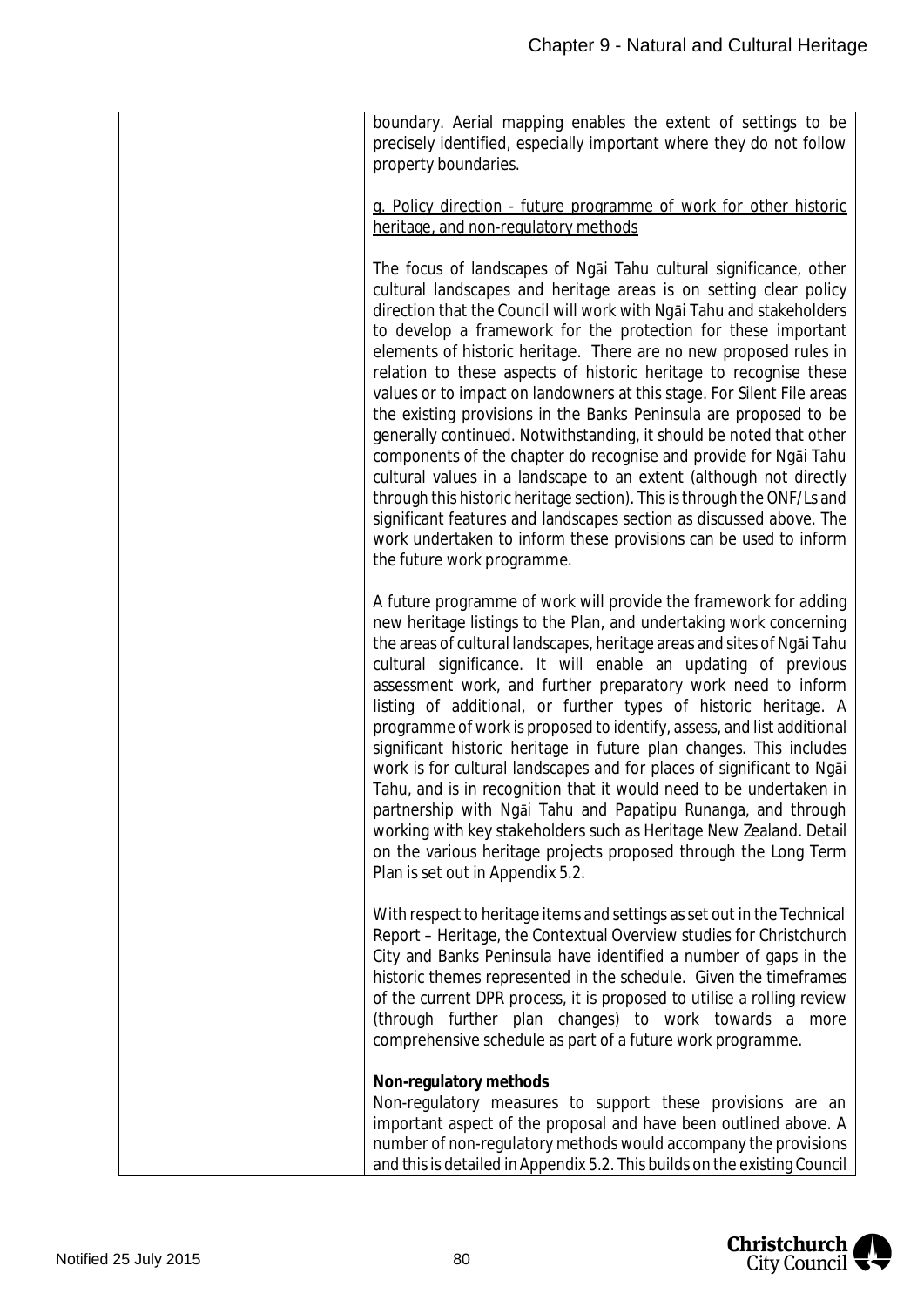| | boundary. Aerial mapping enables the extent of settings to be precisely identified, especially important where they do not follow property boundaries.<br><br><u>g. Policy direction - future programme of work for other historic heritage, and non-regulatory methods</u><br><br>The focus of landscapes of Ngāi Tahu cultural significance, other cultural landscapes and heritage areas is on setting clear policy direction that the Council will work with Ngāi Tahu and stakeholders to develop a framework for the protection for these important elements of historic heritage. There are no new proposed rules in relation to these aspects of historic heritage to recognise these values or to impact on landowners at this stage. For Silent File areas the existing provisions in the Banks Peninsula are proposed to be generally continued. Notwithstanding, it should be noted that other components of the chapter do recognise and provide for Ngāi Tahu cultural values in a landscape to an extent (although not directly through this historic heritage section). This is through the ONF/Ls and significant features and landscapes section as discussed above. The work undertaken to inform these provisions can be used to inform the future work programme.<br><br>A future programme of work will provide the framework for adding new heritage listings to the Plan, and undertaking work concerning the areas of cultural landscapes, heritage areas and sites of Ngāi Tahu cultural significance. It will enable an updating of previous assessment work, and further preparatory work need to inform listing of additional, or further types of historic heritage. A programme of work is proposed to identify, assess, and list additional significant historic heritage in future plan changes. This includes work is for cultural landscapes and for places of significant to Ngāi Tahu, and is in recognition that it would need to be undertaken in partnership with Ngāi Tahu and Papatipu Runanga, and through working with key stakeholders such as Heritage New Zealand. Detail on the various heritage projects proposed through the Long Term Plan is set out in Appendix 5.2.<br><br>With respect to heritage items and settings as set out in the Technical Report – Heritage, the Contextual Overview studies for Christchurch City and Banks Peninsula have identified a number of gaps in the historic themes represented in the schedule. Given the timeframes of the current DPR process, it is proposed to utilise a rolling review (through further plan changes) to work towards a more comprehensive schedule as part of a future work programme.<br><br>**Non-regulatory methods**<br>Non-regulatory measures to support these provisions are an important aspect of the proposal and have been outlined above. A number of non-regulatory methods would accompany the provisions and this is detailed in Appendix 5.2. This builds on the existing Council |
|---|---|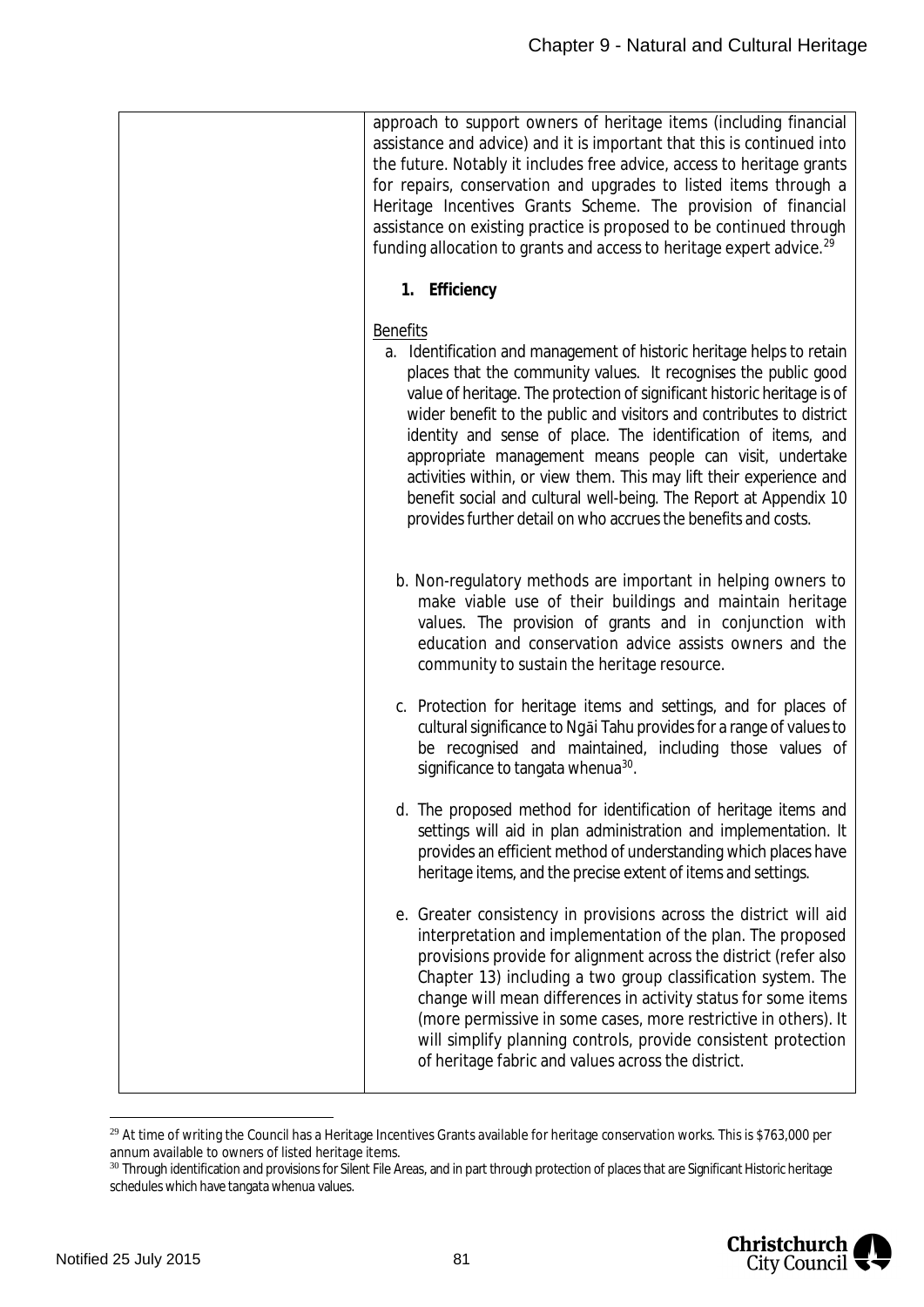| | approach to support owners of heritage items (including financial assistance and advice) and it is important that this is continued into the future. Notably it includes free advice, access to heritage grants for repairs, conservation and upgrades to listed items through a Heritage Incentives Grants Scheme. The provision of financial assistance on existing practice is proposed to be continued through funding allocation to grants and access to heritage expert advice.[29]<br><br>**1. Efficiency**<br><br>Benefits<br>a. Identification and management of historic heritage helps to retain places that the community values. It recognises the public good value of heritage. The protection of significant historic heritage is of wider benefit to the public and visitors and contributes to district identity and sense of place. The identification of items, and appropriate management means people can visit, undertake activities within, or view them. This may lift their experience and benefit social and cultural well-being. The Report at Appendix 10 provides further detail on who accrues the benefits and costs.<br><br>b. Non-regulatory methods are important in helping owners to make viable use of their buildings and maintain heritage values. The provision of grants and in conjunction with education and conservation advice assists owners and the community to sustain the heritage resource.<br><br>c. Protection for heritage items and settings, and for places of cultural significance to Ngāi Tahu provides for a range of values to be recognised and maintained, including those values of significance to tangata whenua[30].<br><br>d. The proposed method for identification of heritage items and settings will aid in plan administration and implementation. It provides an efficient method of understanding which places have heritage items, and the precise extent of items and settings.<br><br>e. Greater consistency in provisions across the district will aid interpretation and implementation of the plan. The proposed provisions provide for alignment across the district (refer also Chapter 13) including a two group classification system. The change will mean differences in activity status for some items (more permissive in some cases, more restrictive in others). It will simplify planning controls, provide consistent protection of heritage fabric and values across the district. |
|---|---|

[29] At time of writing the Council has a Heritage Incentives Grants available for heritage conservation works. This is $763,000 per annum available to owners of listed heritage items.

[30] Through identification and provisions for Silent File Areas, and in part through protection of places that are Significant Historic heritage schedules which have tangata whenua values.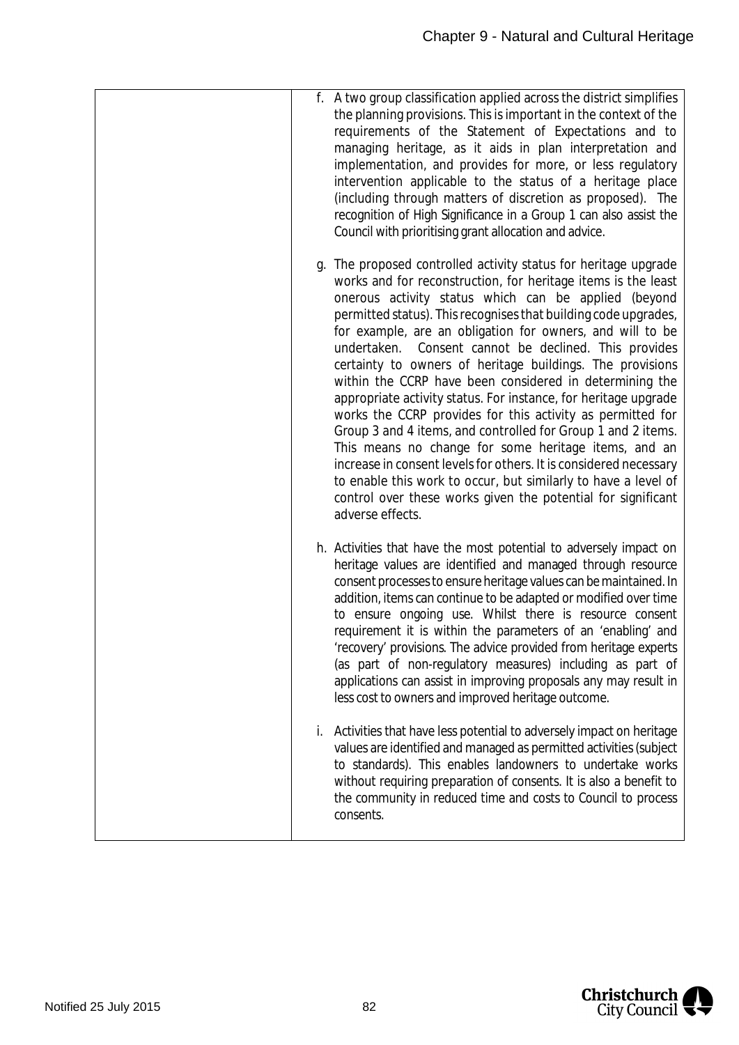| | |
|---|---|
| | f. A two group classification applied across the district simplifies the planning provisions. This is important in the context of the requirements of the Statement of Expectations and to managing heritage, as it aids in plan interpretation and implementation, and provides for more, or less regulatory intervention applicable to the status of a heritage place (including through matters of discretion as proposed). The recognition of High Significance in a Group 1 can also assist the Council with prioritising grant allocation and advice.<br><br>g. The proposed controlled activity status for heritage upgrade works and for reconstruction, for heritage items is the least onerous activity status which can be applied (beyond permitted status). This recognises that building code upgrades, for example, are an obligation for owners, and will to be undertaken. Consent cannot be declined. This provides certainty to owners of heritage buildings. The provisions within the CCRP have been considered in determining the appropriate activity status. For instance, for heritage upgrade works the CCRP provides for this activity as permitted for Group 3 and 4 items, and controlled for Group 1 and 2 items. This means no change for some heritage items, and an increase in consent levels for others. It is considered necessary to enable this work to occur, but similarly to have a level of control over these works given the potential for significant adverse effects.<br><br>h. Activities that have the most potential to adversely impact on heritage values are identified and managed through resource consent processes to ensure heritage values can be maintained. In addition, items can continue to be adapted or modified over time to ensure ongoing use. Whilst there is resource consent requirement it is within the parameters of an 'enabling' and 'recovery' provisions. The advice provided from heritage experts (as part of non-regulatory measures) including as part of applications can assist in improving proposals any may result in less cost to owners and improved heritage outcome.<br><br>i. Activities that have less potential to adversely impact on heritage values are identified and managed as permitted activities (subject to standards). This enables landowners to undertake works without requiring preparation of consents. It is also a benefit to the community in reduced time and costs to Council to process consents. |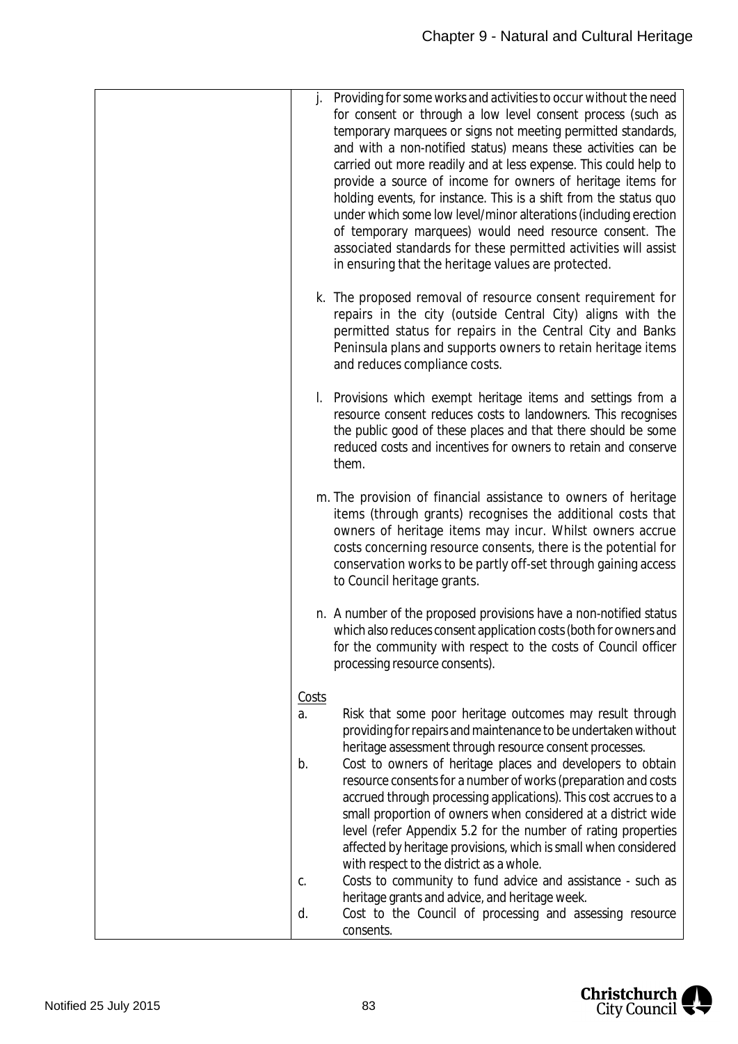| | |
|---|---|
| | j. Providing for some works and activities to occur without the need for consent or through a low level consent process (such as temporary marquees or signs not meeting permitted standards, and with a non-notified status) means these activities can be carried out more readily and at less expense. This could help to provide a source of income for owners of heritage items for holding events, for instance. This is a shift from the status quo under which some low level/minor alterations (including erection of temporary marquees) would need resource consent. The associated standards for these permitted activities will assist in ensuring that the heritage values are protected.<br><br>k. The proposed removal of resource consent requirement for repairs in the city (outside Central City) aligns with the permitted status for repairs in the Central City and Banks Peninsula plans and supports owners to retain heritage items and reduces compliance costs.<br><br>l. Provisions which exempt heritage items and settings from a resource consent reduces costs to landowners. This recognises the public good of these places and that there should be some reduced costs and incentives for owners to retain and conserve them.<br><br>m. The provision of financial assistance to owners of heritage items (through grants) recognises the additional costs that owners of heritage items may incur. Whilst owners accrue costs concerning resource consents, there is the potential for conservation works to be partly off-set through gaining access to Council heritage grants.<br><br>n. A number of the proposed provisions have a non-notified status which also reduces consent application costs (both for owners and for the community with respect to the costs of Council officer processing resource consents).<br><br>Costs<br>a. Risk that some poor heritage outcomes may result through providing for repairs and maintenance to be undertaken without heritage assessment through resource consent processes.<br>b. Cost to owners of heritage places and developers to obtain resource consents for a number of works (preparation and costs accrued through processing applications). This cost accrues to a small proportion of owners when considered at a district wide level (refer Appendix 5.2 for the number of rating properties affected by heritage provisions, which is small when considered with respect to the district as a whole.<br>c. Costs to community to fund advice and assistance - such as heritage grants and advice, and heritage week.<br>d. Cost to the Council of processing and assessing resource consents. |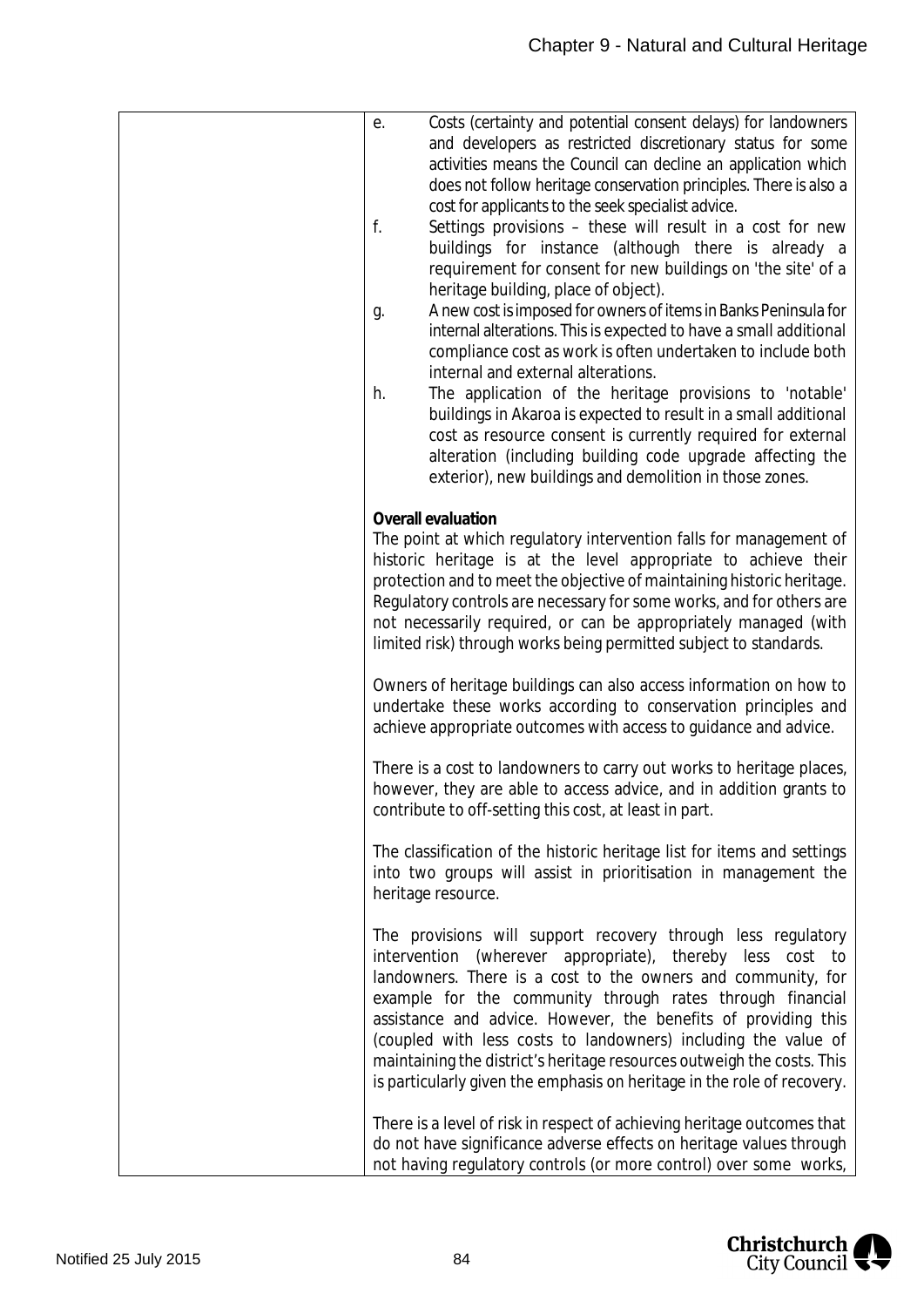| | e. Costs (certainty and potential consent delays) for landowners and developers as restricted discretionary status for some activities means the Council can decline an application which does not follow heritage conservation principles. There is also a cost for applicants to the seek specialist advice.<br>f. Settings provisions – these will result in a cost for new buildings for instance (although there is already a requirement for consent for new buildings on 'the site' of a heritage building, place of object).<br>g. A new cost is imposed for owners of items in Banks Peninsula for internal alterations. This is expected to have a small additional compliance cost as work is often undertaken to include both internal and external alterations.<br>h. The application of the heritage provisions to 'notable' buildings in Akaroa is expected to result in a small additional cost as resource consent is currently required for external alteration (including building code upgrade affecting the exterior), new buildings and demolition in those zones.<br><br>**Overall evaluation**<br>The point at which regulatory intervention falls for management of historic heritage is at the level appropriate to achieve their protection and to meet the objective of maintaining historic heritage. Regulatory controls are necessary for some works, and for others are not necessarily required, or can be appropriately managed (with limited risk) through works being permitted subject to standards.<br><br>Owners of heritage buildings can also access information on how to undertake these works according to conservation principles and achieve appropriate outcomes with access to guidance and advice.<br><br>There is a cost to landowners to carry out works to heritage places, however, they are able to access advice, and in addition grants to contribute to off-setting this cost, at least in part.<br><br>The classification of the historic heritage list for items and settings into two groups will assist in prioritisation in management the heritage resource.<br><br>The provisions will support recovery through less regulatory intervention (wherever appropriate), thereby less cost to landowners. There is a cost to the owners and community, for example for the community through rates through financial assistance and advice. However, the benefits of providing this (coupled with less costs to landowners) including the value of maintaining the district's heritage resources outweigh the costs. This is particularly given the emphasis on heritage in the role of recovery.<br><br>There is a level of risk in respect of achieving heritage outcomes that do not have significance adverse effects on heritage values through not having regulatory controls (or more control) over some works, |
|---|---|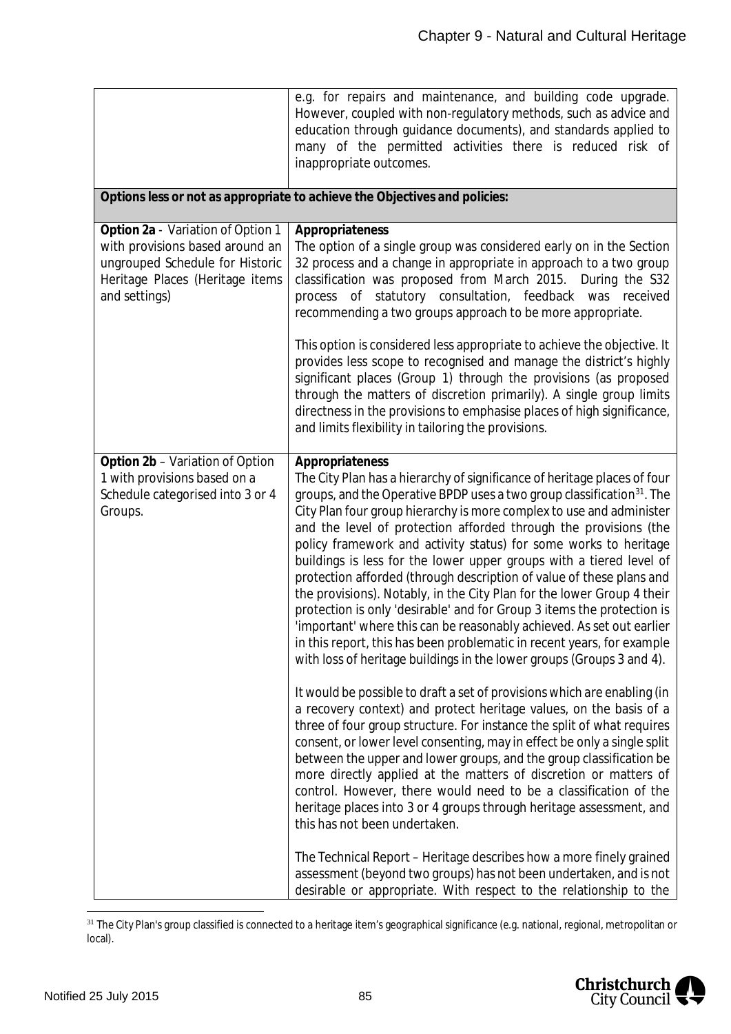| | |
|---|---|
| | e.g. for repairs and maintenance, and building code upgrade. However, coupled with non-regulatory methods, such as advice and education through guidance documents), and standards applied to many of the permitted activities there is reduced risk of inappropriate outcomes. |
| **Options less or not as appropriate to achieve the Objectives and policies:** | |
| **Option 2a** - Variation of Option 1 with provisions based around an ungrouped Schedule for Historic Heritage Places (Heritage items and settings) | **Appropriateness**<br>The option of a single group was considered early on in the Section 32 process and a change in appropriate in approach to a two group classification was proposed from March 2015. During the S32 process of statutory consultation, feedback was received recommending a two groups approach to be more appropriate.<br><br>This option is considered less appropriate to achieve the objective. It provides less scope to recognised and manage the district's highly significant places (Group 1) through the provisions (as proposed through the matters of discretion primarily). A single group limits directness in the provisions to emphasise places of high significance, and limits flexibility in tailoring the provisions. |
| **Option 2b** – Variation of Option 1 with provisions based on a Schedule categorised into 3 or 4 Groups. | **Appropriateness**<br>The City Plan has a hierarchy of significance of heritage places of four groups, and the Operative BPDP uses a two group classification[31]. The City Plan four group hierarchy is more complex to use and administer and the level of protection afforded through the provisions (the policy framework and activity status) for some works to heritage buildings is less for the lower upper groups with a tiered level of protection afforded (through description of value of these plans and the provisions). Notably, in the City Plan for the lower Group 4 their protection is only 'desirable' and for Group 3 items the protection is 'important' where this can be reasonably achieved. As set out earlier in this report, this has been problematic in recent years, for example with loss of heritage buildings in the lower groups (Groups 3 and 4).<br><br>It would be possible to draft a set of provisions which are enabling (in a recovery context) and protect heritage values, on the basis of a three of four group structure. For instance the split of what requires consent, or lower level consenting, may in effect be only a single split between the upper and lower groups, and the group classification be more directly applied at the matters of discretion or matters of control. However, there would need to be a classification of the heritage places into 3 or 4 groups through heritage assessment, and this has not been undertaken.<br><br>The Technical Report – Heritage describes how a more finely grained assessment (beyond two groups) has not been undertaken, and is not desirable or appropriate. With respect to the relationship to the |

[31] The City Plan's group classified is connected to a heritage item's geographical significance (e.g. national, regional, metropolitan or local).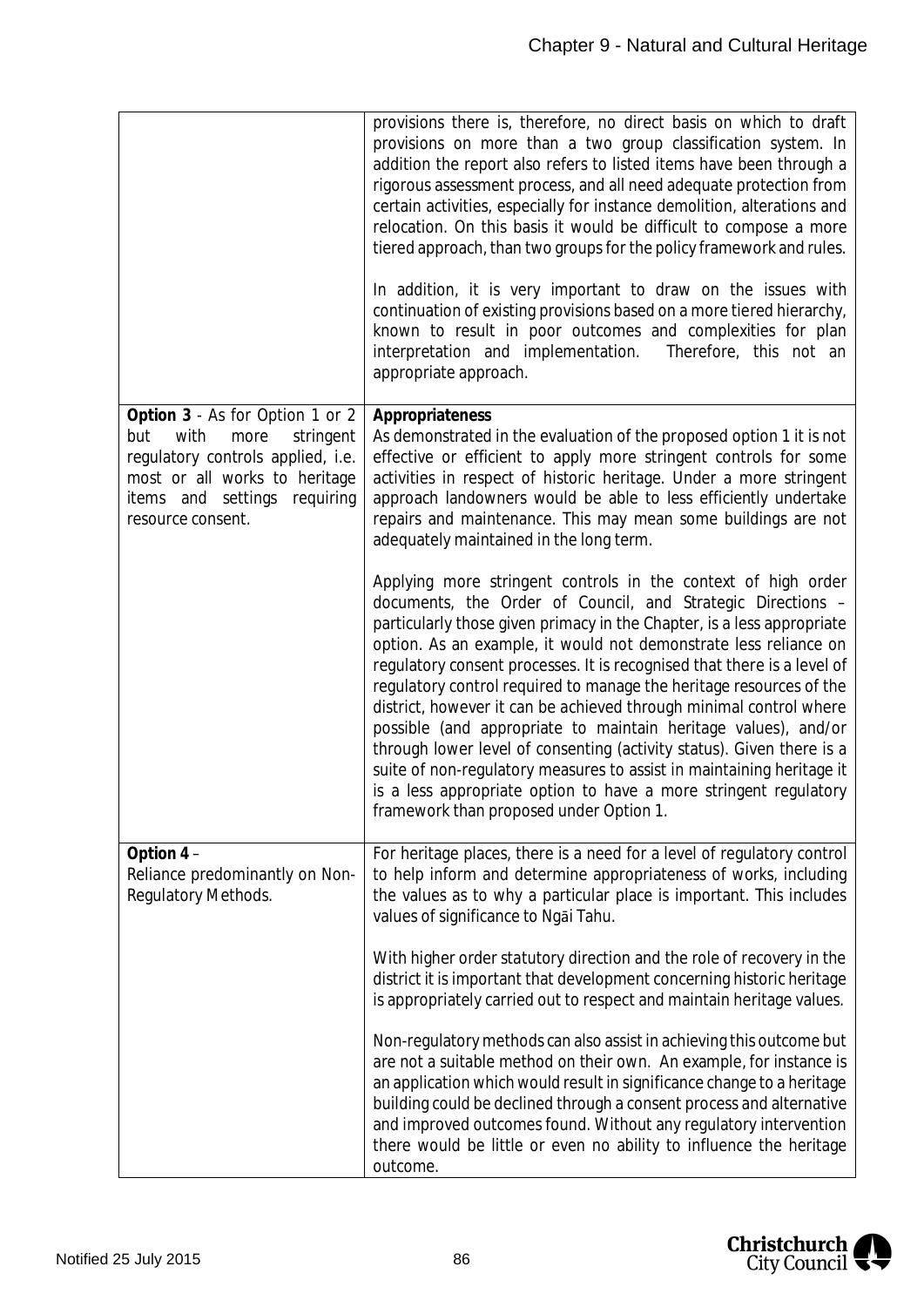| | |
|---|---|
| | provisions there is, therefore, no direct basis on which to draft provisions on more than a two group classification system. In addition the report also refers to listed items have been through a rigorous assessment process, and all need adequate protection from certain activities, especially for instance demolition, alterations and relocation. On this basis it would be difficult to compose a more tiered approach, than two groups for the policy framework and rules.<br><br>In addition, it is very important to draw on the issues with continuation of existing provisions based on a more tiered hierarchy, known to result in poor outcomes and complexities for plan interpretation and implementation. Therefore, this not an appropriate approach. |
| **Option 3** - As for Option 1 or 2 but with more stringent regulatory controls applied, i.e. most or all works to heritage items and settings requiring resource consent. | **Appropriateness**<br>As demonstrated in the evaluation of the proposed option 1 it is not effective or efficient to apply more stringent controls for some activities in respect of historic heritage. Under a more stringent approach landowners would be able to less efficiently undertake repairs and maintenance. This may mean some buildings are not adequately maintained in the long term.<br><br>Applying more stringent controls in the context of high order documents, the Order of Council, and Strategic Directions – particularly those given primacy in the Chapter, is a less appropriate option. As an example, it would not demonstrate less reliance on regulatory consent processes. It is recognised that there is a level of regulatory control required to manage the heritage resources of the district, however it can be achieved through minimal control where possible (and appropriate to maintain heritage values), and/or through lower level of consenting (activity status). Given there is a suite of non-regulatory measures to assist in maintaining heritage it is a less appropriate option to have a more stringent regulatory framework than proposed under Option 1. |
| **Option 4** –<br>Reliance predominantly on Non-Regulatory Methods. | For heritage places, there is a need for a level of regulatory control to help inform and determine appropriateness of works, including the values as to why a particular place is important. This includes values of significance to Ngāi Tahu.<br><br>With higher order statutory direction and the role of recovery in the district it is important that development concerning historic heritage is appropriately carried out to respect and maintain heritage values.<br><br>Non-regulatory methods can also assist in achieving this outcome but are not a suitable method on their own. An example, for instance is an application which would result in significance change to a heritage building could be declined through a consent process and alternative and improved outcomes found. Without any regulatory intervention there would be little or even no ability to influence the heritage outcome. |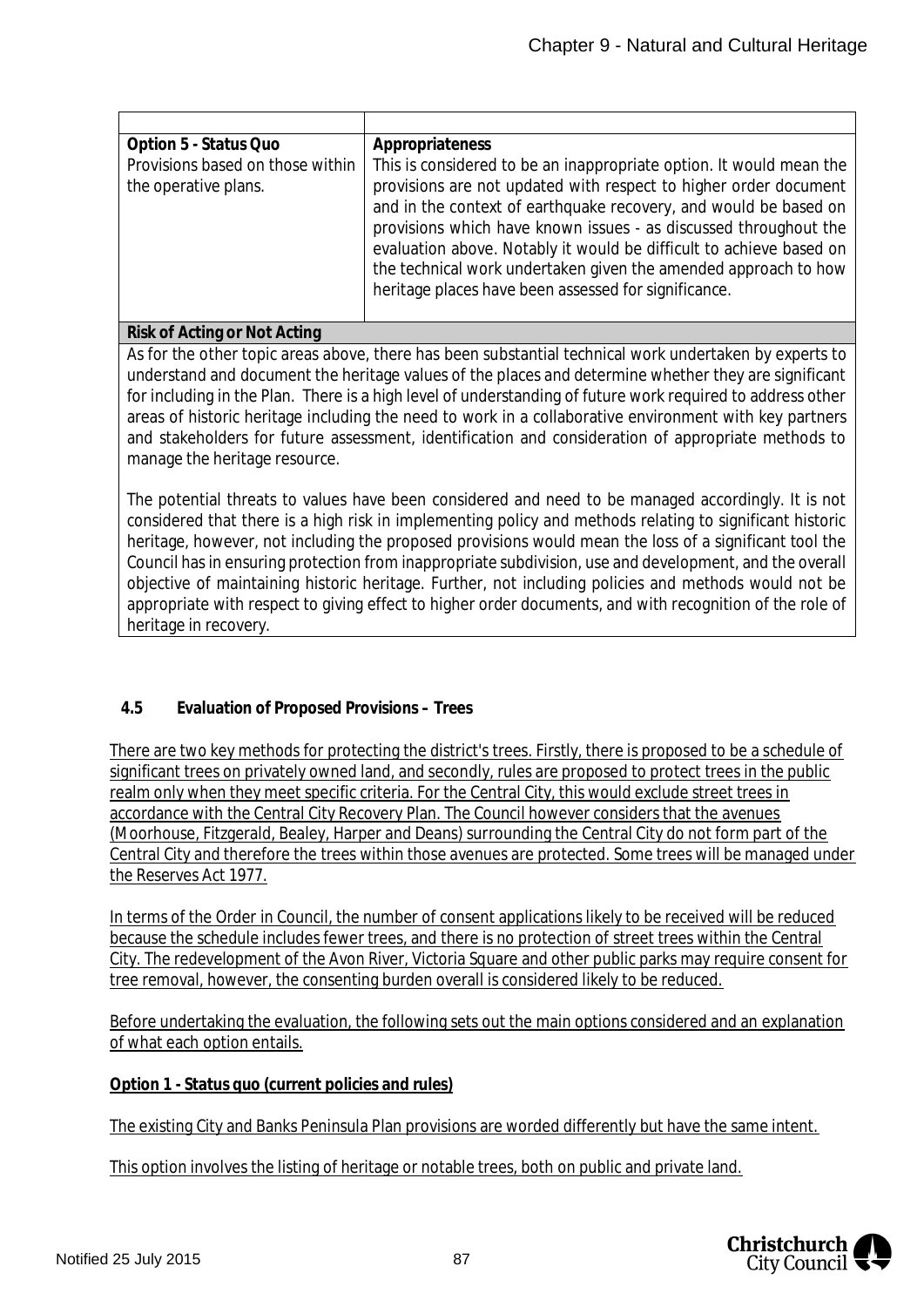| | |
|---|---|
| **Option 5 - Status Quo**<br>Provisions based on those within the operative plans. | **Appropriateness**<br>This is considered to be an inappropriate option. It would mean the provisions are not updated with respect to higher order document and in the context of earthquake recovery, and would be based on provisions which have known issues - as discussed throughout the evaluation above. Notably it would be difficult to achieve based on the technical work undertaken given the amended approach to how heritage places have been assessed for significance. |
| **Risk of Acting or Not Acting** | |
| As for the other topic areas above, there has been substantial technical work undertaken by experts to understand and document the heritage values of the places and determine whether they are significant for including in the Plan. There is a high level of understanding of future work required to address other areas of historic heritage including the need to work in a collaborative environment with key partners and stakeholders for future assessment, identification and consideration of appropriate methods to manage the heritage resource.<br><br>The potential threats to values have been considered and need to be managed accordingly. It is not considered that there is a high risk in implementing policy and methods relating to significant historic heritage, however, not including the proposed provisions would mean the loss of a significant tool the Council has in ensuring protection from inappropriate subdivision, use and development, and the overall objective of maintaining historic heritage. Further, not including policies and methods would not be appropriate with respect to giving effect to higher order documents, and with recognition of the role of heritage in recovery. | |

### 4.5 Evaluation of Proposed Provisions – Trees

There are two key methods for protecting the district's trees. Firstly, there is proposed to be a schedule of significant trees on privately owned land, and secondly, rules are proposed to protect trees in the public realm only when they meet specific criteria. For the Central City, this would exclude street trees in accordance with the Central City Recovery Plan. The Council however considers that the avenues (Moorhouse, Fitzgerald, Bealey, Harper and Deans) surrounding the Central City do not form part of the Central City and therefore the trees within those avenues are protected. Some trees will be managed under the Reserves Act 1977.

In terms of the Order in Council, the number of consent applications likely to be received will be reduced because the schedule includes fewer trees, and there is no protection of street trees within the Central City. The redevelopment of the Avon River, Victoria Square and other public parks may require consent for tree removal, however, the consenting burden overall is considered likely to be reduced.

Before undertaking the evaluation, the following sets out the main options considered and an explanation of what each option entails.

**Option 1 - Status quo (current policies and rules)**

The existing City and Banks Peninsula Plan provisions are worded differently but have the same intent.

This option involves the listing of heritage or notable trees, both on public and private land.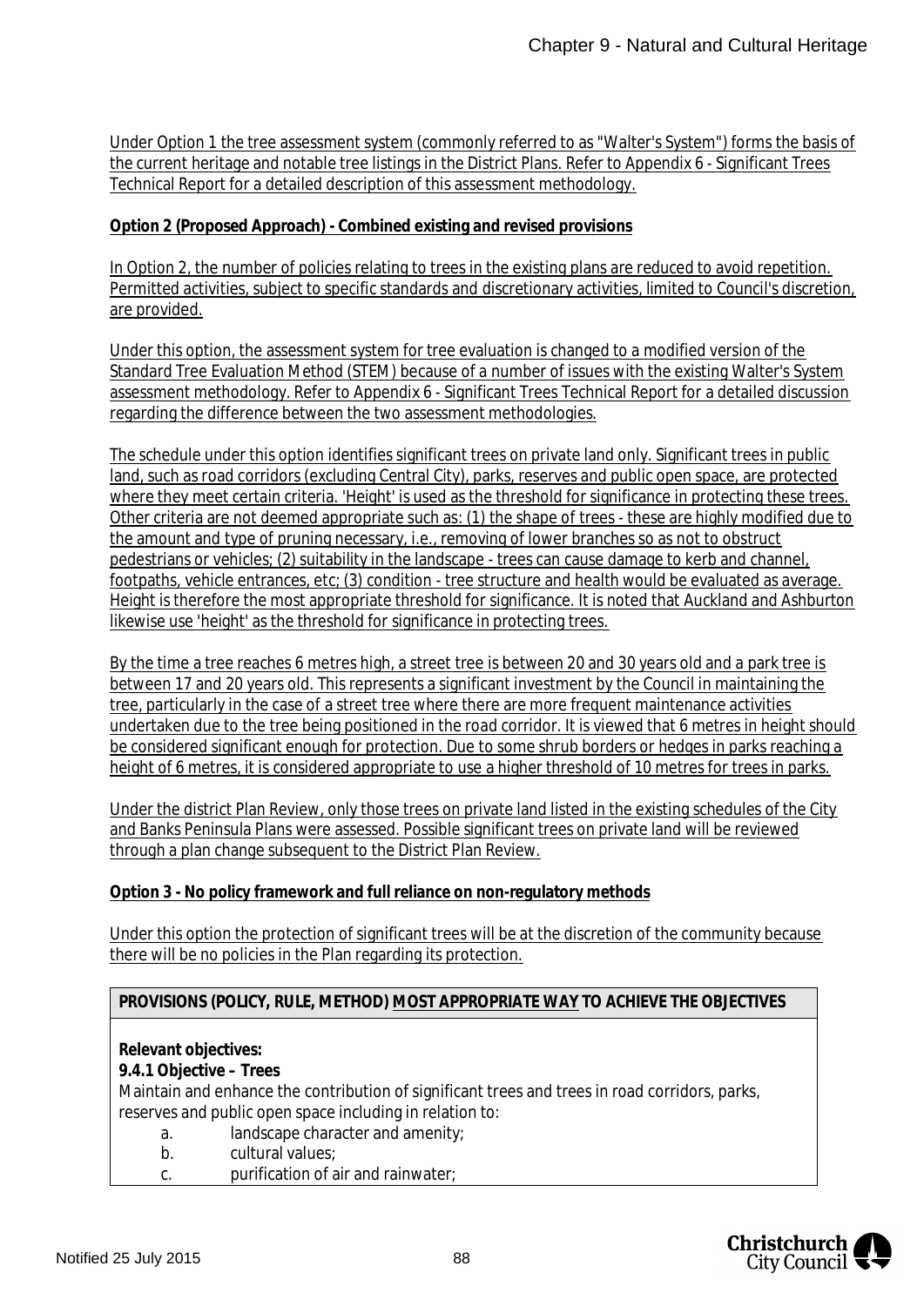Under Option 1 the tree assessment system (commonly referred to as "Walter's System") forms the basis of the current heritage and notable tree listings in the District Plans. Refer to Appendix 6 - Significant Trees Technical Report for a detailed description of this assessment methodology.

**Option 2 (Proposed Approach) - Combined existing and revised provisions**

In Option 2, the number of policies relating to trees in the existing plans are reduced to avoid repetition. Permitted activities, subject to specific standards and discretionary activities, limited to Council's discretion, are provided.

Under this option, the assessment system for tree evaluation is changed to a modified version of the Standard Tree Evaluation Method (STEM) because of a number of issues with the existing Walter's System assessment methodology. Refer to Appendix 6 - Significant Trees Technical Report for a detailed discussion regarding the difference between the two assessment methodologies.

The schedule under this option identifies significant trees on private land only. Significant trees in public land, such as road corridors (excluding Central City), parks, reserves and public open space, are protected where they meet certain criteria. 'Height' is used as the threshold for significance in protecting these trees. Other criteria are not deemed appropriate such as: (1) the shape of trees - these are highly modified due to the amount and type of pruning necessary, i.e., removing of lower branches so as not to obstruct pedestrians or vehicles; (2) suitability in the landscape - trees can cause damage to kerb and channel, footpaths, vehicle entrances, etc; (3) condition - tree structure and health would be evaluated as average. Height is therefore the most appropriate threshold for significance. It is noted that Auckland and Ashburton likewise use 'height' as the threshold for significance in protecting trees.

By the time a tree reaches 6 metres high, a street tree is between 20 and 30 years old and a park tree is between 17 and 20 years old. This represents a significant investment by the Council in maintaining the tree, particularly in the case of a street tree where there are more frequent maintenance activities undertaken due to the tree being positioned in the road corridor. It is viewed that 6 metres in height should be considered significant enough for protection. Due to some shrub borders or hedges in parks reaching a height of 6 metres, it is considered appropriate to use a higher threshold of 10 metres for trees in parks.

Under the district Plan Review, only those trees on private land listed in the existing schedules of the City and Banks Peninsula Plans were assessed. Possible significant trees on private land will be reviewed through a plan change subsequent to the District Plan Review.

**Option 3 - No policy framework and full reliance on non-regulatory methods**

Under this option the protection of significant trees will be at the discretion of the community because there will be no policies in the Plan regarding its protection.

| **PROVISIONS (POLICY, RULE, METHOD) MOST APPROPRIATE WAY TO ACHIEVE THE OBJECTIVES** |
|---|
| **Relevant objectives:**<br>**9.4.1 Objective – Trees**<br>Maintain and enhance the contribution of significant trees and trees in road corridors, parks, reserves and public open space including in relation to:<br>a. landscape character and amenity;<br>b. cultural values;<br>c. purification of air and rainwater; |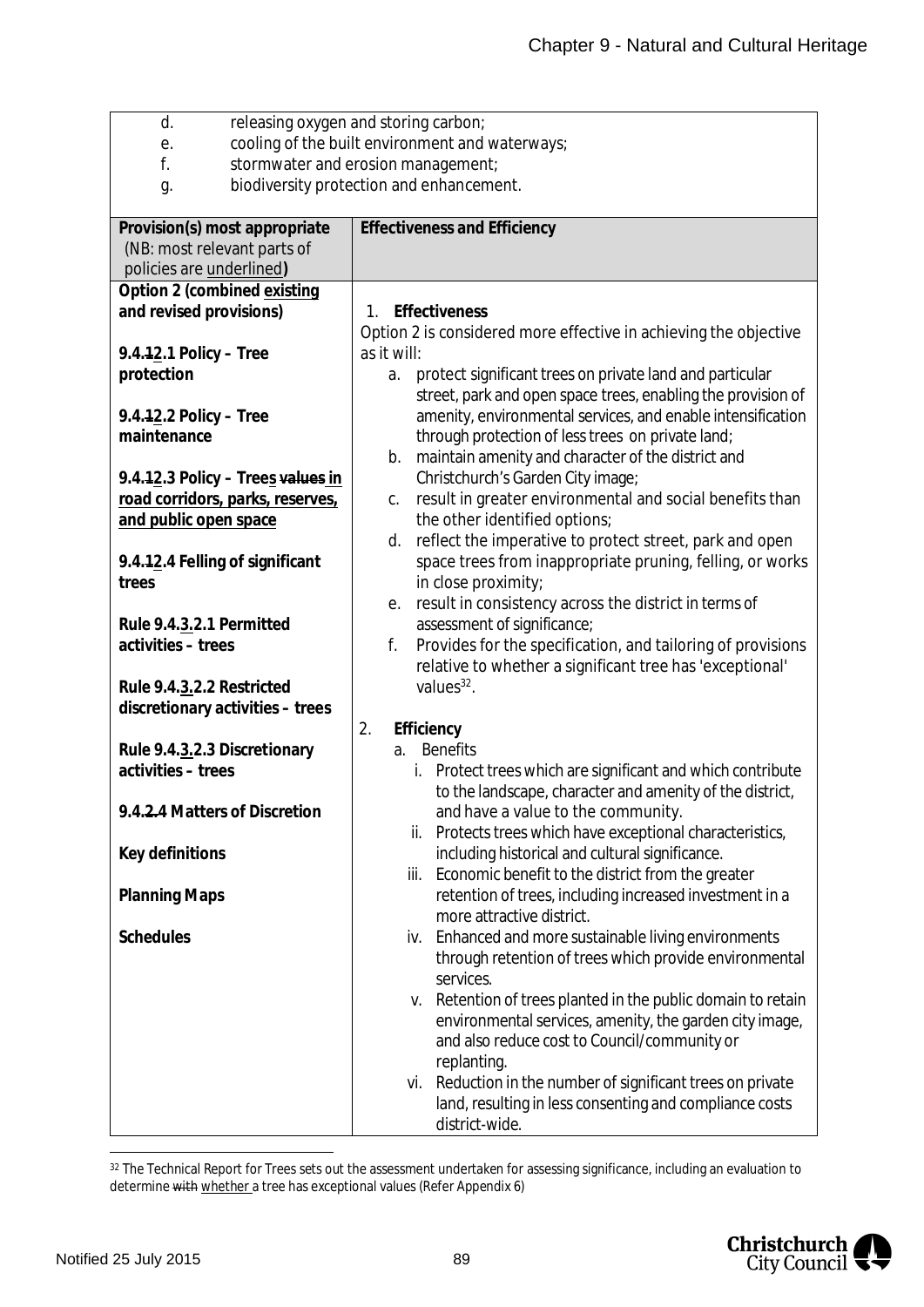| | |
|---|---|
| d. releasing oxygen and storing carbon;<br>e. cooling of the built environment and waterways;<br>f. stormwater and erosion management;<br>g. biodiversity protection and enhancement. | |
| **Provision(s) most appropriate** (NB: most relevant parts of policies are underlined**)** | **Effectiveness and Efficiency** |
| **Option 2 (combined existing and revised provisions)**<br><br>**9.4.12.1 Policy – Tree protection**<br><br>**9.4.12.2 Policy – Tree maintenance**<br><br>**9.4.12.3 Policy – Trees values in road corridors, parks, reserves, and public open space**<br><br>**9.4.12.4 Felling of significant trees**<br><br>**Rule 9.4.3.2.1 Permitted activities – trees**<br><br>**Rule 9.4.3.2.2 Restricted discretionary activities – trees**<br><br>**Rule 9.4.3.2.3 Discretionary activities – trees**<br><br>**9.4.2.4 Matters of Discretion**<br><br>**Key definitions**<br><br>**Planning Maps**<br><br>**Schedules** | 1. **Effectiveness**<br>Option 2 is considered more effective in achieving the objective as it will:<br>a. protect significant trees on private land and particular street, park and open space trees, enabling the provision of amenity, environmental services, and enable intensification through protection of less trees on private land;<br>b. maintain amenity and character of the district and Christchurch's Garden City image;<br>c. result in greater environmental and social benefits than the other identified options;<br>d. reflect the imperative to protect street, park and open space trees from inappropriate pruning, felling, or works in close proximity;<br>e. result in consistency across the district in terms of assessment of significance;<br>f. Provides for the specification, and tailoring of provisions relative to whether a significant tree has 'exceptional' values[32].<br><br>2. **Efficiency**<br>a. Benefits<br>i. Protect trees which are significant and which contribute to the landscape, character and amenity of the district, and have a value to the community.<br>ii. Protects trees which have exceptional characteristics, including historical and cultural significance.<br>iii. Economic benefit to the district from the greater retention of trees, including increased investment in a more attractive district.<br>iv. Enhanced and more sustainable living environments through retention of trees which provide environmental services.<br>v. Retention of trees planted in the public domain to retain environmental services, amenity, the garden city image, and also reduce cost to Council/community or replanting.<br>vi. Reduction in the number of significant trees on private land, resulting in less consenting and compliance costs district-wide. |

[32] The Technical Report for Trees sets out the assessment undertaken for assessing significance, including an evaluation to determine with whether a tree has exceptional values (Refer Appendix 6)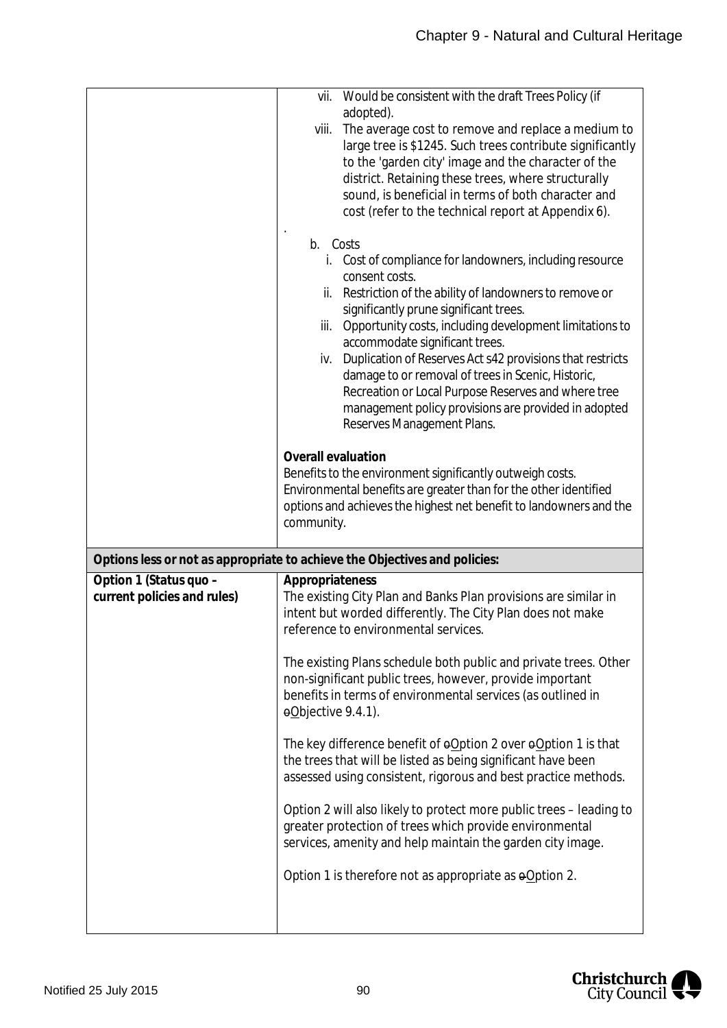| | |
|---|---|
| | vii. Would be consistent with the draft Trees Policy (if adopted).<br>viii. The average cost to remove and replace a medium to large tree is $1245. Such trees contribute significantly to the 'garden city' image and the character of the district. Retaining these trees, where structurally sound, is beneficial in terms of both character and cost (refer to the technical report at Appendix 6).<br>.<br>b. Costs<br>i. Cost of compliance for landowners, including resource consent costs.<br>ii. Restriction of the ability of landowners to remove or significantly prune significant trees.<br>iii. Opportunity costs, including development limitations to accommodate significant trees.<br>iv. Duplication of Reserves Act s42 provisions that restricts damage to or removal of trees in Scenic, Historic, Recreation or Local Purpose Reserves and where tree management policy provisions are provided in adopted Reserves Management Plans.<br><br>**Overall evaluation**<br>Benefits to the environment significantly outweigh costs. Environmental benefits are greater than for the other identified options and achieves the highest net benefit to landowners and the community. |
| **Options less or not as appropriate to achieve the Objectives and policies:** | |
| **Option 1 (Status quo – current policies and rules)** | **Appropriateness**<br>The existing City Plan and Banks Plan provisions are similar in intent but worded differently. The City Plan does not make reference to environmental services.<br><br>The existing Plans schedule both public and private trees. Other non-significant public trees, however, provide important benefits in terms of environmental services (as outlined in ~~o~~Objective 9.4.1).<br><br>The key difference benefit of ~~o~~Option 2 over ~~o~~Option 1 is that the trees that will be listed as being significant have been assessed using consistent, rigorous and best practice methods.<br><br>Option 2 will also likely to protect more public trees – leading to greater protection of trees which provide environmental services, amenity and help maintain the garden city image.<br><br>Option 1 is therefore not as appropriate as ~~o~~Option 2. |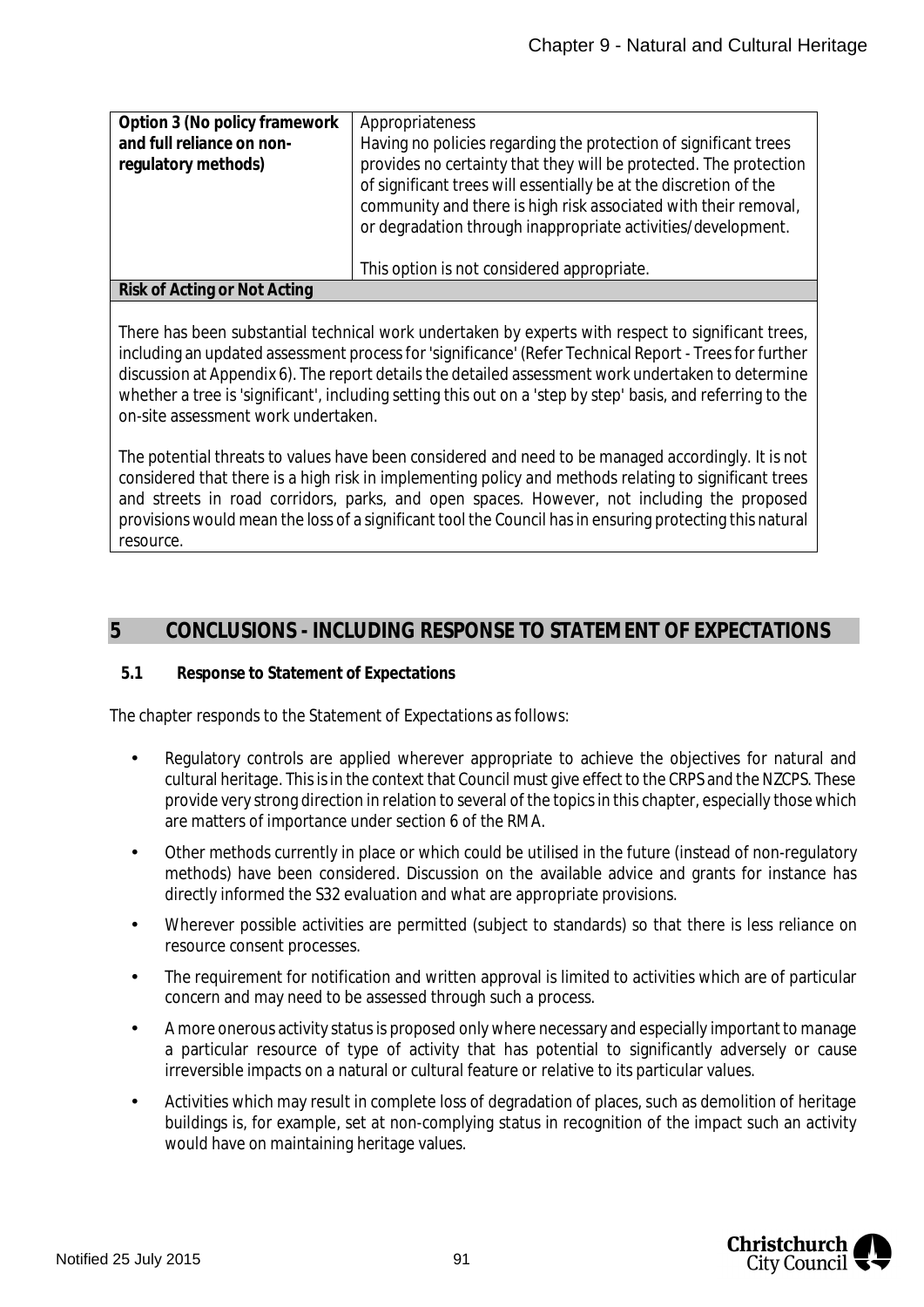| Option 3 (No policy framework and full reliance on non-regulatory methods) | Appropriateness<br>Having no policies regarding the protection of significant trees provides no certainty that they will be protected. The protection of significant trees will essentially be at the discretion of the community and there is high risk associated with their removal, or degradation through inappropriate activities/development.<br><br>This option is not considered appropriate. |
|---|---|
| **Risk of Acting or Not Acting** | |
| There has been substantial technical work undertaken by experts with respect to significant trees, including an updated assessment process for 'significance' (Refer Technical Report - Trees for further discussion at Appendix 6). The report details the detailed assessment work undertaken to determine whether a tree is 'significant', including setting this out on a 'step by step' basis, and referring to the on-site assessment work undertaken.<br><br>The potential threats to values have been considered and need to be managed accordingly. It is not considered that there is a high risk in implementing policy and methods relating to significant trees and streets in road corridors, parks, and open spaces. However, not including the proposed provisions would mean the loss of a significant tool the Council has in ensuring protecting this natural resource. | |

## 5 CONCLUSIONS - INCLUDING RESPONSE TO STATEMENT OF EXPECTATIONS

### 5.1 Response to Statement of Expectations

The chapter responds to the Statement of Expectations as follows:

- Regulatory controls are applied wherever appropriate to achieve the objectives for natural and cultural heritage. This is in the context that Council must give effect to the CRPS and the NZCPS. These provide very strong direction in relation to several of the topics in this chapter, especially those which are matters of importance under section 6 of the RMA.
- Other methods currently in place or which could be utilised in the future (instead of non-regulatory methods) have been considered. Discussion on the available advice and grants for instance has directly informed the S32 evaluation and what are appropriate provisions.
- Wherever possible activities are permitted (subject to standards) so that there is less reliance on resource consent processes.
- The requirement for notification and written approval is limited to activities which are of particular concern and may need to be assessed through such a process.
- A more onerous activity status is proposed only where necessary and especially important to manage a particular resource of type of activity that has potential to significantly adversely or cause irreversible impacts on a natural or cultural feature or relative to its particular values.
- Activities which may result in complete loss of degradation of places, such as demolition of heritage buildings is, for example, set at non-complying status in recognition of the impact such an activity would have on maintaining heritage values.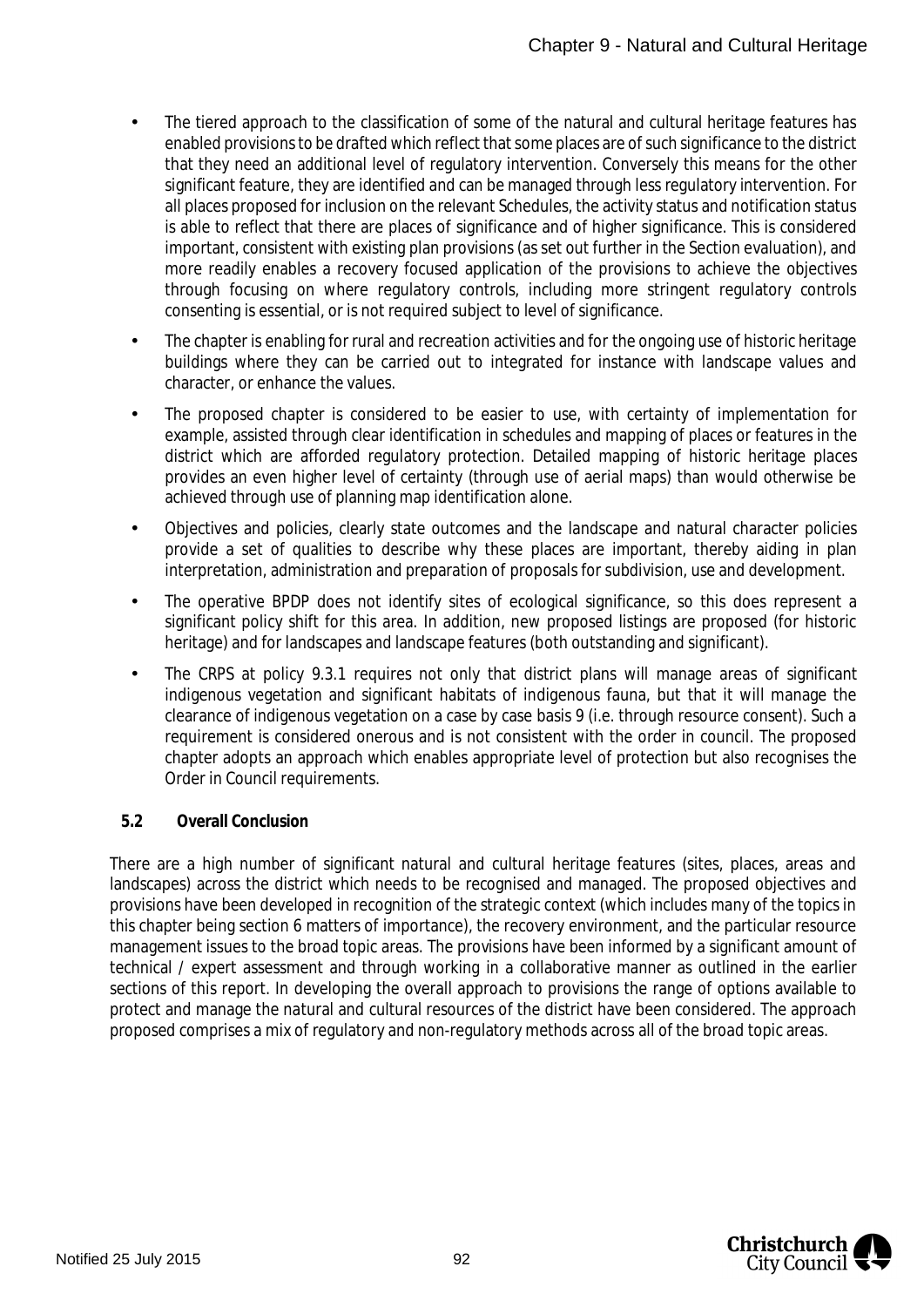- The tiered approach to the classification of some of the natural and cultural heritage features has enabled provisions to be drafted which reflect that some places are of such significance to the district that they need an additional level of regulatory intervention. Conversely this means for the other significant feature, they are identified and can be managed through less regulatory intervention. For all places proposed for inclusion on the relevant Schedules, the activity status and notification status is able to reflect that there are places of significance and of higher significance. This is considered important, consistent with existing plan provisions (as set out further in the Section evaluation), and more readily enables a recovery focused application of the provisions to achieve the objectives through focusing on where regulatory controls, including more stringent regulatory controls consenting is essential, or is not required subject to level of significance.
- The chapter is enabling for rural and recreation activities and for the ongoing use of historic heritage buildings where they can be carried out to integrated for instance with landscape values and character, or enhance the values.
- The proposed chapter is considered to be easier to use, with certainty of implementation for example, assisted through clear identification in schedules and mapping of places or features in the district which are afforded regulatory protection. Detailed mapping of historic heritage places provides an even higher level of certainty (through use of aerial maps) than would otherwise be achieved through use of planning map identification alone.
- Objectives and policies, clearly state outcomes and the landscape and natural character policies provide a set of qualities to describe why these places are important, thereby aiding in plan interpretation, administration and preparation of proposals for subdivision, use and development.
- The operative BPDP does not identify sites of ecological significance, so this does represent a significant policy shift for this area. In addition, new proposed listings are proposed (for historic heritage) and for landscapes and landscape features (both outstanding and significant).
- The CRPS at policy 9.3.1 requires not only that district plans will manage areas of significant indigenous vegetation and significant habitats of indigenous fauna, but that it will manage the clearance of indigenous vegetation on a case by case basis 9 (i.e. through resource consent). Such a requirement is considered onerous and is not consistent with the order in council. The proposed chapter adopts an approach which enables appropriate level of protection but also recognises the Order in Council requirements.

### 5.2 Overall Conclusion

There are a high number of significant natural and cultural heritage features (sites, places, areas and landscapes) across the district which needs to be recognised and managed. The proposed objectives and provisions have been developed in recognition of the strategic context (which includes many of the topics in this chapter being section 6 matters of importance), the recovery environment, and the particular resource management issues to the broad topic areas. The provisions have been informed by a significant amount of technical / expert assessment and through working in a collaborative manner as outlined in the earlier sections of this report. In developing the overall approach to provisions the range of options available to protect and manage the natural and cultural resources of the district have been considered. The approach proposed comprises a mix of regulatory and non-regulatory methods across all of the broad topic areas.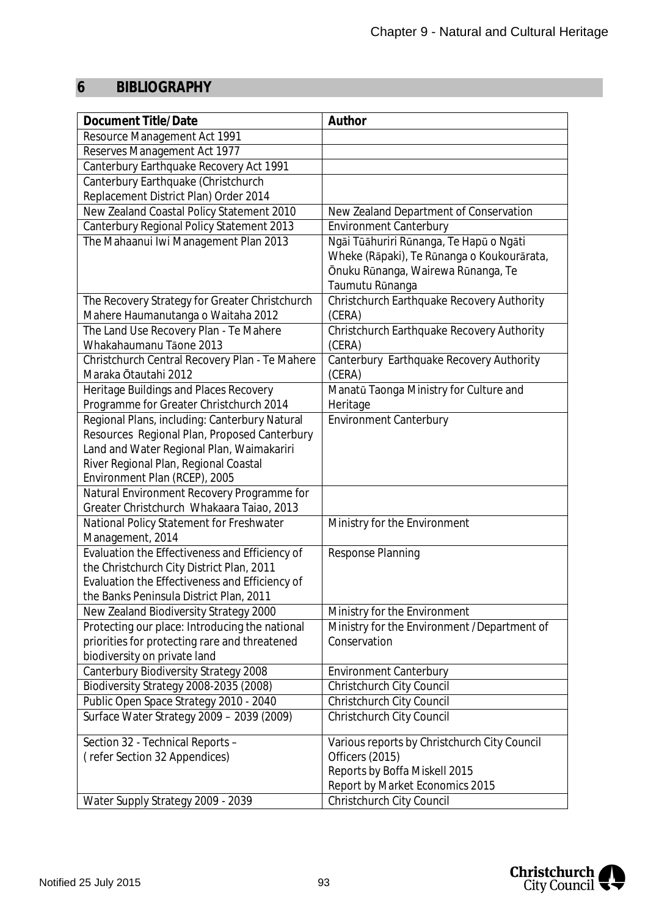## 6 BIBLIOGRAPHY

| Document Title/Date | Author |
| --- | --- |
| Resource Management Act 1991 | |
| Reserves Management Act 1977 | |
| Canterbury Earthquake Recovery Act 1991 | |
| Canterbury Earthquake (Christchurch Replacement District Plan) Order 2014 | |
| New Zealand Coastal Policy Statement 2010 | New Zealand Department of Conservation |
| Canterbury Regional Policy Statement 2013 | Environment Canterbury |
| The Mahaanui Iwi Management Plan 2013 | Ngāi Tūāhuriri Rūnanga, Te Hapū o Ngāti Wheke (Rāpaki), Te Rūnanga o Koukourārata, Ōnuku Rūnanga, Wairewa Rūnanga, Te Taumutu Rūnanga |
| The Recovery Strategy for Greater Christchurch Mahere Haumanutanga o Waitaha 2012 | Christchurch Earthquake Recovery Authority (CERA) |
| The Land Use Recovery Plan - Te Mahere Whakahaumanu Tāone 2013 | Christchurch Earthquake Recovery Authority (CERA) |
| Christchurch Central Recovery Plan - Te Mahere Maraka Ōtautahi 2012 | Canterbury Earthquake Recovery Authority (CERA) |
| Heritage Buildings and Places Recovery Programme for Greater Christchurch 2014 | Manatū Taonga Ministry for Culture and Heritage |
| Regional Plans, including: Canterbury Natural Resources Regional Plan, Proposed Canterbury Land and Water Regional Plan, Waimakariri River Regional Plan, Regional Coastal Environment Plan (RCEP), 2005 | Environment Canterbury |
| Natural Environment Recovery Programme for Greater Christchurch Whakaara Taiao, 2013 | |
| National Policy Statement for Freshwater Management, 2014 | Ministry for the Environment |
| Evaluation the Effectiveness and Efficiency of the Christchurch City District Plan, 2011<br>Evaluation the Effectiveness and Efficiency of the Banks Peninsula District Plan, 2011 | Response Planning |
| New Zealand Biodiversity Strategy 2000 | Ministry for the Environment |
| Protecting our place: Introducing the national priorities for protecting rare and threatened biodiversity on private land | Ministry for the Environment /Department of Conservation |
| Canterbury Biodiversity Strategy 2008 | Environment Canterbury |
| Biodiversity Strategy 2008-2035 (2008) | Christchurch City Council |
| Public Open Space Strategy 2010 - 2040 | Christchurch City Council |
| Surface Water Strategy 2009 – 2039 (2009) | Christchurch City Council |
| Section 32 - Technical Reports – ( refer Section 32 Appendices) | Various reports by Christchurch City Council Officers (2015)<br>Reports by Boffa Miskell 2015<br>Report by Market Economics 2015 |
| Water Supply Strategy 2009 - 2039 | Christchurch City Council |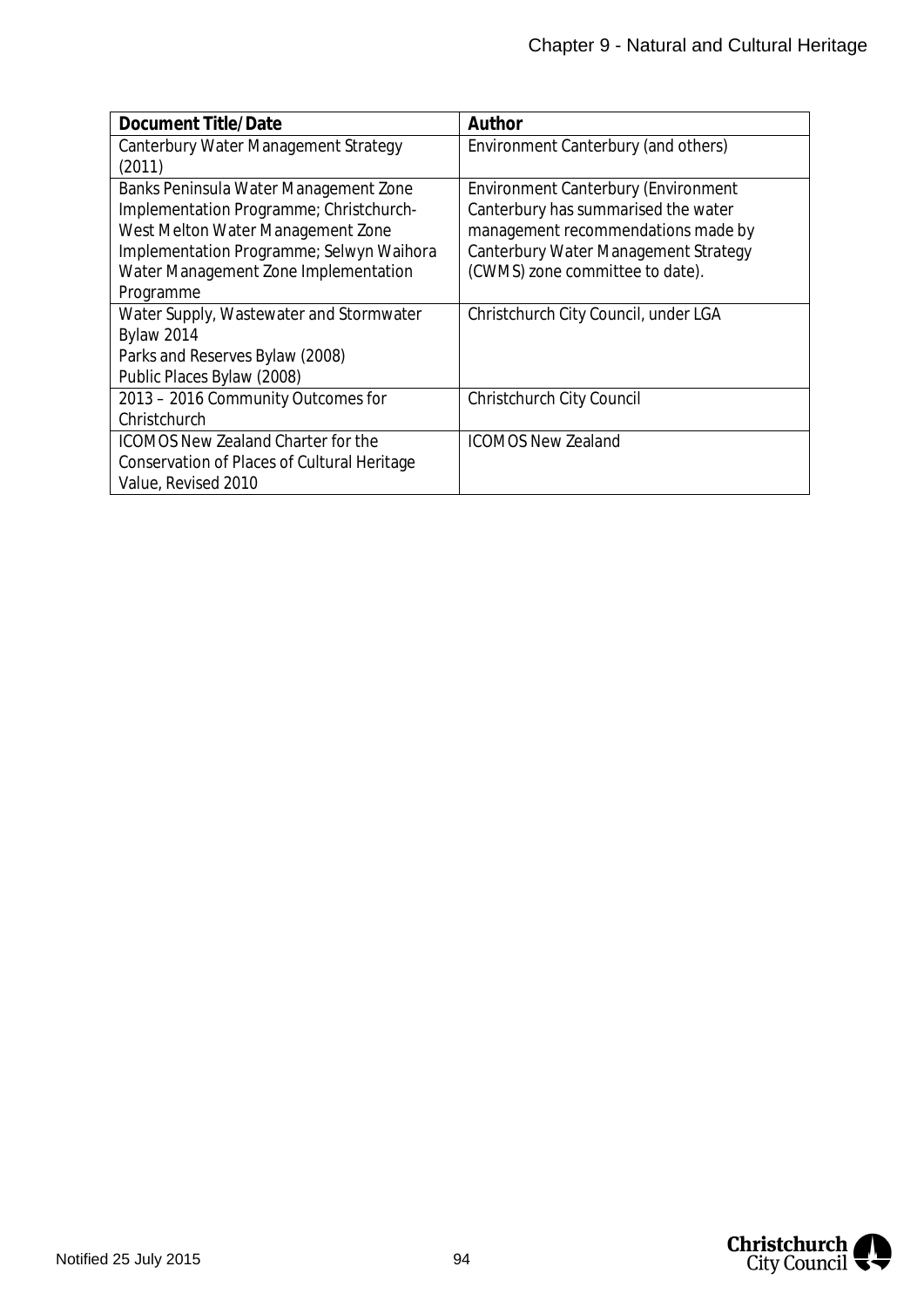| Document Title/Date | Author |
| --- | --- |
| Canterbury Water Management Strategy (2011) | Environment Canterbury (and others) |
| Banks Peninsula Water Management Zone Implementation Programme; Christchurch-West Melton Water Management Zone Implementation Programme; Selwyn Waihora Water Management Zone Implementation Programme | Environment Canterbury (Environment Canterbury has summarised the water management recommendations made by Canterbury Water Management Strategy (CWMS) zone committee to date). |
| Water Supply, Wastewater and Stormwater Bylaw 2014<br>Parks and Reserves Bylaw (2008)<br>Public Places Bylaw (2008) | Christchurch City Council, under LGA |
| 2013 – 2016 Community Outcomes for Christchurch | Christchurch City Council |
| ICOMOS New Zealand Charter for the Conservation of Places of Cultural Heritage Value, Revised 2010 | ICOMOS New Zealand |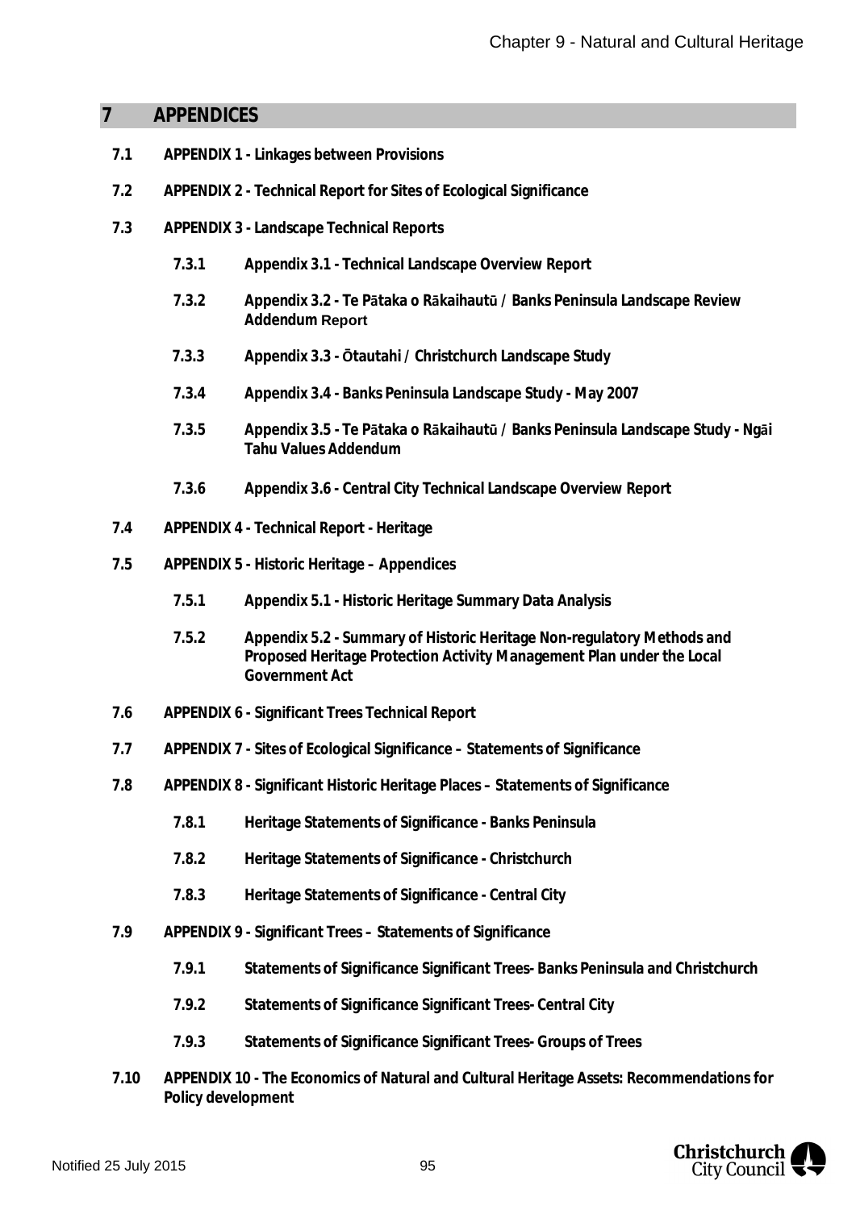# 7 APPENDICES

## 7.1 APPENDIX 1 - Linkages between Provisions

## 7.2 APPENDIX 2 - Technical Report for Sites of Ecological Significance

## 7.3 APPENDIX 3 - Landscape Technical Reports

### 7.3.1 Appendix 3.1 - Technical Landscape Overview Report

### 7.3.2 Appendix 3.2 - Te Pātaka o Rākaihautū / Banks Peninsula Landscape Review Addendum Report

### 7.3.3 Appendix 3.3 - Ōtautahi / Christchurch Landscape Study

### 7.3.4 Appendix 3.4 - Banks Peninsula Landscape Study - May 2007

### 7.3.5 Appendix 3.5 - Te Pātaka o Rākaihautū / Banks Peninsula Landscape Study - Ngāi Tahu Values Addendum

### 7.3.6 Appendix 3.6 - Central City Technical Landscape Overview Report

## 7.4 APPENDIX 4 - Technical Report - Heritage

## 7.5 APPENDIX 5 - Historic Heritage – Appendices

### 7.5.1 Appendix 5.1 - Historic Heritage Summary Data Analysis

### 7.5.2 Appendix 5.2 - Summary of Historic Heritage Non-regulatory Methods and Proposed Heritage Protection Activity Management Plan under the Local Government Act

## 7.6 APPENDIX 6 - Significant Trees Technical Report

## 7.7 APPENDIX 7 - Sites of Ecological Significance – Statements of Significance

## 7.8 APPENDIX 8 - Significant Historic Heritage Places – Statements of Significance

### 7.8.1 Heritage Statements of Significance - Banks Peninsula

### 7.8.2 Heritage Statements of Significance - Christchurch

### 7.8.3 Heritage Statements of Significance - Central City

## 7.9 APPENDIX 9 - Significant Trees – Statements of Significance

### 7.9.1 Statements of Significance Significant Trees- Banks Peninsula and Christchurch

### 7.9.2 Statements of Significance Significant Trees- Central City

### 7.9.3 Statements of Significance Significant Trees- Groups of Trees

## 7.10 APPENDIX 10 - The Economics of Natural and Cultural Heritage Assets: Recommendations for Policy development